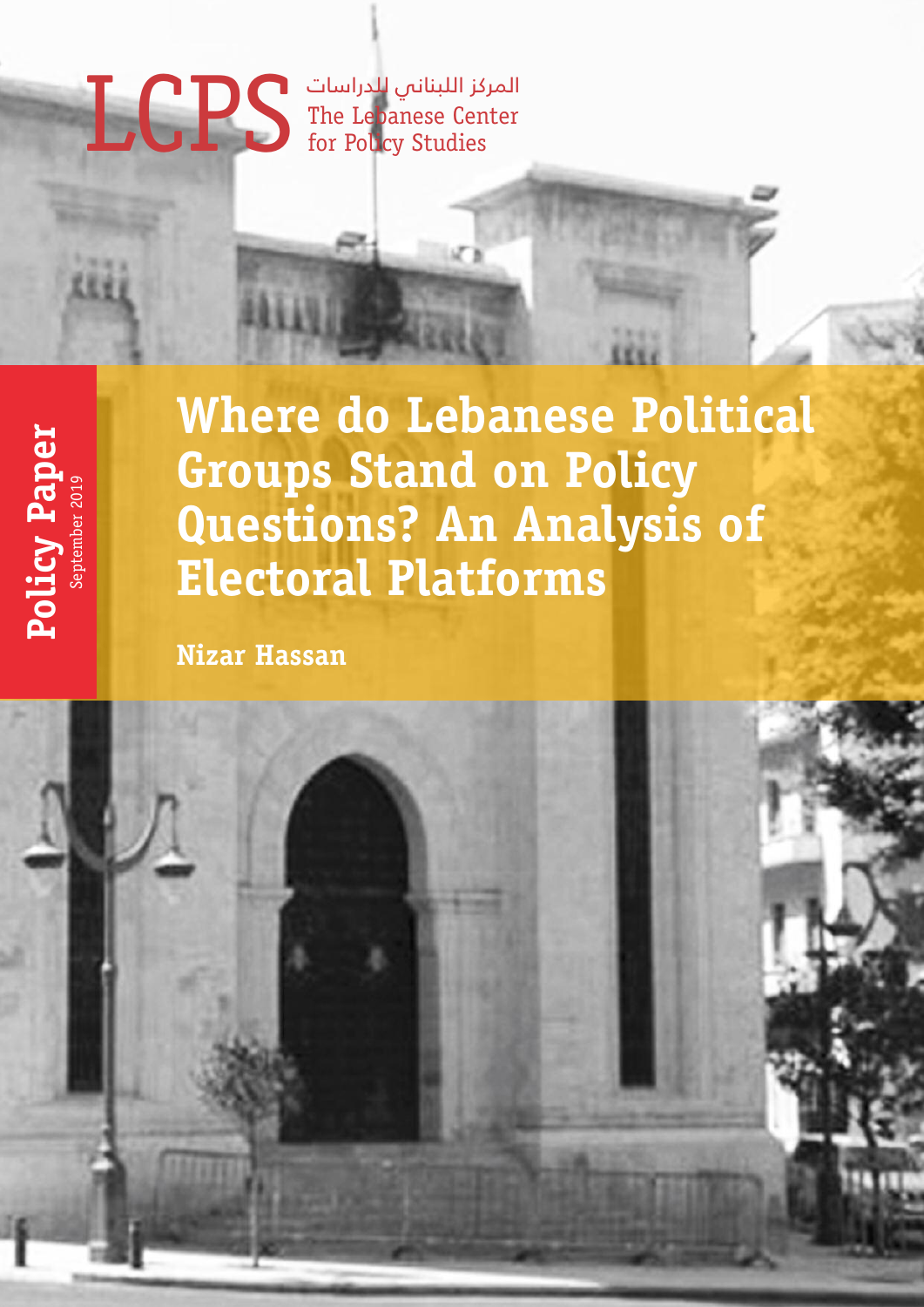LCPS المركز اللبناني للدراسات
The Lebanese Center for Policy Studies

**Policy Paper**
September 2019

# Where do Lebanese Political Groups Stand on Policy Questions? An Analysis of Electoral Platforms

**Nizar Hassan**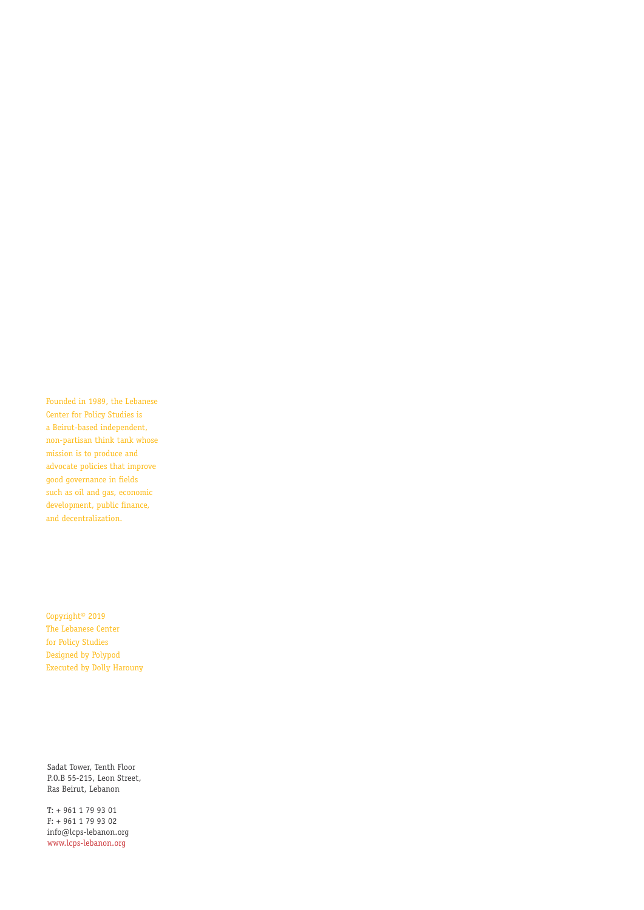Founded in 1989, the Lebanese Center for Policy Studies is a Beirut-based independent, non-partisan think tank whose mission is to produce and advocate policies that improve good governance in fields such as oil and gas, economic development, public finance, and decentralization.

Copyright© 2019
The Lebanese Center for Policy Studies
Designed by Polypod
Executed by Dolly Harouny

Sadat Tower, Tenth Floor
P.O.B 55-215, Leon Street,
Ras Beirut, Lebanon

T: + 961 1 79 93 01
F: + 961 1 79 93 02
info@lcps-lebanon.org
www.lcps-lebanon.org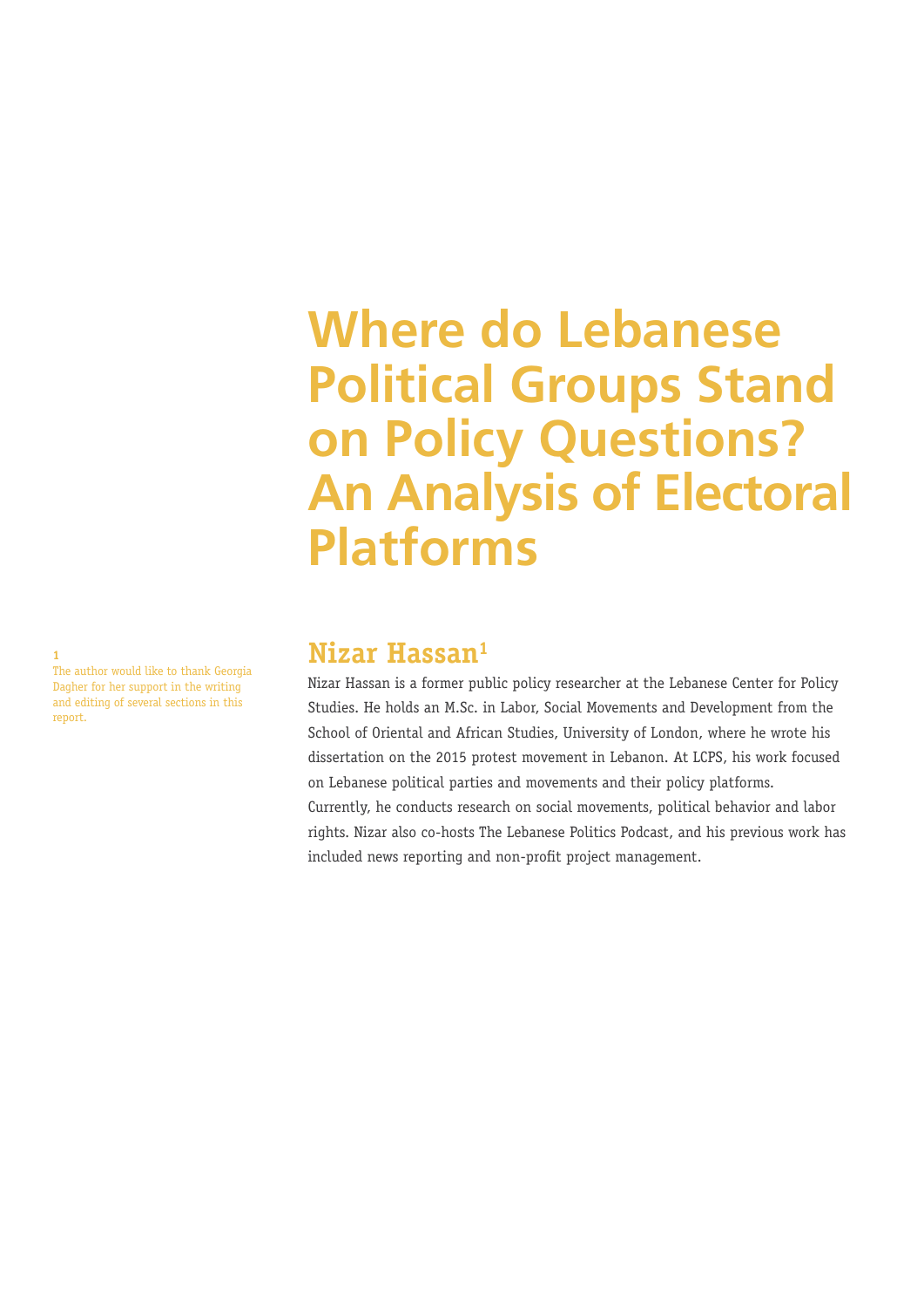# Where do Lebanese Political Groups Stand on Policy Questions? An Analysis of Electoral Platforms

## Nizar Hassan[1]

Nizar Hassan is a former public policy researcher at the Lebanese Center for Policy Studies. He holds an M.Sc. in Labor, Social Movements and Development from the School of Oriental and African Studies, University of London, where he wrote his dissertation on the 2015 protest movement in Lebanon. At LCPS, his work focused on Lebanese political parties and movements and their policy platforms. Currently, he conducts research on social movements, political behavior and labor rights. Nizar also co-hosts The Lebanese Politics Podcast, and his previous work has included news reporting and non-profit project management.

[1] The author would like to thank Georgia Dagher for her support in the writing and editing of several sections in this report.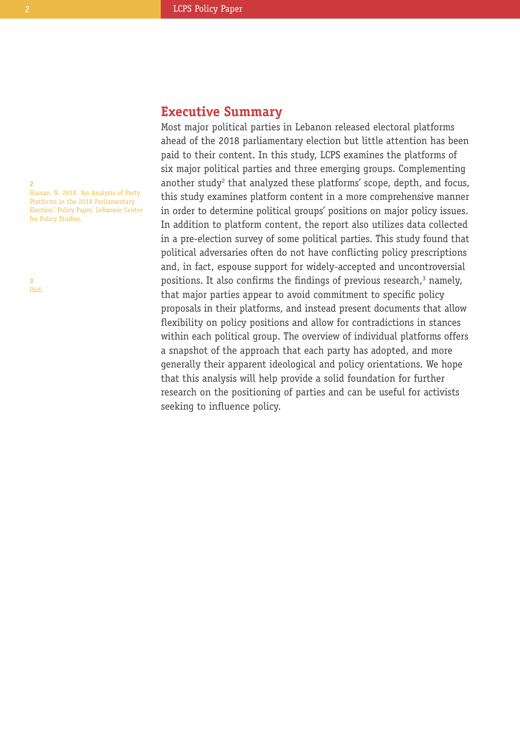## Executive Summary

Most major political parties in Lebanon released electoral platforms ahead of the 2018 parliamentary election but little attention has been paid to their content. In this study, LCPS examines the platforms of six major political parties and three emerging groups. Complementing another study[2] that analyzed these platforms' scope, depth, and focus, this study examines platform content in a more comprehensive manner in order to determine political groups' positions on major policy issues. In addition to platform content, the report also utilizes data collected in a pre-election survey of some political parties. This study found that political adversaries often do not have conflicting policy prescriptions and, in fact, espouse support for widely-accepted and uncontroversial positions. It also confirms the findings of previous research,[3] namely, that major parties appear to avoid commitment to specific policy proposals in their platforms, and instead present documents that allow flexibility on policy positions and allow for contradictions in stances within each political group. The overview of individual platforms offers a snapshot of the approach that each party has adopted, and more generally their apparent ideological and policy orientations. We hope that this analysis will help provide a solid foundation for further research on the positioning of parties and can be useful for activists seeking to influence policy.

2 Hassan, N. 2018. 'An Analysis of Party Platforms in the 2018 Parliamentary Election.' Policy Paper. Lebanese Center for Policy Studies.

3 Ibid.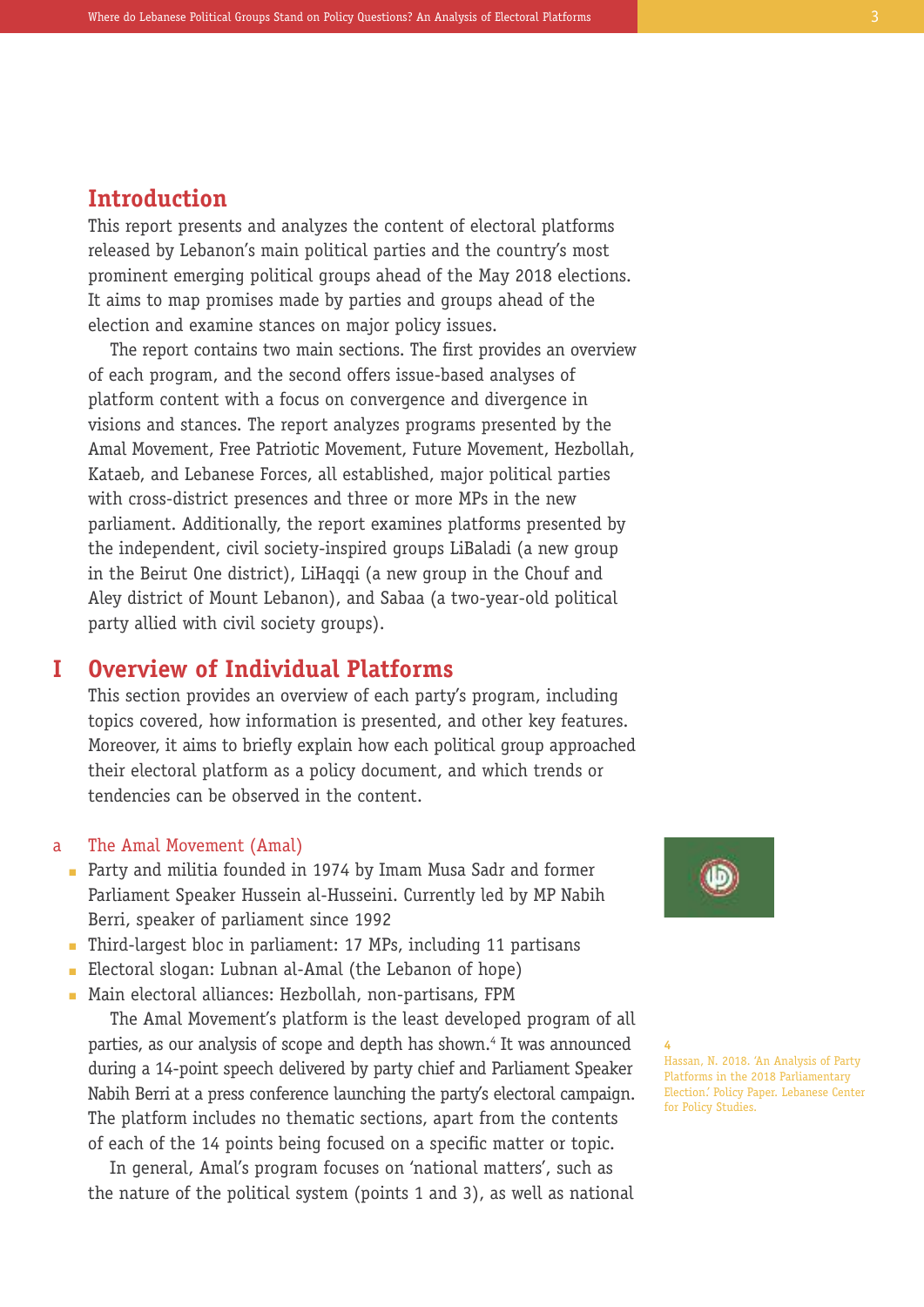## Introduction

This report presents and analyzes the content of electoral platforms released by Lebanon's main political parties and the country's most prominent emerging political groups ahead of the May 2018 elections. It aims to map promises made by parties and groups ahead of the election and examine stances on major policy issues.

The report contains two main sections. The first provides an overview of each program, and the second offers issue-based analyses of platform content with a focus on convergence and divergence in visions and stances. The report analyzes programs presented by the Amal Movement, Free Patriotic Movement, Future Movement, Hezbollah, Kataeb, and Lebanese Forces, all established, major political parties with cross-district presences and three or more MPs in the new parliament. Additionally, the report examines platforms presented by the independent, civil society-inspired groups LiBaladi (a new group in the Beirut One district), LiHaqqi (a new group in the Chouf and Aley district of Mount Lebanon), and Sabaa (a two-year-old political party allied with civil society groups).

## I Overview of Individual Platforms

This section provides an overview of each party's program, including topics covered, how information is presented, and other key features. Moreover, it aims to briefly explain how each political group approached their electoral platform as a policy document, and which trends or tendencies can be observed in the content.

### a The Amal Movement (Amal)

- Party and militia founded in 1974 by Imam Musa Sadr and former Parliament Speaker Hussein al-Husseini. Currently led by MP Nabih Berri, speaker of parliament since 1992
- Third-largest bloc in parliament: 17 MPs, including 11 partisans
- Electoral slogan: Lubnan al-Amal (the Lebanon of hope)
- Main electoral alliances: Hezbollah, non-partisans, FPM

The Amal Movement's platform is the least developed program of all parties, as our analysis of scope and depth has shown.[4] It was announced during a 14-point speech delivered by party chief and Parliament Speaker Nabih Berri at a press conference launching the party's electoral campaign. The platform includes no thematic sections, apart from the contents of each of the 14 points being focused on a specific matter or topic.

In general, Amal's program focuses on 'national matters', such as the nature of the political system (points 1 and 3), as well as national

[4] Hassan, N. 2018. 'An Analysis of Party Platforms in the 2018 Parliamentary Election.' Policy Paper. Lebanese Center for Policy Studies.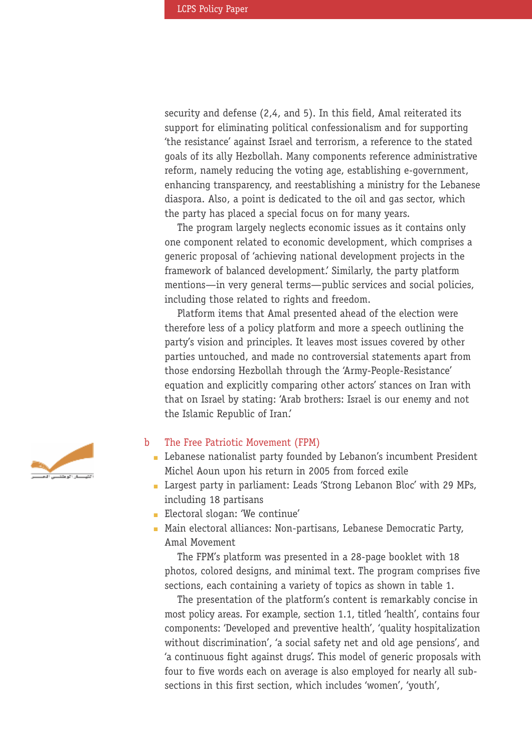security and defense (2,4, and 5). In this field, Amal reiterated its support for eliminating political confessionalism and for supporting 'the resistance' against Israel and terrorism, a reference to the stated goals of its ally Hezbollah. Many components reference administrative reform, namely reducing the voting age, establishing e-government, enhancing transparency, and reestablishing a ministry for the Lebanese diaspora. Also, a point is dedicated to the oil and gas sector, which the party has placed a special focus on for many years.

The program largely neglects economic issues as it contains only one component related to economic development, which comprises a generic proposal of 'achieving national development projects in the framework of balanced development.' Similarly, the party platform mentions—in very general terms—public services and social policies, including those related to rights and freedom.

Platform items that Amal presented ahead of the election were therefore less of a policy platform and more a speech outlining the party's vision and principles. It leaves most issues covered by other parties untouched, and made no controversial statements apart from those endorsing Hezbollah through the 'Army-People-Resistance' equation and explicitly comparing other actors' stances on Iran with that on Israel by stating: 'Arab brothers: Israel is our enemy and not the Islamic Republic of Iran.'

### b The Free Patriotic Movement (FPM)

- Lebanese nationalist party founded by Lebanon's incumbent President Michel Aoun upon his return in 2005 from forced exile
- Largest party in parliament: Leads 'Strong Lebanon Bloc' with 29 MPs, including 18 partisans
- Electoral slogan: 'We continue'
- Main electoral alliances: Non-partisans, Lebanese Democratic Party, Amal Movement

The FPM's platform was presented in a 28-page booklet with 18 photos, colored designs, and minimal text. The program comprises five sections, each containing a variety of topics as shown in table 1.

The presentation of the platform's content is remarkably concise in most policy areas. For example, section 1.1, titled 'health', contains four components: 'Developed and preventive health', 'quality hospitalization without discrimination', 'a social safety net and old age pensions', and 'a continuous fight against drugs'. This model of generic proposals with four to five words each on average is also employed for nearly all sub-sections in this first section, which includes 'women', 'youth',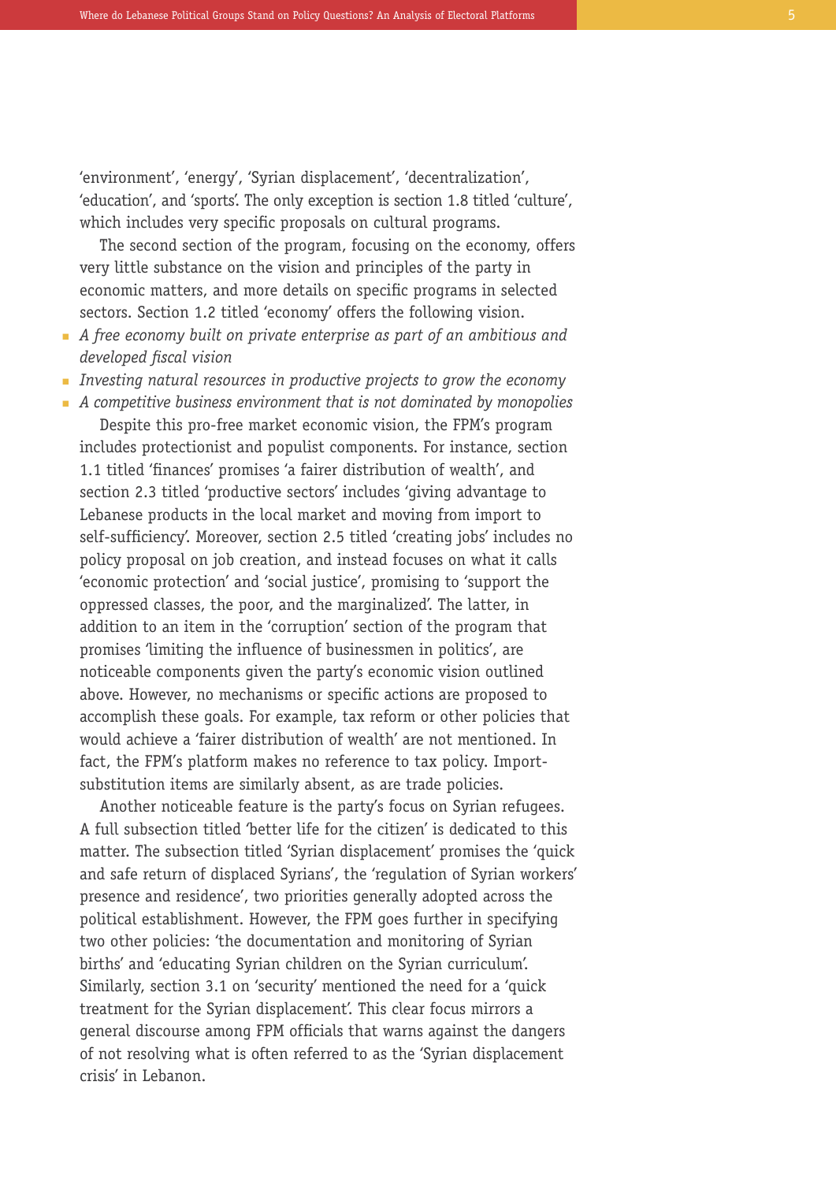'environment', 'energy', 'Syrian displacement', 'decentralization', 'education', and 'sports'. The only exception is section 1.8 titled 'culture', which includes very specific proposals on cultural programs.

The second section of the program, focusing on the economy, offers very little substance on the vision and principles of the party in economic matters, and more details on specific programs in selected sectors. Section 1.2 titled 'economy' offers the following vision.

- *A free economy built on private enterprise as part of an ambitious and developed fiscal vision*
- *Investing natural resources in productive projects to grow the economy*
- *A competitive business environment that is not dominated by monopolies*

Despite this pro-free market economic vision, the FPM's program includes protectionist and populist components. For instance, section 1.1 titled 'finances' promises 'a fairer distribution of wealth', and section 2.3 titled 'productive sectors' includes 'giving advantage to Lebanese products in the local market and moving from import to self-sufficiency'. Moreover, section 2.5 titled 'creating jobs' includes no policy proposal on job creation, and instead focuses on what it calls 'economic protection' and 'social justice', promising to 'support the oppressed classes, the poor, and the marginalized'. The latter, in addition to an item in the 'corruption' section of the program that promises 'limiting the influence of businessmen in politics', are noticeable components given the party's economic vision outlined above. However, no mechanisms or specific actions are proposed to accomplish these goals. For example, tax reform or other policies that would achieve a 'fairer distribution of wealth' are not mentioned. In fact, the FPM's platform makes no reference to tax policy. Import-substitution items are similarly absent, as are trade policies.

Another noticeable feature is the party's focus on Syrian refugees. A full subsection titled 'better life for the citizen' is dedicated to this matter. The subsection titled 'Syrian displacement' promises the 'quick and safe return of displaced Syrians', the 'regulation of Syrian workers' presence and residence', two priorities generally adopted across the political establishment. However, the FPM goes further in specifying two other policies: 'the documentation and monitoring of Syrian births' and 'educating Syrian children on the Syrian curriculum'. Similarly, section 3.1 on 'security' mentioned the need for a 'quick treatment for the Syrian displacement'. This clear focus mirrors a general discourse among FPM officials that warns against the dangers of not resolving what is often referred to as the 'Syrian displacement crisis' in Lebanon.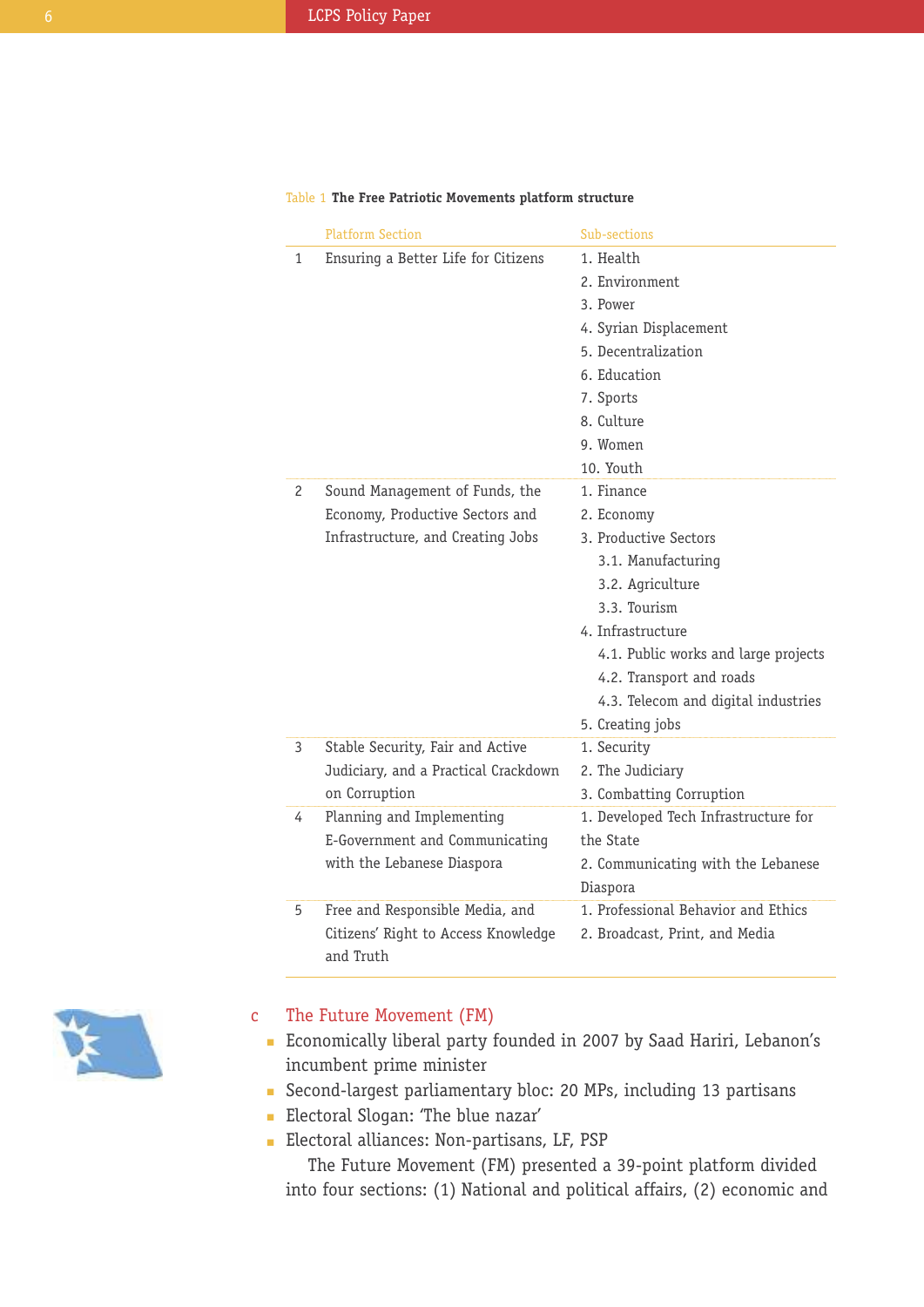Table 1 **The Free Patriotic Movements platform structure**

| | Platform Section | Sub-sections |
|---|---|---|
| 1 | Ensuring a Better Life for Citizens | 1. Health<br>2. Environment<br>3. Power<br>4. Syrian Displacement<br>5. Decentralization<br>6. Education<br>7. Sports<br>8. Culture<br>9. Women<br>10. Youth |
| 2 | Sound Management of Funds, the Economy, Productive Sectors and Infrastructure, and Creating Jobs | 1. Finance<br>2. Economy<br>3. Productive Sectors<br>3.1. Manufacturing<br>3.2. Agriculture<br>3.3. Tourism<br>4. Infrastructure<br>4.1. Public works and large projects<br>4.2. Transport and roads<br>4.3. Telecom and digital industries<br>5. Creating jobs |
| 3 | Stable Security, Fair and Active Judiciary, and a Practical Crackdown on Corruption | 1. Security<br>2. The Judiciary<br>3. Combatting Corruption |
| 4 | Planning and Implementing E-Government and Communicating with the Lebanese Diaspora | 1. Developed Tech Infrastructure for the State<br>2. Communicating with the Lebanese Diaspora |
| 5 | Free and Responsible Media, and Citizens' Right to Access Knowledge and Truth | 1. Professional Behavior and Ethics<br>2. Broadcast, Print, and Media |

### c The Future Movement (FM)

- Economically liberal party founded in 2007 by Saad Hariri, Lebanon's incumbent prime minister
- Second-largest parliamentary bloc: 20 MPs, including 13 partisans
- Electoral Slogan: 'The blue nazar'
- Electoral alliances: Non-partisans, LF, PSP

The Future Movement (FM) presented a 39-point platform divided into four sections: (1) National and political affairs, (2) economic and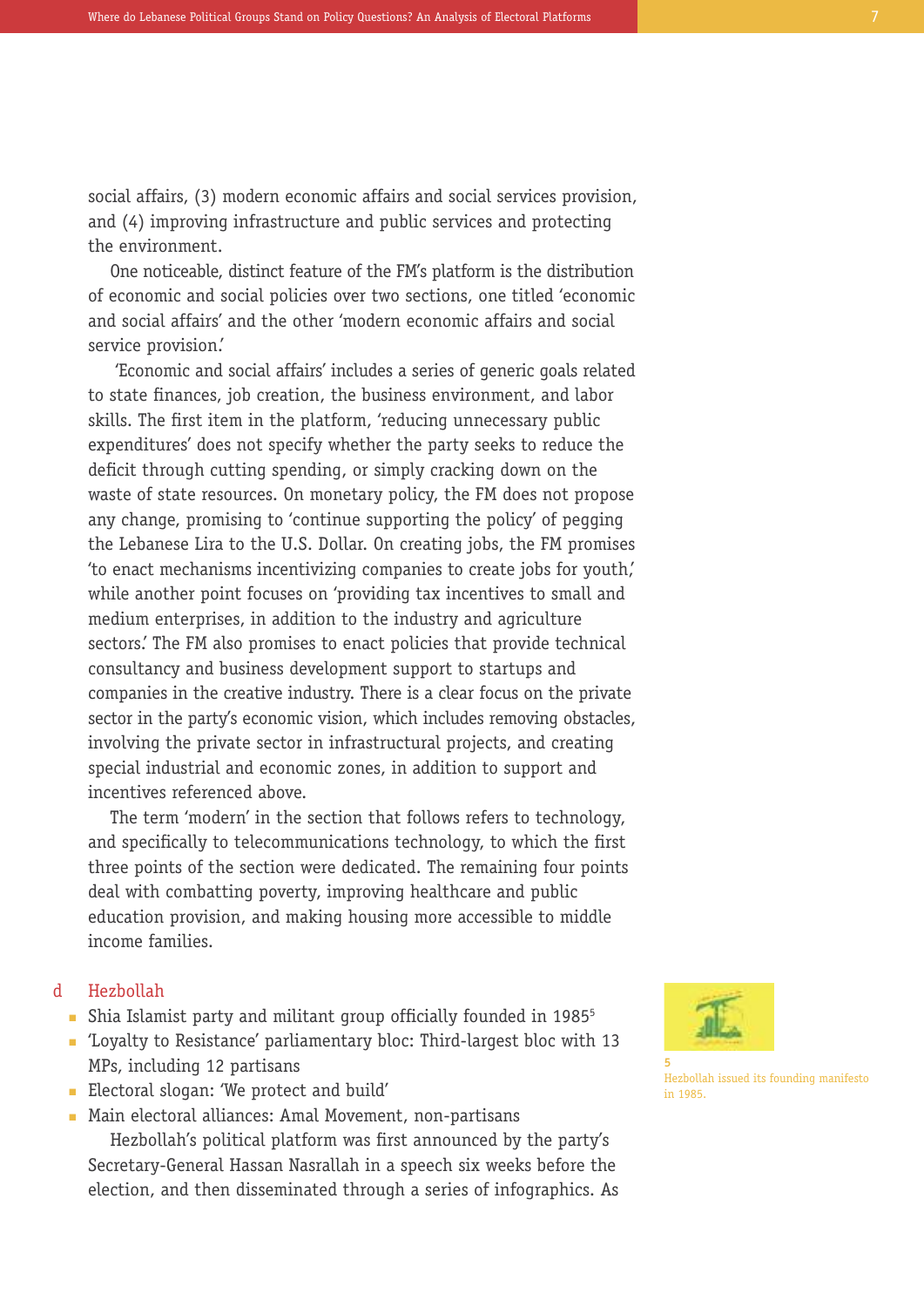social affairs, (3) modern economic affairs and social services provision, and (4) improving infrastructure and public services and protecting the environment.

One noticeable, distinct feature of the FM's platform is the distribution of economic and social policies over two sections, one titled 'economic and social affairs' and the other 'modern economic affairs and social service provision.'

'Economic and social affairs' includes a series of generic goals related to state finances, job creation, the business environment, and labor skills. The first item in the platform, 'reducing unnecessary public expenditures' does not specify whether the party seeks to reduce the deficit through cutting spending, or simply cracking down on the waste of state resources. On monetary policy, the FM does not propose any change, promising to 'continue supporting the policy' of pegging the Lebanese Lira to the U.S. Dollar. On creating jobs, the FM promises 'to enact mechanisms incentivizing companies to create jobs for youth,' while another point focuses on 'providing tax incentives to small and medium enterprises, in addition to the industry and agriculture sectors.' The FM also promises to enact policies that provide technical consultancy and business development support to startups and companies in the creative industry. There is a clear focus on the private sector in the party's economic vision, which includes removing obstacles, involving the private sector in infrastructural projects, and creating special industrial and economic zones, in addition to support and incentives referenced above.

The term 'modern' in the section that follows refers to technology, and specifically to telecommunications technology, to which the first three points of the section were dedicated. The remaining four points deal with combatting poverty, improving healthcare and public education provision, and making housing more accessible to middle income families.

### d Hezbollah

- Shia Islamist party and militant group officially founded in 1985[5]
- 'Loyalty to Resistance' parliamentary bloc: Third-largest bloc with 13 MPs, including 12 partisans
- Electoral slogan: 'We protect and build'
- Main electoral alliances: Amal Movement, non-partisans

Hezbollah's political platform was first announced by the party's Secretary-General Hassan Nasrallah in a speech six weeks before the election, and then disseminated through a series of infographics. As

5 Hezbollah issued its founding manifesto in 1985.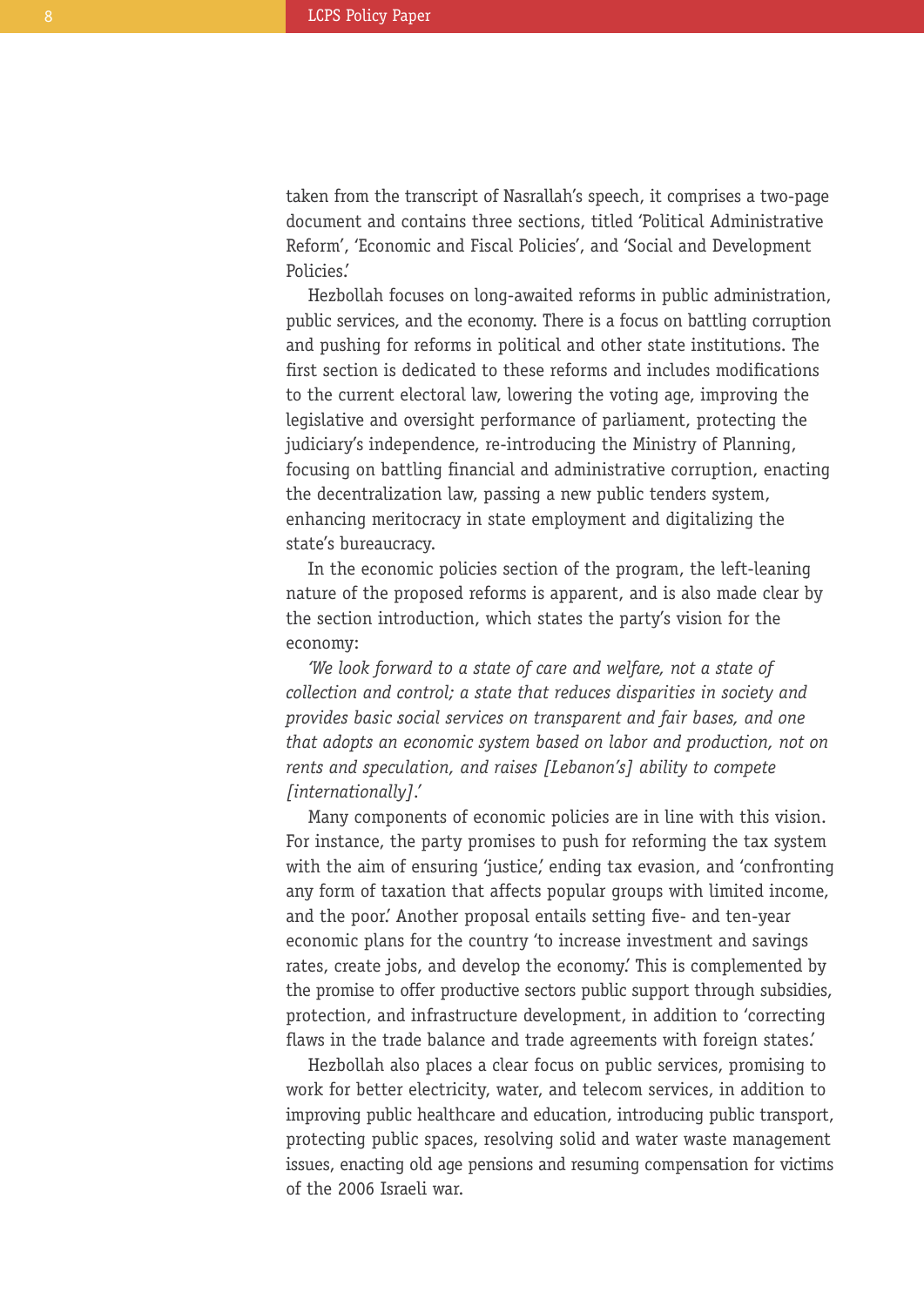taken from the transcript of Nasrallah's speech, it comprises a two-page document and contains three sections, titled 'Political Administrative Reform', 'Economic and Fiscal Policies', and 'Social and Development Policies.'

Hezbollah focuses on long-awaited reforms in public administration, public services, and the economy. There is a focus on battling corruption and pushing for reforms in political and other state institutions. The first section is dedicated to these reforms and includes modifications to the current electoral law, lowering the voting age, improving the legislative and oversight performance of parliament, protecting the judiciary's independence, re-introducing the Ministry of Planning, focusing on battling financial and administrative corruption, enacting the decentralization law, passing a new public tenders system, enhancing meritocracy in state employment and digitalizing the state's bureaucracy.

In the economic policies section of the program, the left-leaning nature of the proposed reforms is apparent, and is also made clear by the section introduction, which states the party's vision for the economy:

*'We look forward to a state of care and welfare, not a state of collection and control; a state that reduces disparities in society and provides basic social services on transparent and fair bases, and one that adopts an economic system based on labor and production, not on rents and speculation, and raises [Lebanon's] ability to compete [internationally].'*

Many components of economic policies are in line with this vision. For instance, the party promises to push for reforming the tax system with the aim of ensuring 'justice,' ending tax evasion, and 'confronting any form of taxation that affects popular groups with limited income, and the poor.' Another proposal entails setting five- and ten-year economic plans for the country 'to increase investment and savings rates, create jobs, and develop the economy.' This is complemented by the promise to offer productive sectors public support through subsidies, protection, and infrastructure development, in addition to 'correcting flaws in the trade balance and trade agreements with foreign states.'

Hezbollah also places a clear focus on public services, promising to work for better electricity, water, and telecom services, in addition to improving public healthcare and education, introducing public transport, protecting public spaces, resolving solid and water waste management issues, enacting old age pensions and resuming compensation for victims of the 2006 Israeli war.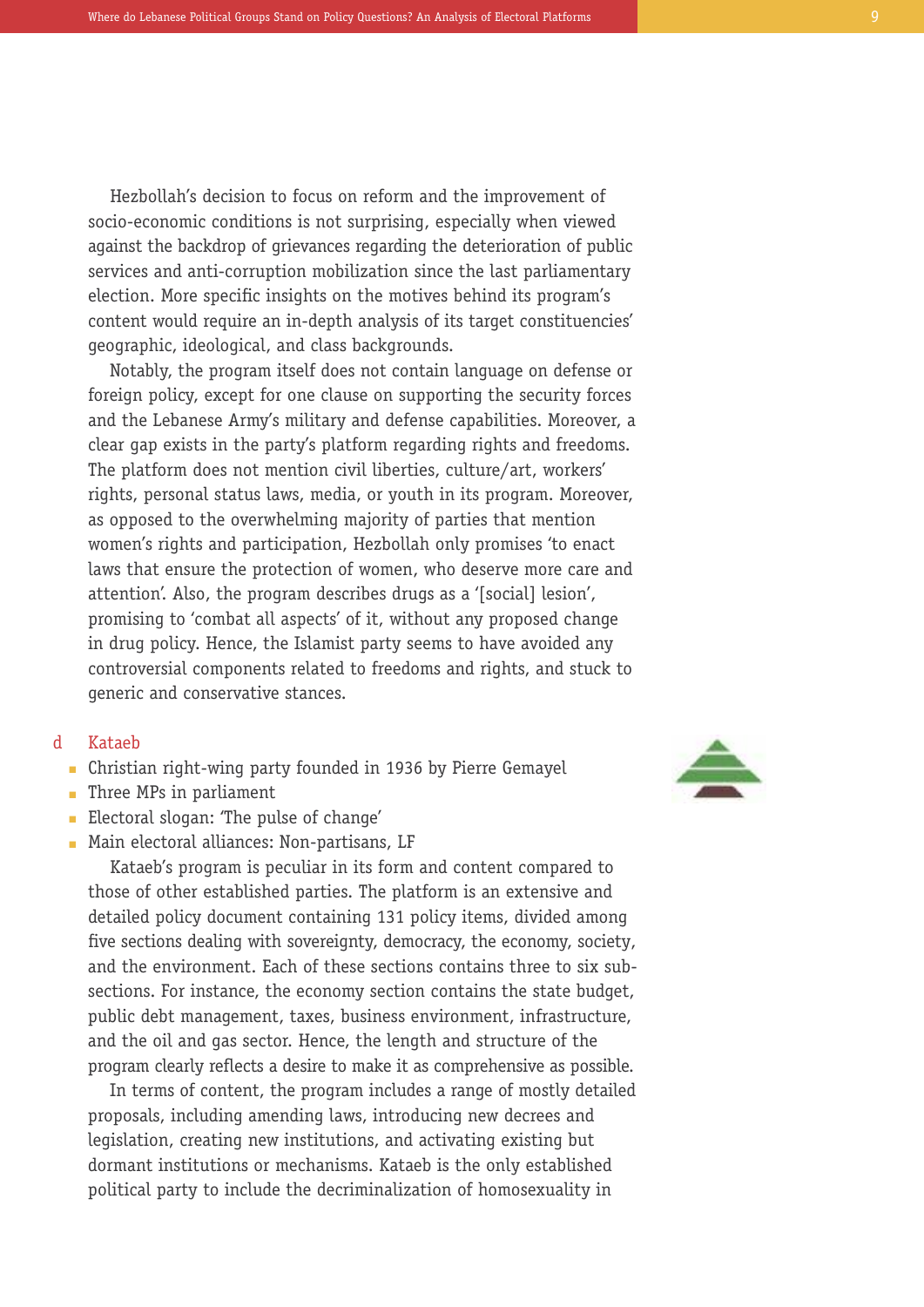Hezbollah's decision to focus on reform and the improvement of socio-economic conditions is not surprising, especially when viewed against the backdrop of grievances regarding the deterioration of public services and anti-corruption mobilization since the last parliamentary election. More specific insights on the motives behind its program's content would require an in-depth analysis of its target constituencies' geographic, ideological, and class backgrounds.

Notably, the program itself does not contain language on defense or foreign policy, except for one clause on supporting the security forces and the Lebanese Army's military and defense capabilities. Moreover, a clear gap exists in the party's platform regarding rights and freedoms. The platform does not mention civil liberties, culture/art, workers' rights, personal status laws, media, or youth in its program. Moreover, as opposed to the overwhelming majority of parties that mention women's rights and participation, Hezbollah only promises 'to enact laws that ensure the protection of women, who deserve more care and attention'. Also, the program describes drugs as a '[social] lesion', promising to 'combat all aspects' of it, without any proposed change in drug policy. Hence, the Islamist party seems to have avoided any controversial components related to freedoms and rights, and stuck to generic and conservative stances.

### d Kataeb

- Christian right-wing party founded in 1936 by Pierre Gemayel
- Three MPs in parliament
- Electoral slogan: 'The pulse of change'
- Main electoral alliances: Non-partisans, LF

Kataeb's program is peculiar in its form and content compared to those of other established parties. The platform is an extensive and detailed policy document containing 131 policy items, divided among five sections dealing with sovereignty, democracy, the economy, society, and the environment. Each of these sections contains three to six sub-sections. For instance, the economy section contains the state budget, public debt management, taxes, business environment, infrastructure, and the oil and gas sector. Hence, the length and structure of the program clearly reflects a desire to make it as comprehensive as possible.

In terms of content, the program includes a range of mostly detailed proposals, including amending laws, introducing new decrees and legislation, creating new institutions, and activating existing but dormant institutions or mechanisms. Kataeb is the only established political party to include the decriminalization of homosexuality in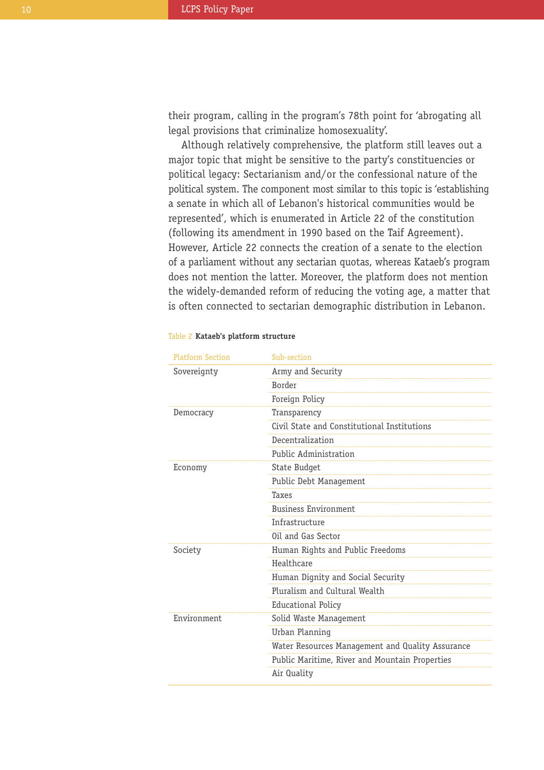their program, calling in the program's 78th point for 'abrogating all legal provisions that criminalize homosexuality'.

Although relatively comprehensive, the platform still leaves out a major topic that might be sensitive to the party's constituencies or political legacy: Sectarianism and/or the confessional nature of the political system. The component most similar to this topic is 'establishing a senate in which all of Lebanon's historical communities would be represented', which is enumerated in Article 22 of the constitution (following its amendment in 1990 based on the Taif Agreement). However, Article 22 connects the creation of a senate to the election of a parliament without any sectarian quotas, whereas Kataeb's program does not mention the latter. Moreover, the platform does not mention the widely-demanded reform of reducing the voting age, a matter that is often connected to sectarian demographic distribution in Lebanon.

Table 2 **Kataeb's platform structure**

| Platform Section | Sub-section |
|---|---|
| Sovereignty | Army and Security |
| | Border |
| | Foreign Policy |
| Democracy | Transparency |
| | Civil State and Constitutional Institutions |
| | Decentralization |
| | Public Administration |
| Economy | State Budget |
| | Public Debt Management |
| | Taxes |
| | Business Environment |
| | Infrastructure |
| | Oil and Gas Sector |
| Society | Human Rights and Public Freedoms |
| | Healthcare |
| | Human Dignity and Social Security |
| | Pluralism and Cultural Wealth |
| | Educational Policy |
| Environment | Solid Waste Management |
| | Urban Planning |
| | Water Resources Management and Quality Assurance |
| | Public Maritime, River and Mountain Properties |
| | Air Quality |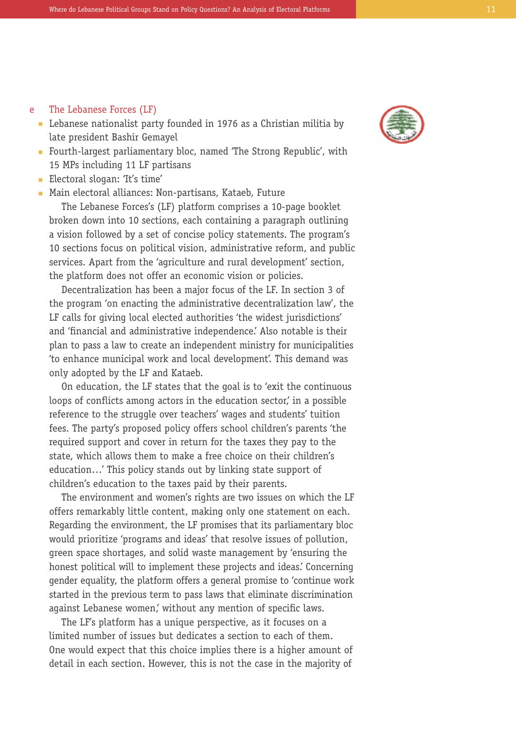## e The Lebanese Forces (LF)

- Lebanese nationalist party founded in 1976 as a Christian militia by late president Bashir Gemayel
- Fourth-largest parliamentary bloc, named 'The Strong Republic', with 15 MPs including 11 LF partisans
- Electoral slogan: 'It's time'
- Main electoral alliances: Non-partisans, Kataeb, Future

The Lebanese Forces's (LF) platform comprises a 10-page booklet broken down into 10 sections, each containing a paragraph outlining a vision followed by a set of concise policy statements. The program's 10 sections focus on political vision, administrative reform, and public services. Apart from the 'agriculture and rural development' section, the platform does not offer an economic vision or policies.

Decentralization has been a major focus of the LF. In section 3 of the program 'on enacting the administrative decentralization law', the LF calls for giving local elected authorities 'the widest jurisdictions' and 'financial and administrative independence.' Also notable is their plan to pass a law to create an independent ministry for municipalities 'to enhance municipal work and local development'. This demand was only adopted by the LF and Kataeb.

On education, the LF states that the goal is to 'exit the continuous loops of conflicts among actors in the education sector,' in a possible reference to the struggle over teachers' wages and students' tuition fees. The party's proposed policy offers school children's parents 'the required support and cover in return for the taxes they pay to the state, which allows them to make a free choice on their children's education…' This policy stands out by linking state support of children's education to the taxes paid by their parents.

The environment and women's rights are two issues on which the LF offers remarkably little content, making only one statement on each. Regarding the environment, the LF promises that its parliamentary bloc would prioritize 'programs and ideas' that resolve issues of pollution, green space shortages, and solid waste management by 'ensuring the honest political will to implement these projects and ideas.' Concerning gender equality, the platform offers a general promise to 'continue work started in the previous term to pass laws that eliminate discrimination against Lebanese women,' without any mention of specific laws.

The LF's platform has a unique perspective, as it focuses on a limited number of issues but dedicates a section to each of them. One would expect that this choice implies there is a higher amount of detail in each section. However, this is not the case in the majority of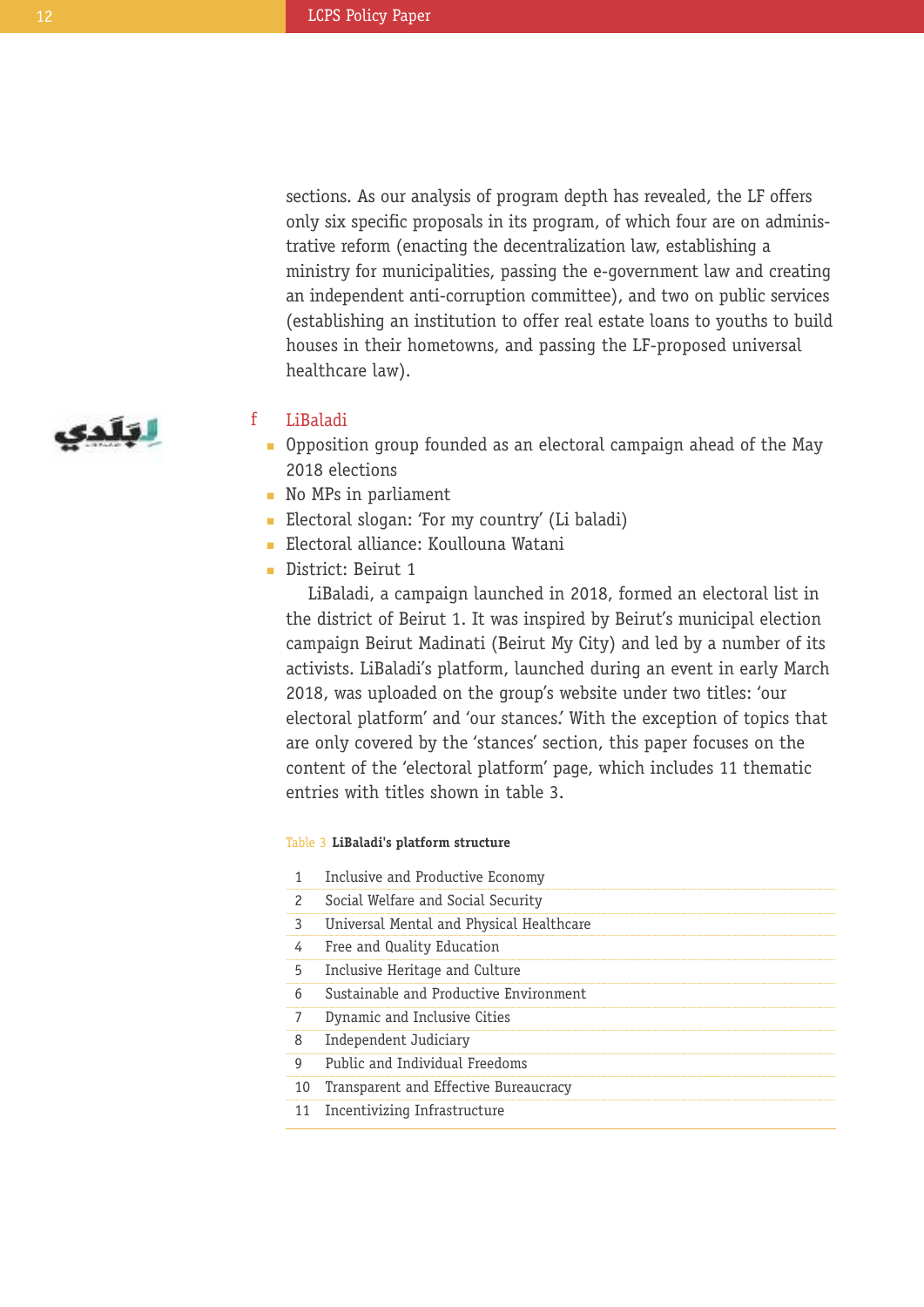sections. As our analysis of program depth has revealed, the LF offers only six specific proposals in its program, of which four are on administrative reform (enacting the decentralization law, establishing a ministry for municipalities, passing the e-government law and creating an independent anti-corruption committee), and two on public services (establishing an institution to offer real estate loans to youths to build houses in their hometowns, and passing the LF-proposed universal healthcare law).

### f LiBaladi

- Opposition group founded as an electoral campaign ahead of the May 2018 elections
- No MPs in parliament
- Electoral slogan: 'For my country' (Li baladi)
- Electoral alliance: Koullouna Watani
- District: Beirut 1

LiBaladi, a campaign launched in 2018, formed an electoral list in the district of Beirut 1. It was inspired by Beirut's municipal election campaign Beirut Madinati (Beirut My City) and led by a number of its activists. LiBaladi's platform, launched during an event in early March 2018, was uploaded on the group's website under two titles: 'our electoral platform' and 'our stances.' With the exception of topics that are only covered by the 'stances' section, this paper focuses on the content of the 'electoral platform' page, which includes 11 thematic entries with titles shown in table 3.

Table 3 **LiBaladi's platform structure**

| | |
|---|---|
| 1 | Inclusive and Productive Economy |
| 2 | Social Welfare and Social Security |
| 3 | Universal Mental and Physical Healthcare |
| 4 | Free and Quality Education |
| 5 | Inclusive Heritage and Culture |
| 6 | Sustainable and Productive Environment |
| 7 | Dynamic and Inclusive Cities |
| 8 | Independent Judiciary |
| 9 | Public and Individual Freedoms |
| 10 | Transparent and Effective Bureaucracy |
| 11 | Incentivizing Infrastructure |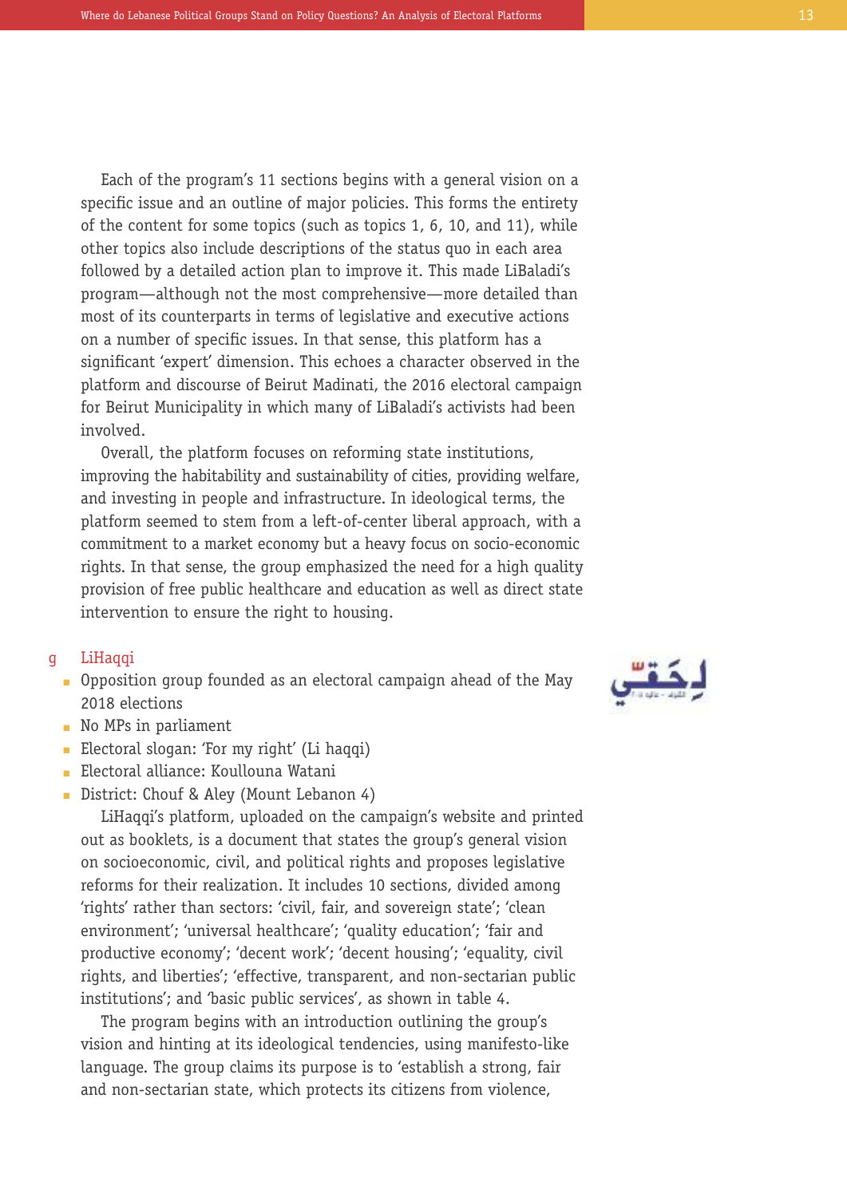Each of the program's 11 sections begins with a general vision on a specific issue and an outline of major policies. This forms the entirety of the content for some topics (such as topics 1, 6, 10, and 11), while other topics also include descriptions of the status quo in each area followed by a detailed action plan to improve it. This made LiBaladi's program—although not the most comprehensive—more detailed than most of its counterparts in terms of legislative and executive actions on a number of specific issues. In that sense, this platform has a significant 'expert' dimension. This echoes a character observed in the platform and discourse of Beirut Madinati, the 2016 electoral campaign for Beirut Municipality in which many of LiBaladi's activists had been involved.

Overall, the platform focuses on reforming state institutions, improving the habitability and sustainability of cities, providing welfare, and investing in people and infrastructure. In ideological terms, the platform seemed to stem from a left-of-center liberal approach, with a commitment to a market economy but a heavy focus on socio-economic rights. In that sense, the group emphasized the need for a high quality provision of free public healthcare and education as well as direct state intervention to ensure the right to housing.

### g LiHaqqi

- Opposition group founded as an electoral campaign ahead of the May 2018 elections
- No MPs in parliament
- Electoral slogan: 'For my right' (Li haqqi)
- Electoral alliance: Koullouna Watani
- District: Chouf & Aley (Mount Lebanon 4)

LiHaqqi's platform, uploaded on the campaign's website and printed out as booklets, is a document that states the group's general vision on socioeconomic, civil, and political rights and proposes legislative reforms for their realization. It includes 10 sections, divided among 'rights' rather than sectors: 'civil, fair, and sovereign state'; 'clean environment'; 'universal healthcare'; 'quality education'; 'fair and productive economy'; 'decent work'; 'decent housing'; 'equality, civil rights, and liberties'; 'effective, transparent, and non-sectarian public institutions'; and 'basic public services', as shown in table 4.

The program begins with an introduction outlining the group's vision and hinting at its ideological tendencies, using manifesto-like language. The group claims its purpose is to 'establish a strong, fair and non-sectarian state, which protects its citizens from violence,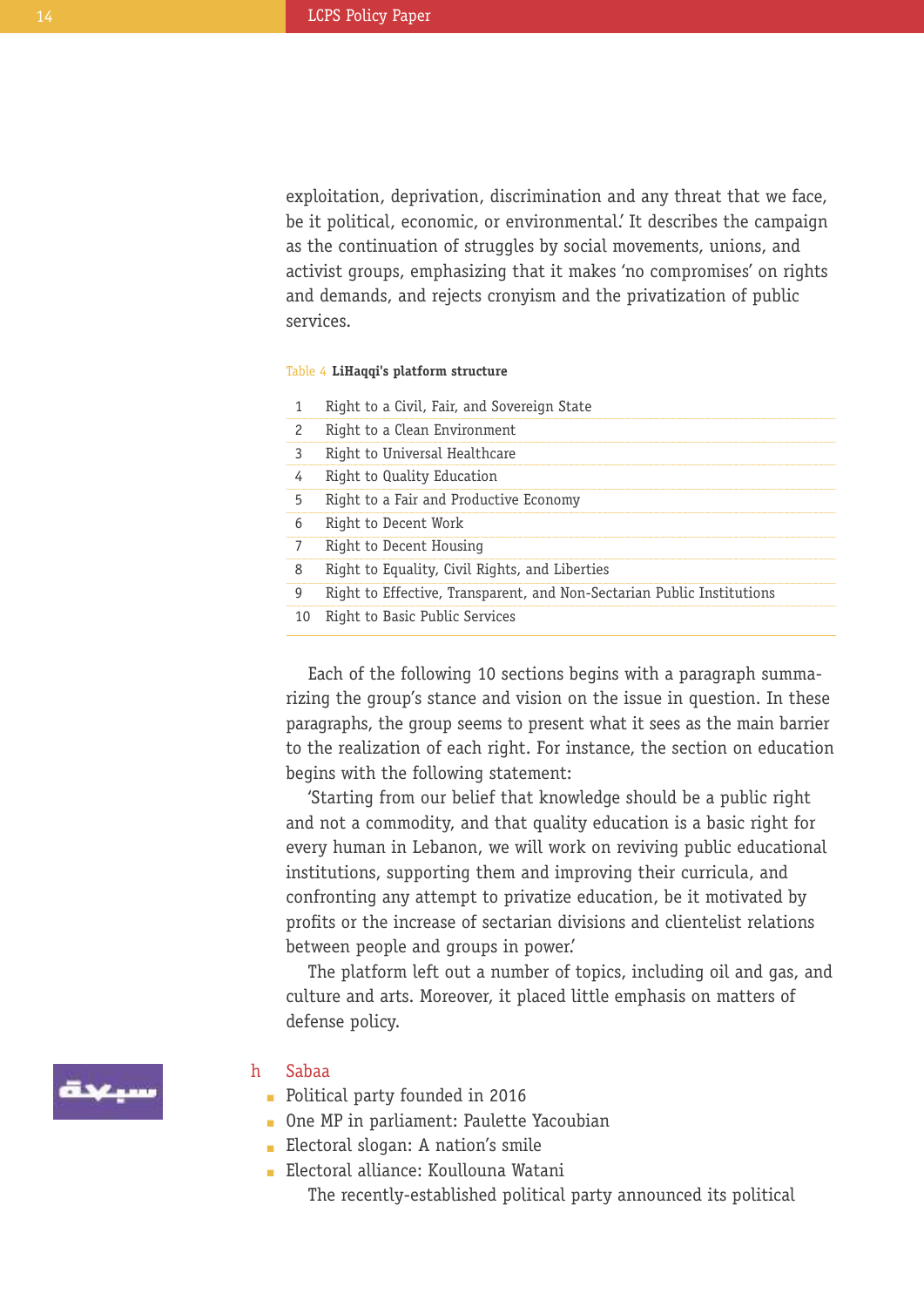exploitation, deprivation, discrimination and any threat that we face, be it political, economic, or environmental.' It describes the campaign as the continuation of struggles by social movements, unions, and activist groups, emphasizing that it makes 'no compromises' on rights and demands, and rejects cronyism and the privatization of public services.

Table 4 **LiHaqqi's platform structure**

| | |
|---|---|
| 1 | Right to a Civil, Fair, and Sovereign State |
| 2 | Right to a Clean Environment |
| 3 | Right to Universal Healthcare |
| 4 | Right to Quality Education |
| 5 | Right to a Fair and Productive Economy |
| 6 | Right to Decent Work |
| 7 | Right to Decent Housing |
| 8 | Right to Equality, Civil Rights, and Liberties |
| 9 | Right to Effective, Transparent, and Non-Sectarian Public Institutions |
| 10 | Right to Basic Public Services |

Each of the following 10 sections begins with a paragraph summarizing the group's stance and vision on the issue in question. In these paragraphs, the group seems to present what it sees as the main barrier to the realization of each right. For instance, the section on education begins with the following statement:

'Starting from our belief that knowledge should be a public right and not a commodity, and that quality education is a basic right for every human in Lebanon, we will work on reviving public educational institutions, supporting them and improving their curricula, and confronting any attempt to privatize education, be it motivated by profits or the increase of sectarian divisions and clientelist relations between people and groups in power.'

The platform left out a number of topics, including oil and gas, and culture and arts. Moreover, it placed little emphasis on matters of defense policy.

### h Sabaa

سبعة

- Political party founded in 2016
- One MP in parliament: Paulette Yacoubian
- Electoral slogan: A nation's smile
- Electoral alliance: Koullouna Watani

The recently-established political party announced its political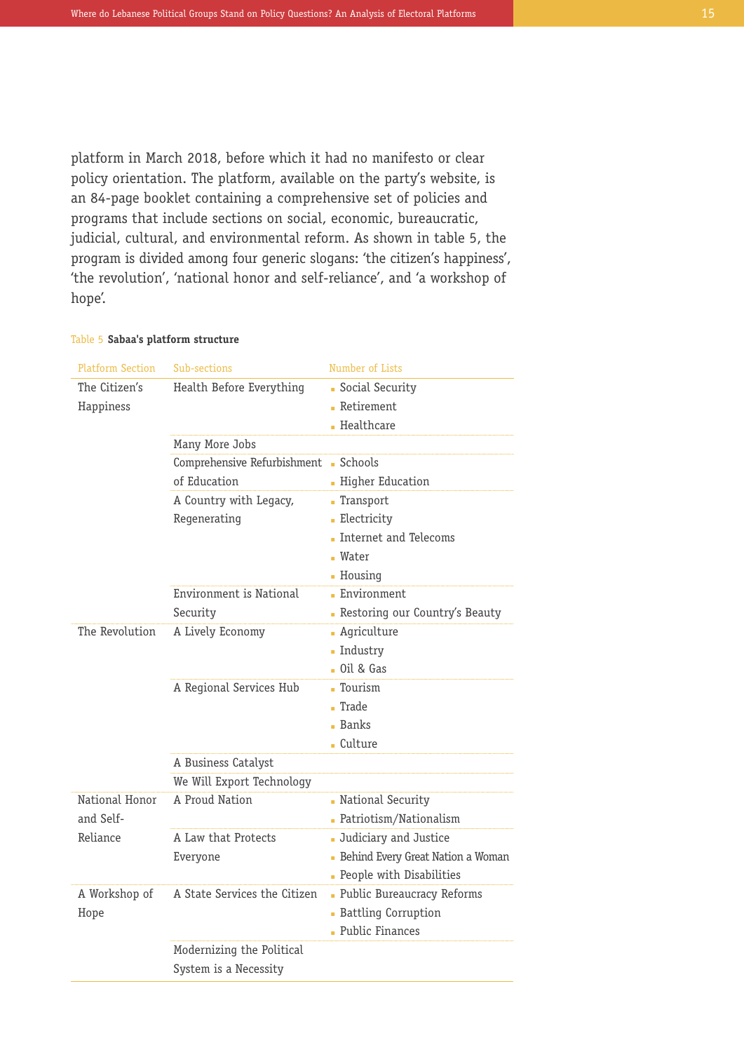platform in March 2018, before which it had no manifesto or clear policy orientation. The platform, available on the party's website, is an 84-page booklet containing a comprehensive set of policies and programs that include sections on social, economic, bureaucratic, judicial, cultural, and environmental reform. As shown in table 5, the program is divided among four generic slogans: 'the citizen's happiness', 'the revolution', 'national honor and self-reliance', and 'a workshop of hope'.

Table 5 **Sabaa's platform structure**

| Platform Section | Sub-sections | Number of Lists |
|---|---|---|
| The Citizen's Happiness | Health Before Everything | Social Security<br>Retirement<br>Healthcare |
| | Many More Jobs | |
| | Comprehensive Refurbishment of Education | Schools<br>Higher Education |
| | A Country with Legacy, Regenerating | Transport<br>Electricity<br>Internet and Telecoms<br>Water<br>Housing |
| | Environment is National Security | Environment<br>Restoring our Country's Beauty |
| The Revolution | A Lively Economy | Agriculture<br>Industry<br>Oil & Gas |
| | A Regional Services Hub | Tourism<br>Trade<br>Banks<br>Culture |
| | A Business Catalyst | |
| | We Will Export Technology | |
| National Honor and Self-Reliance | A Proud Nation | National Security<br>Patriotism/Nationalism |
| | A Law that Protects Everyone | Judiciary and Justice<br>Behind Every Great Nation a Woman<br>People with Disabilities |
| A Workshop of Hope | A State Services the Citizen | Public Bureaucracy Reforms<br>Battling Corruption<br>Public Finances |
| | Modernizing the Political System is a Necessity | |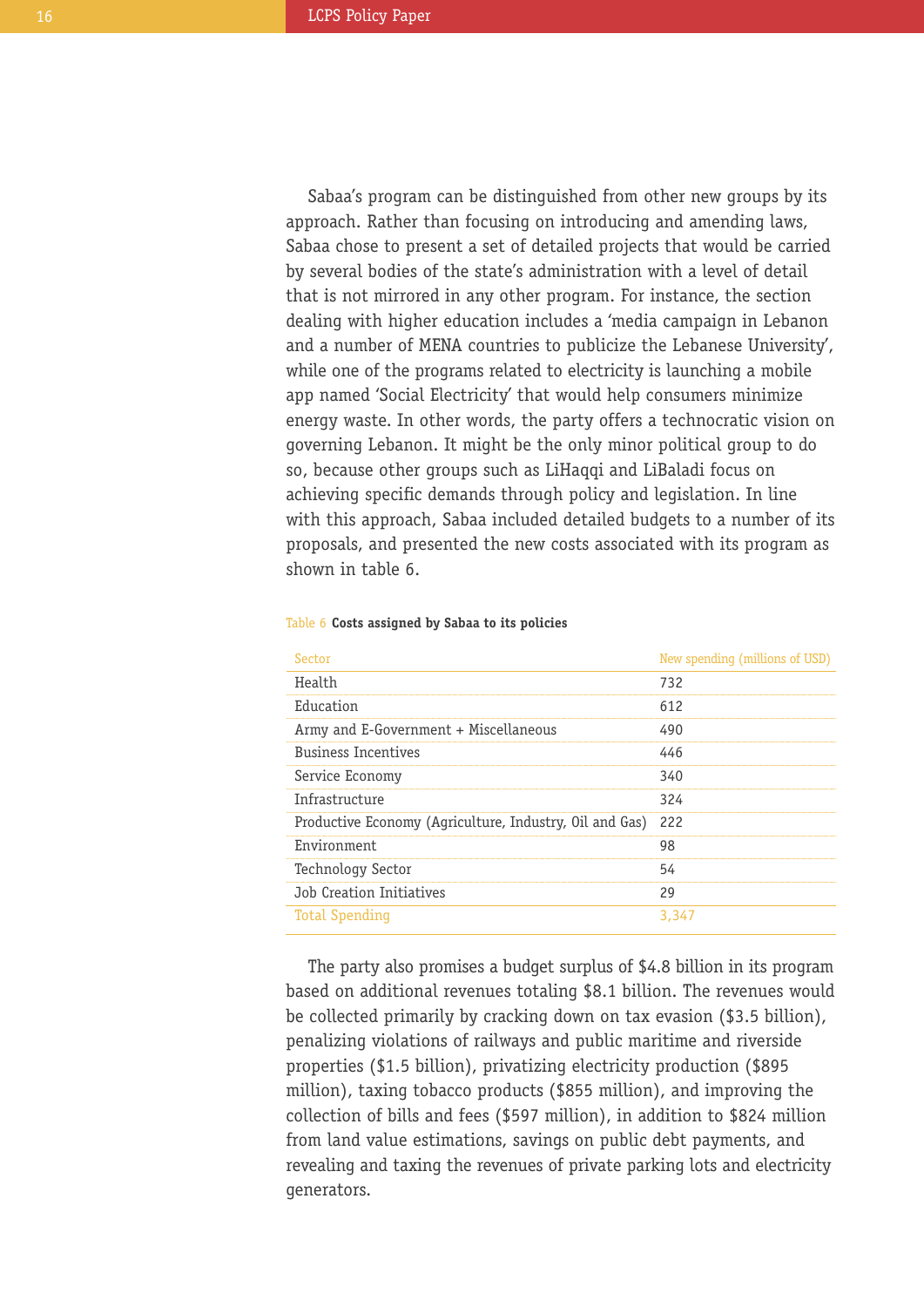Sabaa's program can be distinguished from other new groups by its approach. Rather than focusing on introducing and amending laws, Sabaa chose to present a set of detailed projects that would be carried by several bodies of the state's administration with a level of detail that is not mirrored in any other program. For instance, the section dealing with higher education includes a 'media campaign in Lebanon and a number of MENA countries to publicize the Lebanese University', while one of the programs related to electricity is launching a mobile app named 'Social Electricity' that would help consumers minimize energy waste. In other words, the party offers a technocratic vision on governing Lebanon. It might be the only minor political group to do so, because other groups such as LiHaqqi and LiBaladi focus on achieving specific demands through policy and legislation. In line with this approach, Sabaa included detailed budgets to a number of its proposals, and presented the new costs associated with its program as shown in table 6.

Table 6 **Costs assigned by Sabaa to its policies**

| Sector | New spending (millions of USD) |
|---|---|
| Health | 732 |
| Education | 612 |
| Army and E-Government + Miscellaneous | 490 |
| Business Incentives | 446 |
| Service Economy | 340 |
| Infrastructure | 324 |
| Productive Economy (Agriculture, Industry, Oil and Gas) | 222 |
| Environment | 98 |
| Technology Sector | 54 |
| Job Creation Initiatives | 29 |
| Total Spending | 3,347 |

The party also promises a budget surplus of $4.8 billion in its program based on additional revenues totaling $8.1 billion. The revenues would be collected primarily by cracking down on tax evasion ($3.5 billion), penalizing violations of railways and public maritime and riverside properties ($1.5 billion), privatizing electricity production ($895 million), taxing tobacco products ($855 million), and improving the collection of bills and fees ($597 million), in addition to $824 million from land value estimations, savings on public debt payments, and revealing and taxing the revenues of private parking lots and electricity generators.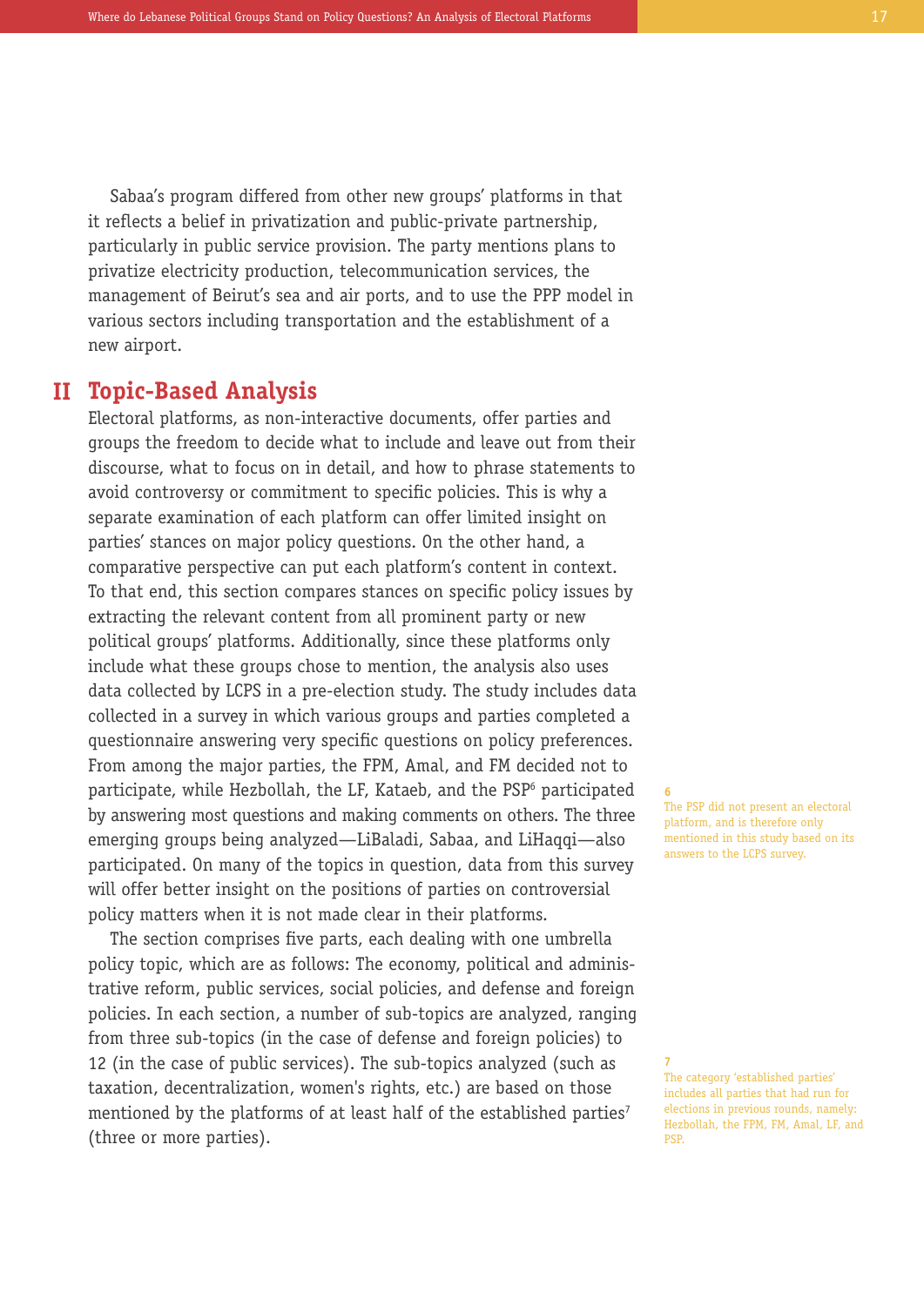Sabaa's program differed from other new groups' platforms in that it reflects a belief in privatization and public-private partnership, particularly in public service provision. The party mentions plans to privatize electricity production, telecommunication services, the management of Beirut's sea and air ports, and to use the PPP model in various sectors including transportation and the establishment of a new airport.

## II Topic-Based Analysis

Electoral platforms, as non-interactive documents, offer parties and groups the freedom to decide what to include and leave out from their discourse, what to focus on in detail, and how to phrase statements to avoid controversy or commitment to specific policies. This is why a separate examination of each platform can offer limited insight on parties' stances on major policy questions. On the other hand, a comparative perspective can put each platform's content in context. To that end, this section compares stances on specific policy issues by extracting the relevant content from all prominent party or new political groups' platforms. Additionally, since these platforms only include what these groups chose to mention, the analysis also uses data collected by LCPS in a pre-election study. The study includes data collected in a survey in which various groups and parties completed a questionnaire answering very specific questions on policy preferences. From among the major parties, the FPM, Amal, and FM decided not to participate, while Hezbollah, the LF, Kataeb, and the PSP[6] participated by answering most questions and making comments on others. The three emerging groups being analyzed—LiBaladi, Sabaa, and LiHaqqi—also participated. On many of the topics in question, data from this survey will offer better insight on the positions of parties on controversial policy matters when it is not made clear in their platforms.

The section comprises five parts, each dealing with one umbrella policy topic, which are as follows: The economy, political and administrative reform, public services, social policies, and defense and foreign policies. In each section, a number of sub-topics are analyzed, ranging from three sub-topics (in the case of defense and foreign policies) to 12 (in the case of public services). The sub-topics analyzed (such as taxation, decentralization, women's rights, etc.) are based on those mentioned by the platforms of at least half of the established parties[7] (three or more parties).

---

[6] The PSP did not present an electoral platform, and is therefore only mentioned in this study based on its answers to the LCPS survey.

[7] The category 'established parties' includes all parties that had run for elections in previous rounds, namely: Hezbollah, the FPM, FM, Amal, LF, and PSP.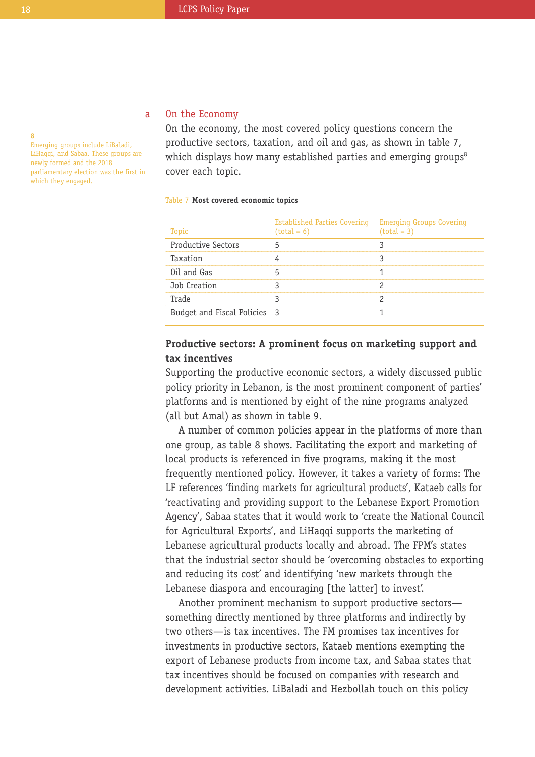## a On the Economy

On the economy, the most covered policy questions concern the productive sectors, taxation, and oil and gas, as shown in table 7, which displays how many established parties and emerging groups[8] cover each topic.

8 Emerging groups include LiBaladi, LiHaqqi, and Sabaa. These groups are newly formed and the 2018 parliamentary election was the first in which they engaged.

Table 7 **Most covered economic topics**

| Topic | Established Parties Covering (total = 6) | Emerging Groups Covering (total = 3) |
|---|---|---|
| Productive Sectors | 5 | 3 |
| Taxation | 4 | 3 |
| Oil and Gas | 5 | 1 |
| Job Creation | 3 | 2 |
| Trade | 3 | 2 |
| Budget and Fiscal Policies | 3 | 1 |

**Productive sectors: A prominent focus on marketing support and tax incentives**

Supporting the productive economic sectors, a widely discussed public policy priority in Lebanon, is the most prominent component of parties' platforms and is mentioned by eight of the nine programs analyzed (all but Amal) as shown in table 9.

A number of common policies appear in the platforms of more than one group, as table 8 shows. Facilitating the export and marketing of local products is referenced in five programs, making it the most frequently mentioned policy. However, it takes a variety of forms: The LF references 'finding markets for agricultural products', Kataeb calls for 'reactivating and providing support to the Lebanese Export Promotion Agency', Sabaa states that it would work to 'create the National Council for Agricultural Exports', and LiHaqqi supports the marketing of Lebanese agricultural products locally and abroad. The FPM's states that the industrial sector should be 'overcoming obstacles to exporting and reducing its cost' and identifying 'new markets through the Lebanese diaspora and encouraging [the latter] to invest'.

Another prominent mechanism to support productive sectors—something directly mentioned by three platforms and indirectly by two others—is tax incentives. The FM promises tax incentives for investments in productive sectors, Kataeb mentions exempting the export of Lebanese products from income tax, and Sabaa states that tax incentives should be focused on companies with research and development activities. LiBaladi and Hezbollah touch on this policy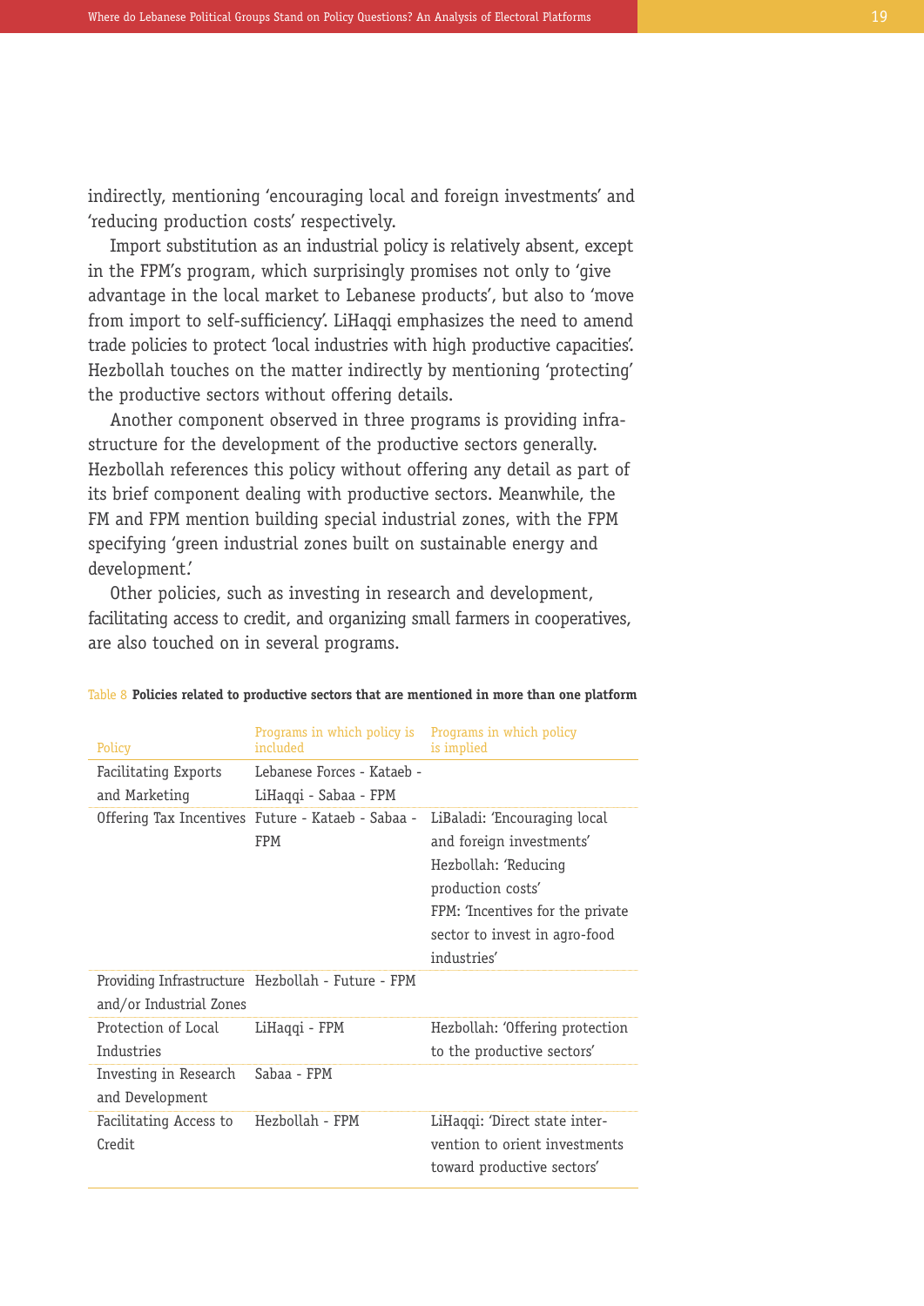indirectly, mentioning 'encouraging local and foreign investments' and 'reducing production costs' respectively.

Import substitution as an industrial policy is relatively absent, except in the FPM's program, which surprisingly promises not only to 'give advantage in the local market to Lebanese products', but also to 'move from import to self-sufficiency'. LiHaqqi emphasizes the need to amend trade policies to protect 'local industries with high productive capacities'. Hezbollah touches on the matter indirectly by mentioning 'protecting' the productive sectors without offering details.

Another component observed in three programs is providing infrastructure for the development of the productive sectors generally. Hezbollah references this policy without offering any detail as part of its brief component dealing with productive sectors. Meanwhile, the FM and FPM mention building special industrial zones, with the FPM specifying 'green industrial zones built on sustainable energy and development.'

Other policies, such as investing in research and development, facilitating access to credit, and organizing small farmers in cooperatives, are also touched on in several programs.

Table 8 **Policies related to productive sectors that are mentioned in more than one platform**

| Policy | Programs in which policy is included | Programs in which policy is implied |
|---|---|---|
| Facilitating Exports and Marketing | Lebanese Forces - Kataeb - LiHaqqi - Sabaa - FPM | |
| Offering Tax Incentives | Future - Kataeb - Sabaa - FPM | LiBaladi: 'Encouraging local and foreign investments' Hezbollah: 'Reducing production costs' FPM: 'Incentives for the private sector to invest in agro-food industries' |
| Providing Infrastructure and/or Industrial Zones | Hezbollah - Future - FPM | |
| Protection of Local Industries | LiHaqqi - FPM | Hezbollah: 'Offering protection to the productive sectors' |
| Investing in Research and Development | Sabaa - FPM | |
| Facilitating Access to Credit | Hezbollah - FPM | LiHaqqi: 'Direct state intervention to orient investments toward productive sectors' |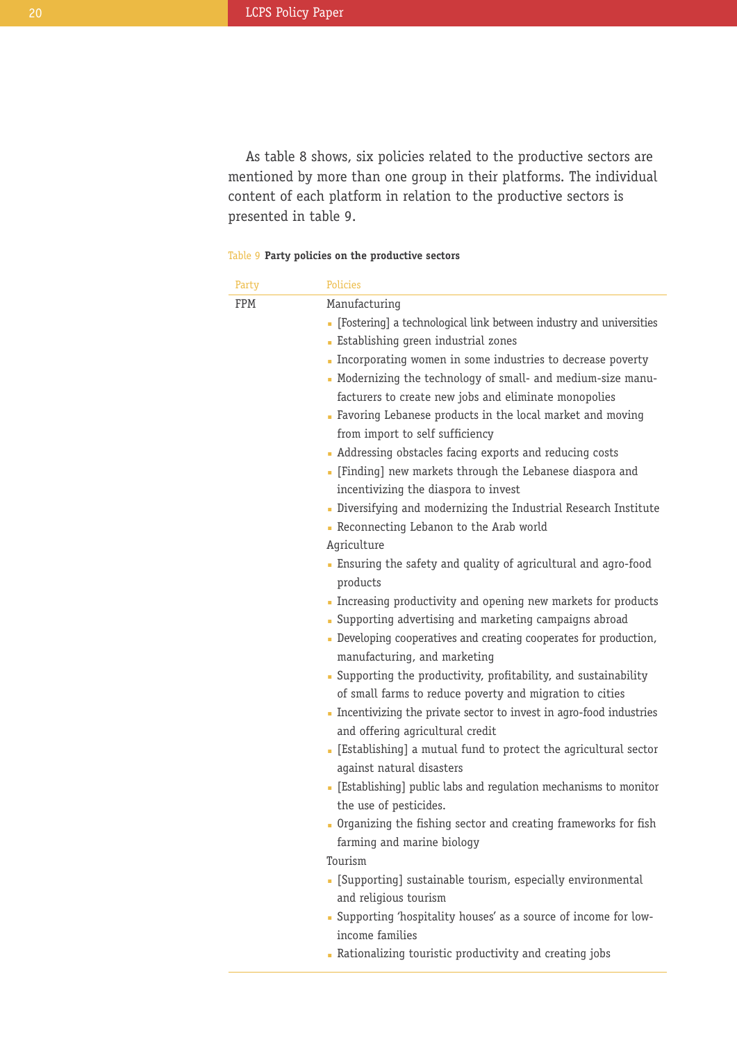As table 8 shows, six policies related to the productive sectors are mentioned by more than one group in their platforms. The individual content of each platform in relation to the productive sectors is presented in table 9.

Table 9 **Party policies on the productive sectors**

| Party | Policies |
|---|---|
| FPM | Manufacturing<br>▪ [Fostering] a technological link between industry and universities<br>▪ Establishing green industrial zones<br>▪ Incorporating women in some industries to decrease poverty<br>▪ Modernizing the technology of small- and medium-size manufacturers to create new jobs and eliminate monopolies<br>▪ Favoring Lebanese products in the local market and moving from import to self sufficiency<br>▪ Addressing obstacles facing exports and reducing costs<br>▪ [Finding] new markets through the Lebanese diaspora and incentivizing the diaspora to invest<br>▪ Diversifying and modernizing the Industrial Research Institute<br>▪ Reconnecting Lebanon to the Arab world<br>Agriculture<br>▪ Ensuring the safety and quality of agricultural and agro-food products<br>▪ Increasing productivity and opening new markets for products<br>▪ Supporting advertising and marketing campaigns abroad<br>▪ Developing cooperatives and creating cooperates for production, manufacturing, and marketing<br>▪ Supporting the productivity, profitability, and sustainability of small farms to reduce poverty and migration to cities<br>▪ Incentivizing the private sector to invest in agro-food industries and offering agricultural credit<br>▪ [Establishing] a mutual fund to protect the agricultural sector against natural disasters<br>▪ [Establishing] public labs and regulation mechanisms to monitor the use of pesticides.<br>▪ Organizing the fishing sector and creating frameworks for fish farming and marine biology<br>Tourism<br>▪ [Supporting] sustainable tourism, especially environmental and religious tourism<br>▪ Supporting 'hospitality houses' as a source of income for low-income families<br>▪ Rationalizing touristic productivity and creating jobs |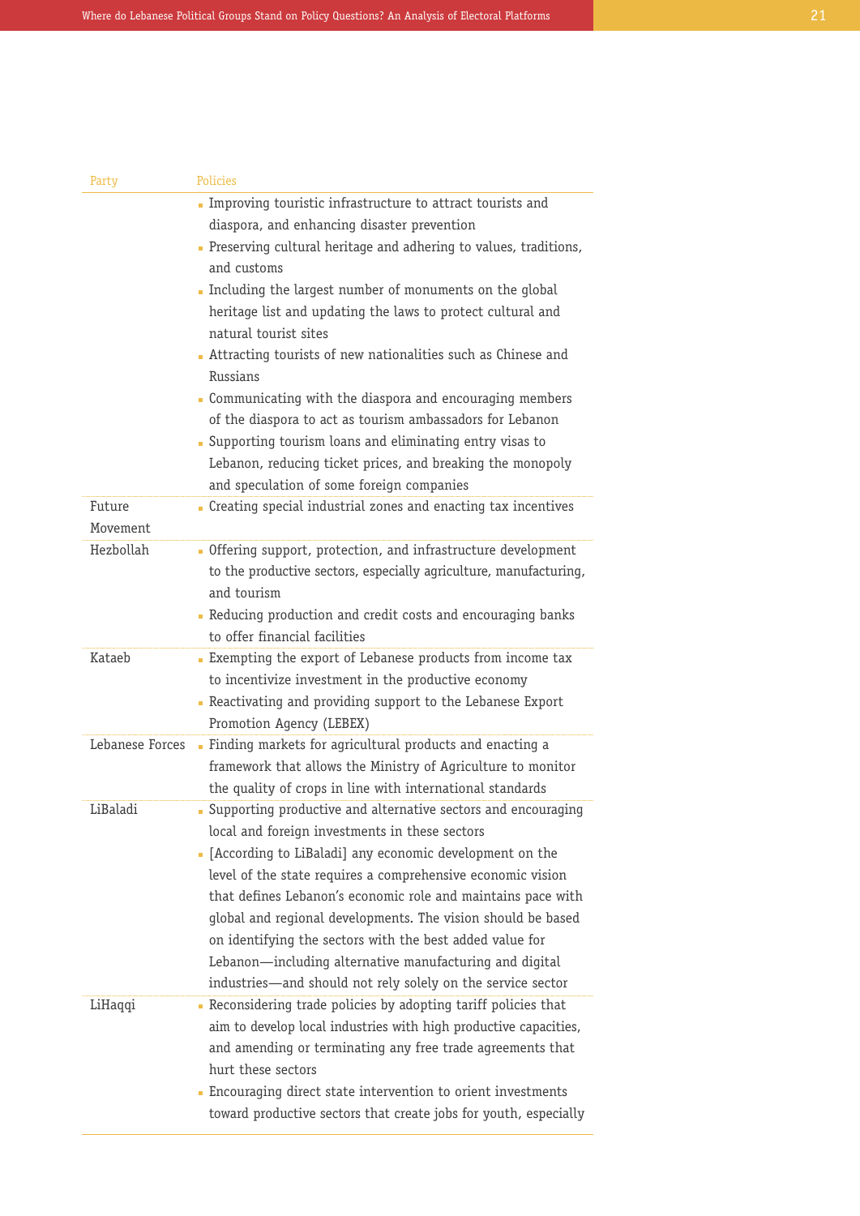| Party | Policies |
|---|---|
| | - Improving touristic infrastructure to attract tourists and diaspora, and enhancing disaster prevention<br>- Preserving cultural heritage and adhering to values, traditions, and customs<br>- Including the largest number of monuments on the global heritage list and updating the laws to protect cultural and natural tourist sites<br>- Attracting tourists of new nationalities such as Chinese and Russians<br>- Communicating with the diaspora and encouraging members of the diaspora to act as tourism ambassadors for Lebanon<br>- Supporting tourism loans and eliminating entry visas to Lebanon, reducing ticket prices, and breaking the monopoly and speculation of some foreign companies |
| Future Movement | - Creating special industrial zones and enacting tax incentives |
| Hezbollah | - Offering support, protection, and infrastructure development to the productive sectors, especially agriculture, manufacturing, and tourism<br>- Reducing production and credit costs and encouraging banks to offer financial facilities |
| Kataeb | - Exempting the export of Lebanese products from income tax to incentivize investment in the productive economy<br>- Reactivating and providing support to the Lebanese Export Promotion Agency (LEBEX) |
| Lebanese Forces | - Finding markets for agricultural products and enacting a framework that allows the Ministry of Agriculture to monitor the quality of crops in line with international standards |
| LiBaladi | - Supporting productive and alternative sectors and encouraging local and foreign investments in these sectors<br>- [According to LiBaladi] any economic development on the level of the state requires a comprehensive economic vision that defines Lebanon's economic role and maintains pace with global and regional developments. The vision should be based on identifying the sectors with the best added value for Lebanon—including alternative manufacturing and digital industries—and should not rely solely on the service sector |
| LiHaqqi | - Reconsidering trade policies by adopting tariff policies that aim to develop local industries with high productive capacities, and amending or terminating any free trade agreements that hurt these sectors<br>- Encouraging direct state intervention to orient investments toward productive sectors that create jobs for youth, especially |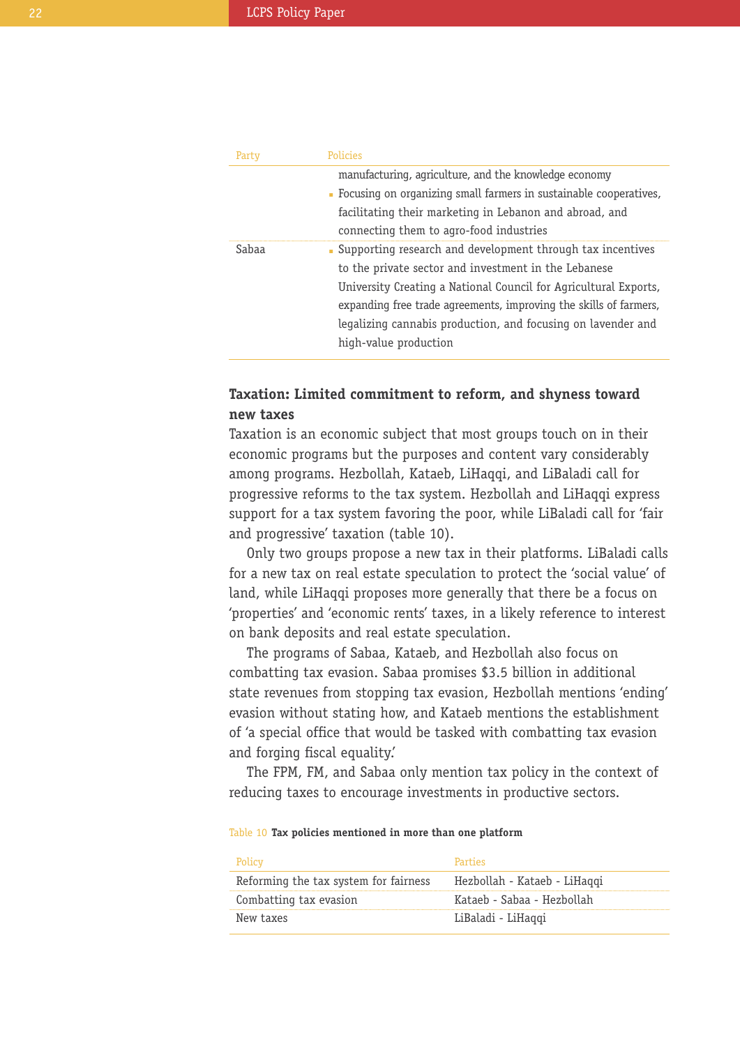| Party | Policies |
|---|---|
| | manufacturing, agriculture, and the knowledge economy<br>▪ Focusing on organizing small farmers in sustainable cooperatives, facilitating their marketing in Lebanon and abroad, and connecting them to agro-food industries |
| Sabaa | ▪ Supporting research and development through tax incentives to the private sector and investment in the Lebanese University Creating a National Council for Agricultural Exports, expanding free trade agreements, improving the skills of farmers, legalizing cannabis production, and focusing on lavender and high-value production |

### Taxation: Limited commitment to reform, and shyness toward new taxes

Taxation is an economic subject that most groups touch on in their economic programs but the purposes and content vary considerably among programs. Hezbollah, Kataeb, LiHaqqi, and LiBaladi call for progressive reforms to the tax system. Hezbollah and LiHaqqi express support for a tax system favoring the poor, while LiBaladi call for 'fair and progressive' taxation (table 10).

Only two groups propose a new tax in their platforms. LiBaladi calls for a new tax on real estate speculation to protect the 'social value' of land, while LiHaqqi proposes more generally that there be a focus on 'properties' and 'economic rents' taxes, in a likely reference to interest on bank deposits and real estate speculation.

The programs of Sabaa, Kataeb, and Hezbollah also focus on combatting tax evasion. Sabaa promises $3.5 billion in additional state revenues from stopping tax evasion, Hezbollah mentions 'ending' evasion without stating how, and Kataeb mentions the establishment of 'a special office that would be tasked with combatting tax evasion and forging fiscal equality.'

The FPM, FM, and Sabaa only mention tax policy in the context of reducing taxes to encourage investments in productive sectors.

Table 10 **Tax policies mentioned in more than one platform**

| Policy | Parties |
|---|---|
| Reforming the tax system for fairness | Hezbollah - Kataeb - LiHaqqi |
| Combatting tax evasion | Kataeb - Sabaa - Hezbollah |
| New taxes | LiBaladi - LiHaqqi |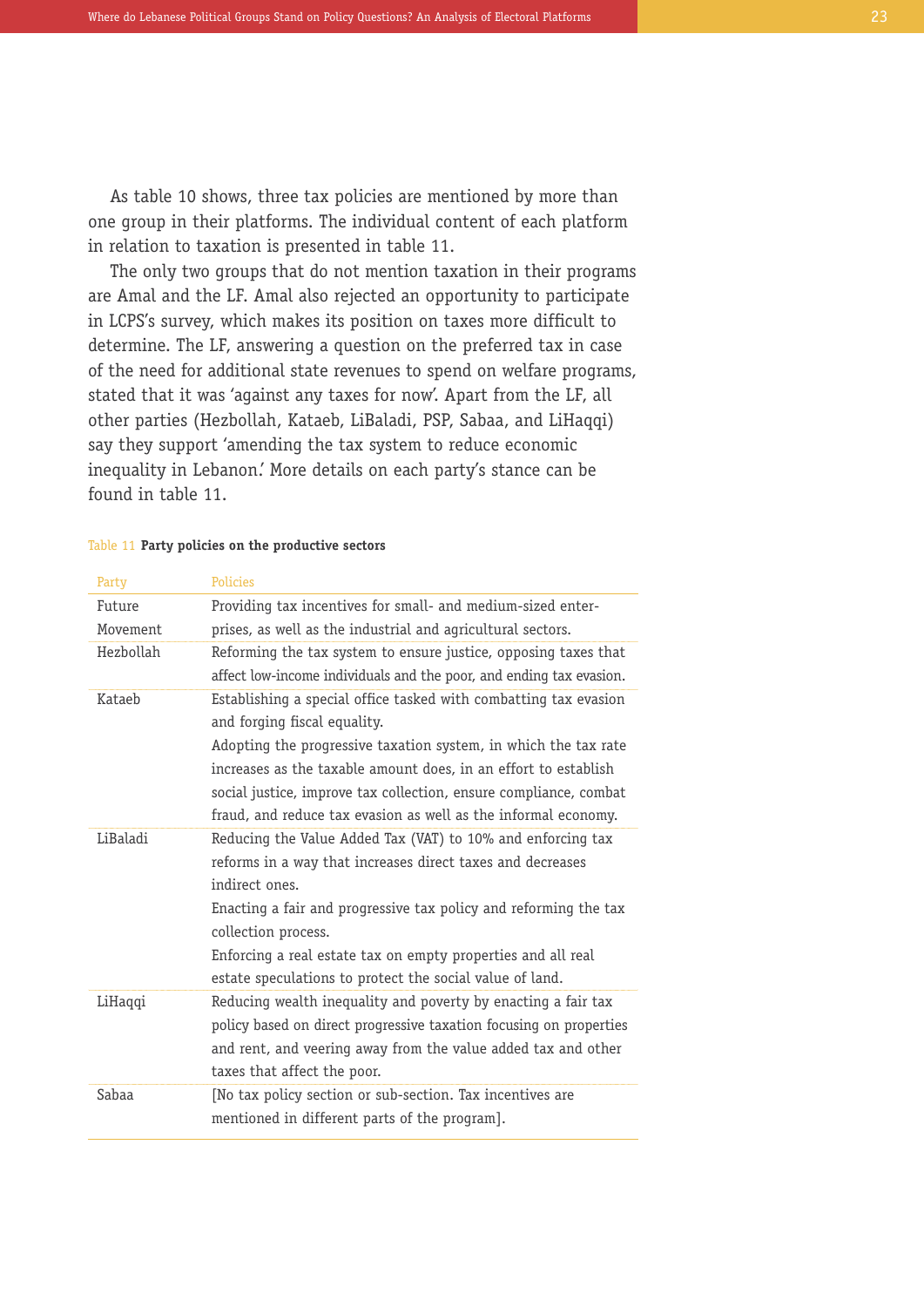As table 10 shows, three tax policies are mentioned by more than one group in their platforms. The individual content of each platform in relation to taxation is presented in table 11.

The only two groups that do not mention taxation in their programs are Amal and the LF. Amal also rejected an opportunity to participate in LCPS's survey, which makes its position on taxes more difficult to determine. The LF, answering a question on the preferred tax in case of the need for additional state revenues to spend on welfare programs, stated that it was 'against any taxes for now'. Apart from the LF, all other parties (Hezbollah, Kataeb, LiBaladi, PSP, Sabaa, and LiHaqqi) say they support 'amending the tax system to reduce economic inequality in Lebanon.' More details on each party's stance can be found in table 11.

Table 11 **Party policies on the productive sectors**

| Party | Policies |
|---|---|
| Future Movement | Providing tax incentives for small- and medium-sized enterprises, as well as the industrial and agricultural sectors. |
| Hezbollah | Reforming the tax system to ensure justice, opposing taxes that affect low-income individuals and the poor, and ending tax evasion. |
| Kataeb | Establishing a special office tasked with combatting tax evasion and forging fiscal equality.<br>Adopting the progressive taxation system, in which the tax rate increases as the taxable amount does, in an effort to establish social justice, improve tax collection, ensure compliance, combat fraud, and reduce tax evasion as well as the informal economy. |
| LiBaladi | Reducing the Value Added Tax (VAT) to 10% and enforcing tax reforms in a way that increases direct taxes and decreases indirect ones.<br>Enacting a fair and progressive tax policy and reforming the tax collection process.<br>Enforcing a real estate tax on empty properties and all real estate speculations to protect the social value of land. |
| LiHaqqi | Reducing wealth inequality and poverty by enacting a fair tax policy based on direct progressive taxation focusing on properties and rent, and veering away from the value added tax and other taxes that affect the poor. |
| Sabaa | [No tax policy section or sub-section. Tax incentives are mentioned in different parts of the program]. |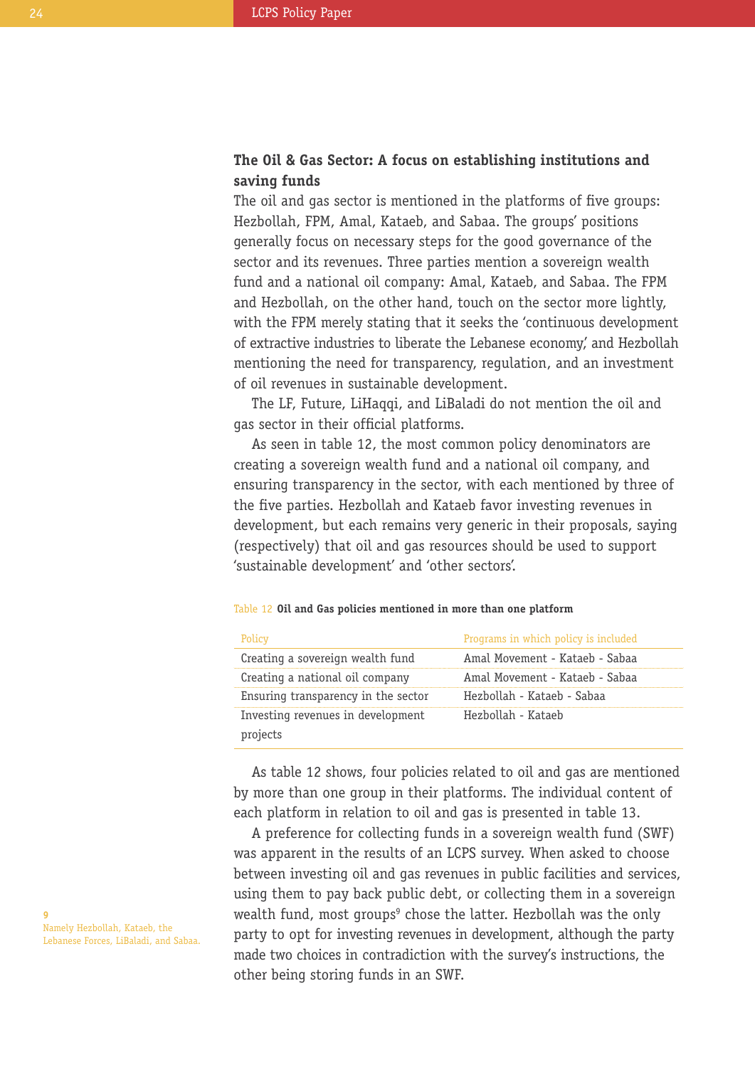## The Oil & Gas Sector: A focus on establishing institutions and saving funds

The oil and gas sector is mentioned in the platforms of five groups: Hezbollah, FPM, Amal, Kataeb, and Sabaa. The groups' positions generally focus on necessary steps for the good governance of the sector and its revenues. Three parties mention a sovereign wealth fund and a national oil company: Amal, Kataeb, and Sabaa. The FPM and Hezbollah, on the other hand, touch on the sector more lightly, with the FPM merely stating that it seeks the 'continuous development of extractive industries to liberate the Lebanese economy', and Hezbollah mentioning the need for transparency, regulation, and an investment of oil revenues in sustainable development.

The LF, Future, LiHaqqi, and LiBaladi do not mention the oil and gas sector in their official platforms.

As seen in table 12, the most common policy denominators are creating a sovereign wealth fund and a national oil company, and ensuring transparency in the sector, with each mentioned by three of the five parties. Hezbollah and Kataeb favor investing revenues in development, but each remains very generic in their proposals, saying (respectively) that oil and gas resources should be used to support 'sustainable development' and 'other sectors'.

Table 12 **Oil and Gas policies mentioned in more than one platform**

| Policy | Programs in which policy is included |
|---|---|
| Creating a sovereign wealth fund | Amal Movement - Kataeb - Sabaa |
| Creating a national oil company | Amal Movement - Kataeb - Sabaa |
| Ensuring transparency in the sector | Hezbollah - Kataeb - Sabaa |
| Investing revenues in development projects | Hezbollah - Kataeb |

As table 12 shows, four policies related to oil and gas are mentioned by more than one group in their platforms. The individual content of each platform in relation to oil and gas is presented in table 13.

A preference for collecting funds in a sovereign wealth fund (SWF) was apparent in the results of an LCPS survey. When asked to choose between investing oil and gas revenues in public facilities and services, using them to pay back public debt, or collecting them in a sovereign wealth fund, most groups[9] chose the latter. Hezbollah was the only party to opt for investing revenues in development, although the party made two choices in contradiction with the survey's instructions, the other being storing funds in an SWF.

[9] Namely Hezbollah, Kataeb, the Lebanese Forces, LiBaladi, and Sabaa.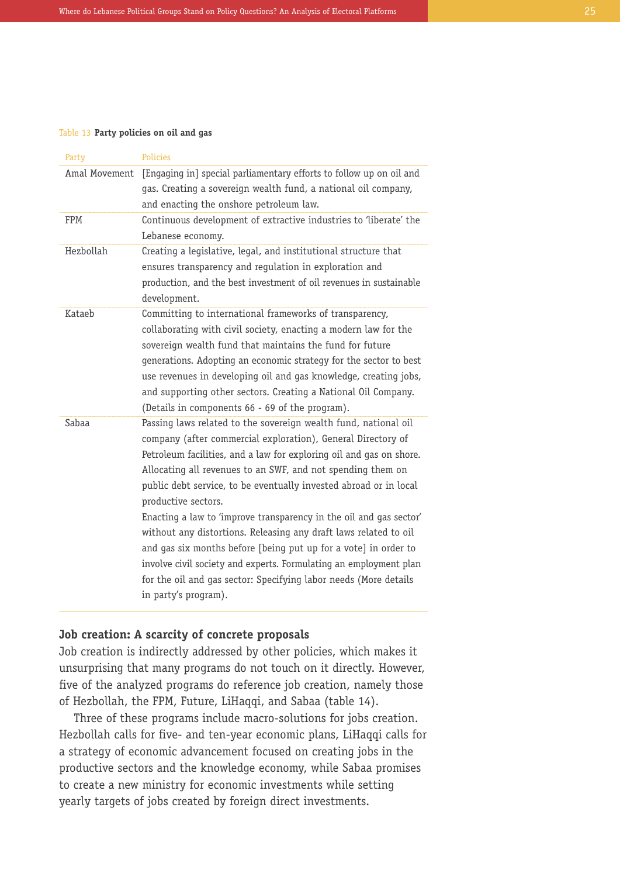Table 13 **Party policies on oil and gas**

| Party | Policies |
|---|---|
| Amal Movement | [Engaging in] special parliamentary efforts to follow up on oil and gas. Creating a sovereign wealth fund, a national oil company, and enacting the onshore petroleum law. |
| FPM | Continuous development of extractive industries to 'liberate' the Lebanese economy. |
| Hezbollah | Creating a legislative, legal, and institutional structure that ensures transparency and regulation in exploration and production, and the best investment of oil revenues in sustainable development. |
| Kataeb | Committing to international frameworks of transparency, collaborating with civil society, enacting a modern law for the sovereign wealth fund that maintains the fund for future generations. Adopting an economic strategy for the sector to best use revenues in developing oil and gas knowledge, creating jobs, and supporting other sectors. Creating a National Oil Company. (Details in components 66 - 69 of the program). |
| Sabaa | Passing laws related to the sovereign wealth fund, national oil company (after commercial exploration), General Directory of Petroleum facilities, and a law for exploring oil and gas on shore. Allocating all revenues to an SWF, and not spending them on public debt service, to be eventually invested abroad or in local productive sectors. Enacting a law to 'improve transparency in the oil and gas sector' without any distortions. Releasing any draft laws related to oil and gas six months before [being put up for a vote] in order to involve civil society and experts. Formulating an employment plan for the oil and gas sector: Specifying labor needs (More details in party's program). |

### Job creation: A scarcity of concrete proposals

Job creation is indirectly addressed by other policies, which makes it unsurprising that many programs do not touch on it directly. However, five of the analyzed programs do reference job creation, namely those of Hezbollah, the FPM, Future, LiHaqqi, and Sabaa (table 14).

Three of these programs include macro-solutions for jobs creation. Hezbollah calls for five- and ten-year economic plans, LiHaqqi calls for a strategy of economic advancement focused on creating jobs in the productive sectors and the knowledge economy, while Sabaa promises to create a new ministry for economic investments while setting yearly targets of jobs created by foreign direct investments.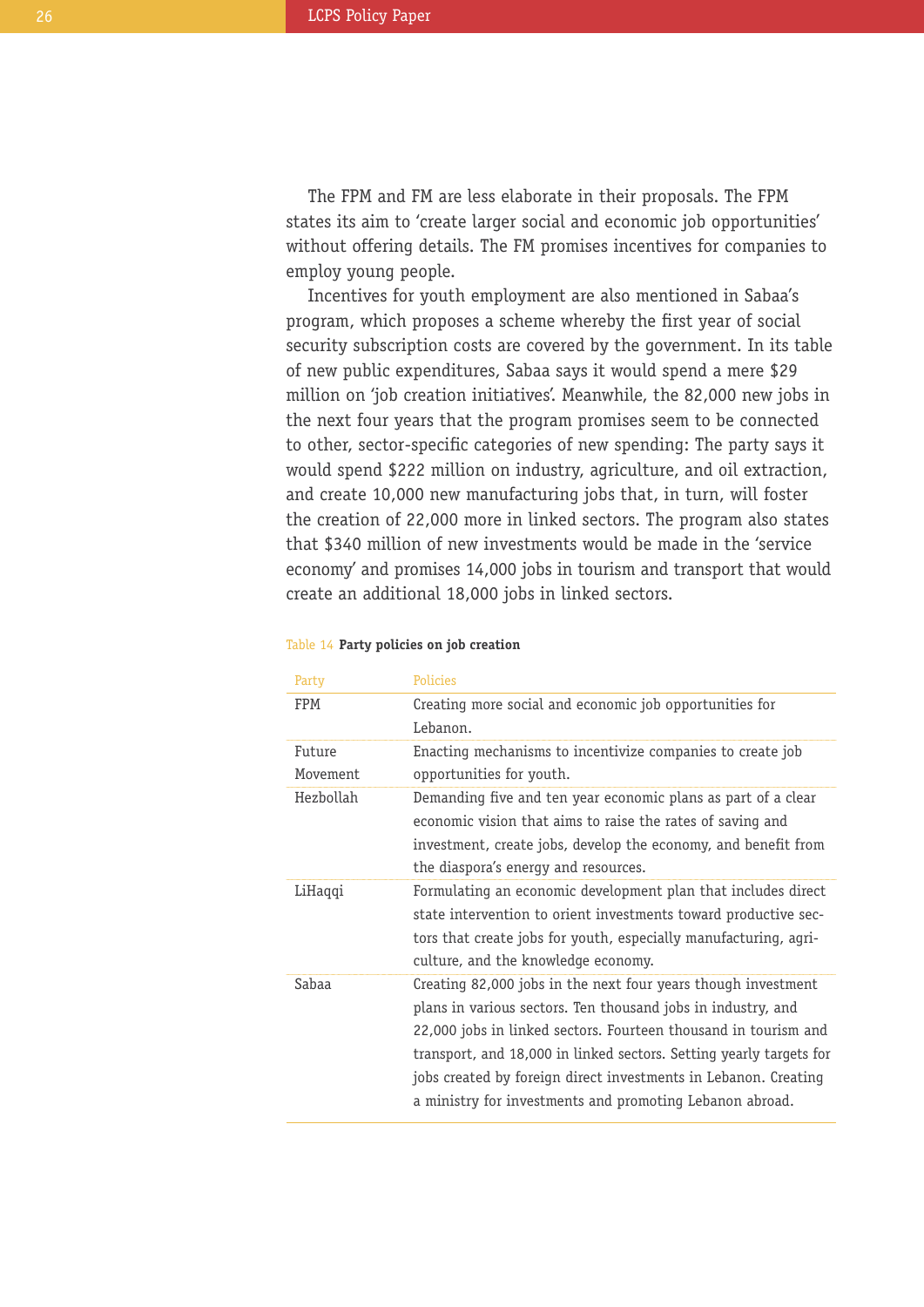The FPM and FM are less elaborate in their proposals. The FPM states its aim to 'create larger social and economic job opportunities' without offering details. The FM promises incentives for companies to employ young people.

Incentives for youth employment are also mentioned in Sabaa's program, which proposes a scheme whereby the first year of social security subscription costs are covered by the government. In its table of new public expenditures, Sabaa says it would spend a mere $29 million on 'job creation initiatives'. Meanwhile, the 82,000 new jobs in the next four years that the program promises seem to be connected to other, sector-specific categories of new spending: The party says it would spend $222 million on industry, agriculture, and oil extraction, and create 10,000 new manufacturing jobs that, in turn, will foster the creation of 22,000 more in linked sectors. The program also states that $340 million of new investments would be made in the 'service economy' and promises 14,000 jobs in tourism and transport that would create an additional 18,000 jobs in linked sectors.

Table 14 **Party policies on job creation**

| Party | Policies |
|---|---|
| FPM | Creating more social and economic job opportunities for Lebanon. |
| Future Movement | Enacting mechanisms to incentivize companies to create job opportunities for youth. |
| Hezbollah | Demanding five and ten year economic plans as part of a clear economic vision that aims to raise the rates of saving and investment, create jobs, develop the economy, and benefit from the diaspora's energy and resources. |
| LiHaqqi | Formulating an economic development plan that includes direct state intervention to orient investments toward productive sectors that create jobs for youth, especially manufacturing, agriculture, and the knowledge economy. |
| Sabaa | Creating 82,000 jobs in the next four years though investment plans in various sectors. Ten thousand jobs in industry, and 22,000 jobs in linked sectors. Fourteen thousand in tourism and transport, and 18,000 in linked sectors. Setting yearly targets for jobs created by foreign direct investments in Lebanon. Creating a ministry for investments and promoting Lebanon abroad. |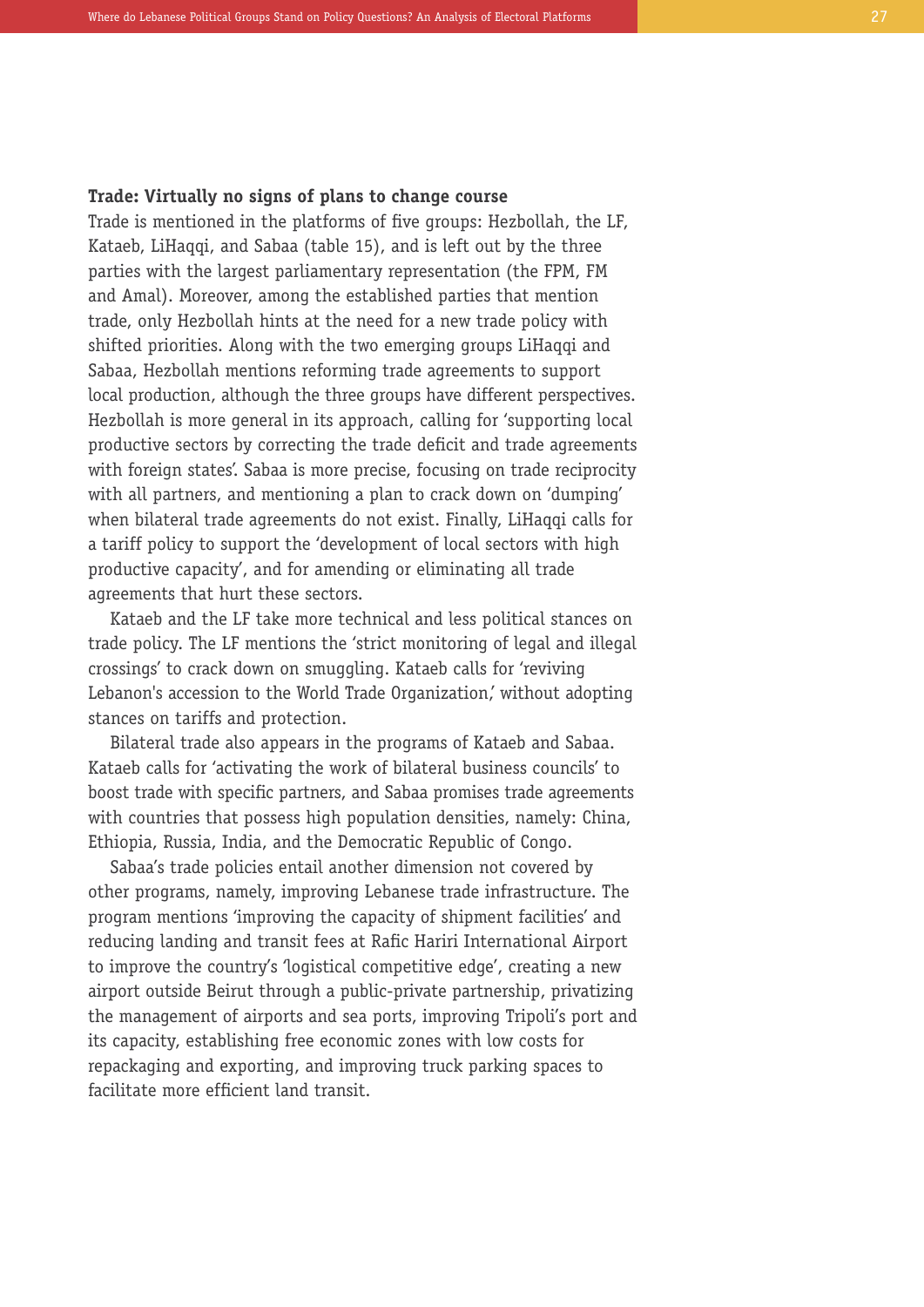**Trade: Virtually no signs of plans to change course**

Trade is mentioned in the platforms of five groups: Hezbollah, the LF, Kataeb, LiHaqqi, and Sabaa (table 15), and is left out by the three parties with the largest parliamentary representation (the FPM, FM and Amal). Moreover, among the established parties that mention trade, only Hezbollah hints at the need for a new trade policy with shifted priorities. Along with the two emerging groups LiHaqqi and Sabaa, Hezbollah mentions reforming trade agreements to support local production, although the three groups have different perspectives. Hezbollah is more general in its approach, calling for 'supporting local productive sectors by correcting the trade deficit and trade agreements with foreign states'. Sabaa is more precise, focusing on trade reciprocity with all partners, and mentioning a plan to crack down on 'dumping' when bilateral trade agreements do not exist. Finally, LiHaqqi calls for a tariff policy to support the 'development of local sectors with high productive capacity', and for amending or eliminating all trade agreements that hurt these sectors.

Kataeb and the LF take more technical and less political stances on trade policy. The LF mentions the 'strict monitoring of legal and illegal crossings' to crack down on smuggling. Kataeb calls for 'reviving Lebanon's accession to the World Trade Organization,' without adopting stances on tariffs and protection.

Bilateral trade also appears in the programs of Kataeb and Sabaa. Kataeb calls for 'activating the work of bilateral business councils' to boost trade with specific partners, and Sabaa promises trade agreements with countries that possess high population densities, namely: China, Ethiopia, Russia, India, and the Democratic Republic of Congo.

Sabaa's trade policies entail another dimension not covered by other programs, namely, improving Lebanese trade infrastructure. The program mentions 'improving the capacity of shipment facilities' and reducing landing and transit fees at Rafic Hariri International Airport to improve the country's 'logistical competitive edge', creating a new airport outside Beirut through a public-private partnership, privatizing the management of airports and sea ports, improving Tripoli's port and its capacity, establishing free economic zones with low costs for repackaging and exporting, and improving truck parking spaces to facilitate more efficient land transit.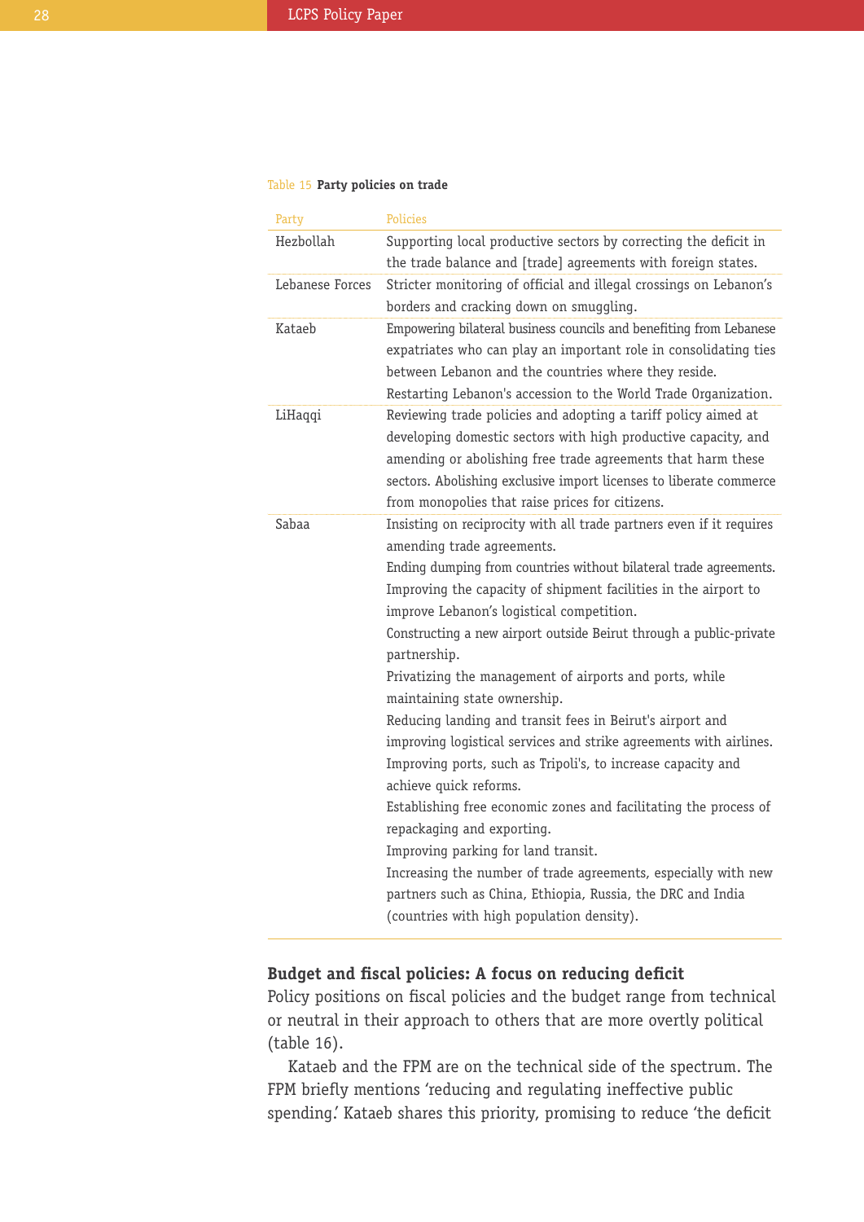Table 15 **Party policies on trade**

| Party | Policies |
| --- | --- |
| Hezbollah | Supporting local productive sectors by correcting the deficit in the trade balance and [trade] agreements with foreign states. |
| Lebanese Forces | Stricter monitoring of official and illegal crossings on Lebanon's borders and cracking down on smuggling. |
| Kataeb | Empowering bilateral business councils and benefiting from Lebanese expatriates who can play an important role in consolidating ties between Lebanon and the countries where they reside. Restarting Lebanon's accession to the World Trade Organization. |
| LiHaqqi | Reviewing trade policies and adopting a tariff policy aimed at developing domestic sectors with high productive capacity, and amending or abolishing free trade agreements that harm these sectors. Abolishing exclusive import licenses to liberate commerce from monopolies that raise prices for citizens. |
| Sabaa | Insisting on reciprocity with all trade partners even if it requires amending trade agreements. Ending dumping from countries without bilateral trade agreements. Improving the capacity of shipment facilities in the airport to improve Lebanon's logistical competition. Constructing a new airport outside Beirut through a public-private partnership. Privatizing the management of airports and ports, while maintaining state ownership. Reducing landing and transit fees in Beirut's airport and improving logistical services and strike agreements with airlines. Improving ports, such as Tripoli's, to increase capacity and achieve quick reforms. Establishing free economic zones and facilitating the process of repackaging and exporting. Improving parking for land transit. Increasing the number of trade agreements, especially with new partners such as China, Ethiopia, Russia, the DRC and India (countries with high population density). |

### Budget and fiscal policies: A focus on reducing deficit

Policy positions on fiscal policies and the budget range from technical or neutral in their approach to others that are more overtly political (table 16).

Kataeb and the FPM are on the technical side of the spectrum. The FPM briefly mentions 'reducing and regulating ineffective public spending.' Kataeb shares this priority, promising to reduce 'the deficit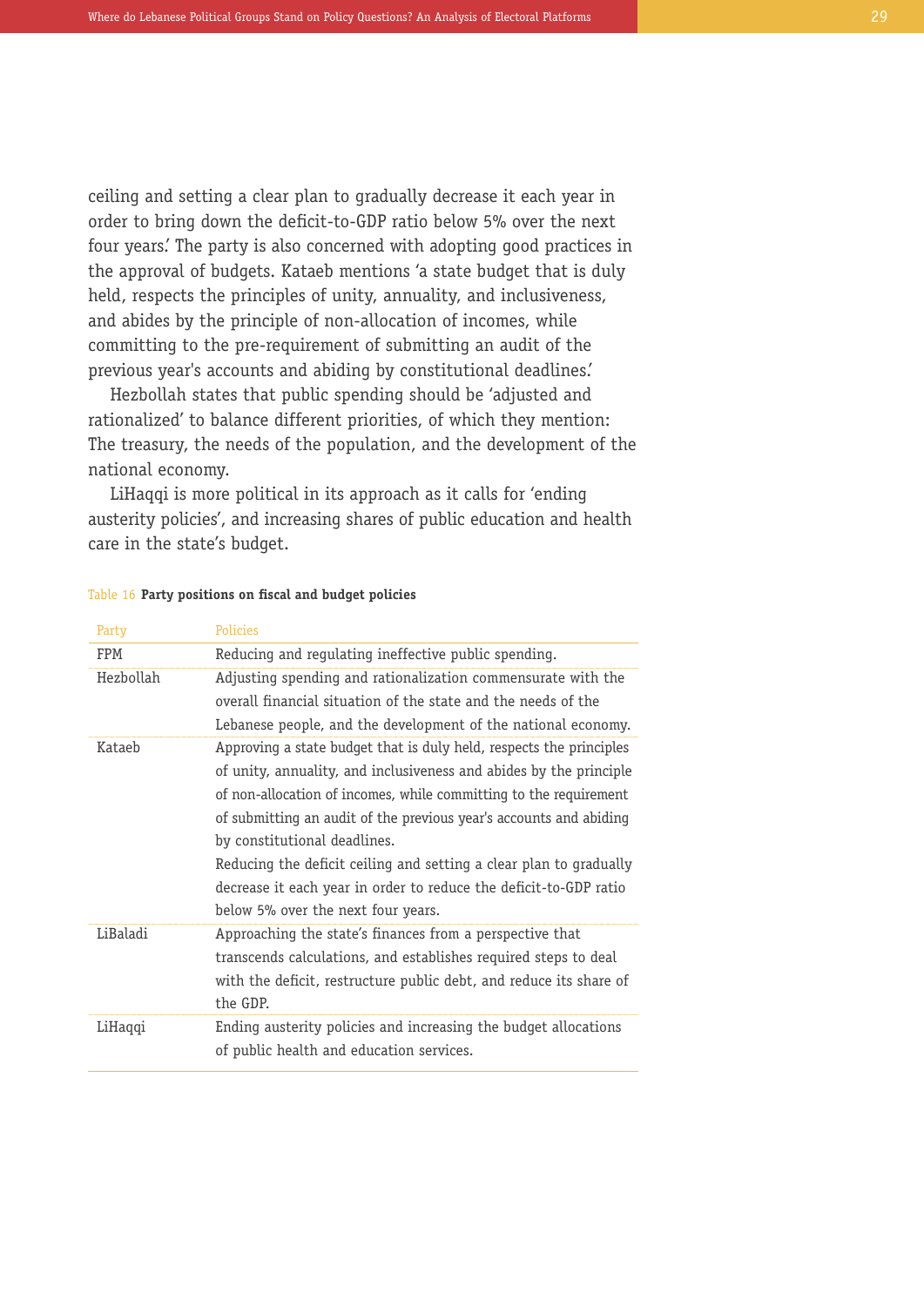ceiling and setting a clear plan to gradually decrease it each year in order to bring down the deficit-to-GDP ratio below 5% over the next four years.' The party is also concerned with adopting good practices in the approval of budgets. Kataeb mentions 'a state budget that is duly held, respects the principles of unity, annuality, and inclusiveness, and abides by the principle of non-allocation of incomes, while committing to the pre-requirement of submitting an audit of the previous year's accounts and abiding by constitutional deadlines.'

Hezbollah states that public spending should be 'adjusted and rationalized' to balance different priorities, of which they mention: The treasury, the needs of the population, and the development of the national economy.

LiHaqqi is more political in its approach as it calls for 'ending austerity policies', and increasing shares of public education and health care in the state's budget.

Table 16 **Party positions on fiscal and budget policies**

| Party | Policies |
|---|---|
| FPM | Reducing and regulating ineffective public spending. |
| Hezbollah | Adjusting spending and rationalization commensurate with the overall financial situation of the state and the needs of the Lebanese people, and the development of the national economy. |
| Kataeb | Approving a state budget that is duly held, respects the principles of unity, annuality, and inclusiveness and abides by the principle of non-allocation of incomes, while committing to the requirement of submitting an audit of the previous year's accounts and abiding by constitutional deadlines.<br>Reducing the deficit ceiling and setting a clear plan to gradually decrease it each year in order to reduce the deficit-to-GDP ratio below 5% over the next four years. |
| LiBaladi | Approaching the state's finances from a perspective that transcends calculations, and establishes required steps to deal with the deficit, restructure public debt, and reduce its share of the GDP. |
| LiHaqqi | Ending austerity policies and increasing the budget allocations of public health and education services. |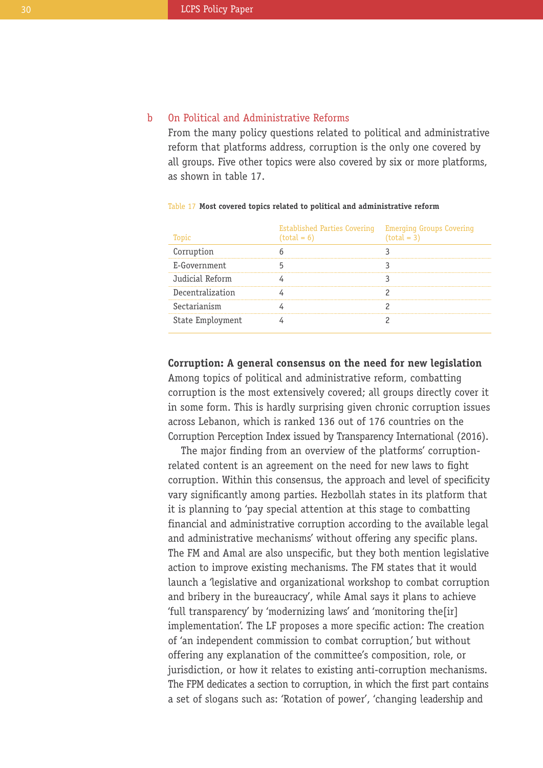### b On Political and Administrative Reforms

From the many policy questions related to political and administrative reform that platforms address, corruption is the only one covered by all groups. Five other topics were also covered by six or more platforms, as shown in table 17.

Table 17 **Most covered topics related to political and administrative reform**

| Topic | Established Parties Covering (total = 6) | Emerging Groups Covering (total = 3) |
|---|---|---|
| Corruption | 6 | 3 |
| E-Government | 5 | 3 |
| Judicial Reform | 4 | 3 |
| Decentralization | 4 | 2 |
| Sectarianism | 4 | 2 |
| State Employment | 4 | 2 |

**Corruption: A general consensus on the need for new legislation**

Among topics of political and administrative reform, combatting corruption is the most extensively covered; all groups directly cover it in some form. This is hardly surprising given chronic corruption issues across Lebanon, which is ranked 136 out of 176 countries on the Corruption Perception Index issued by Transparency International (2016).

The major finding from an overview of the platforms' corruption-related content is an agreement on the need for new laws to fight corruption. Within this consensus, the approach and level of specificity vary significantly among parties. Hezbollah states in its platform that it is planning to 'pay special attention at this stage to combatting financial and administrative corruption according to the available legal and administrative mechanisms' without offering any specific plans. The FM and Amal are also unspecific, but they both mention legislative action to improve existing mechanisms. The FM states that it would launch a 'legislative and organizational workshop to combat corruption and bribery in the bureaucracy', while Amal says it plans to achieve 'full transparency' by 'modernizing laws' and 'monitoring the[ir] implementation'. The LF proposes a more specific action: The creation of 'an independent commission to combat corruption,' but without offering any explanation of the committee's composition, role, or jurisdiction, or how it relates to existing anti-corruption mechanisms. The FPM dedicates a section to corruption, in which the first part contains a set of slogans such as: 'Rotation of power', 'changing leadership and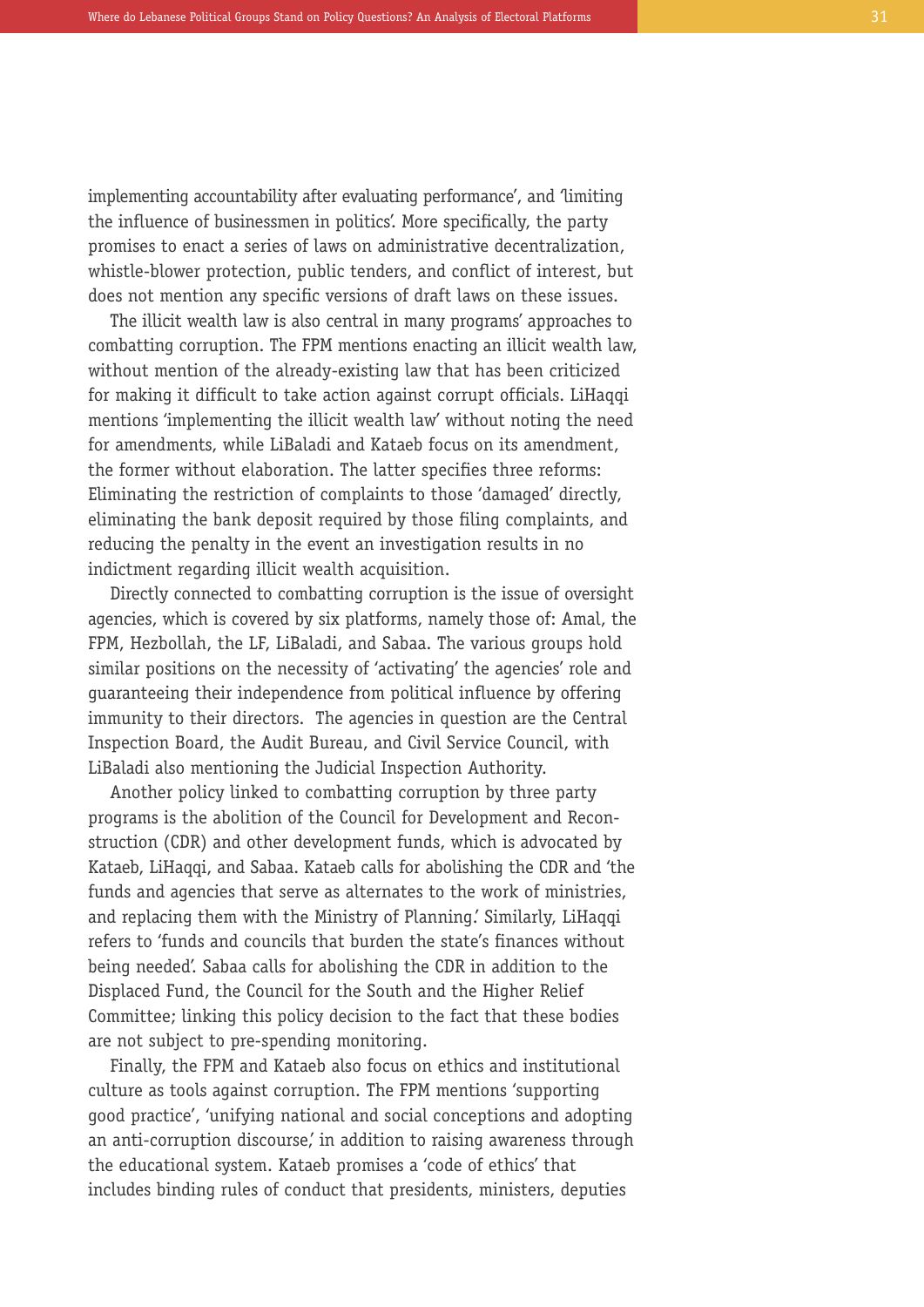implementing accountability after evaluating performance', and 'limiting the influence of businessmen in politics'. More specifically, the party promises to enact a series of laws on administrative decentralization, whistle-blower protection, public tenders, and conflict of interest, but does not mention any specific versions of draft laws on these issues.

The illicit wealth law is also central in many programs' approaches to combatting corruption. The FPM mentions enacting an illicit wealth law, without mention of the already-existing law that has been criticized for making it difficult to take action against corrupt officials. LiHaqqi mentions 'implementing the illicit wealth law' without noting the need for amendments, while LiBaladi and Kataeb focus on its amendment, the former without elaboration. The latter specifies three reforms: Eliminating the restriction of complaints to those 'damaged' directly, eliminating the bank deposit required by those filing complaints, and reducing the penalty in the event an investigation results in no indictment regarding illicit wealth acquisition.

Directly connected to combatting corruption is the issue of oversight agencies, which is covered by six platforms, namely those of: Amal, the FPM, Hezbollah, the LF, LiBaladi, and Sabaa. The various groups hold similar positions on the necessity of 'activating' the agencies' role and guaranteeing their independence from political influence by offering immunity to their directors. The agencies in question are the Central Inspection Board, the Audit Bureau, and Civil Service Council, with LiBaladi also mentioning the Judicial Inspection Authority.

Another policy linked to combatting corruption by three party programs is the abolition of the Council for Development and Reconstruction (CDR) and other development funds, which is advocated by Kataeb, LiHaqqi, and Sabaa. Kataeb calls for abolishing the CDR and 'the funds and agencies that serve as alternates to the work of ministries, and replacing them with the Ministry of Planning.' Similarly, LiHaqqi refers to 'funds and councils that burden the state's finances without being needed'. Sabaa calls for abolishing the CDR in addition to the Displaced Fund, the Council for the South and the Higher Relief Committee; linking this policy decision to the fact that these bodies are not subject to pre-spending monitoring.

Finally, the FPM and Kataeb also focus on ethics and institutional culture as tools against corruption. The FPM mentions 'supporting good practice', 'unifying national and social conceptions and adopting an anti-corruption discourse,' in addition to raising awareness through the educational system. Kataeb promises a 'code of ethics' that includes binding rules of conduct that presidents, ministers, deputies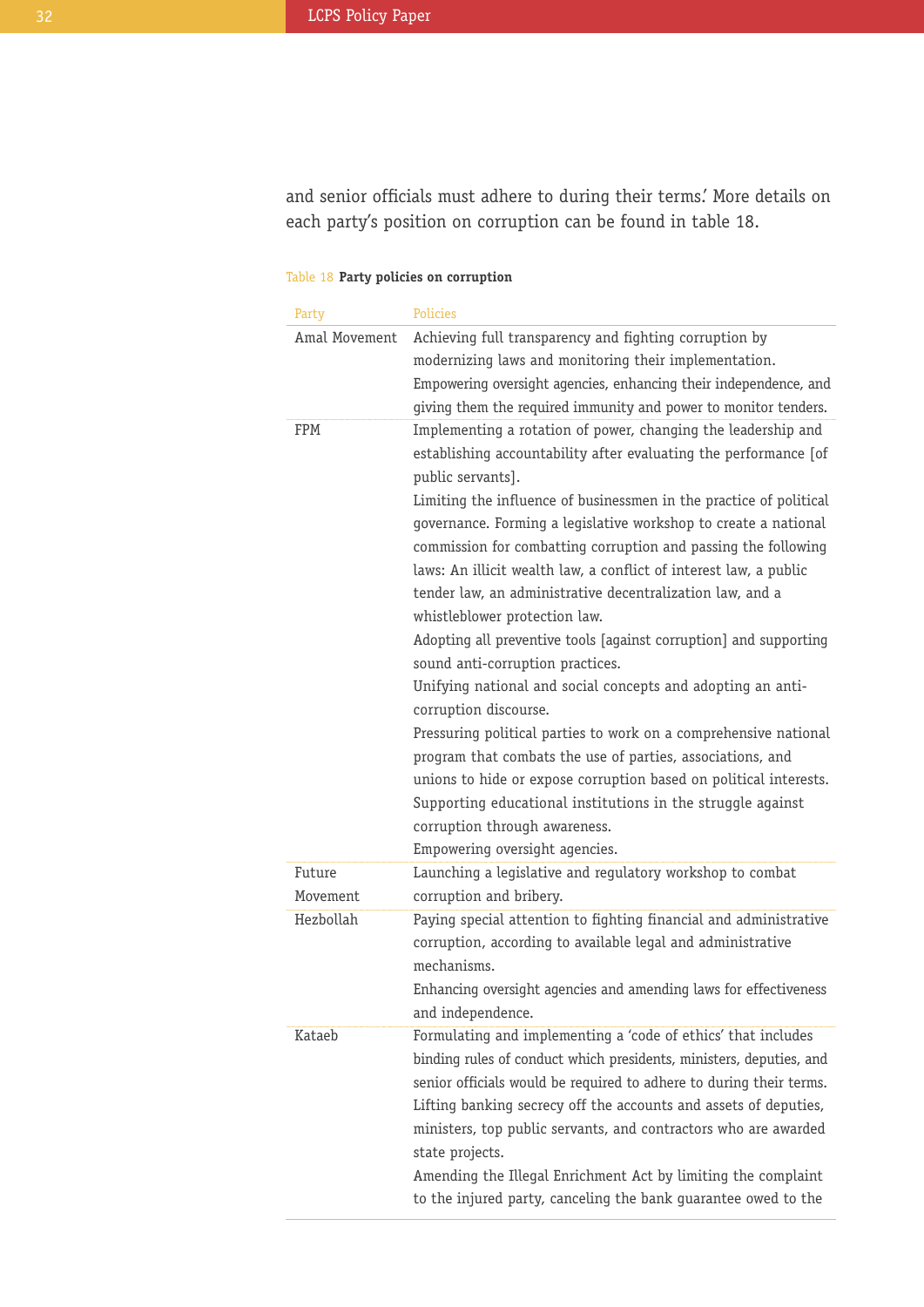and senior officials must adhere to during their terms.' More details on each party's position on corruption can be found in table 18.

Table 18 **Party policies on corruption**

| Party | Policies |
|---|---|
| Amal Movement | Achieving full transparency and fighting corruption by modernizing laws and monitoring their implementation.<br>Empowering oversight agencies, enhancing their independence, and giving them the required immunity and power to monitor tenders. |
| FPM | Implementing a rotation of power, changing the leadership and establishing accountability after evaluating the performance [of public servants].<br>Limiting the influence of businessmen in the practice of political governance. Forming a legislative workshop to create a national commission for combatting corruption and passing the following laws: An illicit wealth law, a conflict of interest law, a public tender law, an administrative decentralization law, and a whistleblower protection law.<br>Adopting all preventive tools [against corruption] and supporting sound anti-corruption practices.<br>Unifying national and social concepts and adopting an anti-corruption discourse.<br>Pressuring political parties to work on a comprehensive national program that combats the use of parties, associations, and unions to hide or expose corruption based on political interests.<br>Supporting educational institutions in the struggle against corruption through awareness.<br>Empowering oversight agencies. |
| Future Movement | Launching a legislative and regulatory workshop to combat corruption and bribery. |
| Hezbollah | Paying special attention to fighting financial and administrative corruption, according to available legal and administrative mechanisms.<br>Enhancing oversight agencies and amending laws for effectiveness and independence. |
| Kataeb | Formulating and implementing a 'code of ethics' that includes binding rules of conduct which presidents, ministers, deputies, and senior officials would be required to adhere to during their terms.<br>Lifting banking secrecy off the accounts and assets of deputies, ministers, top public servants, and contractors who are awarded state projects.<br>Amending the Illegal Enrichment Act by limiting the complaint to the injured party, canceling the bank guarantee owed to the |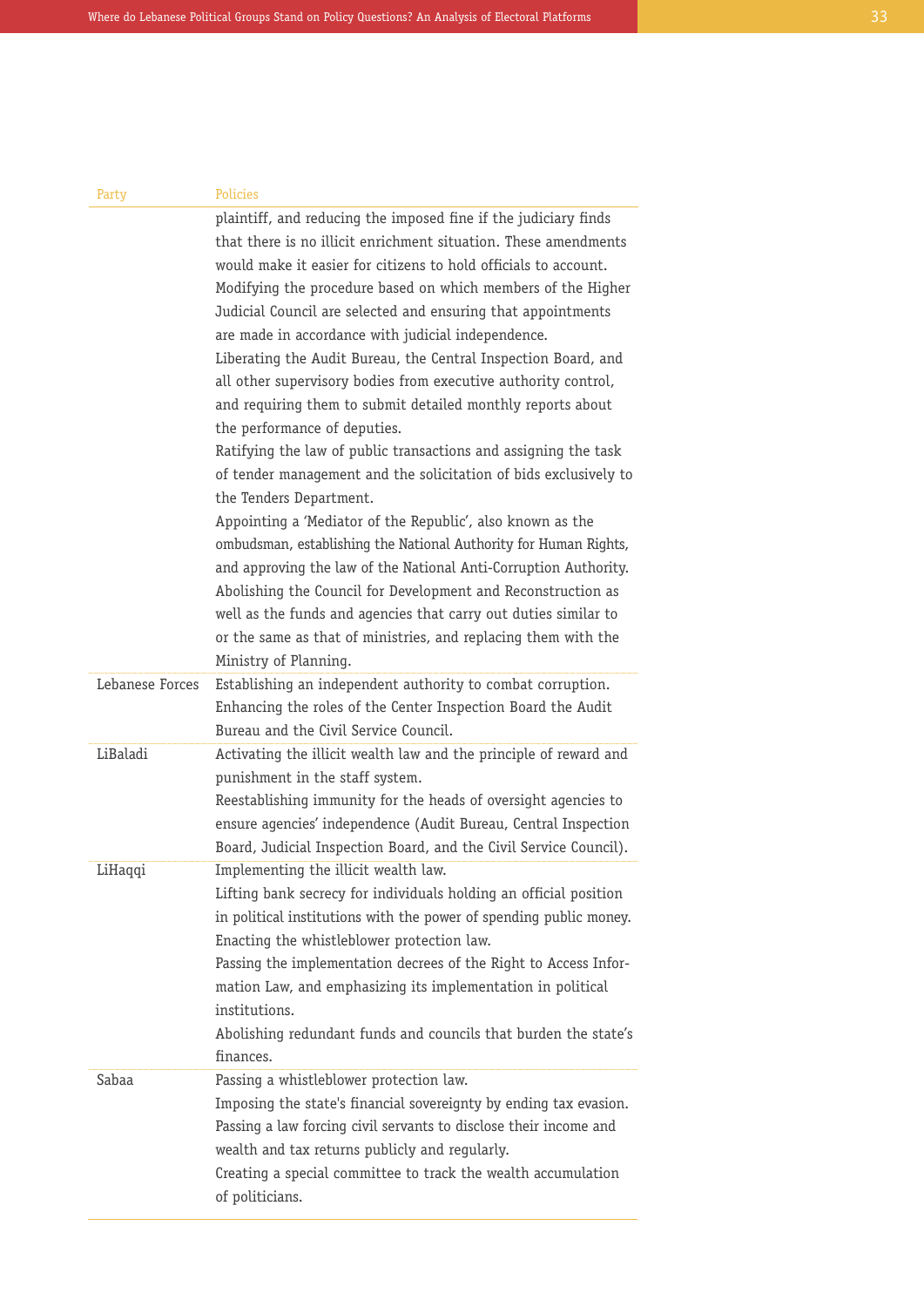| Party | Policies |
|---|---|
| | plaintiff, and reducing the imposed fine if the judiciary finds that there is no illicit enrichment situation. These amendments would make it easier for citizens to hold officials to account.<br>Modifying the procedure based on which members of the Higher Judicial Council are selected and ensuring that appointments are made in accordance with judicial independence.<br>Liberating the Audit Bureau, the Central Inspection Board, and all other supervisory bodies from executive authority control, and requiring them to submit detailed monthly reports about the performance of deputies.<br>Ratifying the law of public transactions and assigning the task of tender management and the solicitation of bids exclusively to the Tenders Department.<br>Appointing a 'Mediator of the Republic', also known as the ombudsman, establishing the National Authority for Human Rights, and approving the law of the National Anti-Corruption Authority.<br>Abolishing the Council for Development and Reconstruction as well as the funds and agencies that carry out duties similar to or the same as that of ministries, and replacing them with the Ministry of Planning. |
| Lebanese Forces | Establishing an independent authority to combat corruption.<br>Enhancing the roles of the Center Inspection Board the Audit Bureau and the Civil Service Council. |
| LiBaladi | Activating the illicit wealth law and the principle of reward and punishment in the staff system.<br>Reestablishing immunity for the heads of oversight agencies to ensure agencies' independence (Audit Bureau, Central Inspection Board, Judicial Inspection Board, and the Civil Service Council). |
| LiHaqqi | Implementing the illicit wealth law.<br>Lifting bank secrecy for individuals holding an official position in political institutions with the power of spending public money.<br>Enacting the whistleblower protection law.<br>Passing the implementation decrees of the Right to Access Information Law, and emphasizing its implementation in political institutions.<br>Abolishing redundant funds and councils that burden the state's finances. |
| Sabaa | Passing a whistleblower protection law.<br>Imposing the state's financial sovereignty by ending tax evasion.<br>Passing a law forcing civil servants to disclose their income and wealth and tax returns publicly and regularly.<br>Creating a special committee to track the wealth accumulation of politicians. |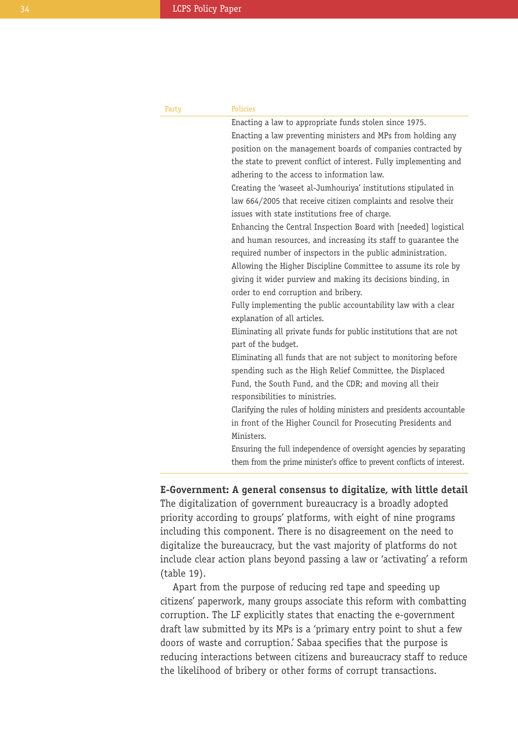| Party | Policies |
|---|---|
| | Enacting a law to appropriate funds stolen since 1975.<br>Enacting a law preventing ministers and MPs from holding any position on the management boards of companies contracted by the state to prevent conflict of interest. Fully implementing and adhering to the access to information law.<br>Creating the 'waseet al-Jumhouriya' institutions stipulated in law 664/2005 that receive citizen complaints and resolve their issues with state institutions free of charge.<br>Enhancing the Central Inspection Board with [needed] logistical and human resources, and increasing its staff to guarantee the required number of inspectors in the public administration.<br>Allowing the Higher Discipline Committee to assume its role by giving it wider purview and making its decisions binding, in order to end corruption and bribery.<br>Fully implementing the public accountability law with a clear explanation of all articles.<br>Eliminating all private funds for public institutions that are not part of the budget.<br>Eliminating all funds that are not subject to monitoring before spending such as the High Relief Committee, the Displaced Fund, the South Fund, and the CDR; and moving all their responsibilities to ministries.<br>Clarifying the rules of holding ministers and presidents accountable in front of the Higher Council for Prosecuting Presidents and Ministers.<br>Ensuring the full independence of oversight agencies by separating them from the prime minister's office to prevent conflicts of interest. |

**E-Government: A general consensus to digitalize, with little detail**

The digitalization of government bureaucracy is a broadly adopted priority according to groups' platforms, with eight of nine programs including this component. There is no disagreement on the need to digitalize the bureaucracy, but the vast majority of platforms do not include clear action plans beyond passing a law or 'activating' a reform (table 19).

Apart from the purpose of reducing red tape and speeding up citizens' paperwork, many groups associate this reform with combatting corruption. The LF explicitly states that enacting the e-government draft law submitted by its MPs is a 'primary entry point to shut a few doors of waste and corruption.' Sabaa specifies that the purpose is reducing interactions between citizens and bureaucracy staff to reduce the likelihood of bribery or other forms of corrupt transactions.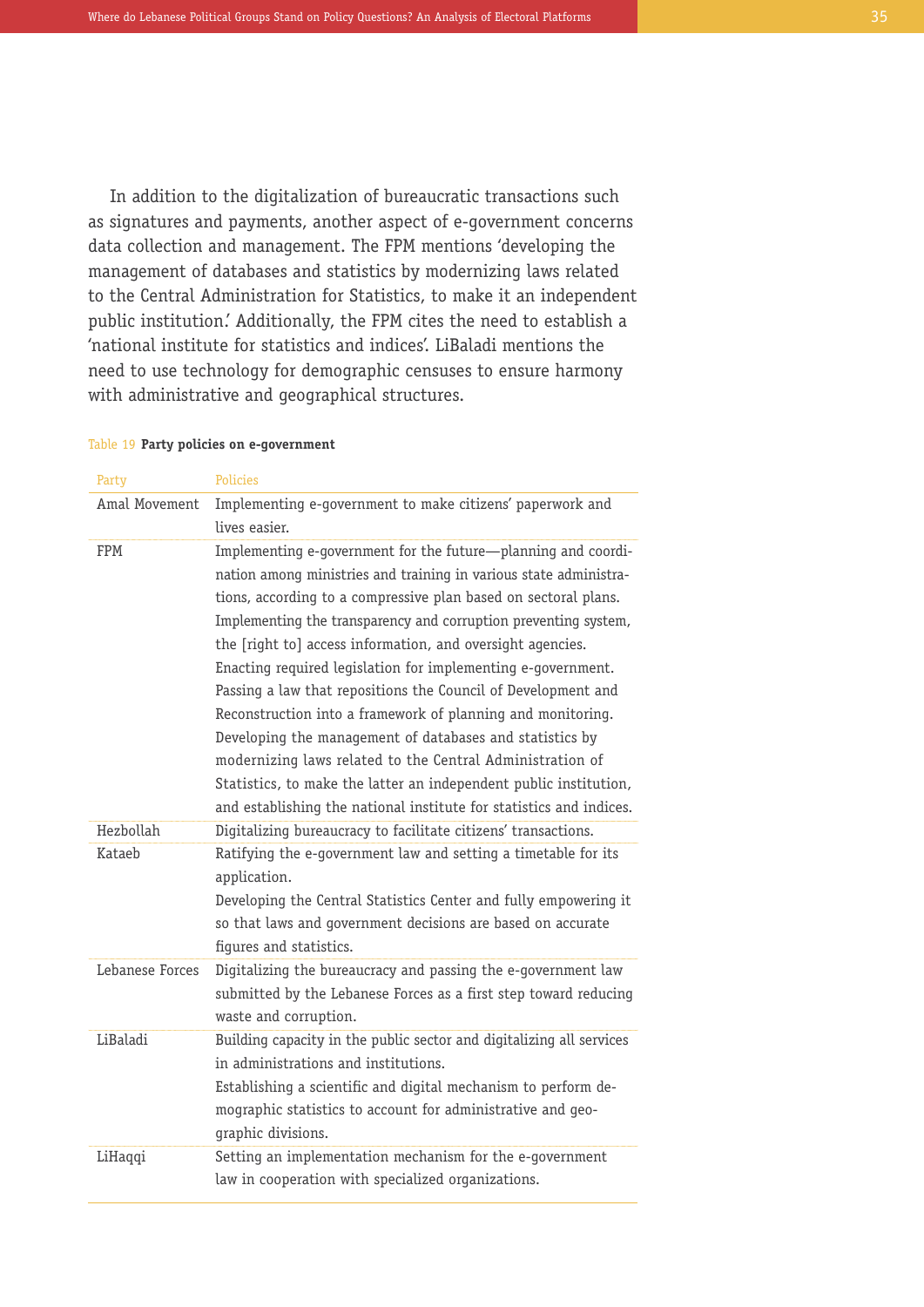In addition to the digitalization of bureaucratic transactions such as signatures and payments, another aspect of e-government concerns data collection and management. The FPM mentions 'developing the management of databases and statistics by modernizing laws related to the Central Administration for Statistics, to make it an independent public institution.' Additionally, the FPM cites the need to establish a 'national institute for statistics and indices'. LiBaladi mentions the need to use technology for demographic censuses to ensure harmony with administrative and geographical structures.

Table 19 **Party policies on e-government**

| Party | Policies |
|---|---|
| Amal Movement | Implementing e-government to make citizens' paperwork and lives easier. |
| FPM | Implementing e-government for the future—planning and coordination among ministries and training in various state administrations, according to a compressive plan based on sectoral plans.<br>Implementing the transparency and corruption preventing system, the [right to] access information, and oversight agencies.<br>Enacting required legislation for implementing e-government.<br>Passing a law that repositions the Council of Development and Reconstruction into a framework of planning and monitoring.<br>Developing the management of databases and statistics by modernizing laws related to the Central Administration of Statistics, to make the latter an independent public institution, and establishing the national institute for statistics and indices. |
| Hezbollah | Digitalizing bureaucracy to facilitate citizens' transactions. |
| Kataeb | Ratifying the e-government law and setting a timetable for its application.<br>Developing the Central Statistics Center and fully empowering it so that laws and government decisions are based on accurate figures and statistics. |
| Lebanese Forces | Digitalizing the bureaucracy and passing the e-government law submitted by the Lebanese Forces as a first step toward reducing waste and corruption. |
| LiBaladi | Building capacity in the public sector and digitalizing all services in administrations and institutions.<br>Establishing a scientific and digital mechanism to perform demographic statistics to account for administrative and geographic divisions. |
| LiHaqqi | Setting an implementation mechanism for the e-government law in cooperation with specialized organizations. |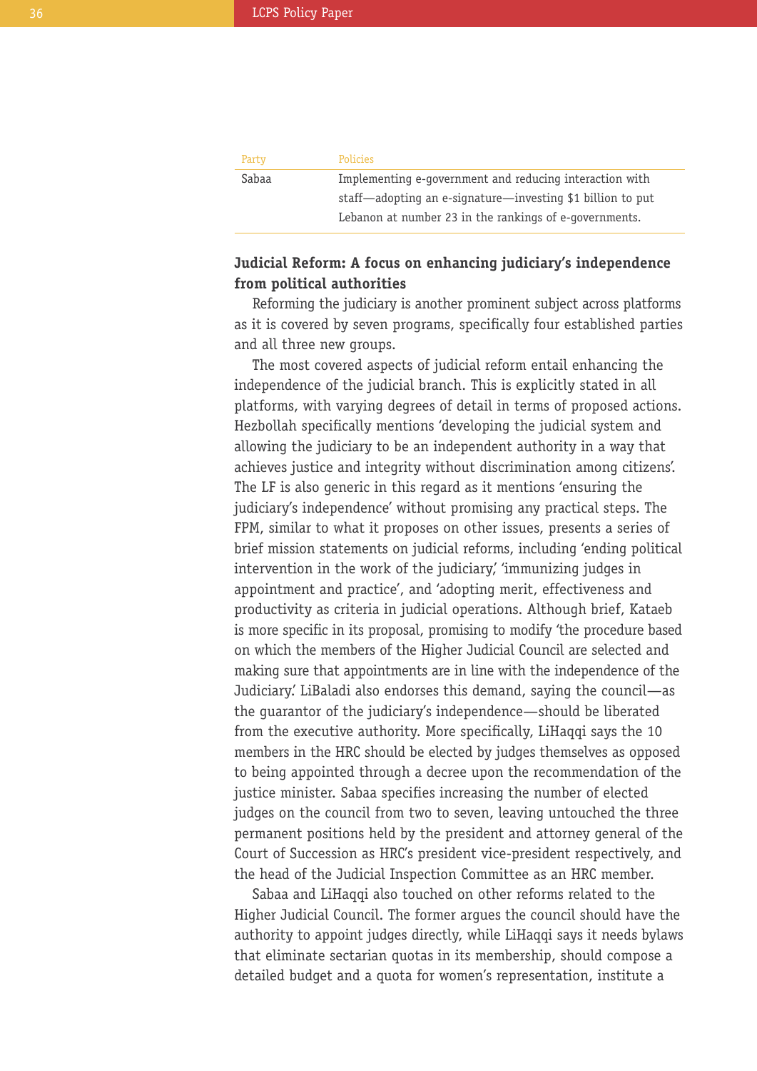| Party | Policies |
|---|---|
| Sabaa | Implementing e-government and reducing interaction with staff—adopting an e-signature—investing $1 billion to put Lebanon at number 23 in the rankings of e-governments. |

**Judicial Reform: A focus on enhancing judiciary's independence from political authorities**

Reforming the judiciary is another prominent subject across platforms as it is covered by seven programs, specifically four established parties and all three new groups.

The most covered aspects of judicial reform entail enhancing the independence of the judicial branch. This is explicitly stated in all platforms, with varying degrees of detail in terms of proposed actions. Hezbollah specifically mentions 'developing the judicial system and allowing the judiciary to be an independent authority in a way that achieves justice and integrity without discrimination among citizens'. The LF is also generic in this regard as it mentions 'ensuring the judiciary's independence' without promising any practical steps. The FPM, similar to what it proposes on other issues, presents a series of brief mission statements on judicial reforms, including 'ending political intervention in the work of the judiciary,' 'immunizing judges in appointment and practice', and 'adopting merit, effectiveness and productivity as criteria in judicial operations. Although brief, Kataeb is more specific in its proposal, promising to modify 'the procedure based on which the members of the Higher Judicial Council are selected and making sure that appointments are in line with the independence of the Judiciary.' LiBaladi also endorses this demand, saying the council—as the guarantor of the judiciary's independence—should be liberated from the executive authority. More specifically, LiHaqqi says the 10 members in the HRC should be elected by judges themselves as opposed to being appointed through a decree upon the recommendation of the justice minister. Sabaa specifies increasing the number of elected judges on the council from two to seven, leaving untouched the three permanent positions held by the president and attorney general of the Court of Succession as HRC's president vice-president respectively, and the head of the Judicial Inspection Committee as an HRC member.

Sabaa and LiHaqqi also touched on other reforms related to the Higher Judicial Council. The former argues the council should have the authority to appoint judges directly, while LiHaqqi says it needs bylaws that eliminate sectarian quotas in its membership, should compose a detailed budget and a quota for women's representation, institute a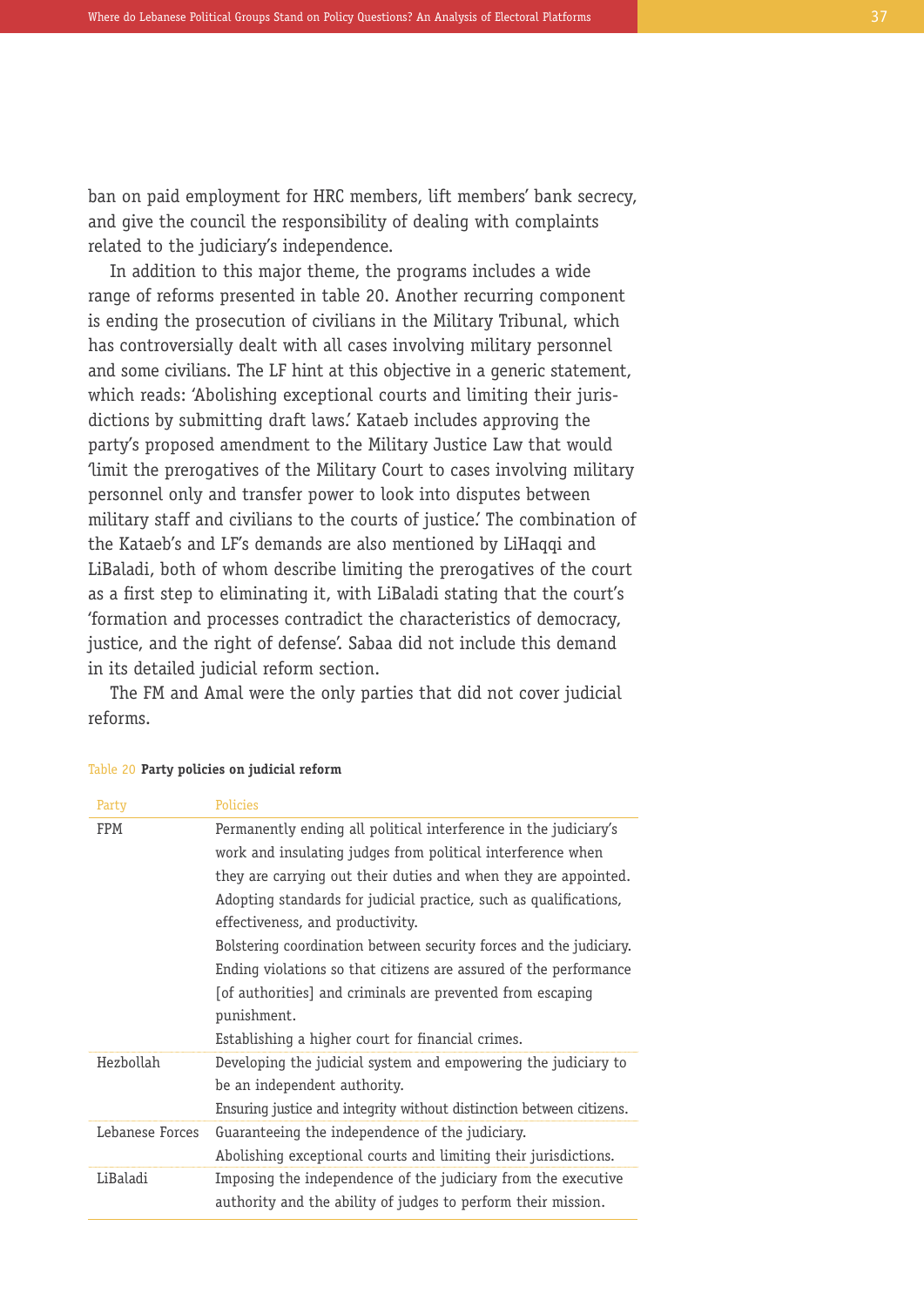ban on paid employment for HRC members, lift members' bank secrecy, and give the council the responsibility of dealing with complaints related to the judiciary's independence.

In addition to this major theme, the programs includes a wide range of reforms presented in table 20. Another recurring component is ending the prosecution of civilians in the Military Tribunal, which has controversially dealt with all cases involving military personnel and some civilians. The LF hint at this objective in a generic statement, which reads: 'Abolishing exceptional courts and limiting their jurisdictions by submitting draft laws.' Kataeb includes approving the party's proposed amendment to the Military Justice Law that would 'limit the prerogatives of the Military Court to cases involving military personnel only and transfer power to look into disputes between military staff and civilians to the courts of justice.' The combination of the Kataeb's and LF's demands are also mentioned by LiHaqqi and LiBaladi, both of whom describe limiting the prerogatives of the court as a first step to eliminating it, with LiBaladi stating that the court's 'formation and processes contradict the characteristics of democracy, justice, and the right of defense'. Sabaa did not include this demand in its detailed judicial reform section.

The FM and Amal were the only parties that did not cover judicial reforms.

Table 20 **Party policies on judicial reform**

| Party | Policies |
|---|---|
| FPM | Permanently ending all political interference in the judiciary's work and insulating judges from political interference when they are carrying out their duties and when they are appointed.<br>Adopting standards for judicial practice, such as qualifications, effectiveness, and productivity.<br>Bolstering coordination between security forces and the judiciary.<br>Ending violations so that citizens are assured of the performance [of authorities] and criminals are prevented from escaping punishment.<br>Establishing a higher court for financial crimes. |
| Hezbollah | Developing the judicial system and empowering the judiciary to be an independent authority.<br>Ensuring justice and integrity without distinction between citizens. |
| Lebanese Forces | Guaranteeing the independence of the judiciary.<br>Abolishing exceptional courts and limiting their jurisdictions. |
| LiBaladi | Imposing the independence of the judiciary from the executive authority and the ability of judges to perform their mission. |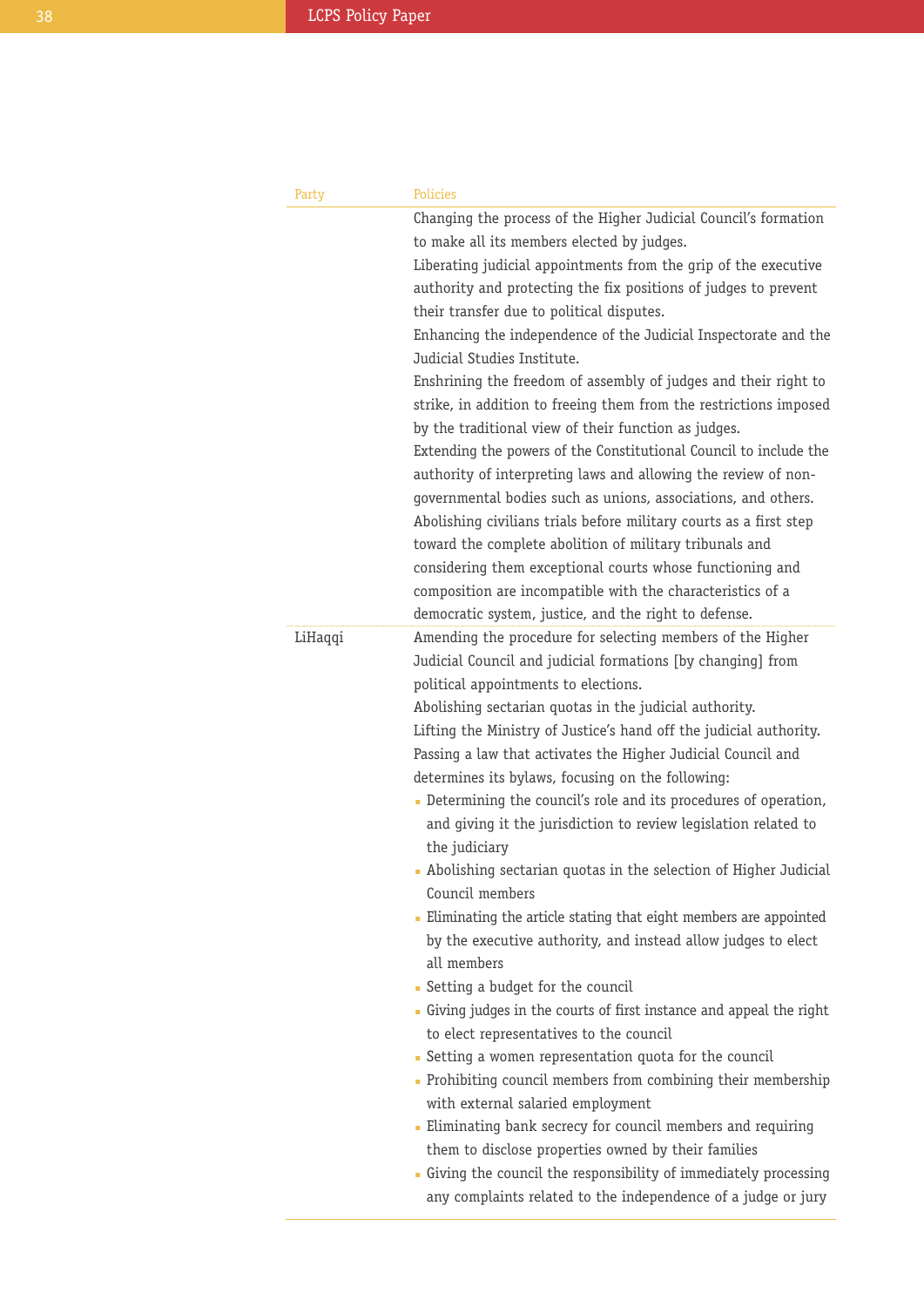| Party | Policies |
|---|---|
| | Changing the process of the Higher Judicial Council's formation to make all its members elected by judges.<br>Liberating judicial appointments from the grip of the executive authority and protecting the fix positions of judges to prevent their transfer due to political disputes.<br>Enhancing the independence of the Judicial Inspectorate and the Judicial Studies Institute.<br>Enshrining the freedom of assembly of judges and their right to strike, in addition to freeing them from the restrictions imposed by the traditional view of their function as judges.<br>Extending the powers of the Constitutional Council to include the authority of interpreting laws and allowing the review of non-governmental bodies such as unions, associations, and others.<br>Abolishing civilians trials before military courts as a first step toward the complete abolition of military tribunals and considering them exceptional courts whose functioning and composition are incompatible with the characteristics of a democratic system, justice, and the right to defense. |
| LiHaqqi | Amending the procedure for selecting members of the Higher Judicial Council and judicial formations [by changing] from political appointments to elections.<br>Abolishing sectarian quotas in the judicial authority.<br>Lifting the Ministry of Justice's hand off the judicial authority.<br>Passing a law that activates the Higher Judicial Council and determines its bylaws, focusing on the following:<br>▪ Determining the council's role and its procedures of operation, and giving it the jurisdiction to review legislation related to the judiciary<br>▪ Abolishing sectarian quotas in the selection of Higher Judicial Council members<br>▪ Eliminating the article stating that eight members are appointed by the executive authority, and instead allow judges to elect all members<br>▪ Setting a budget for the council<br>▪ Giving judges in the courts of first instance and appeal the right to elect representatives to the council<br>▪ Setting a women representation quota for the council<br>▪ Prohibiting council members from combining their membership with external salaried employment<br>▪ Eliminating bank secrecy for council members and requiring them to disclose properties owned by their families<br>▪ Giving the council the responsibility of immediately processing any complaints related to the independence of a judge or jury |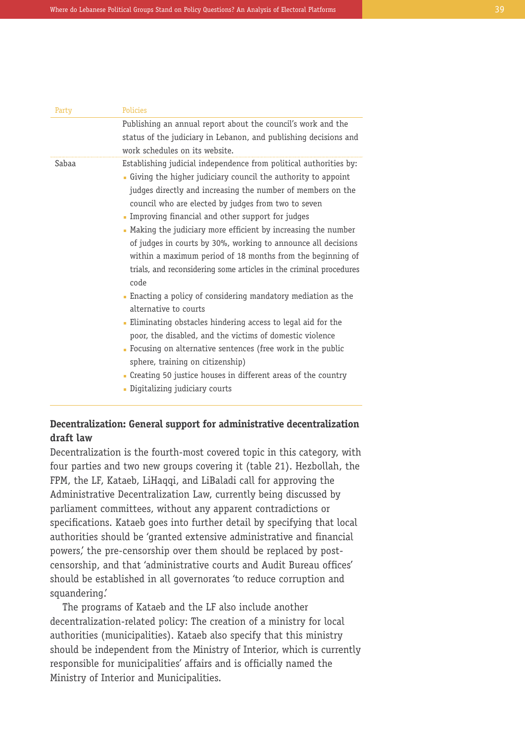| Party | Policies |
| --- | --- |
| | Publishing an annual report about the council's work and the status of the judiciary in Lebanon, and publishing decisions and work schedules on its website. |
| Sabaa | Establishing judicial independence from political authorities by: <br>▪ Giving the higher judiciary council the authority to appoint judges directly and increasing the number of members on the council who are elected by judges from two to seven <br>▪ Improving financial and other support for judges <br>▪ Making the judiciary more efficient by increasing the number of judges in courts by 30%, working to announce all decisions within a maximum period of 18 months from the beginning of trials, and reconsidering some articles in the criminal procedures code <br>▪ Enacting a policy of considering mandatory mediation as the alternative to courts <br>▪ Eliminating obstacles hindering access to legal aid for the poor, the disabled, and the victims of domestic violence <br>▪ Focusing on alternative sentences (free work in the public sphere, training on citizenship) <br>▪ Creating 50 justice houses in different areas of the country <br>▪ Digitalizing judiciary courts |

**Decentralization: General support for administrative decentralization draft law**

Decentralization is the fourth-most covered topic in this category, with four parties and two new groups covering it (table 21). Hezbollah, the FPM, the LF, Kataeb, LiHaqqi, and LiBaladi call for approving the Administrative Decentralization Law, currently being discussed by parliament committees, without any apparent contradictions or specifications. Kataeb goes into further detail by specifying that local authorities should be 'granted extensive administrative and financial powers,' the pre-censorship over them should be replaced by post-censorship, and that 'administrative courts and Audit Bureau offices' should be established in all governorates 'to reduce corruption and squandering.'

The programs of Kataeb and the LF also include another decentralization-related policy: The creation of a ministry for local authorities (municipalities). Kataeb also specify that this ministry should be independent from the Ministry of Interior, which is currently responsible for municipalities' affairs and is officially named the Ministry of Interior and Municipalities.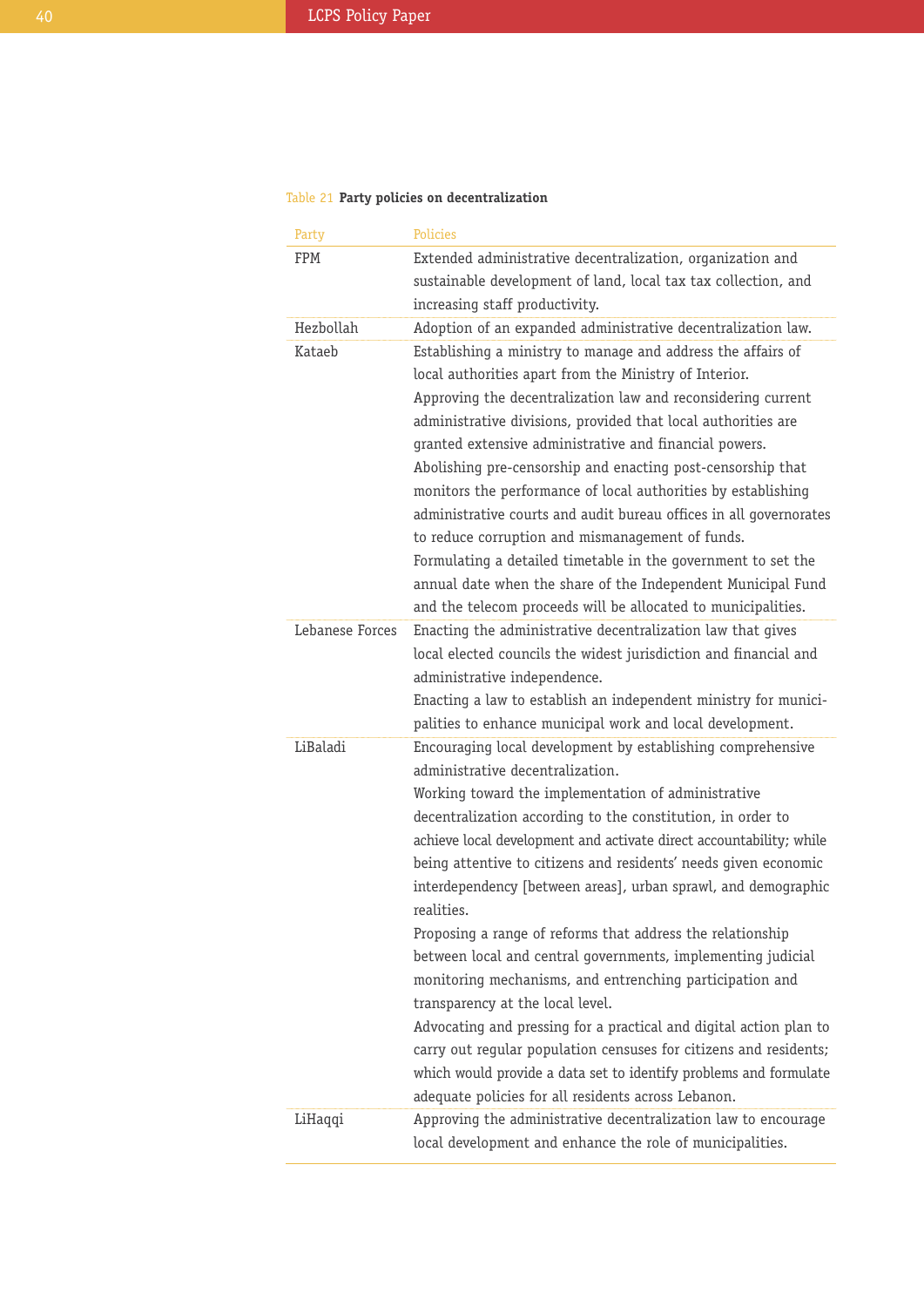Table 21 **Party policies on decentralization**

| Party | Policies |
|---|---|
| FPM | Extended administrative decentralization, organization and sustainable development of land, local tax tax collection, and increasing staff productivity. |
| Hezbollah | Adoption of an expanded administrative decentralization law. |
| Kataeb | Establishing a ministry to manage and address the affairs of local authorities apart from the Ministry of Interior.<br>Approving the decentralization law and reconsidering current administrative divisions, provided that local authorities are granted extensive administrative and financial powers.<br>Abolishing pre-censorship and enacting post-censorship that monitors the performance of local authorities by establishing administrative courts and audit bureau offices in all governorates to reduce corruption and mismanagement of funds.<br>Formulating a detailed timetable in the government to set the annual date when the share of the Independent Municipal Fund and the telecom proceeds will be allocated to municipalities. |
| Lebanese Forces | Enacting the administrative decentralization law that gives local elected councils the widest jurisdiction and financial and administrative independence.<br>Enacting a law to establish an independent ministry for municipalities to enhance municipal work and local development. |
| LiBaladi | Encouraging local development by establishing comprehensive administrative decentralization.<br>Working toward the implementation of administrative decentralization according to the constitution, in order to achieve local development and activate direct accountability; while being attentive to citizens and residents' needs given economic interdependency [between areas], urban sprawl, and demographic realities.<br>Proposing a range of reforms that address the relationship between local and central governments, implementing judicial monitoring mechanisms, and entrenching participation and transparency at the local level.<br>Advocating and pressing for a practical and digital action plan to carry out regular population censuses for citizens and residents; which would provide a data set to identify problems and formulate adequate policies for all residents across Lebanon. |
| LiHaqqi | Approving the administrative decentralization law to encourage local development and enhance the role of municipalities. |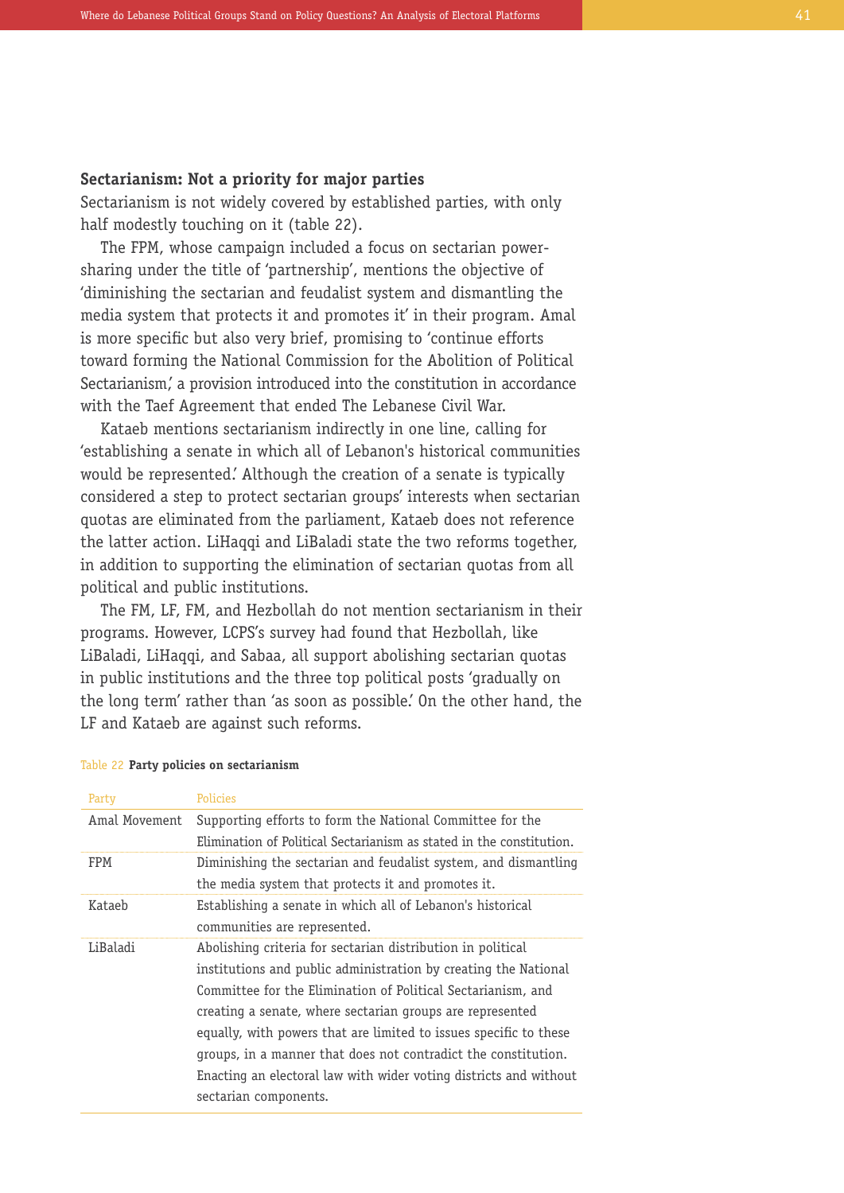### Sectarianism: Not a priority for major parties

Sectarianism is not widely covered by established parties, with only half modestly touching on it (table 22).

The FPM, whose campaign included a focus on sectarian power-sharing under the title of 'partnership', mentions the objective of 'diminishing the sectarian and feudalist system and dismantling the media system that protects it and promotes it' in their program. Amal is more specific but also very brief, promising to 'continue efforts toward forming the National Commission for the Abolition of Political Sectarianism,' a provision introduced into the constitution in accordance with the Taef Agreement that ended The Lebanese Civil War.

Kataeb mentions sectarianism indirectly in one line, calling for 'establishing a senate in which all of Lebanon's historical communities would be represented.' Although the creation of a senate is typically considered a step to protect sectarian groups' interests when sectarian quotas are eliminated from the parliament, Kataeb does not reference the latter action. LiHaqqi and LiBaladi state the two reforms together, in addition to supporting the elimination of sectarian quotas from all political and public institutions.

The FM, LF, FM, and Hezbollah do not mention sectarianism in their programs. However, LCPS's survey had found that Hezbollah, like LiBaladi, LiHaqqi, and Sabaa, all support abolishing sectarian quotas in public institutions and the three top political posts 'gradually on the long term' rather than 'as soon as possible.' On the other hand, the LF and Kataeb are against such reforms.

Table 22 **Party policies on sectarianism**

| Party | Policies |
|---|---|
| Amal Movement | Supporting efforts to form the National Committee for the Elimination of Political Sectarianism as stated in the constitution. |
| FPM | Diminishing the sectarian and feudalist system, and dismantling the media system that protects it and promotes it. |
| Kataeb | Establishing a senate in which all of Lebanon's historical communities are represented. |
| LiBaladi | Abolishing criteria for sectarian distribution in political institutions and public administration by creating the National Committee for the Elimination of Political Sectarianism, and creating a senate, where sectarian groups are represented equally, with powers that are limited to issues specific to these groups, in a manner that does not contradict the constitution. Enacting an electoral law with wider voting districts and without sectarian components. |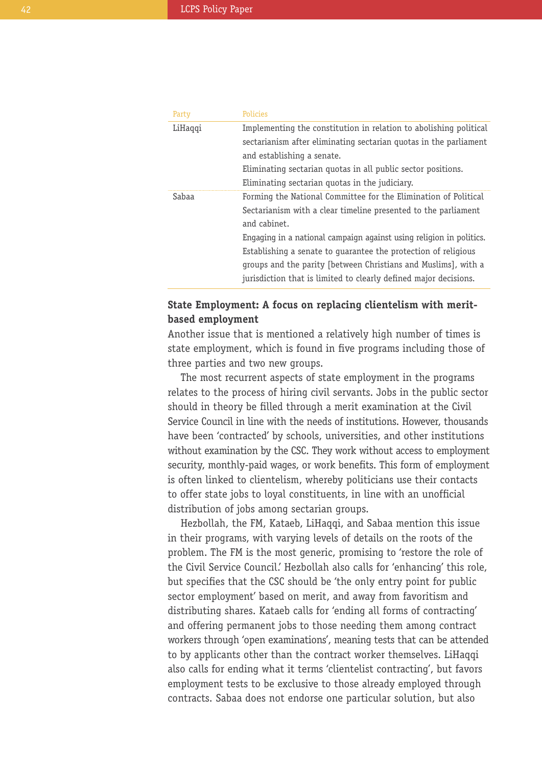| Party | Policies |
| --- | --- |
| LiHaqqi | Implementing the constitution in relation to abolishing political sectarianism after eliminating sectarian quotas in the parliament and establishing a senate.<br>Eliminating sectarian quotas in all public sector positions.<br>Eliminating sectarian quotas in the judiciary. |
| Sabaa | Forming the National Committee for the Elimination of Political Sectarianism with a clear timeline presented to the parliament and cabinet.<br>Engaging in a national campaign against using religion in politics.<br>Establishing a senate to guarantee the protection of religious groups and the parity [between Christians and Muslims], with a jurisdiction that is limited to clearly defined major decisions. |

### State Employment: A focus on replacing clientelism with merit-based employment

Another issue that is mentioned a relatively high number of times is state employment, which is found in five programs including those of three parties and two new groups.

The most recurrent aspects of state employment in the programs relates to the process of hiring civil servants. Jobs in the public sector should in theory be filled through a merit examination at the Civil Service Council in line with the needs of institutions. However, thousands have been 'contracted' by schools, universities, and other institutions without examination by the CSC. They work without access to employment security, monthly-paid wages, or work benefits. This form of employment is often linked to clientelism, whereby politicians use their contacts to offer state jobs to loyal constituents, in line with an unofficial distribution of jobs among sectarian groups.

Hezbollah, the FM, Kataeb, LiHaqqi, and Sabaa mention this issue in their programs, with varying levels of details on the roots of the problem. The FM is the most generic, promising to 'restore the role of the Civil Service Council.' Hezbollah also calls for 'enhancing' this role, but specifies that the CSC should be 'the only entry point for public sector employment' based on merit, and away from favoritism and distributing shares. Kataeb calls for 'ending all forms of contracting' and offering permanent jobs to those needing them among contract workers through 'open examinations', meaning tests that can be attended to by applicants other than the contract worker themselves. LiHaqqi also calls for ending what it terms 'clientelist contracting', but favors employment tests to be exclusive to those already employed through contracts. Sabaa does not endorse one particular solution, but also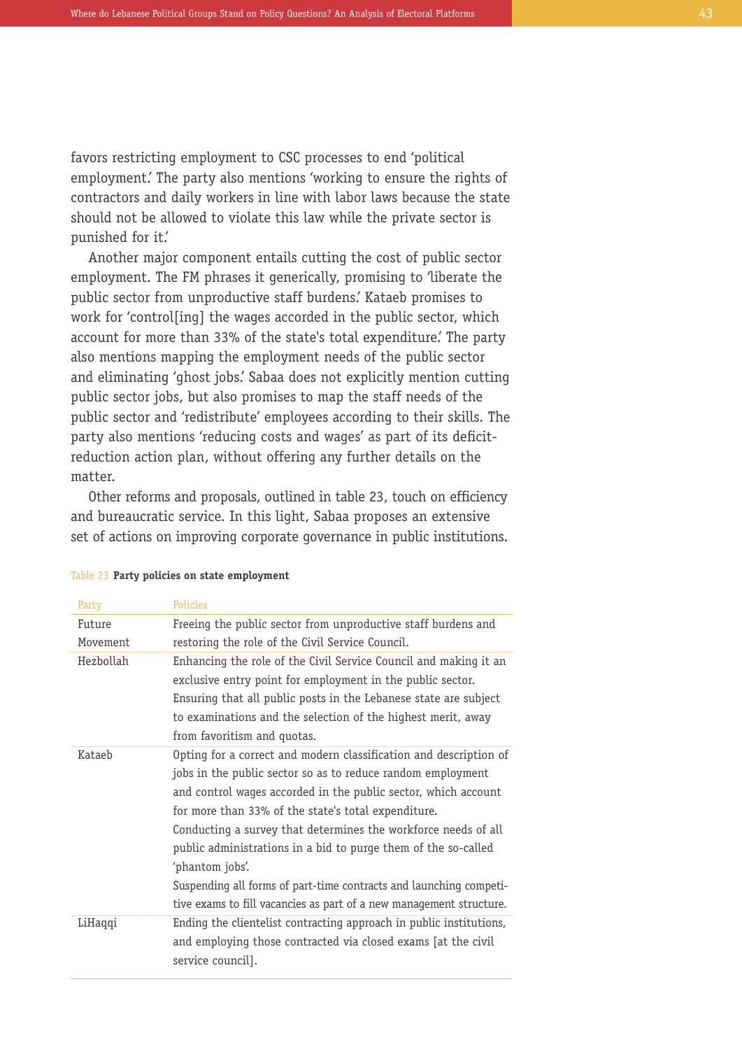favors restricting employment to CSC processes to end 'political employment.' The party also mentions 'working to ensure the rights of contractors and daily workers in line with labor laws because the state should not be allowed to violate this law while the private sector is punished for it.'

Another major component entails cutting the cost of public sector employment. The FM phrases it generically, promising to 'liberate the public sector from unproductive staff burdens.' Kataeb promises to work for 'control[ing] the wages accorded in the public sector, which account for more than 33% of the state's total expenditure.' The party also mentions mapping the employment needs of the public sector and eliminating 'ghost jobs.' Sabaa does not explicitly mention cutting public sector jobs, but also promises to map the staff needs of the public sector and 'redistribute' employees according to their skills. The party also mentions 'reducing costs and wages' as part of its deficit-reduction action plan, without offering any further details on the matter.

Other reforms and proposals, outlined in table 23, touch on efficiency and bureaucratic service. In this light, Sabaa proposes an extensive set of actions on improving corporate governance in public institutions.

Table 23 **Party policies on state employment**

| Party | Policies |
|---|---|
| Future Movement | Freeing the public sector from unproductive staff burdens and restoring the role of the Civil Service Council. |
| Hezbollah | Enhancing the role of the Civil Service Council and making it an exclusive entry point for employment in the public sector. Ensuring that all public posts in the Lebanese state are subject to examinations and the selection of the highest merit, away from favoritism and quotas. |
| Kataeb | Opting for a correct and modern classification and description of jobs in the public sector so as to reduce random employment and control wages accorded in the public sector, which account for more than 33% of the state's total expenditure. Conducting a survey that determines the workforce needs of all public administrations in a bid to purge them of the so-called 'phantom jobs'. Suspending all forms of part-time contracts and launching competitive exams to fill vacancies as part of a new management structure. |
| LiHaqqi | Ending the clientelist contracting approach in public institutions, and employing those contracted via closed exams [at the civil service council]. |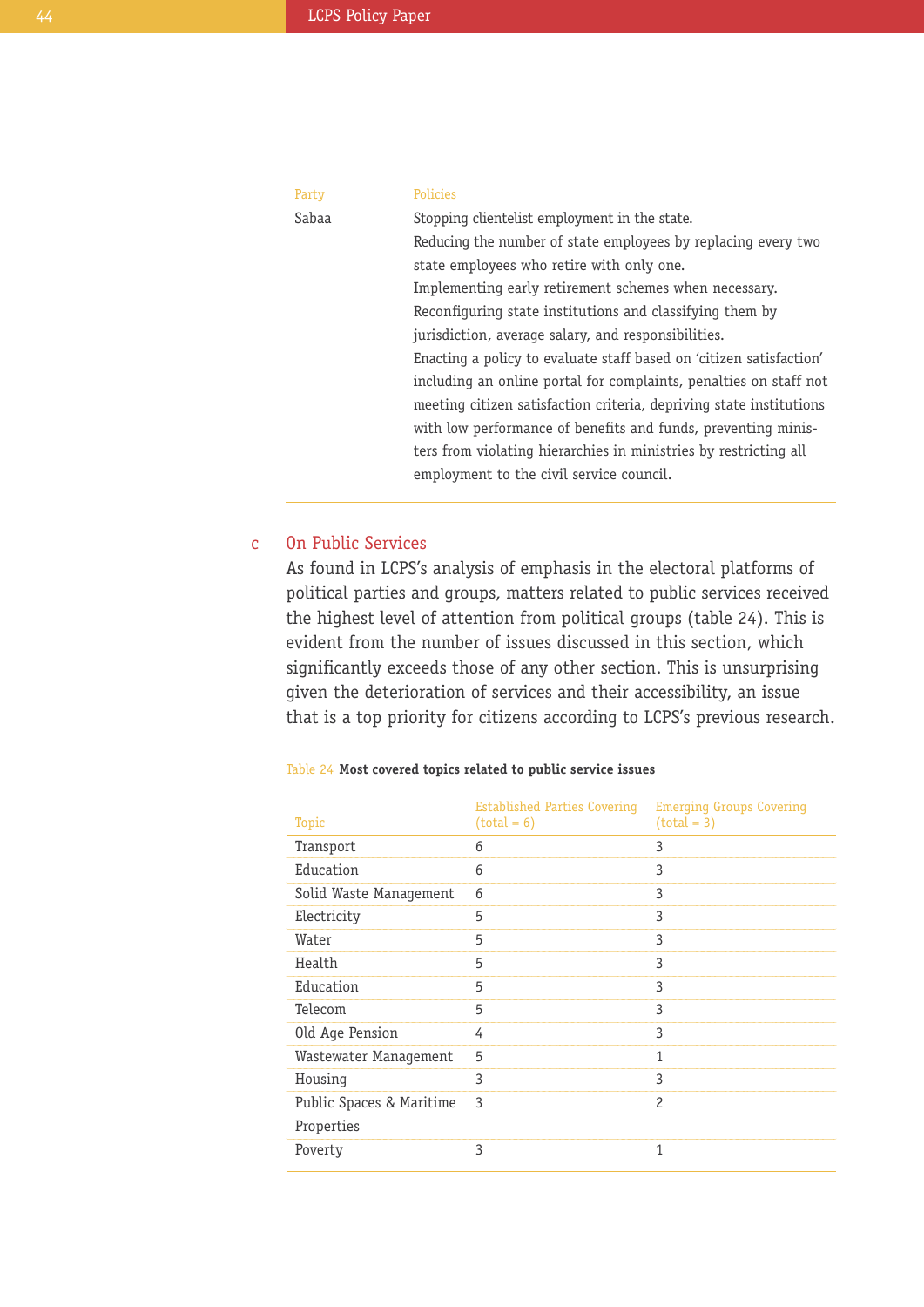| Party | Policies |
|---|---|
| Sabaa | Stopping clientelist employment in the state.<br>Reducing the number of state employees by replacing every two state employees who retire with only one.<br>Implementing early retirement schemes when necessary.<br>Reconfiguring state institutions and classifying them by jurisdiction, average salary, and responsibilities.<br>Enacting a policy to evaluate staff based on 'citizen satisfaction' including an online portal for complaints, penalties on staff not meeting citizen satisfaction criteria, depriving state institutions with low performance of benefits and funds, preventing ministers from violating hierarchies in ministries by restricting all employment to the civil service council. |

### c On Public Services

As found in LCPS's analysis of emphasis in the electoral platforms of political parties and groups, matters related to public services received the highest level of attention from political groups (table 24). This is evident from the number of issues discussed in this section, which significantly exceeds those of any other section. This is unsurprising given the deterioration of services and their accessibility, an issue that is a top priority for citizens according to LCPS's previous research.

Table 24 **Most covered topics related to public service issues**

| Topic | Established Parties Covering (total = 6) | Emerging Groups Covering (total = 3) |
|---|---|---|
| Transport | 6 | 3 |
| Education | 6 | 3 |
| Solid Waste Management | 6 | 3 |
| Electricity | 5 | 3 |
| Water | 5 | 3 |
| Health | 5 | 3 |
| Education | 5 | 3 |
| Telecom | 5 | 3 |
| Old Age Pension | 4 | 3 |
| Wastewater Management | 5 | 1 |
| Housing | 3 | 3 |
| Public Spaces & Maritime Properties | 3 | 2 |
| Poverty | 3 | 1 |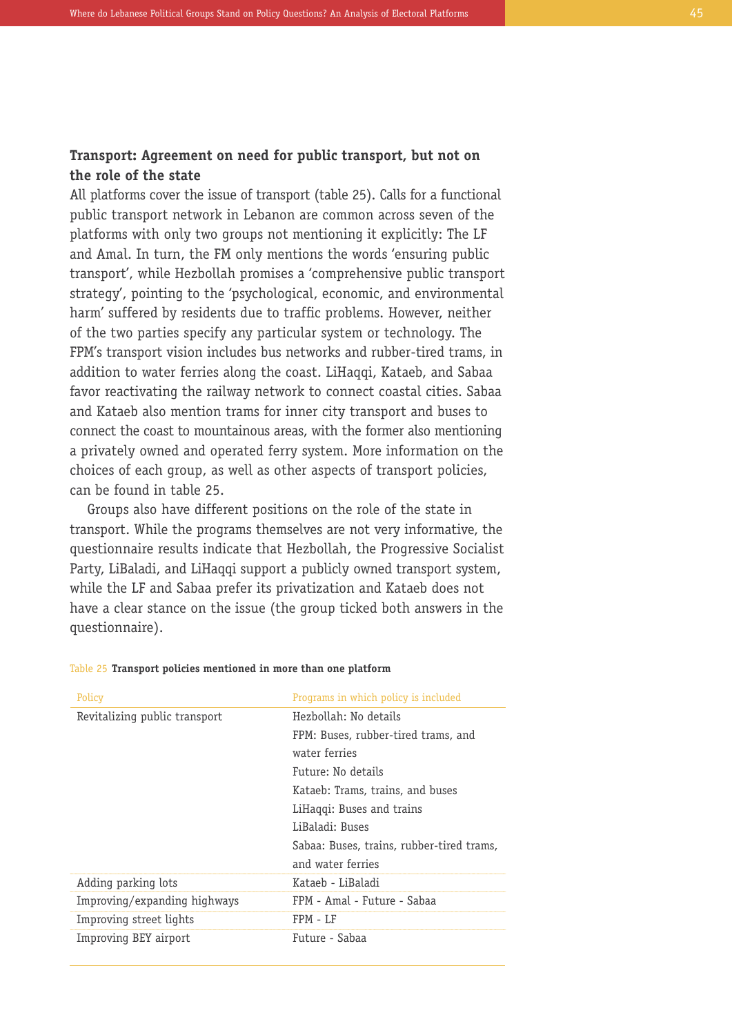## Transport: Agreement on need for public transport, but not on the role of the state

All platforms cover the issue of transport (table 25). Calls for a functional public transport network in Lebanon are common across seven of the platforms with only two groups not mentioning it explicitly: The LF and Amal. In turn, the FM only mentions the words 'ensuring public transport', while Hezbollah promises a 'comprehensive public transport strategy', pointing to the 'psychological, economic, and environmental harm' suffered by residents due to traffic problems. However, neither of the two parties specify any particular system or technology. The FPM's transport vision includes bus networks and rubber-tired trams, in addition to water ferries along the coast. LiHaqqi, Kataeb, and Sabaa favor reactivating the railway network to connect coastal cities. Sabaa and Kataeb also mention trams for inner city transport and buses to connect the coast to mountainous areas, with the former also mentioning a privately owned and operated ferry system. More information on the choices of each group, as well as other aspects of transport policies, can be found in table 25.

Groups also have different positions on the role of the state in transport. While the programs themselves are not very informative, the questionnaire results indicate that Hezbollah, the Progressive Socialist Party, LiBaladi, and LiHaqqi support a publicly owned transport system, while the LF and Sabaa prefer its privatization and Kataeb does not have a clear stance on the issue (the group ticked both answers in the questionnaire).

Table 25 **Transport policies mentioned in more than one platform**

| Policy | Programs in which policy is included |
|---|---|
| Revitalizing public transport | Hezbollah: No details<br>FPM: Buses, rubber-tired trams, and water ferries<br>Future: No details<br>Kataeb: Trams, trains, and buses<br>LiHaqqi: Buses and trains<br>LiBaladi: Buses<br>Sabaa: Buses, trains, rubber-tired trams, and water ferries |
| Adding parking lots | Kataeb - LiBaladi |
| Improving/expanding highways | FPM - Amal - Future - Sabaa |
| Improving street lights | FPM - LF |
| Improving BEY airport | Future - Sabaa |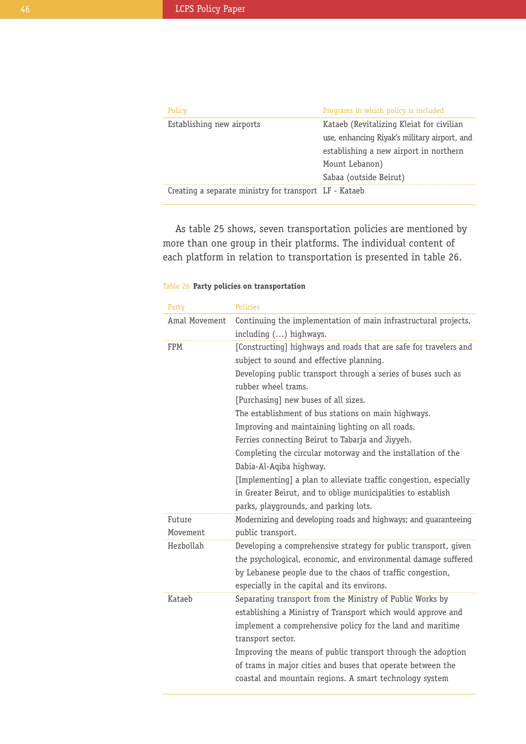| Policy | Programs in which policy is included |
|---|---|
| Establishing new airports | Kataeb (Revitalizing Kleiat for civilian use, enhancing Riyak's military airport, and establishing a new airport in northern Mount Lebanon)<br>Sabaa (outside Beirut) |
| Creating a separate ministry for transport | LF - Kataeb |

As table 25 shows, seven transportation policies are mentioned by more than one group in their platforms. The individual content of each platform in relation to transportation is presented in table 26.

Table 26 **Party policies on transportation**

| Party | Policies |
|---|---|
| Amal Movement | Continuing the implementation of main infrastructural projects, including (…) highways. |
| FPM | [Constructing] highways and roads that are safe for travelers and subject to sound and effective planning.<br>Developing public transport through a series of buses such as rubber wheel trams.<br>[Purchasing] new buses of all sizes.<br>The establishment of bus stations on main highways.<br>Improving and maintaining lighting on all roads.<br>Ferries connecting Beirut to Tabarja and Jiyyeh.<br>Completing the circular motorway and the installation of the Dabia-Al-Aqiba highway.<br>[Implementing] a plan to alleviate traffic congestion, especially in Greater Beirut, and to oblige municipalities to establish parks, playgrounds, and parking lots. |
| Future Movement | Modernizing and developing roads and highways; and guaranteeing public transport. |
| Hezbollah | Developing a comprehensive strategy for public transport, given the psychological, economic, and environmental damage suffered by Lebanese people due to the chaos of traffic congestion, especially in the capital and its environs. |
| Kataeb | Separating transport from the Ministry of Public Works by establishing a Ministry of Transport which would approve and implement a comprehensive policy for the land and maritime transport sector.<br>Improving the means of public transport through the adoption of trams in major cities and buses that operate between the coastal and mountain regions. A smart technology system |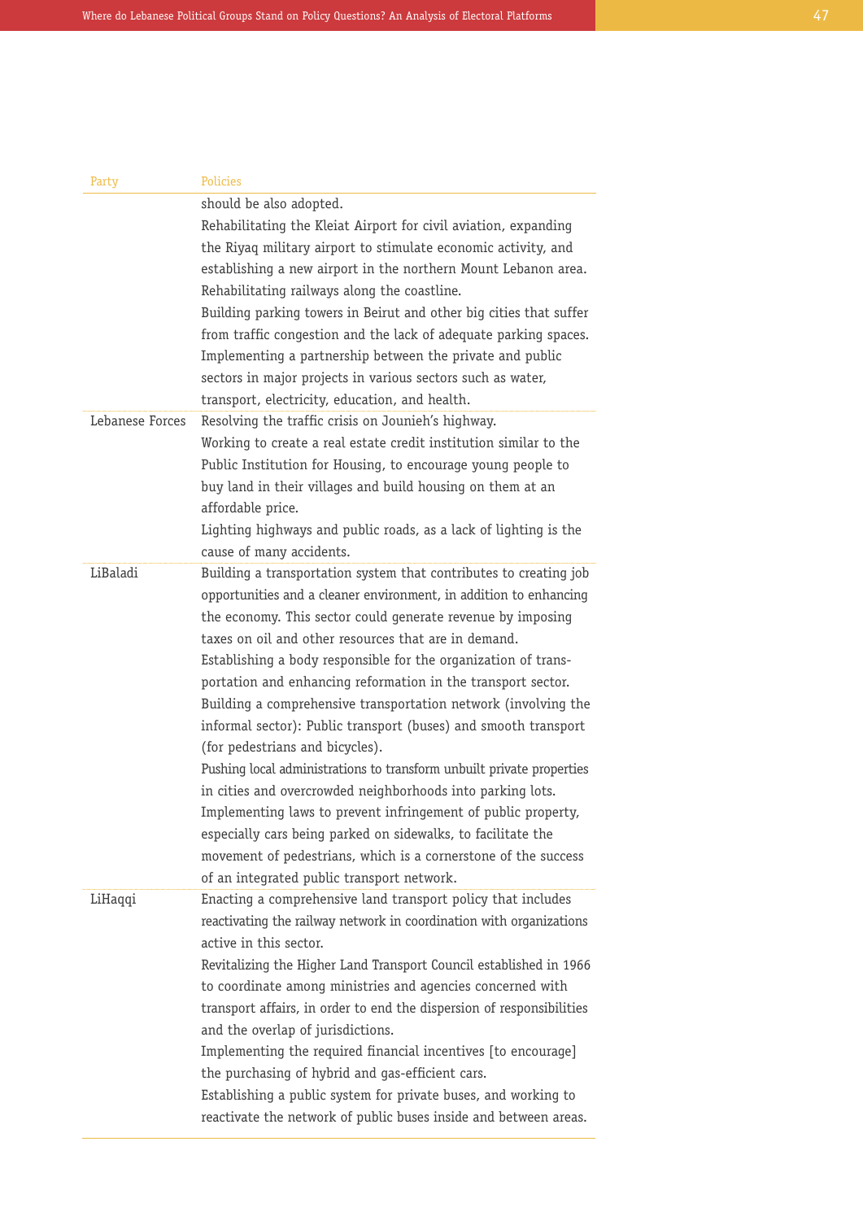| Party | Policies |
|---|---|
| | should be also adopted.<br>Rehabilitating the Kleiat Airport for civil aviation, expanding the Riyaq military airport to stimulate economic activity, and establishing a new airport in the northern Mount Lebanon area.<br>Rehabilitating railways along the coastline.<br>Building parking towers in Beirut and other big cities that suffer from traffic congestion and the lack of adequate parking spaces.<br>Implementing a partnership between the private and public sectors in major projects in various sectors such as water, transport, electricity, education, and health. |
| Lebanese Forces | Resolving the traffic crisis on Jounieh's highway.<br>Working to create a real estate credit institution similar to the Public Institution for Housing, to encourage young people to buy land in their villages and build housing on them at an affordable price.<br>Lighting highways and public roads, as a lack of lighting is the cause of many accidents. |
| LiBaladi | Building a transportation system that contributes to creating job opportunities and a cleaner environment, in addition to enhancing the economy. This sector could generate revenue by imposing taxes on oil and other resources that are in demand.<br>Establishing a body responsible for the organization of transportation and enhancing reformation in the transport sector.<br>Building a comprehensive transportation network (involving the informal sector): Public transport (buses) and smooth transport (for pedestrians and bicycles).<br>Pushing local administrations to transform unbuilt private properties in cities and overcrowded neighborhoods into parking lots.<br>Implementing laws to prevent infringement of public property, especially cars being parked on sidewalks, to facilitate the movement of pedestrians, which is a cornerstone of the success of an integrated public transport network. |
| LiHaqqi | Enacting a comprehensive land transport policy that includes reactivating the railway network in coordination with organizations active in this sector.<br>Revitalizing the Higher Land Transport Council established in 1966 to coordinate among ministries and agencies concerned with transport affairs, in order to end the dispersion of responsibilities and the overlap of jurisdictions.<br>Implementing the required financial incentives [to encourage] the purchasing of hybrid and gas-efficient cars.<br>Establishing a public system for private buses, and working to reactivate the network of public buses inside and between areas. |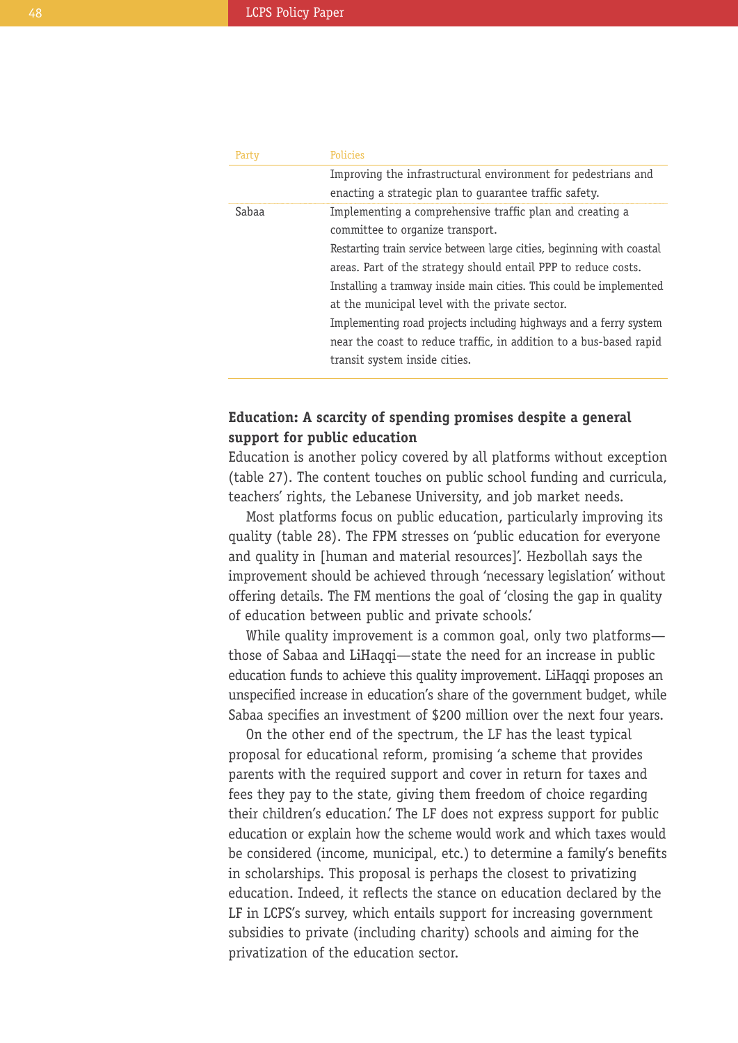| Party | Policies |
|---|---|
| | Improving the infrastructural environment for pedestrians and enacting a strategic plan to guarantee traffic safety. |
| Sabaa | Implementing a comprehensive traffic plan and creating a committee to organize transport.<br>Restarting train service between large cities, beginning with coastal areas. Part of the strategy should entail PPP to reduce costs.<br>Installing a tramway inside main cities. This could be implemented at the municipal level with the private sector.<br>Implementing road projects including highways and a ferry system near the coast to reduce traffic, in addition to a bus-based rapid transit system inside cities. |

**Education: A scarcity of spending promises despite a general support for public education**

Education is another policy covered by all platforms without exception (table 27). The content touches on public school funding and curricula, teachers' rights, the Lebanese University, and job market needs.

Most platforms focus on public education, particularly improving its quality (table 28). The FPM stresses on 'public education for everyone and quality in [human and material resources]'. Hezbollah says the improvement should be achieved through 'necessary legislation' without offering details. The FM mentions the goal of 'closing the gap in quality of education between public and private schools.'

While quality improvement is a common goal, only two platforms—those of Sabaa and LiHaqqi—state the need for an increase in public education funds to achieve this quality improvement. LiHaqqi proposes an unspecified increase in education's share of the government budget, while Sabaa specifies an investment of $200 million over the next four years.

On the other end of the spectrum, the LF has the least typical proposal for educational reform, promising 'a scheme that provides parents with the required support and cover in return for taxes and fees they pay to the state, giving them freedom of choice regarding their children's education.' The LF does not express support for public education or explain how the scheme would work and which taxes would be considered (income, municipal, etc.) to determine a family's benefits in scholarships. This proposal is perhaps the closest to privatizing education. Indeed, it reflects the stance on education declared by the LF in LCPS's survey, which entails support for increasing government subsidies to private (including charity) schools and aiming for the privatization of the education sector.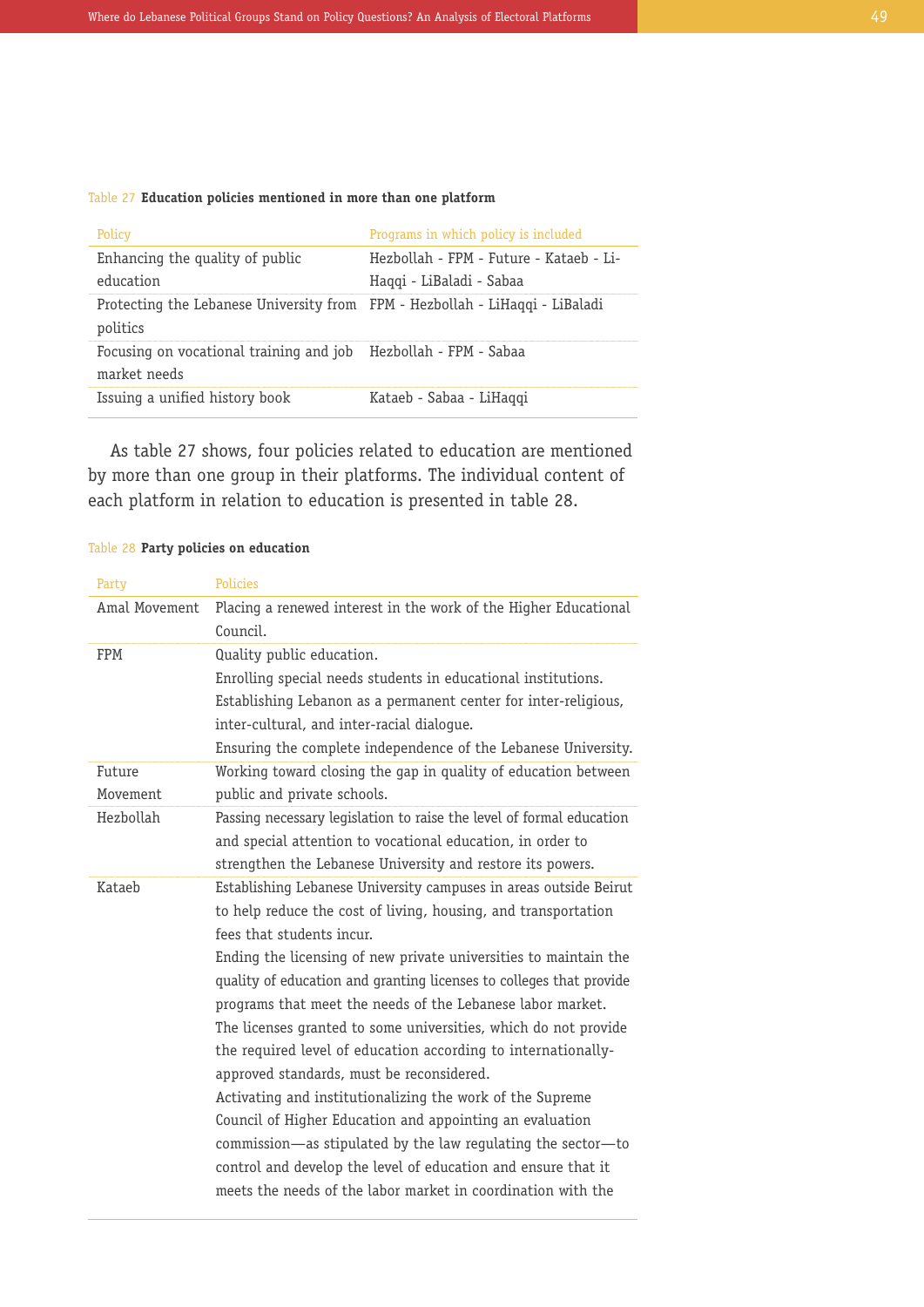Table 27 **Education policies mentioned in more than one platform**

| Policy | Programs in which policy is included |
|---|---|
| Enhancing the quality of public education | Hezbollah - FPM - Future - Kataeb - LiHaqqi - LiBaladi - Sabaa |
| Protecting the Lebanese University from politics | FPM - Hezbollah - LiHaqqi - LiBaladi |
| Focusing on vocational training and job market needs | Hezbollah - FPM - Sabaa |
| Issuing a unified history book | Kataeb - Sabaa - LiHaqqi |

As table 27 shows, four policies related to education are mentioned by more than one group in their platforms. The individual content of each platform in relation to education is presented in table 28.

Table 28 **Party policies on education**

| Party | Policies |
|---|---|
| Amal Movement | Placing a renewed interest in the work of the Higher Educational Council. |
| FPM | Quality public education.<br>Enrolling special needs students in educational institutions.<br>Establishing Lebanon as a permanent center for inter-religious, inter-cultural, and inter-racial dialogue.<br>Ensuring the complete independence of the Lebanese University. |
| Future Movement | Working toward closing the gap in quality of education between public and private schools. |
| Hezbollah | Passing necessary legislation to raise the level of formal education and special attention to vocational education, in order to strengthen the Lebanese University and restore its powers. |
| Kataeb | Establishing Lebanese University campuses in areas outside Beirut to help reduce the cost of living, housing, and transportation fees that students incur.<br>Ending the licensing of new private universities to maintain the quality of education and granting licenses to colleges that provide programs that meet the needs of the Lebanese labor market.<br>The licenses granted to some universities, which do not provide the required level of education according to internationally-approved standards, must be reconsidered.<br>Activating and institutionalizing the work of the Supreme Council of Higher Education and appointing an evaluation commission—as stipulated by the law regulating the sector—to control and develop the level of education and ensure that it meets the needs of the labor market in coordination with the |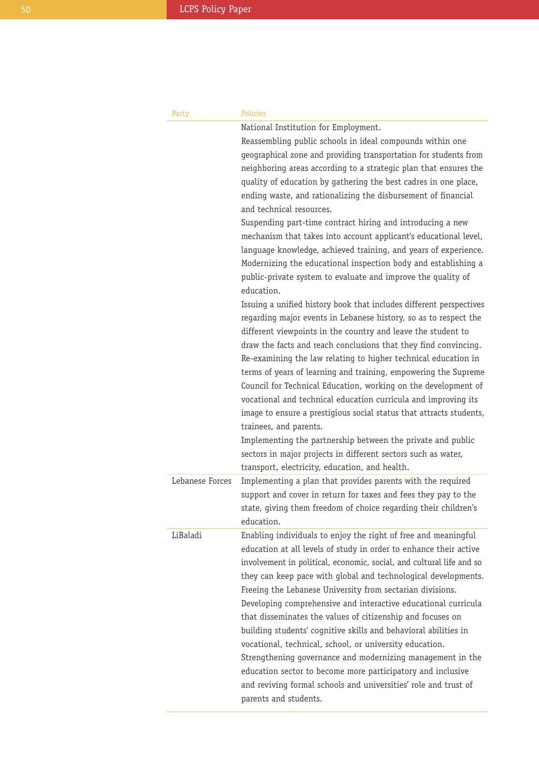| Party | Policies |
|---|---|
| | National Institution for Employment.<br>Reassembling public schools in ideal compounds within one geographical zone and providing transportation for students from neighboring areas according to a strategic plan that ensures the quality of education by gathering the best cadres in one place, ending waste, and rationalizing the disbursement of financial and technical resources.<br>Suspending part-time contract hiring and introducing a new mechanism that takes into account applicant's educational level, language knowledge, achieved training, and years of experience.<br>Modernizing the educational inspection body and establishing a public-private system to evaluate and improve the quality of education.<br>Issuing a unified history book that includes different perspectives regarding major events in Lebanese history, so as to respect the different viewpoints in the country and leave the student to draw the facts and reach conclusions that they find convincing.<br>Re-examining the law relating to higher technical education in terms of years of learning and training, empowering the Supreme Council for Technical Education, working on the development of vocational and technical education curricula and improving its image to ensure a prestigious social status that attracts students, trainees, and parents.<br>Implementing the partnership between the private and public sectors in major projects in different sectors such as water, transport, electricity, education, and health. |
| Lebanese Forces | Implementing a plan that provides parents with the required support and cover in return for taxes and fees they pay to the state, giving them freedom of choice regarding their children's education. |
| LiBaladi | Enabling individuals to enjoy the right of free and meaningful education at all levels of study in order to enhance their active involvement in political, economic, social, and cultural life and so they can keep pace with global and technological developments.<br>Freeing the Lebanese University from sectarian divisions.<br>Developing comprehensive and interactive educational curricula that disseminates the values of citizenship and focuses on building students' cognitive skills and behavioral abilities in vocational, technical, school, or university education.<br>Strengthening governance and modernizing management in the education sector to become more participatory and inclusive and reviving formal schools and universities' role and trust of parents and students. |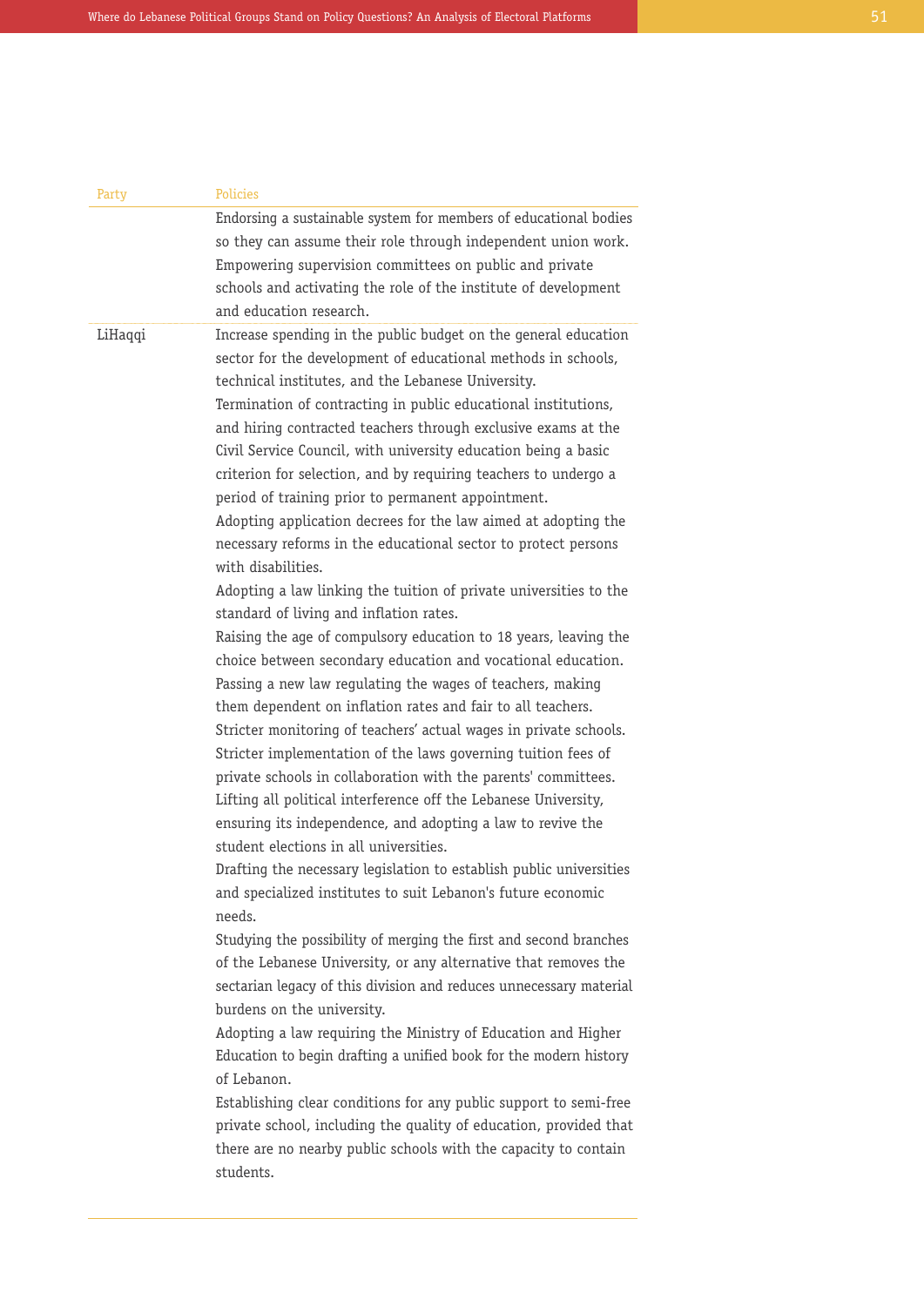| Party | Policies |
|---|---|
| | Endorsing a sustainable system for members of educational bodies so they can assume their role through independent union work.<br>Empowering supervision committees on public and private schools and activating the role of the institute of development and education research. |
| LiHaqqi | Increase spending in the public budget on the general education sector for the development of educational methods in schools, technical institutes, and the Lebanese University.<br>Termination of contracting in public educational institutions, and hiring contracted teachers through exclusive exams at the Civil Service Council, with university education being a basic criterion for selection, and by requiring teachers to undergo a period of training prior to permanent appointment.<br>Adopting application decrees for the law aimed at adopting the necessary reforms in the educational sector to protect persons with disabilities.<br>Adopting a law linking the tuition of private universities to the standard of living and inflation rates.<br>Raising the age of compulsory education to 18 years, leaving the choice between secondary education and vocational education.<br>Passing a new law regulating the wages of teachers, making them dependent on inflation rates and fair to all teachers.<br>Stricter monitoring of teachers' actual wages in private schools.<br>Stricter implementation of the laws governing tuition fees of private schools in collaboration with the parents' committees.<br>Lifting all political interference off the Lebanese University, ensuring its independence, and adopting a law to revive the student elections in all universities.<br>Drafting the necessary legislation to establish public universities and specialized institutes to suit Lebanon's future economic needs.<br>Studying the possibility of merging the first and second branches of the Lebanese University, or any alternative that removes the sectarian legacy of this division and reduces unnecessary material burdens on the university.<br>Adopting a law requiring the Ministry of Education and Higher Education to begin drafting a unified book for the modern history of Lebanon.<br>Establishing clear conditions for any public support to semi-free private school, including the quality of education, provided that there are no nearby public schools with the capacity to contain students. |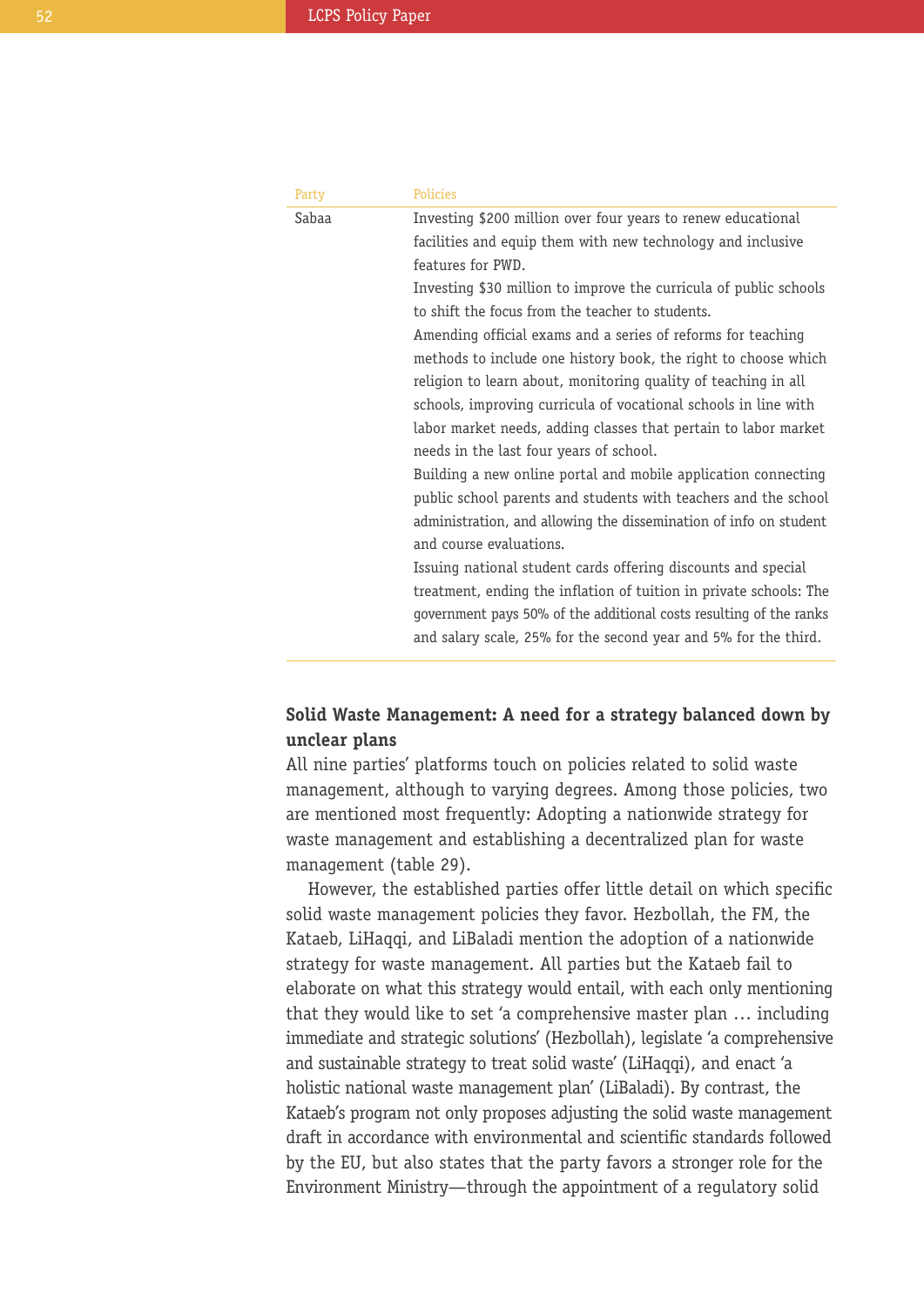| Party | Policies |
|---|---|
| Sabaa | Investing $200 million over four years to renew educational facilities and equip them with new technology and inclusive features for PWD.<br>Investing $30 million to improve the curricula of public schools to shift the focus from the teacher to students.<br>Amending official exams and a series of reforms for teaching methods to include one history book, the right to choose which religion to learn about, monitoring quality of teaching in all schools, improving curricula of vocational schools in line with labor market needs, adding classes that pertain to labor market needs in the last four years of school.<br>Building a new online portal and mobile application connecting public school parents and students with teachers and the school administration, and allowing the dissemination of info on student and course evaluations.<br>Issuing national student cards offering discounts and special treatment, ending the inflation of tuition in private schools: The government pays 50% of the additional costs resulting of the ranks and salary scale, 25% for the second year and 5% for the third. |

**Solid Waste Management: A need for a strategy balanced down by unclear plans**

All nine parties' platforms touch on policies related to solid waste management, although to varying degrees. Among those policies, two are mentioned most frequently: Adopting a nationwide strategy for waste management and establishing a decentralized plan for waste management (table 29).

However, the established parties offer little detail on which specific solid waste management policies they favor. Hezbollah, the FM, the Kataeb, LiHaqqi, and LiBaladi mention the adoption of a nationwide strategy for waste management. All parties but the Kataeb fail to elaborate on what this strategy would entail, with each only mentioning that they would like to set 'a comprehensive master plan … including immediate and strategic solutions' (Hezbollah), legislate 'a comprehensive and sustainable strategy to treat solid waste' (LiHaqqi), and enact 'a holistic national waste management plan' (LiBaladi). By contrast, the Kataeb's program not only proposes adjusting the solid waste management draft in accordance with environmental and scientific standards followed by the EU, but also states that the party favors a stronger role for the Environment Ministry—through the appointment of a regulatory solid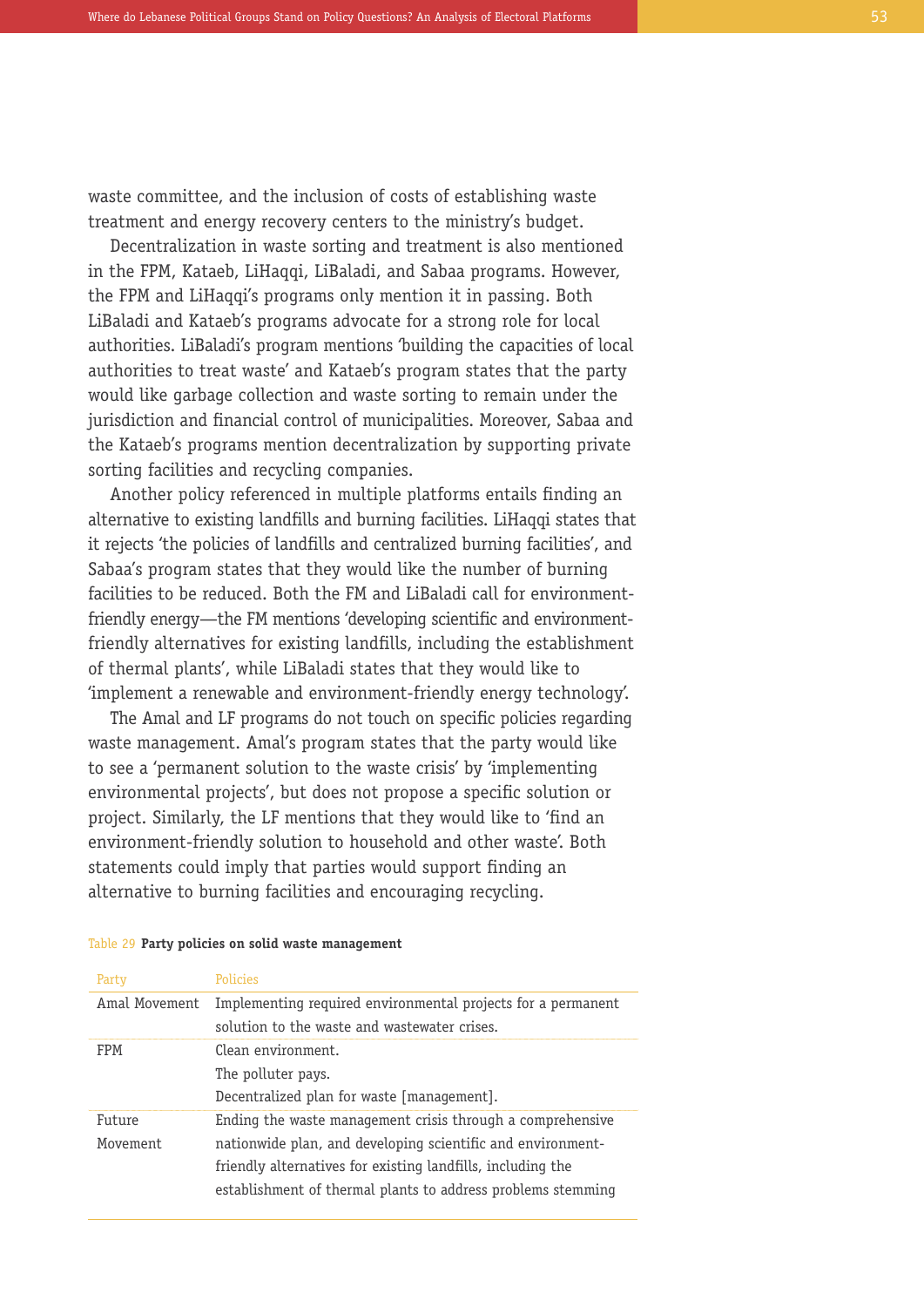waste committee, and the inclusion of costs of establishing waste treatment and energy recovery centers to the ministry's budget.

Decentralization in waste sorting and treatment is also mentioned in the FPM, Kataeb, LiHaqqi, LiBaladi, and Sabaa programs. However, the FPM and LiHaqqi's programs only mention it in passing. Both LiBaladi and Kataeb's programs advocate for a strong role for local authorities. LiBaladi's program mentions 'building the capacities of local authorities to treat waste' and Kataeb's program states that the party would like garbage collection and waste sorting to remain under the jurisdiction and financial control of municipalities. Moreover, Sabaa and the Kataeb's programs mention decentralization by supporting private sorting facilities and recycling companies.

Another policy referenced in multiple platforms entails finding an alternative to existing landfills and burning facilities. LiHaqqi states that it rejects 'the policies of landfills and centralized burning facilities', and Sabaa's program states that they would like the number of burning facilities to be reduced. Both the FM and LiBaladi call for environment-friendly energy—the FM mentions 'developing scientific and environment-friendly alternatives for existing landfills, including the establishment of thermal plants', while LiBaladi states that they would like to 'implement a renewable and environment-friendly energy technology'.

The Amal and LF programs do not touch on specific policies regarding waste management. Amal's program states that the party would like to see a 'permanent solution to the waste crisis' by 'implementing environmental projects', but does not propose a specific solution or project. Similarly, the LF mentions that they would like to 'find an environment-friendly solution to household and other waste'. Both statements could imply that parties would support finding an alternative to burning facilities and encouraging recycling.

Table 29 **Party policies on solid waste management**

| Party | Policies |
|---|---|
| Amal Movement | Implementing required environmental projects for a permanent solution to the waste and wastewater crises. |
| FPM | Clean environment.<br>The polluter pays.<br>Decentralized plan for waste [management]. |
| Future Movement | Ending the waste management crisis through a comprehensive nationwide plan, and developing scientific and environment-friendly alternatives for existing landfills, including the establishment of thermal plants to address problems stemming |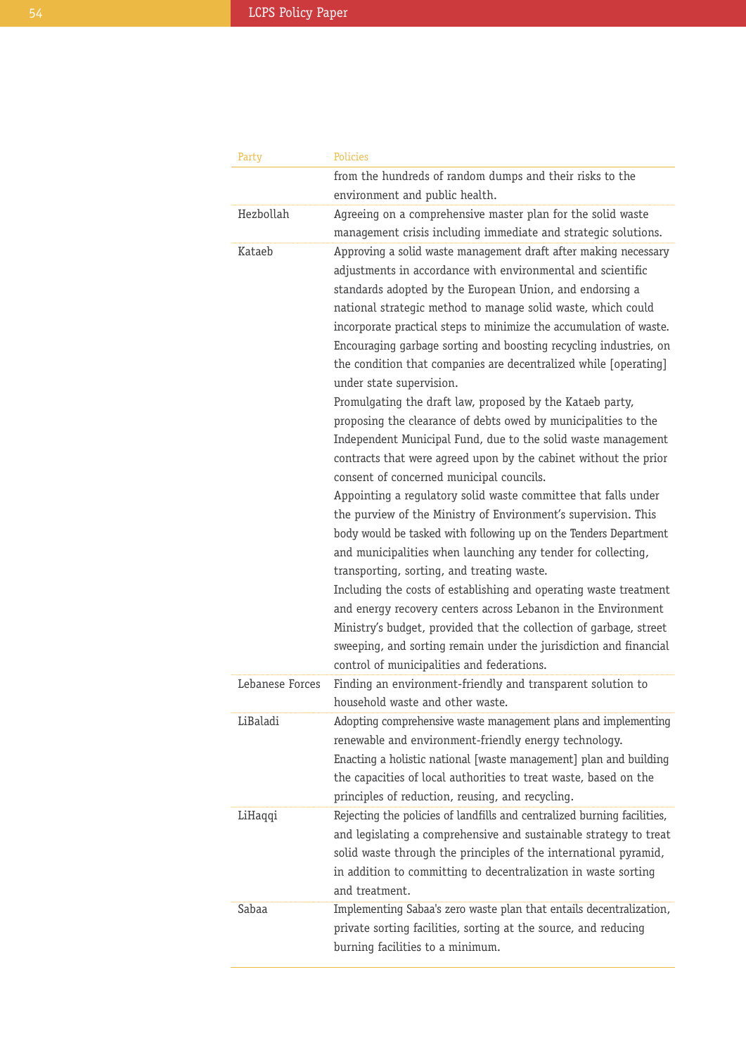| Party | Policies |
|---|---|
| | from the hundreds of random dumps and their risks to the environment and public health. |
| Hezbollah | Agreeing on a comprehensive master plan for the solid waste management crisis including immediate and strategic solutions. |
| Kataeb | Approving a solid waste management draft after making necessary adjustments in accordance with environmental and scientific standards adopted by the European Union, and endorsing a national strategic method to manage solid waste, which could incorporate practical steps to minimize the accumulation of waste. Encouraging garbage sorting and boosting recycling industries, on the condition that companies are decentralized while [operating] under state supervision.<br>Promulgating the draft law, proposed by the Kataeb party, proposing the clearance of debts owed by municipalities to the Independent Municipal Fund, due to the solid waste management contracts that were agreed upon by the cabinet without the prior consent of concerned municipal councils.<br>Appointing a regulatory solid waste committee that falls under the purview of the Ministry of Environment's supervision. This body would be tasked with following up on the Tenders Department and municipalities when launching any tender for collecting, transporting, sorting, and treating waste.<br>Including the costs of establishing and operating waste treatment and energy recovery centers across Lebanon in the Environment Ministry's budget, provided that the collection of garbage, street sweeping, and sorting remain under the jurisdiction and financial control of municipalities and federations. |
| Lebanese Forces | Finding an environment-friendly and transparent solution to household waste and other waste. |
| LiBaladi | Adopting comprehensive waste management plans and implementing renewable and environment-friendly energy technology.<br>Enacting a holistic national [waste management] plan and building the capacities of local authorities to treat waste, based on the principles of reduction, reusing, and recycling. |
| LiHaqqi | Rejecting the policies of landfills and centralized burning facilities, and legislating a comprehensive and sustainable strategy to treat solid waste through the principles of the international pyramid, in addition to committing to decentralization in waste sorting and treatment. |
| Sabaa | Implementing Sabaa's zero waste plan that entails decentralization, private sorting facilities, sorting at the source, and reducing burning facilities to a minimum. |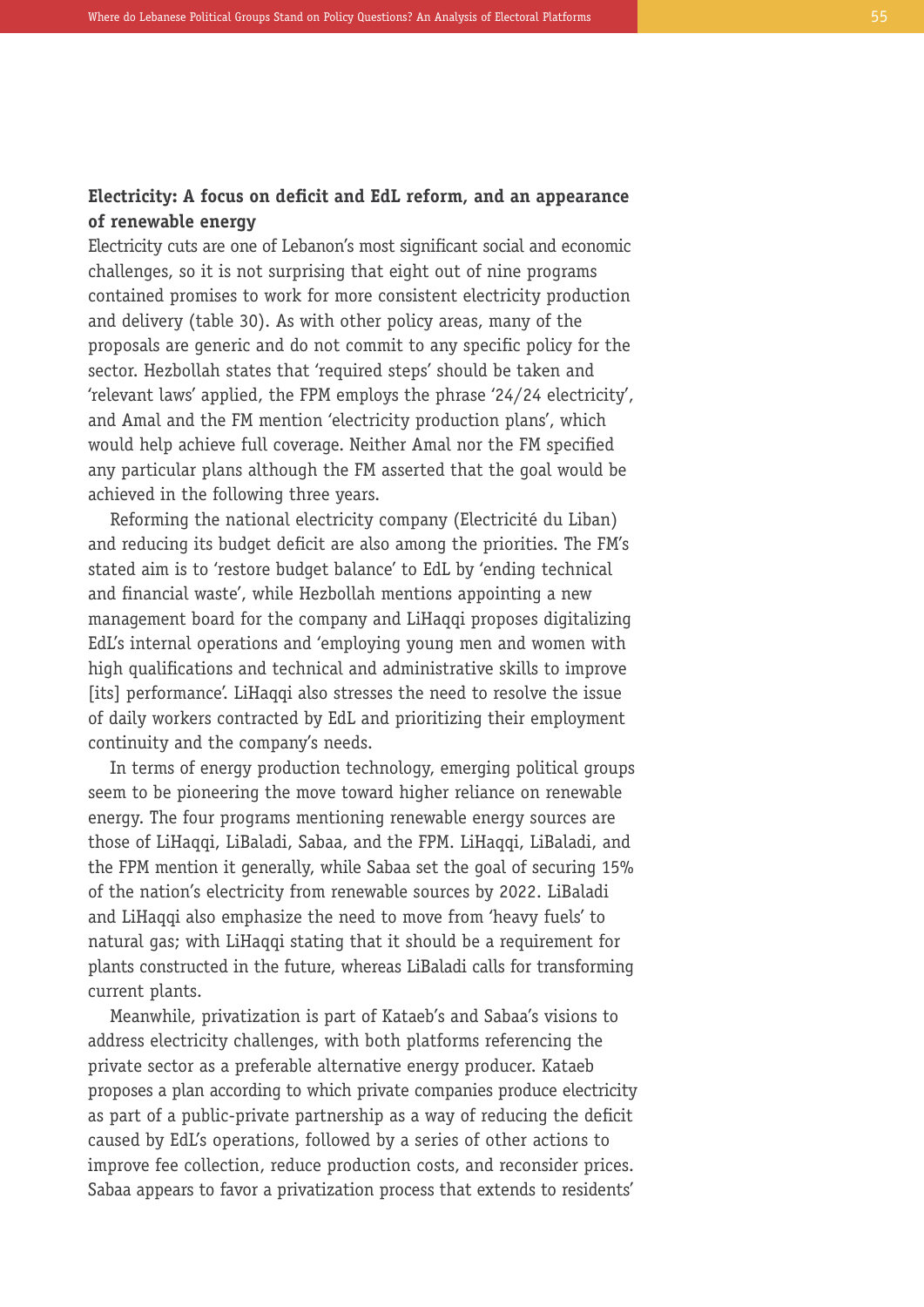**Electricity: A focus on deficit and EdL reform, and an appearance of renewable energy**

Electricity cuts are one of Lebanon's most significant social and economic challenges, so it is not surprising that eight out of nine programs contained promises to work for more consistent electricity production and delivery (table 30). As with other policy areas, many of the proposals are generic and do not commit to any specific policy for the sector. Hezbollah states that 'required steps' should be taken and 'relevant laws' applied, the FPM employs the phrase '24/24 electricity', and Amal and the FM mention 'electricity production plans', which would help achieve full coverage. Neither Amal nor the FM specified any particular plans although the FM asserted that the goal would be achieved in the following three years.

Reforming the national electricity company (Electricité du Liban) and reducing its budget deficit are also among the priorities. The FM's stated aim is to 'restore budget balance' to EdL by 'ending technical and financial waste', while Hezbollah mentions appointing a new management board for the company and LiHaqqi proposes digitalizing EdL's internal operations and 'employing young men and women with high qualifications and technical and administrative skills to improve [its] performance'. LiHaqqi also stresses the need to resolve the issue of daily workers contracted by EdL and prioritizing their employment continuity and the company's needs.

In terms of energy production technology, emerging political groups seem to be pioneering the move toward higher reliance on renewable energy. The four programs mentioning renewable energy sources are those of LiHaqqi, LiBaladi, Sabaa, and the FPM. LiHaqqi, LiBaladi, and the FPM mention it generally, while Sabaa set the goal of securing 15% of the nation's electricity from renewable sources by 2022. LiBaladi and LiHaqqi also emphasize the need to move from 'heavy fuels' to natural gas; with LiHaqqi stating that it should be a requirement for plants constructed in the future, whereas LiBaladi calls for transforming current plants.

Meanwhile, privatization is part of Kataeb's and Sabaa's visions to address electricity challenges, with both platforms referencing the private sector as a preferable alternative energy producer. Kataeb proposes a plan according to which private companies produce electricity as part of a public-private partnership as a way of reducing the deficit caused by EdL's operations, followed by a series of other actions to improve fee collection, reduce production costs, and reconsider prices. Sabaa appears to favor a privatization process that extends to residents'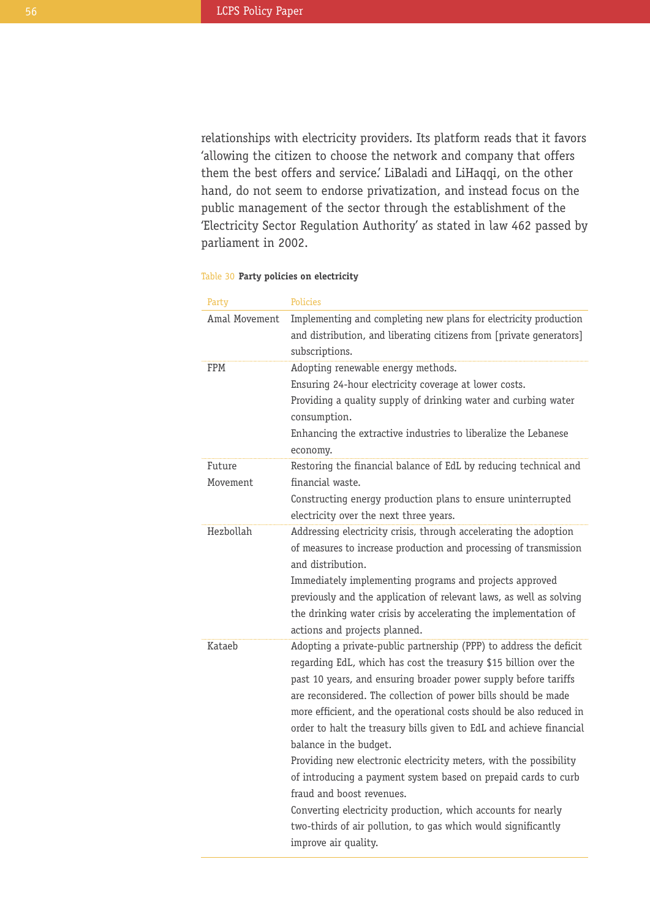relationships with electricity providers. Its platform reads that it favors 'allowing the citizen to choose the network and company that offers them the best offers and service.' LiBaladi and LiHaqqi, on the other hand, do not seem to endorse privatization, and instead focus on the public management of the sector through the establishment of the 'Electricity Sector Regulation Authority' as stated in law 462 passed by parliament in 2002.

Table 30 **Party policies on electricity**

| Party | Policies |
|---|---|
| Amal Movement | Implementing and completing new plans for electricity production and distribution, and liberating citizens from [private generators] subscriptions. |
| FPM | Adopting renewable energy methods.<br>Ensuring 24-hour electricity coverage at lower costs.<br>Providing a quality supply of drinking water and curbing water consumption.<br>Enhancing the extractive industries to liberalize the Lebanese economy. |
| Future Movement | Restoring the financial balance of EdL by reducing technical and financial waste.<br>Constructing energy production plans to ensure uninterrupted electricity over the next three years. |
| Hezbollah | Addressing electricity crisis, through accelerating the adoption of measures to increase production and processing of transmission and distribution.<br>Immediately implementing programs and projects approved previously and the application of relevant laws, as well as solving the drinking water crisis by accelerating the implementation of actions and projects planned. |
| Kataeb | Adopting a private-public partnership (PPP) to address the deficit regarding EdL, which has cost the treasury $15 billion over the past 10 years, and ensuring broader power supply before tariffs are reconsidered. The collection of power bills should be made more efficient, and the operational costs should be also reduced in order to halt the treasury bills given to EdL and achieve financial balance in the budget.<br>Providing new electronic electricity meters, with the possibility of introducing a payment system based on prepaid cards to curb fraud and boost revenues.<br>Converting electricity production, which accounts for nearly two-thirds of air pollution, to gas which would significantly improve air quality. |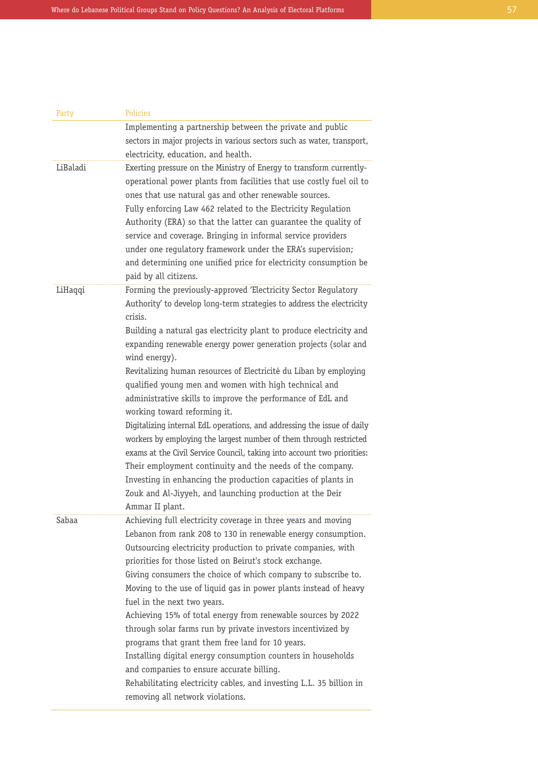| Party | Policies |
| --- | --- |
| | Implementing a partnership between the private and public sectors in major projects in various sectors such as water, transport, electricity, education, and health. |
| LiBaladi | Exerting pressure on the Ministry of Energy to transform currently-operational power plants from facilities that use costly fuel oil to ones that use natural gas and other renewable sources.<br>Fully enforcing Law 462 related to the Electricity Regulation Authority (ERA) so that the latter can guarantee the quality of service and coverage. Bringing in informal service providers under one regulatory framework under the ERA's supervision; and determining one unified price for electricity consumption be paid by all citizens. |
| LiHaqqi | Forming the previously-approved 'Electricity Sector Regulatory Authority' to develop long-term strategies to address the electricity crisis.<br>Building a natural gas electricity plant to produce electricity and expanding renewable energy power generation projects (solar and wind energy).<br>Revitalizing human resources of Electricité du Liban by employing qualified young men and women with high technical and administrative skills to improve the performance of EdL and working toward reforming it.<br>Digitalizing internal EdL operations, and addressing the issue of daily workers by employing the largest number of them through restricted exams at the Civil Service Council, taking into account two priorities: Their employment continuity and the needs of the company.<br>Investing in enhancing the production capacities of plants in Zouk and Al-Jiyyeh, and launching production at the Deir Ammar II plant. |
| Sabaa | Achieving full electricity coverage in three years and moving Lebanon from rank 208 to 130 in renewable energy consumption.<br>Outsourcing electricity production to private companies, with priorities for those listed on Beirut's stock exchange.<br>Giving consumers the choice of which company to subscribe to.<br>Moving to the use of liquid gas in power plants instead of heavy fuel in the next two years.<br>Achieving 15% of total energy from renewable sources by 2022 through solar farms run by private investors incentivized by programs that grant them free land for 10 years.<br>Installing digital energy consumption counters in households and companies to ensure accurate billing.<br>Rehabilitating electricity cables, and investing L.L. 35 billion in removing all network violations. |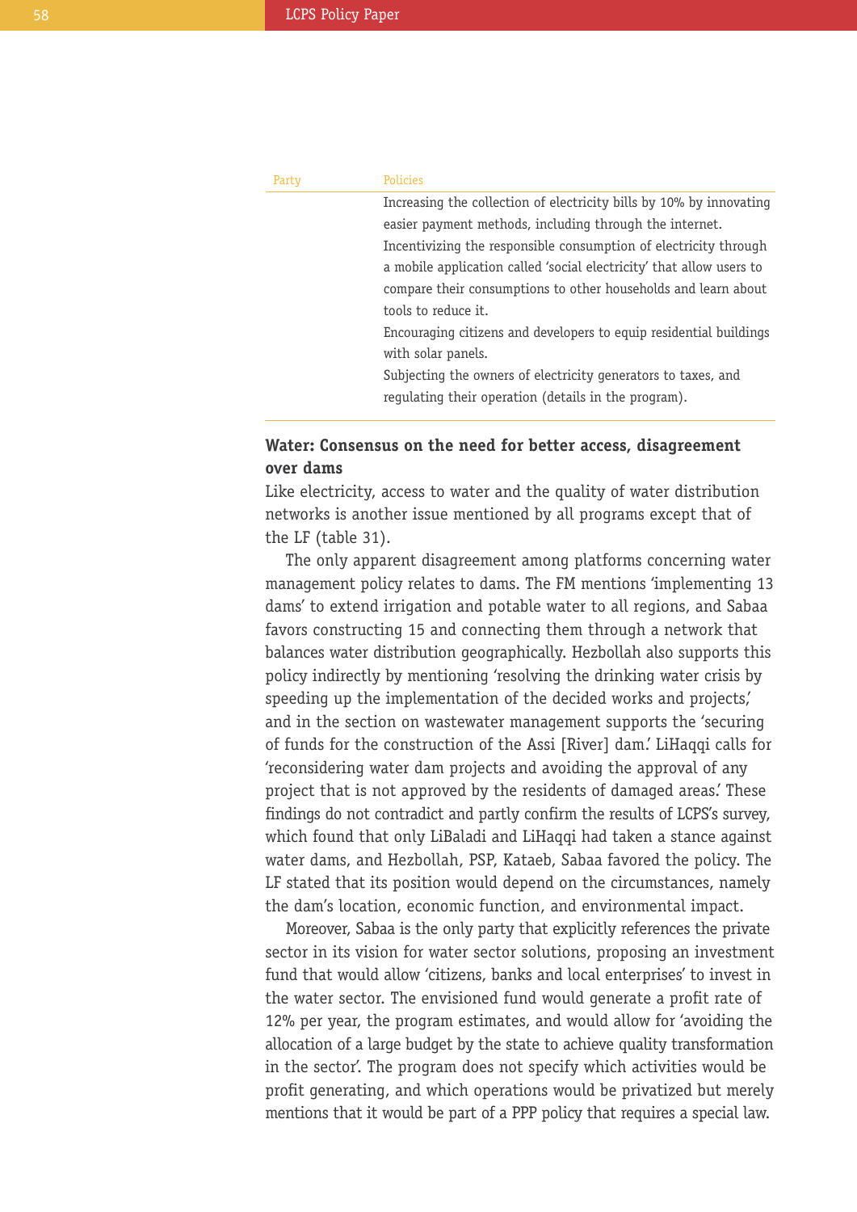| Party | Policies |
|---|---|
| | Increasing the collection of electricity bills by 10% by innovating easier payment methods, including through the internet.<br>Incentivizing the responsible consumption of electricity through a mobile application called 'social electricity' that allow users to compare their consumptions to other households and learn about tools to reduce it.<br>Encouraging citizens and developers to equip residential buildings with solar panels.<br>Subjecting the owners of electricity generators to taxes, and regulating their operation (details in the program). |

**Water: Consensus on the need for better access, disagreement over dams**

Like electricity, access to water and the quality of water distribution networks is another issue mentioned by all programs except that of the LF (table 31).

The only apparent disagreement among platforms concerning water management policy relates to dams. The FM mentions 'implementing 13 dams' to extend irrigation and potable water to all regions, and Sabaa favors constructing 15 and connecting them through a network that balances water distribution geographically. Hezbollah also supports this policy indirectly by mentioning 'resolving the drinking water crisis by speeding up the implementation of the decided works and projects,' and in the section on wastewater management supports the 'securing of funds for the construction of the Assi [River] dam.' LiHaqqi calls for 'reconsidering water dam projects and avoiding the approval of any project that is not approved by the residents of damaged areas.' These findings do not contradict and partly confirm the results of LCPS's survey, which found that only LiBaladi and LiHaqqi had taken a stance against water dams, and Hezbollah, PSP, Kataeb, Sabaa favored the policy. The LF stated that its position would depend on the circumstances, namely the dam's location, economic function, and environmental impact.

Moreover, Sabaa is the only party that explicitly references the private sector in its vision for water sector solutions, proposing an investment fund that would allow 'citizens, banks and local enterprises' to invest in the water sector. The envisioned fund would generate a profit rate of 12% per year, the program estimates, and would allow for 'avoiding the allocation of a large budget by the state to achieve quality transformation in the sector'. The program does not specify which activities would be profit generating, and which operations would be privatized but merely mentions that it would be part of a PPP policy that requires a special law.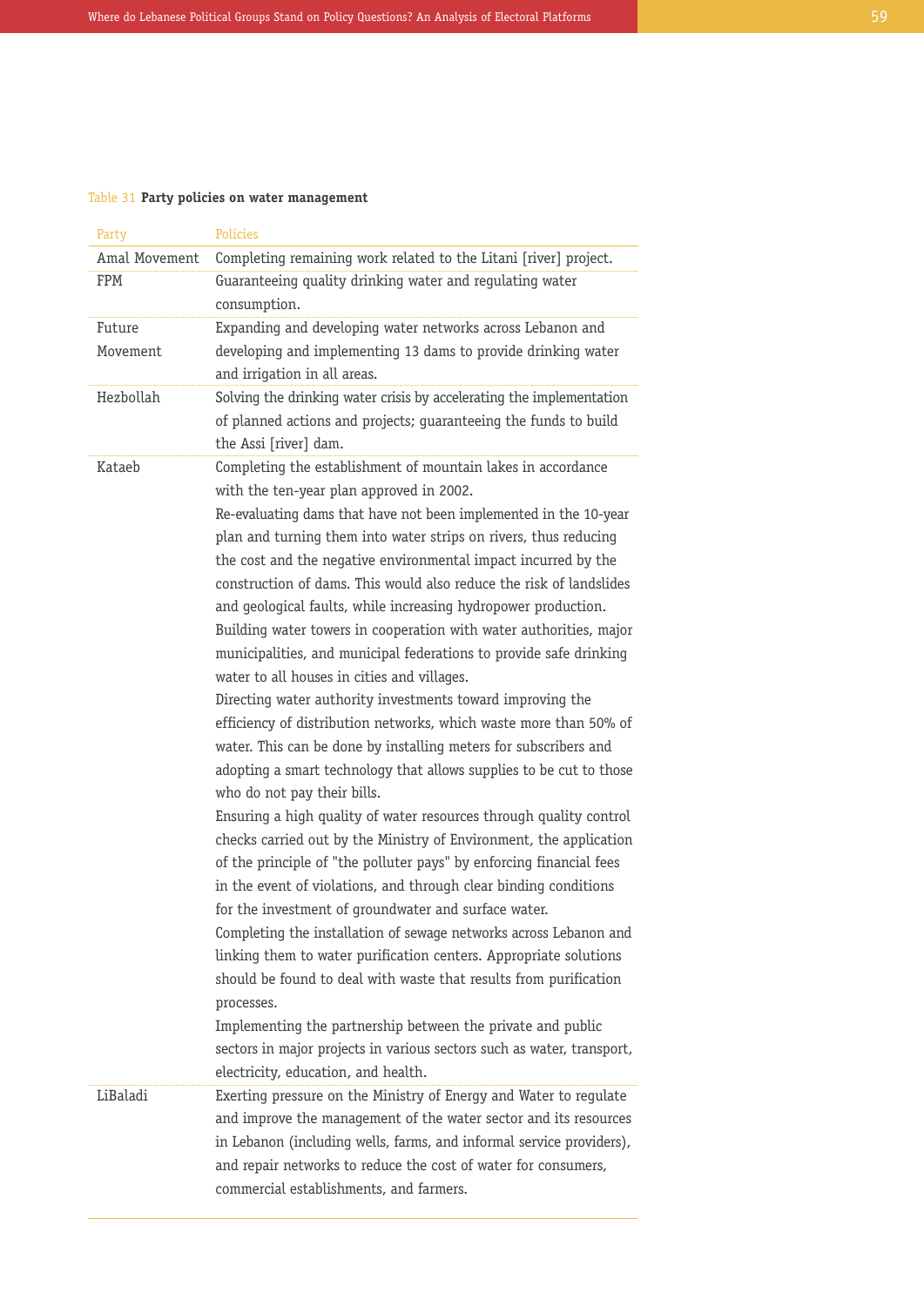Table 31 **Party policies on water management**

| Party | Policies |
|---|---|
| Amal Movement | Completing remaining work related to the Litani [river] project. |
| FPM | Guaranteeing quality drinking water and regulating water consumption. |
| Future Movement | Expanding and developing water networks across Lebanon and developing and implementing 13 dams to provide drinking water and irrigation in all areas. |
| Hezbollah | Solving the drinking water crisis by accelerating the implementation of planned actions and projects; guaranteeing the funds to build the Assi [river] dam. |
| Kataeb | Completing the establishment of mountain lakes in accordance with the ten-year plan approved in 2002.<br>Re-evaluating dams that have not been implemented in the 10-year plan and turning them into water strips on rivers, thus reducing the cost and the negative environmental impact incurred by the construction of dams. This would also reduce the risk of landslides and geological faults, while increasing hydropower production.<br>Building water towers in cooperation with water authorities, major municipalities, and municipal federations to provide safe drinking water to all houses in cities and villages.<br>Directing water authority investments toward improving the efficiency of distribution networks, which waste more than 50% of water. This can be done by installing meters for subscribers and adopting a smart technology that allows supplies to be cut to those who do not pay their bills.<br>Ensuring a high quality of water resources through quality control checks carried out by the Ministry of Environment, the application of the principle of "the polluter pays" by enforcing financial fees in the event of violations, and through clear binding conditions for the investment of groundwater and surface water.<br>Completing the installation of sewage networks across Lebanon and linking them to water purification centers. Appropriate solutions should be found to deal with waste that results from purification processes.<br>Implementing the partnership between the private and public sectors in major projects in various sectors such as water, transport, electricity, education, and health. |
| LiBaladi | Exerting pressure on the Ministry of Energy and Water to regulate and improve the management of the water sector and its resources in Lebanon (including wells, farms, and informal service providers), and repair networks to reduce the cost of water for consumers, commercial establishments, and farmers. |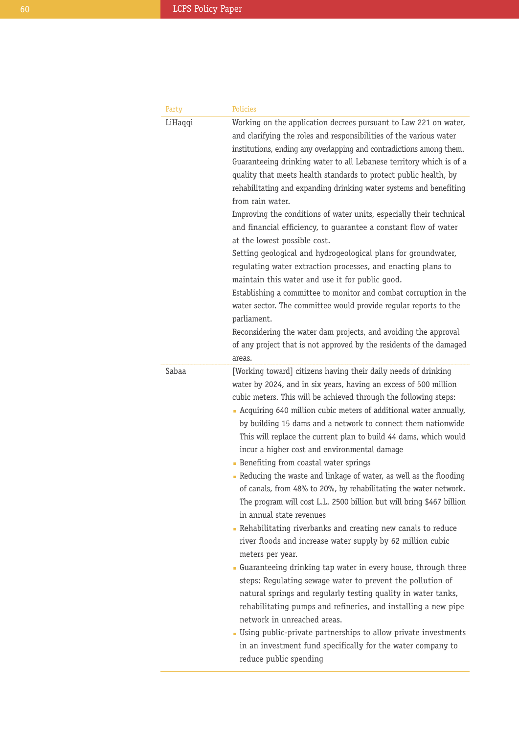| Party | Policies |
|---|---|
| LiHaqqi | Working on the application decrees pursuant to Law 221 on water, and clarifying the roles and responsibilities of the various water institutions, ending any overlapping and contradictions among them.<br>Guaranteeing drinking water to all Lebanese territory which is of a quality that meets health standards to protect public health, by rehabilitating and expanding drinking water systems and benefiting from rain water.<br>Improving the conditions of water units, especially their technical and financial efficiency, to guarantee a constant flow of water at the lowest possible cost.<br>Setting geological and hydrogeological plans for groundwater, regulating water extraction processes, and enacting plans to maintain this water and use it for public good.<br>Establishing a committee to monitor and combat corruption in the water sector. The committee would provide regular reports to the parliament.<br>Reconsidering the water dam projects, and avoiding the approval of any project that is not approved by the residents of the damaged areas. |
| Sabaa | [Working toward] citizens having their daily needs of drinking water by 2024, and in six years, having an excess of 500 million cubic meters. This will be achieved through the following steps:<br>▪ Acquiring 640 million cubic meters of additional water annually, by building 15 dams and a network to connect them nationwide This will replace the current plan to build 44 dams, which would incur a higher cost and environmental damage<br>▪ Benefiting from coastal water springs<br>▪ Reducing the waste and linkage of water, as well as the flooding of canals, from 48% to 20%, by rehabilitating the water network. The program will cost L.L. 2500 billion but will bring $467 billion in annual state revenues<br>▪ Rehabilitating riverbanks and creating new canals to reduce river floods and increase water supply by 62 million cubic meters per year.<br>▪ Guaranteeing drinking tap water in every house, through three steps: Regulating sewage water to prevent the pollution of natural springs and regularly testing quality in water tanks, rehabilitating pumps and refineries, and installing a new pipe network in unreached areas.<br>▪ Using public-private partnerships to allow private investments in an investment fund specifically for the water company to reduce public spending |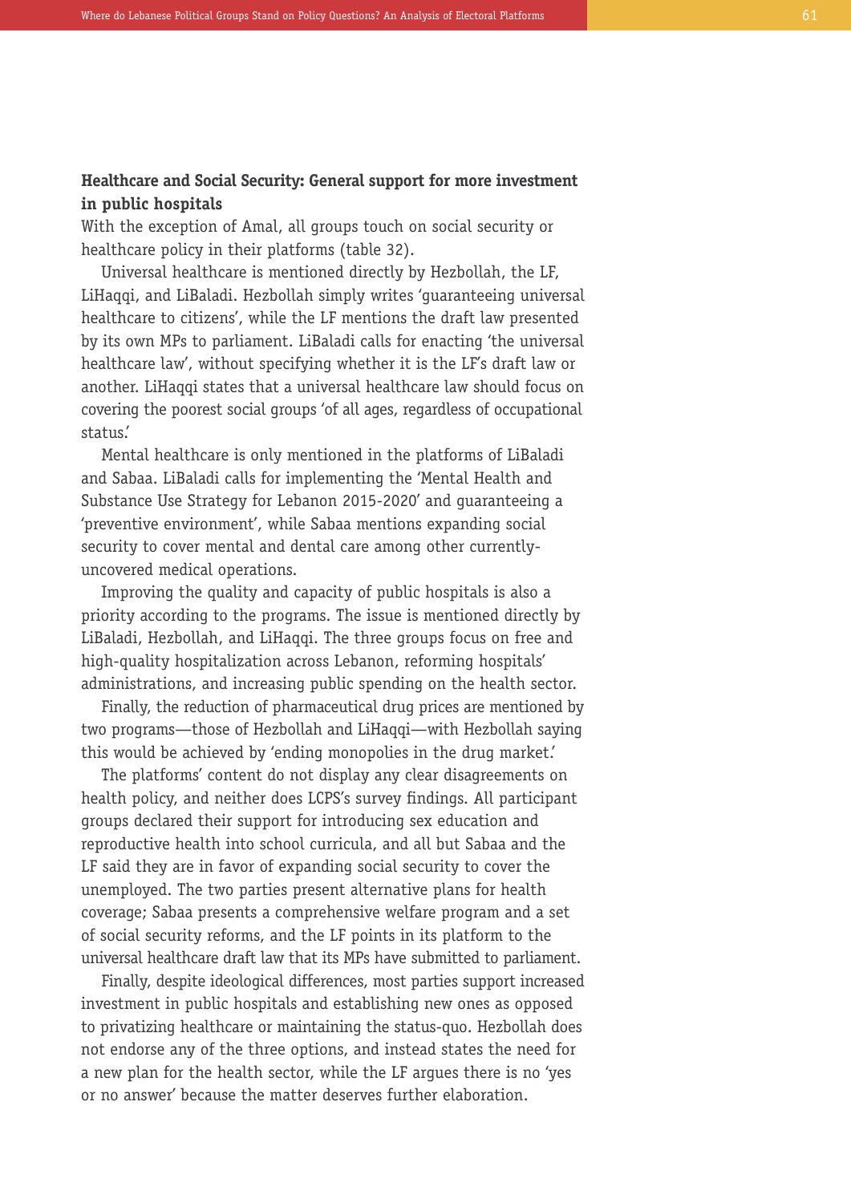**Healthcare and Social Security: General support for more investment in public hospitals**

With the exception of Amal, all groups touch on social security or healthcare policy in their platforms (table 32).

Universal healthcare is mentioned directly by Hezbollah, the LF, LiHaqqi, and LiBaladi. Hezbollah simply writes 'guaranteeing universal healthcare to citizens', while the LF mentions the draft law presented by its own MPs to parliament. LiBaladi calls for enacting 'the universal healthcare law', without specifying whether it is the LF's draft law or another. LiHaqqi states that a universal healthcare law should focus on covering the poorest social groups 'of all ages, regardless of occupational status.'

Mental healthcare is only mentioned in the platforms of LiBaladi and Sabaa. LiBaladi calls for implementing the 'Mental Health and Substance Use Strategy for Lebanon 2015-2020' and guaranteeing a 'preventive environment', while Sabaa mentions expanding social security to cover mental and dental care among other currently-uncovered medical operations.

Improving the quality and capacity of public hospitals is also a priority according to the programs. The issue is mentioned directly by LiBaladi, Hezbollah, and LiHaqqi. The three groups focus on free and high-quality hospitalization across Lebanon, reforming hospitals' administrations, and increasing public spending on the health sector.

Finally, the reduction of pharmaceutical drug prices are mentioned by two programs—those of Hezbollah and LiHaqqi—with Hezbollah saying this would be achieved by 'ending monopolies in the drug market.'

The platforms' content do not display any clear disagreements on health policy, and neither does LCPS's survey findings. All participant groups declared their support for introducing sex education and reproductive health into school curricula, and all but Sabaa and the LF said they are in favor of expanding social security to cover the unemployed. The two parties present alternative plans for health coverage; Sabaa presents a comprehensive welfare program and a set of social security reforms, and the LF points in its platform to the universal healthcare draft law that its MPs have submitted to parliament.

Finally, despite ideological differences, most parties support increased investment in public hospitals and establishing new ones as opposed to privatizing healthcare or maintaining the status-quo. Hezbollah does not endorse any of the three options, and instead states the need for a new plan for the health sector, while the LF argues there is no 'yes or no answer' because the matter deserves further elaboration.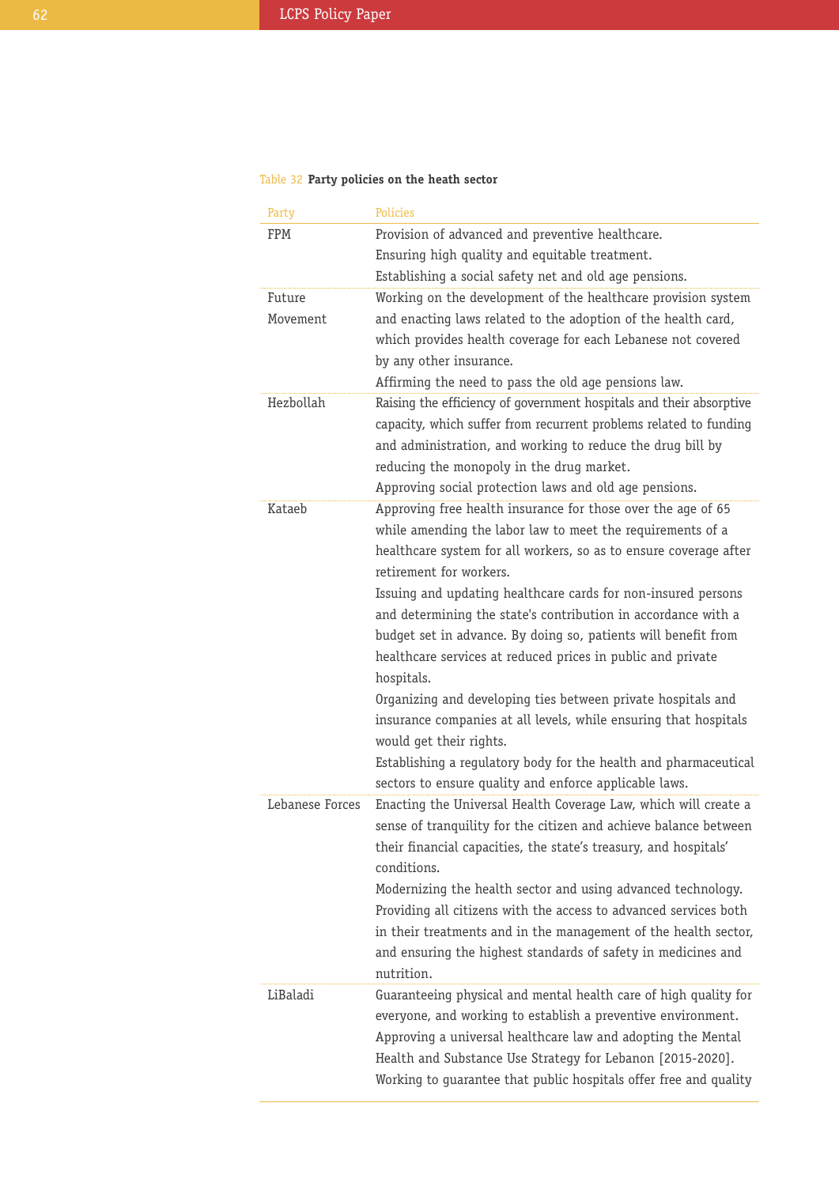Table 32 **Party policies on the heath sector**

| Party | Policies |
|---|---|
| FPM | Provision of advanced and preventive healthcare.<br>Ensuring high quality and equitable treatment.<br>Establishing a social safety net and old age pensions. |
| Future Movement | Working on the development of the healthcare provision system and enacting laws related to the adoption of the health card, which provides health coverage for each Lebanese not covered by any other insurance.<br>Affirming the need to pass the old age pensions law. |
| Hezbollah | Raising the efficiency of government hospitals and their absorptive capacity, which suffer from recurrent problems related to funding and administration, and working to reduce the drug bill by reducing the monopoly in the drug market.<br>Approving social protection laws and old age pensions. |
| Kataeb | Approving free health insurance for those over the age of 65 while amending the labor law to meet the requirements of a healthcare system for all workers, so as to ensure coverage after retirement for workers.<br>Issuing and updating healthcare cards for non-insured persons and determining the state's contribution in accordance with a budget set in advance. By doing so, patients will benefit from healthcare services at reduced prices in public and private hospitals.<br>Organizing and developing ties between private hospitals and insurance companies at all levels, while ensuring that hospitals would get their rights.<br>Establishing a regulatory body for the health and pharmaceutical sectors to ensure quality and enforce applicable laws. |
| Lebanese Forces | Enacting the Universal Health Coverage Law, which will create a sense of tranquility for the citizen and achieve balance between their financial capacities, the state's treasury, and hospitals' conditions.<br>Modernizing the health sector and using advanced technology.<br>Providing all citizens with the access to advanced services both in their treatments and in the management of the health sector, and ensuring the highest standards of safety in medicines and nutrition. |
| LiBaladi | Guaranteeing physical and mental health care of high quality for everyone, and working to establish a preventive environment.<br>Approving a universal healthcare law and adopting the Mental Health and Substance Use Strategy for Lebanon [2015-2020].<br>Working to guarantee that public hospitals offer free and quality |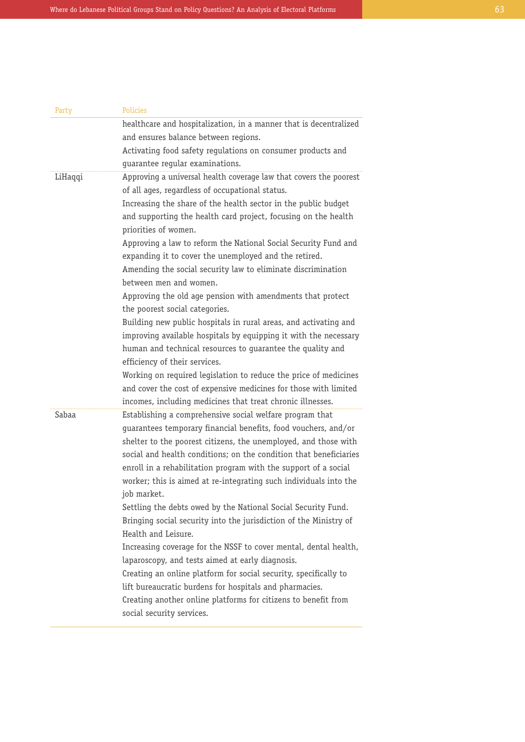| Party | Policies |
|---|---|
| | healthcare and hospitalization, in a manner that is decentralized and ensures balance between regions.<br>Activating food safety regulations on consumer products and guarantee regular examinations. |
| LiHaqqi | Approving a universal health coverage law that covers the poorest of all ages, regardless of occupational status.<br>Increasing the share of the health sector in the public budget and supporting the health card project, focusing on the health priorities of women.<br>Approving a law to reform the National Social Security Fund and expanding it to cover the unemployed and the retired.<br>Amending the social security law to eliminate discrimination between men and women.<br>Approving the old age pension with amendments that protect the poorest social categories.<br>Building new public hospitals in rural areas, and activating and improving available hospitals by equipping it with the necessary human and technical resources to guarantee the quality and efficiency of their services.<br>Working on required legislation to reduce the price of medicines and cover the cost of expensive medicines for those with limited incomes, including medicines that treat chronic illnesses. |
| Sabaa | Establishing a comprehensive social welfare program that guarantees temporary financial benefits, food vouchers, and/or shelter to the poorest citizens, the unemployed, and those with social and health conditions; on the condition that beneficiaries enroll in a rehabilitation program with the support of a social worker; this is aimed at re-integrating such individuals into the job market.<br>Settling the debts owed by the National Social Security Fund.<br>Bringing social security into the jurisdiction of the Ministry of Health and Leisure.<br>Increasing coverage for the NSSF to cover mental, dental health, laparoscopy, and tests aimed at early diagnosis.<br>Creating an online platform for social security, specifically to lift bureaucratic burdens for hospitals and pharmacies.<br>Creating another online platforms for citizens to benefit from social security services. |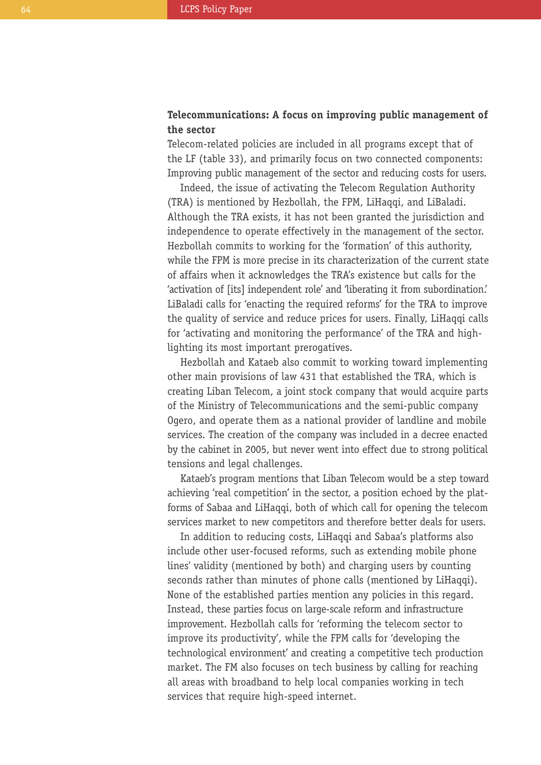**Telecommunications: A focus on improving public management of the sector**

Telecom-related policies are included in all programs except that of the LF (table 33), and primarily focus on two connected components: Improving public management of the sector and reducing costs for users.

Indeed, the issue of activating the Telecom Regulation Authority (TRA) is mentioned by Hezbollah, the FPM, LiHaqqi, and LiBaladi. Although the TRA exists, it has not been granted the jurisdiction and independence to operate effectively in the management of the sector. Hezbollah commits to working for the 'formation' of this authority, while the FPM is more precise in its characterization of the current state of affairs when it acknowledges the TRA's existence but calls for the 'activation of [its] independent role' and 'liberating it from subordination.' LiBaladi calls for 'enacting the required reforms' for the TRA to improve the quality of service and reduce prices for users. Finally, LiHaqqi calls for 'activating and monitoring the performance' of the TRA and highlighting its most important prerogatives.

Hezbollah and Kataeb also commit to working toward implementing other main provisions of law 431 that established the TRA, which is creating Liban Telecom, a joint stock company that would acquire parts of the Ministry of Telecommunications and the semi-public company Ogero, and operate them as a national provider of landline and mobile services. The creation of the company was included in a decree enacted by the cabinet in 2005, but never went into effect due to strong political tensions and legal challenges.

Kataeb's program mentions that Liban Telecom would be a step toward achieving 'real competition' in the sector, a position echoed by the platforms of Sabaa and LiHaqqi, both of which call for opening the telecom services market to new competitors and therefore better deals for users.

In addition to reducing costs, LiHaqqi and Sabaa's platforms also include other user-focused reforms, such as extending mobile phone lines' validity (mentioned by both) and charging users by counting seconds rather than minutes of phone calls (mentioned by LiHaqqi). None of the established parties mention any policies in this regard. Instead, these parties focus on large-scale reform and infrastructure improvement. Hezbollah calls for 'reforming the telecom sector to improve its productivity', while the FPM calls for 'developing the technological environment' and creating a competitive tech production market. The FM also focuses on tech business by calling for reaching all areas with broadband to help local companies working in tech services that require high-speed internet.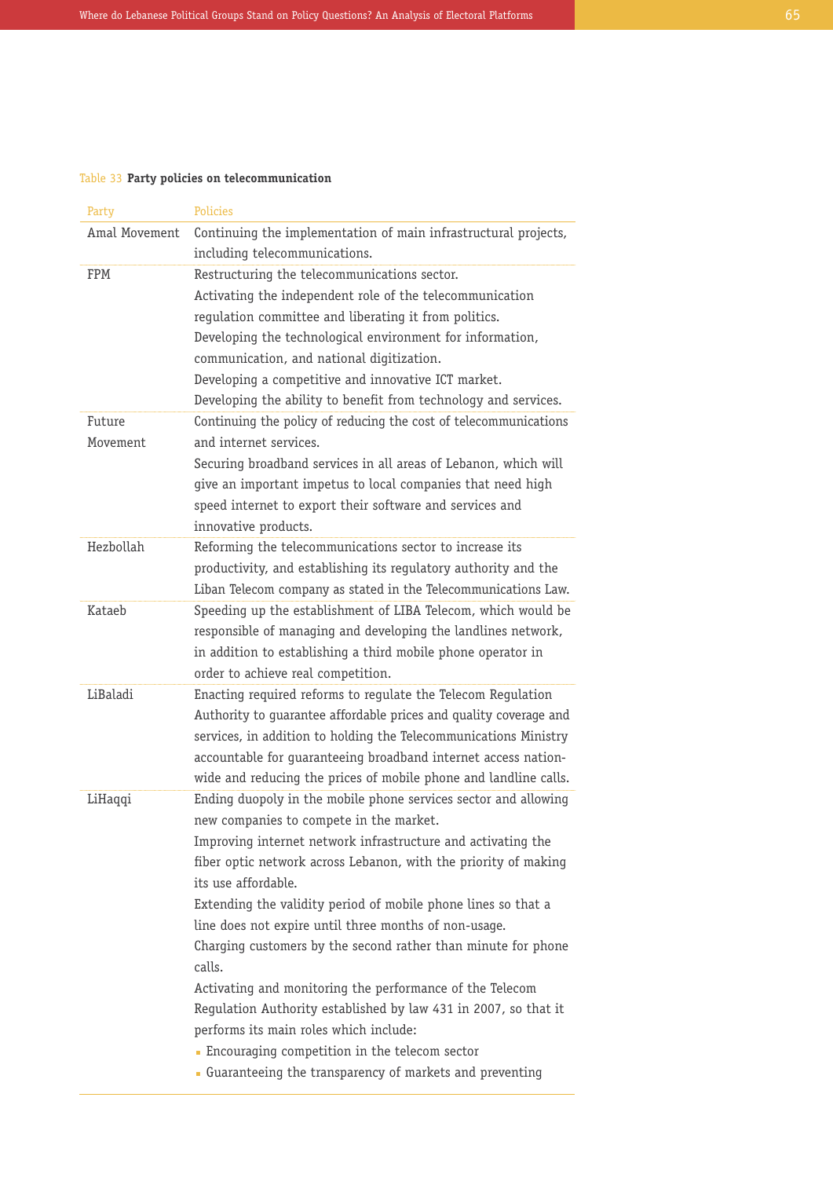Table 33 **Party policies on telecommunication**

| Party | Policies |
|---|---|
| Amal Movement | Continuing the implementation of main infrastructural projects, including telecommunications. |
| FPM | Restructuring the telecommunications sector.<br>Activating the independent role of the telecommunication regulation committee and liberating it from politics.<br>Developing the technological environment for information, communication, and national digitization.<br>Developing a competitive and innovative ICT market.<br>Developing the ability to benefit from technology and services. |
| Future Movement | Continuing the policy of reducing the cost of telecommunications and internet services.<br>Securing broadband services in all areas of Lebanon, which will give an important impetus to local companies that need high speed internet to export their software and services and innovative products. |
| Hezbollah | Reforming the telecommunications sector to increase its productivity, and establishing its regulatory authority and the Liban Telecom company as stated in the Telecommunications Law. |
| Kataeb | Speeding up the establishment of LIBA Telecom, which would be responsible of managing and developing the landlines network, in addition to establishing a third mobile phone operator in order to achieve real competition. |
| LiBaladi | Enacting required reforms to regulate the Telecom Regulation Authority to guarantee affordable prices and quality coverage and services, in addition to holding the Telecommunications Ministry accountable for guaranteeing broadband internet access nation-wide and reducing the prices of mobile phone and landline calls. |
| LiHaqqi | Ending duopoly in the mobile phone services sector and allowing new companies to compete in the market.<br>Improving internet network infrastructure and activating the fiber optic network across Lebanon, with the priority of making its use affordable.<br>Extending the validity period of mobile phone lines so that a line does not expire until three months of non-usage.<br>Charging customers by the second rather than minute for phone calls.<br>Activating and monitoring the performance of the Telecom Regulation Authority established by law 431 in 2007, so that it performs its main roles which include:<br>▪ Encouraging competition in the telecom sector<br>▪ Guaranteeing the transparency of markets and preventing |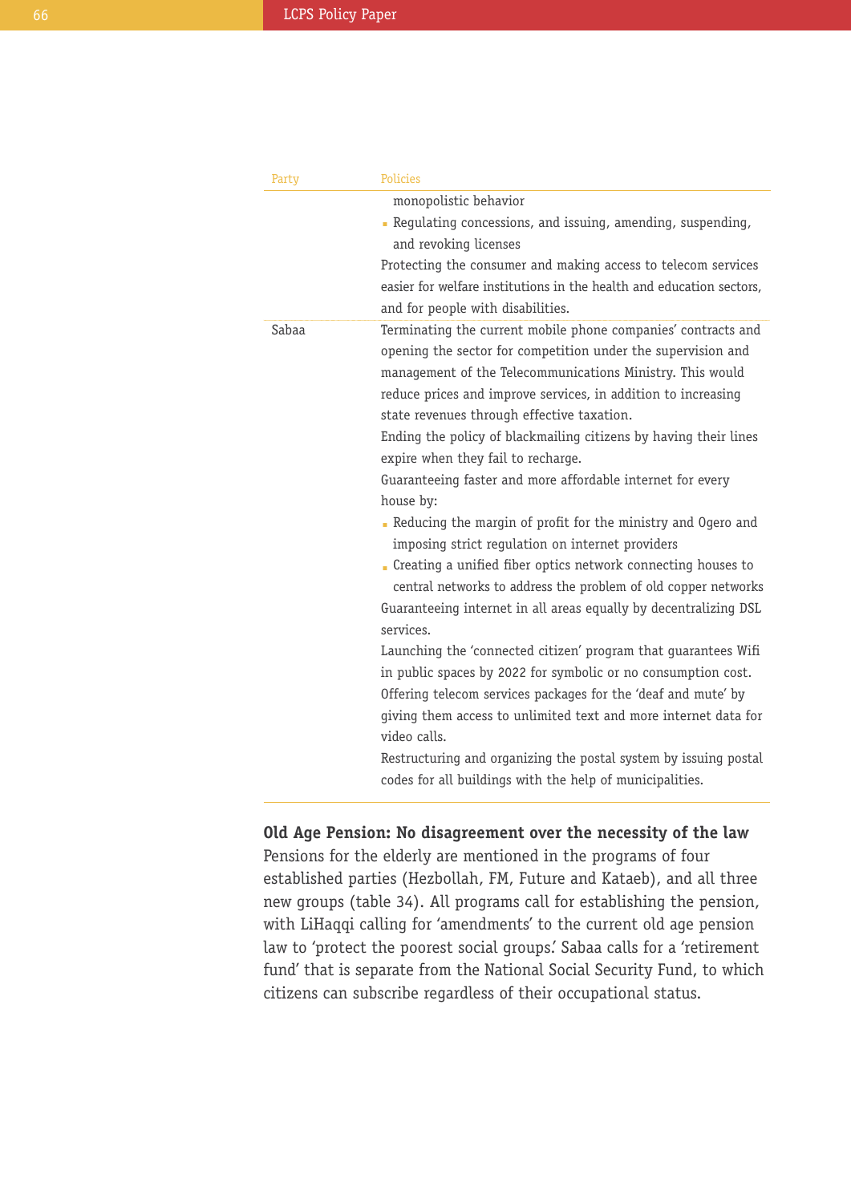| Party | Policies |
| --- | --- |
| | monopolistic behavior<br>▪ Regulating concessions, and issuing, amending, suspending, and revoking licenses<br>Protecting the consumer and making access to telecom services easier for welfare institutions in the health and education sectors, and for people with disabilities. |
| Sabaa | Terminating the current mobile phone companies' contracts and opening the sector for competition under the supervision and management of the Telecommunications Ministry. This would reduce prices and improve services, in addition to increasing state revenues through effective taxation.<br>Ending the policy of blackmailing citizens by having their lines expire when they fail to recharge.<br>Guaranteeing faster and more affordable internet for every house by:<br>▪ Reducing the margin of profit for the ministry and Ogero and imposing strict regulation on internet providers<br>▪ Creating a unified fiber optics network connecting houses to central networks to address the problem of old copper networks<br>Guaranteeing internet in all areas equally by decentralizing DSL services.<br>Launching the 'connected citizen' program that guarantees Wifi in public spaces by 2022 for symbolic or no consumption cost.<br>Offering telecom services packages for the 'deaf and mute' by giving them access to unlimited text and more internet data for video calls.<br>Restructuring and organizing the postal system by issuing postal codes for all buildings with the help of municipalities. |

**Old Age Pension: No disagreement over the necessity of the law**

Pensions for the elderly are mentioned in the programs of four established parties (Hezbollah, FM, Future and Kataeb), and all three new groups (table 34). All programs call for establishing the pension, with LiHaqqi calling for 'amendments' to the current old age pension law to 'protect the poorest social groups.' Sabaa calls for a 'retirement fund' that is separate from the National Social Security Fund, to which citizens can subscribe regardless of their occupational status.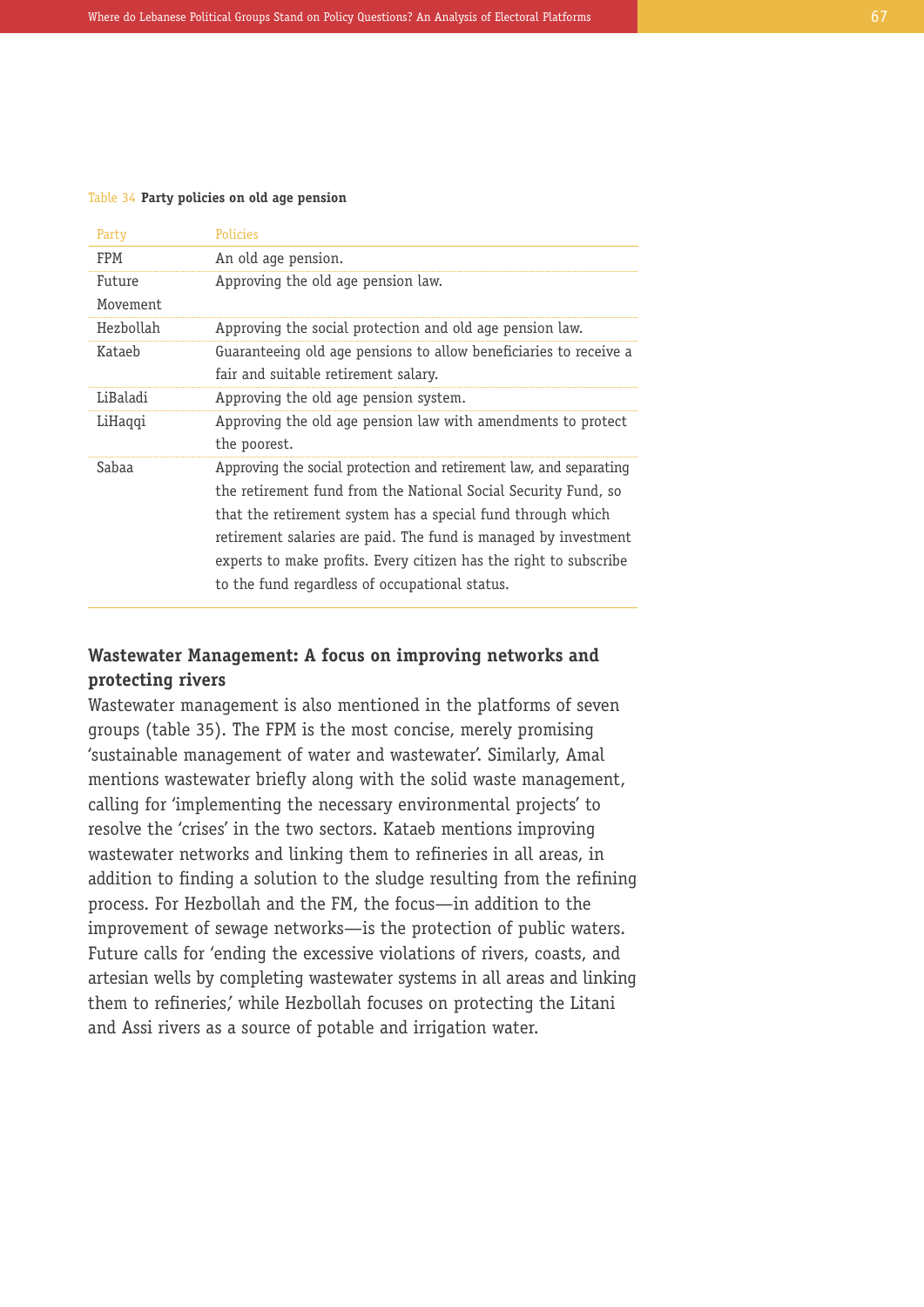Table 34 **Party policies on old age pension**

| Party | Policies |
|---|---|
| FPM | An old age pension. |
| Future Movement | Approving the old age pension law. |
| Hezbollah | Approving the social protection and old age pension law. |
| Kataeb | Guaranteeing old age pensions to allow beneficiaries to receive a fair and suitable retirement salary. |
| LiBaladi | Approving the old age pension system. |
| LiHaqqi | Approving the old age pension law with amendments to protect the poorest. |
| Sabaa | Approving the social protection and retirement law, and separating the retirement fund from the National Social Security Fund, so that the retirement system has a special fund through which retirement salaries are paid. The fund is managed by investment experts to make profits. Every citizen has the right to subscribe to the fund regardless of occupational status. |

## Wastewater Management: A focus on improving networks and protecting rivers

Wastewater management is also mentioned in the platforms of seven groups (table 35). The FPM is the most concise, merely promising 'sustainable management of water and wastewater'. Similarly, Amal mentions wastewater briefly along with the solid waste management, calling for 'implementing the necessary environmental projects' to resolve the 'crises' in the two sectors. Kataeb mentions improving wastewater networks and linking them to refineries in all areas, in addition to finding a solution to the sludge resulting from the refining process. For Hezbollah and the FM, the focus—in addition to the improvement of sewage networks—is the protection of public waters. Future calls for 'ending the excessive violations of rivers, coasts, and artesian wells by completing wastewater systems in all areas and linking them to refineries,' while Hezbollah focuses on protecting the Litani and Assi rivers as a source of potable and irrigation water.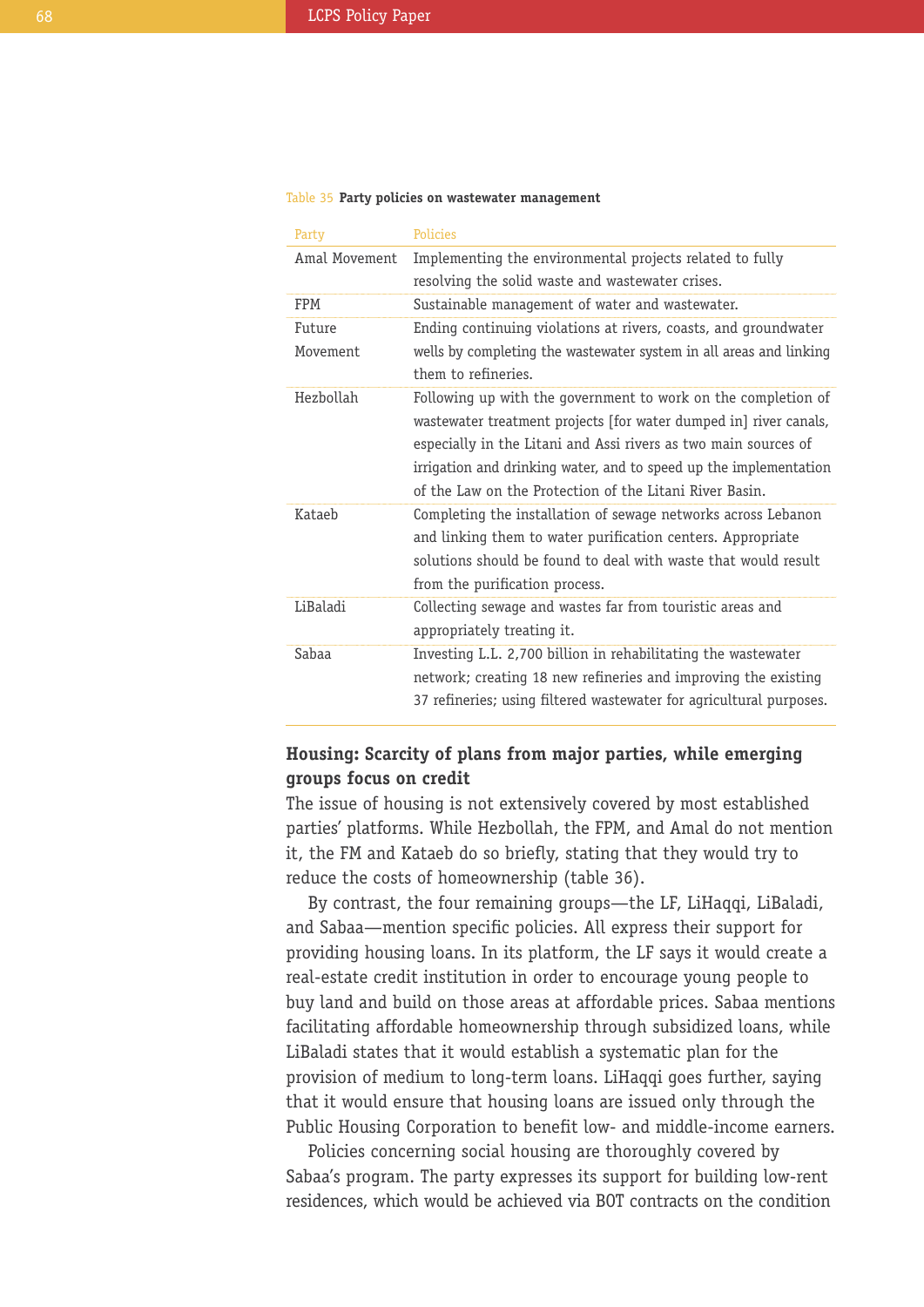Table 35 **Party policies on wastewater management**

| Party | Policies |
|---|---|
| Amal Movement | Implementing the environmental projects related to fully resolving the solid waste and wastewater crises. |
| FPM | Sustainable management of water and wastewater. |
| Future Movement | Ending continuing violations at rivers, coasts, and groundwater wells by completing the wastewater system in all areas and linking them to refineries. |
| Hezbollah | Following up with the government to work on the completion of wastewater treatment projects [for water dumped in] river canals, especially in the Litani and Assi rivers as two main sources of irrigation and drinking water, and to speed up the implementation of the Law on the Protection of the Litani River Basin. |
| Kataeb | Completing the installation of sewage networks across Lebanon and linking them to water purification centers. Appropriate solutions should be found to deal with waste that would result from the purification process. |
| LiBaladi | Collecting sewage and wastes far from touristic areas and appropriately treating it. |
| Sabaa | Investing L.L. 2,700 billion in rehabilitating the wastewater network; creating 18 new refineries and improving the existing 37 refineries; using filtered wastewater for agricultural purposes. |

## Housing: Scarcity of plans from major parties, while emerging groups focus on credit

The issue of housing is not extensively covered by most established parties' platforms. While Hezbollah, the FPM, and Amal do not mention it, the FM and Kataeb do so briefly, stating that they would try to reduce the costs of homeownership (table 36).

By contrast, the four remaining groups—the LF, LiHaqqi, LiBaladi, and Sabaa—mention specific policies. All express their support for providing housing loans. In its platform, the LF says it would create a real-estate credit institution in order to encourage young people to buy land and build on those areas at affordable prices. Sabaa mentions facilitating affordable homeownership through subsidized loans, while LiBaladi states that it would establish a systematic plan for the provision of medium to long-term loans. LiHaqqi goes further, saying that it would ensure that housing loans are issued only through the Public Housing Corporation to benefit low- and middle-income earners.

Policies concerning social housing are thoroughly covered by Sabaa's program. The party expresses its support for building low-rent residences, which would be achieved via BOT contracts on the condition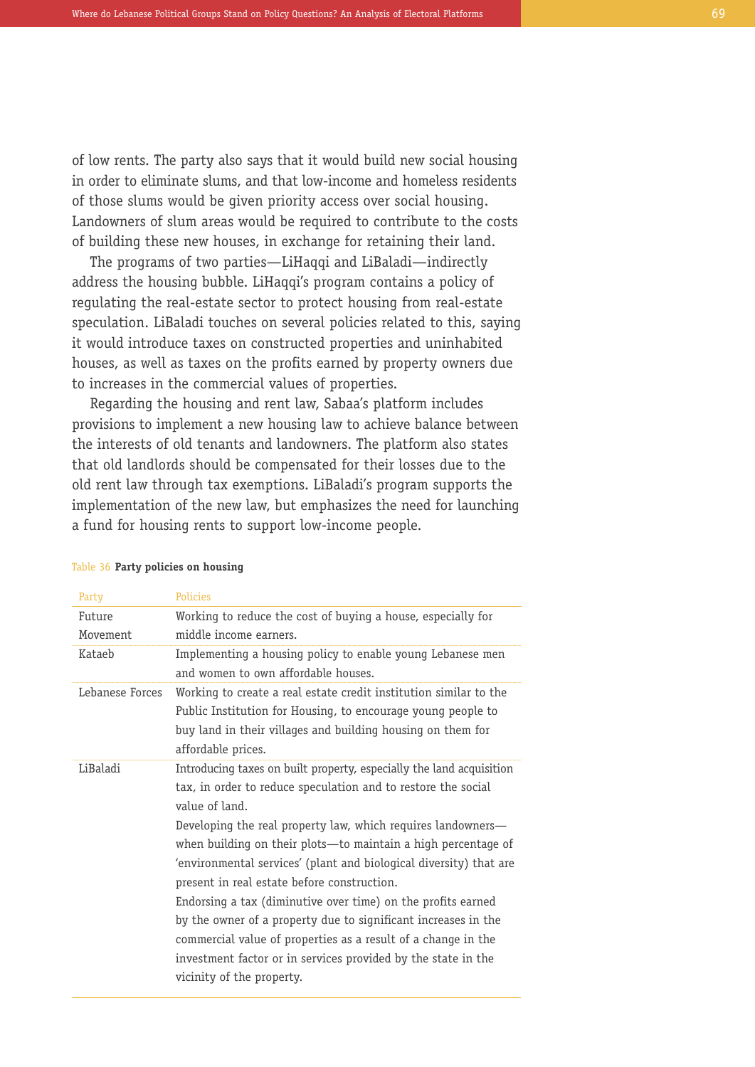of low rents. The party also says that it would build new social housing in order to eliminate slums, and that low-income and homeless residents of those slums would be given priority access over social housing. Landowners of slum areas would be required to contribute to the costs of building these new houses, in exchange for retaining their land.

The programs of two parties—LiHaqqi and LiBaladi—indirectly address the housing bubble. LiHaqqi's program contains a policy of regulating the real-estate sector to protect housing from real-estate speculation. LiBaladi touches on several policies related to this, saying it would introduce taxes on constructed properties and uninhabited houses, as well as taxes on the profits earned by property owners due to increases in the commercial values of properties.

Regarding the housing and rent law, Sabaa's platform includes provisions to implement a new housing law to achieve balance between the interests of old tenants and landowners. The platform also states that old landlords should be compensated for their losses due to the old rent law through tax exemptions. LiBaladi's program supports the implementation of the new law, but emphasizes the need for launching a fund for housing rents to support low-income people.

Table 36 **Party policies on housing**

| Party | Policies |
|---|---|
| Future Movement | Working to reduce the cost of buying a house, especially for middle income earners. |
| Kataeb | Implementing a housing policy to enable young Lebanese men and women to own affordable houses. |
| Lebanese Forces | Working to create a real estate credit institution similar to the Public Institution for Housing, to encourage young people to buy land in their villages and building housing on them for affordable prices. |
| LiBaladi | Introducing taxes on built property, especially the land acquisition tax, in order to reduce speculation and to restore the social value of land.<br>Developing the real property law, which requires landowners—when building on their plots—to maintain a high percentage of 'environmental services' (plant and biological diversity) that are present in real estate before construction.<br>Endorsing a tax (diminutive over time) on the profits earned by the owner of a property due to significant increases in the commercial value of properties as a result of a change in the investment factor or in services provided by the state in the vicinity of the property. |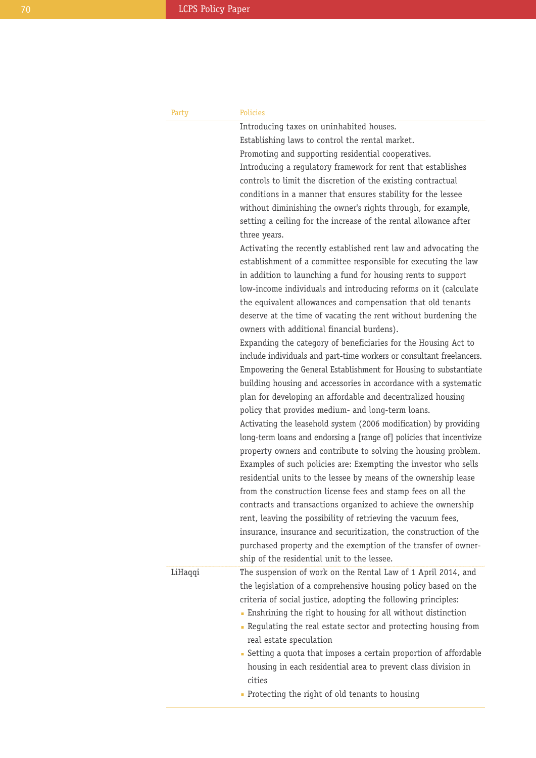| Party | Policies |
|---|---|
| | Introducing taxes on uninhabited houses.<br>Establishing laws to control the rental market.<br>Promoting and supporting residential cooperatives.<br>Introducing a regulatory framework for rent that establishes controls to limit the discretion of the existing contractual conditions in a manner that ensures stability for the lessee without diminishing the owner's rights through, for example, setting a ceiling for the increase of the rental allowance after three years.<br>Activating the recently established rent law and advocating the establishment of a committee responsible for executing the law in addition to launching a fund for housing rents to support low-income individuals and introducing reforms on it (calculate the equivalent allowances and compensation that old tenants deserve at the time of vacating the rent without burdening the owners with additional financial burdens).<br>Expanding the category of beneficiaries for the Housing Act to include individuals and part-time workers or consultant freelancers.<br>Empowering the General Establishment for Housing to substantiate building housing and accessories in accordance with a systematic plan for developing an affordable and decentralized housing policy that provides medium- and long-term loans.<br>Activating the leasehold system (2006 modification) by providing long-term loans and endorsing a [range of] policies that incentivize property owners and contribute to solving the housing problem. Examples of such policies are: Exempting the investor who sells residential units to the lessee by means of the ownership lease from the construction license fees and stamp fees on all the contracts and transactions organized to achieve the ownership rent, leaving the possibility of retrieving the vacuum fees, insurance, insurance and securitization, the construction of the purchased property and the exemption of the transfer of ownership of the residential unit to the lessee. |
| LiHaqqi | The suspension of work on the Rental Law of 1 April 2014, and the legislation of a comprehensive housing policy based on the criteria of social justice, adopting the following principles:<br>- Enshrining the right to housing for all without distinction<br>- Regulating the real estate sector and protecting housing from real estate speculation<br>- Setting a quota that imposes a certain proportion of affordable housing in each residential area to prevent class division in cities<br>- Protecting the right of old tenants to housing |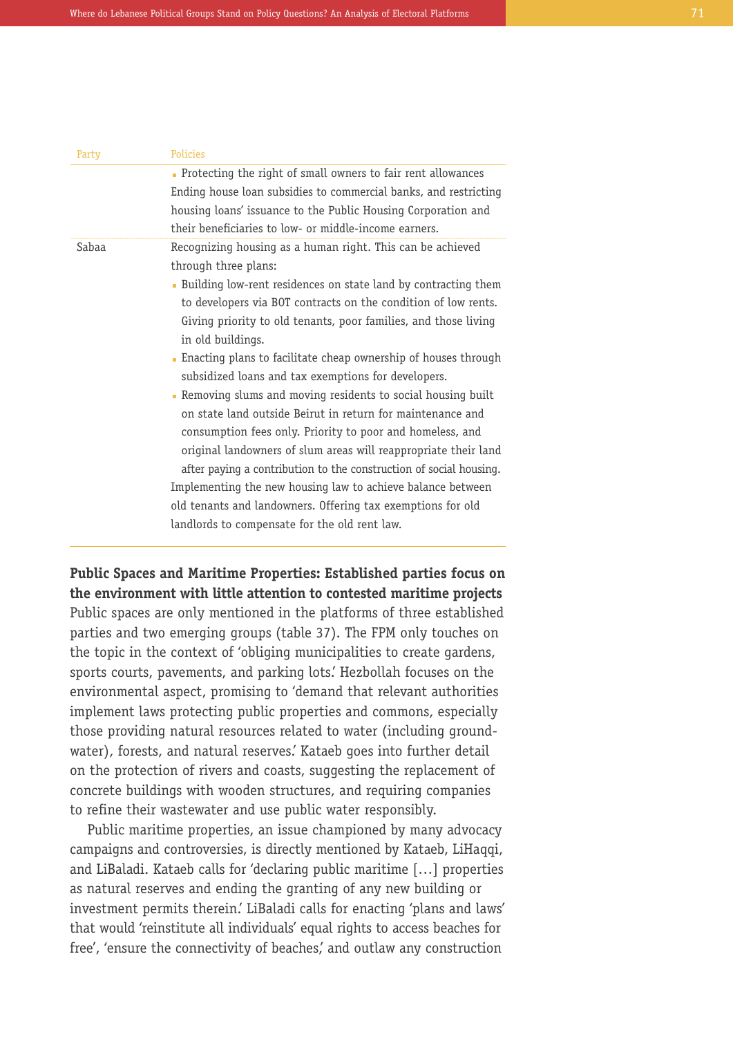| Party | Policies |
|---|---|
| | ▪ Protecting the right of small owners to fair rent allowances<br>Ending house loan subsidies to commercial banks, and restricting housing loans' issuance to the Public Housing Corporation and their beneficiaries to low- or middle-income earners. |
| Sabaa | Recognizing housing as a human right. This can be achieved through three plans:<br>▪ Building low-rent residences on state land by contracting them to developers via BOT contracts on the condition of low rents. Giving priority to old tenants, poor families, and those living in old buildings.<br>▪ Enacting plans to facilitate cheap ownership of houses through subsidized loans and tax exemptions for developers.<br>▪ Removing slums and moving residents to social housing built on state land outside Beirut in return for maintenance and consumption fees only. Priority to poor and homeless, and original landowners of slum areas will reappropriate their land after paying a contribution to the construction of social housing.<br>Implementing the new housing law to achieve balance between old tenants and landowners. Offering tax exemptions for old landlords to compensate for the old rent law. |

**Public Spaces and Maritime Properties: Established parties focus on the environment with little attention to contested maritime projects**

Public spaces are only mentioned in the platforms of three established parties and two emerging groups (table 37). The FPM only touches on the topic in the context of 'obliging municipalities to create gardens, sports courts, pavements, and parking lots.' Hezbollah focuses on the environmental aspect, promising to 'demand that relevant authorities implement laws protecting public properties and commons, especially those providing natural resources related to water (including groundwater), forests, and natural reserves.' Kataeb goes into further detail on the protection of rivers and coasts, suggesting the replacement of concrete buildings with wooden structures, and requiring companies to refine their wastewater and use public water responsibly.

Public maritime properties, an issue championed by many advocacy campaigns and controversies, is directly mentioned by Kataeb, LiHaqqi, and LiBaladi. Kataeb calls for 'declaring public maritime […] properties as natural reserves and ending the granting of any new building or investment permits therein.' LiBaladi calls for enacting 'plans and laws' that would 'reinstitute all individuals' equal rights to access beaches for free', 'ensure the connectivity of beaches,' and outlaw any construction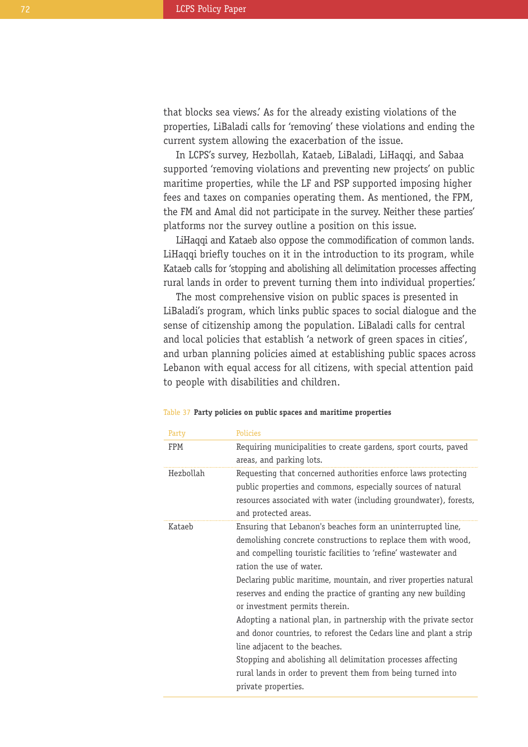that blocks sea views.' As for the already existing violations of the properties, LiBaladi calls for 'removing' these violations and ending the current system allowing the exacerbation of the issue.

In LCPS's survey, Hezbollah, Kataeb, LiBaladi, LiHaqqi, and Sabaa supported 'removing violations and preventing new projects' on public maritime properties, while the LF and PSP supported imposing higher fees and taxes on companies operating them. As mentioned, the FPM, the FM and Amal did not participate in the survey. Neither these parties' platforms nor the survey outline a position on this issue.

LiHaqqi and Kataeb also oppose the commodification of common lands. LiHaqqi briefly touches on it in the introduction to its program, while Kataeb calls for 'stopping and abolishing all delimitation processes affecting rural lands in order to prevent turning them into individual properties.'

The most comprehensive vision on public spaces is presented in LiBaladi's program, which links public spaces to social dialogue and the sense of citizenship among the population. LiBaladi calls for central and local policies that establish 'a network of green spaces in cities', and urban planning policies aimed at establishing public spaces across Lebanon with equal access for all citizens, with special attention paid to people with disabilities and children.

Table 37 **Party policies on public spaces and maritime properties**

| Party | Policies |
|---|---|
| FPM | Requiring municipalities to create gardens, sport courts, paved areas, and parking lots. |
| Hezbollah | Requesting that concerned authorities enforce laws protecting public properties and commons, especially sources of natural resources associated with water (including groundwater), forests, and protected areas. |
| Kataeb | Ensuring that Lebanon's beaches form an uninterrupted line, demolishing concrete constructions to replace them with wood, and compelling touristic facilities to 'refine' wastewater and ration the use of water.<br>Declaring public maritime, mountain, and river properties natural reserves and ending the practice of granting any new building or investment permits therein.<br>Adopting a national plan, in partnership with the private sector and donor countries, to reforest the Cedars line and plant a strip line adjacent to the beaches.<br>Stopping and abolishing all delimitation processes affecting rural lands in order to prevent them from being turned into private properties. |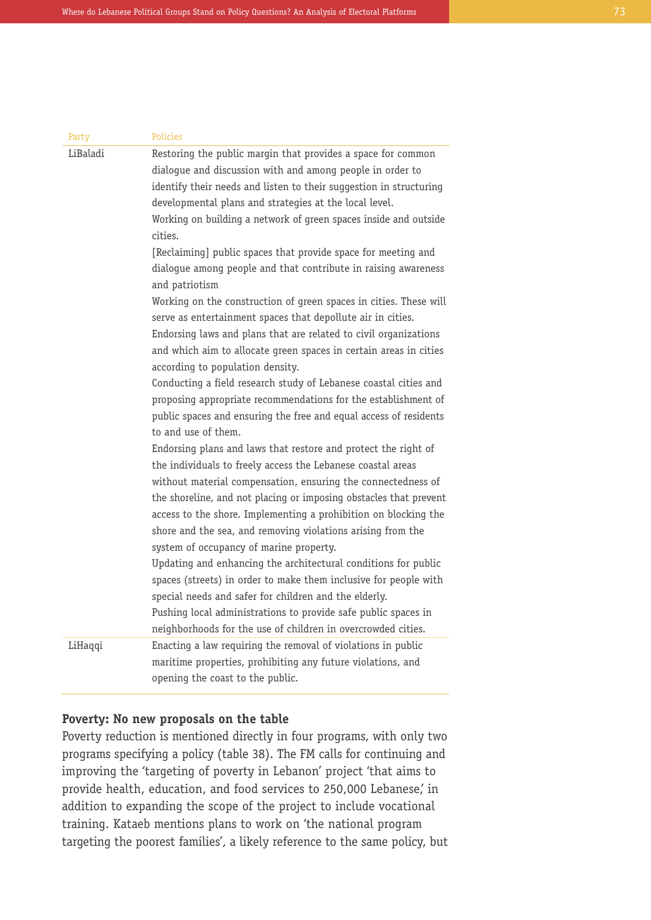| Party | Policies |
|---|---|
| LiBaladi | Restoring the public margin that provides a space for common dialogue and discussion with and among people in order to identify their needs and listen to their suggestion in structuring developmental plans and strategies at the local level.<br>Working on building a network of green spaces inside and outside cities.<br>[Reclaiming] public spaces that provide space for meeting and dialogue among people and that contribute in raising awareness and patriotism<br>Working on the construction of green spaces in cities. These will serve as entertainment spaces that depollute air in cities.<br>Endorsing laws and plans that are related to civil organizations and which aim to allocate green spaces in certain areas in cities according to population density.<br>Conducting a field research study of Lebanese coastal cities and proposing appropriate recommendations for the establishment of public spaces and ensuring the free and equal access of residents to and use of them.<br>Endorsing plans and laws that restore and protect the right of the individuals to freely access the Lebanese coastal areas without material compensation, ensuring the connectedness of the shoreline, and not placing or imposing obstacles that prevent access to the shore. Implementing a prohibition on blocking the shore and the sea, and removing violations arising from the system of occupancy of marine property.<br>Updating and enhancing the architectural conditions for public spaces (streets) in order to make them inclusive for people with special needs and safer for children and the elderly.<br>Pushing local administrations to provide safe public spaces in neighborhoods for the use of children in overcrowded cities. |
| LiHaqqi | Enacting a law requiring the removal of violations in public maritime properties, prohibiting any future violations, and opening the coast to the public. |

**Poverty: No new proposals on the table**

Poverty reduction is mentioned directly in four programs, with only two programs specifying a policy (table 38). The FM calls for continuing and improving the 'targeting of poverty in Lebanon' project 'that aims to provide health, education, and food services to 250,000 Lebanese,' in addition to expanding the scope of the project to include vocational training. Kataeb mentions plans to work on 'the national program targeting the poorest families', a likely reference to the same policy, but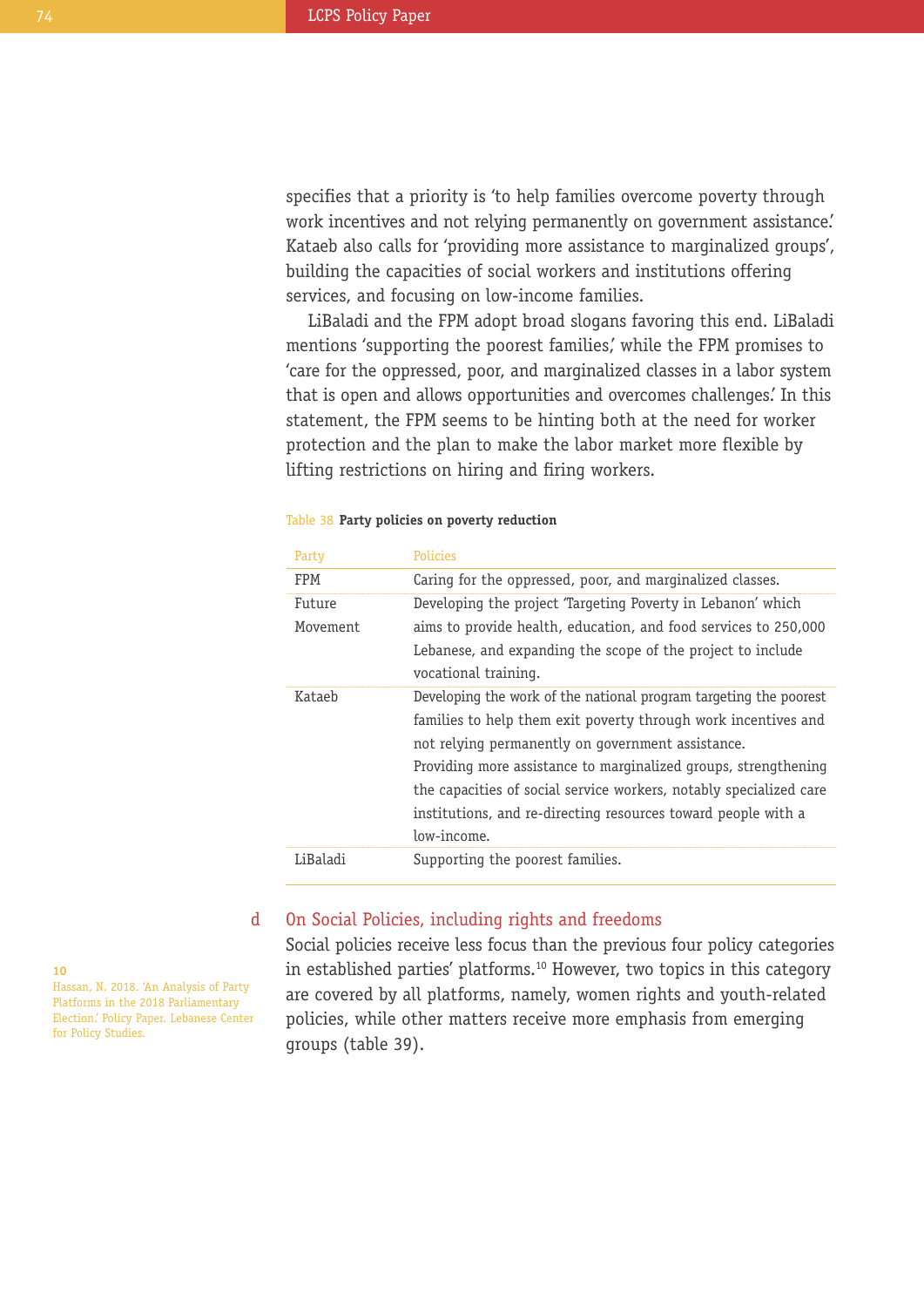specifies that a priority is 'to help families overcome poverty through work incentives and not relying permanently on government assistance.' Kataeb also calls for 'providing more assistance to marginalized groups', building the capacities of social workers and institutions offering services, and focusing on low-income families.

LiBaladi and the FPM adopt broad slogans favoring this end. LiBaladi mentions 'supporting the poorest families,' while the FPM promises to 'care for the oppressed, poor, and marginalized classes in a labor system that is open and allows opportunities and overcomes challenges.' In this statement, the FPM seems to be hinting both at the need for worker protection and the plan to make the labor market more flexible by lifting restrictions on hiring and firing workers.

Table 38 **Party policies on poverty reduction**

| Party | Policies |
|---|---|
| FPM | Caring for the oppressed, poor, and marginalized classes. |
| Future Movement | Developing the project 'Targeting Poverty in Lebanon' which aims to provide health, education, and food services to 250,000 Lebanese, and expanding the scope of the project to include vocational training. |
| Kataeb | Developing the work of the national program targeting the poorest families to help them exit poverty through work incentives and not relying permanently on government assistance. Providing more assistance to marginalized groups, strengthening the capacities of social service workers, notably specialized care institutions, and re-directing resources toward people with a low-income. |
| LiBaladi | Supporting the poorest families. |

## d On Social Policies, including rights and freedoms

Social policies receive less focus than the previous four policy categories in established parties' platforms.[10] However, two topics in this category are covered by all platforms, namely, women rights and youth-related policies, while other matters receive more emphasis from emerging groups (table 39).

10 Hassan, N. 2018. 'An Analysis of Party Platforms in the 2018 Parliamentary Election.' Policy Paper. Lebanese Center for Policy Studies.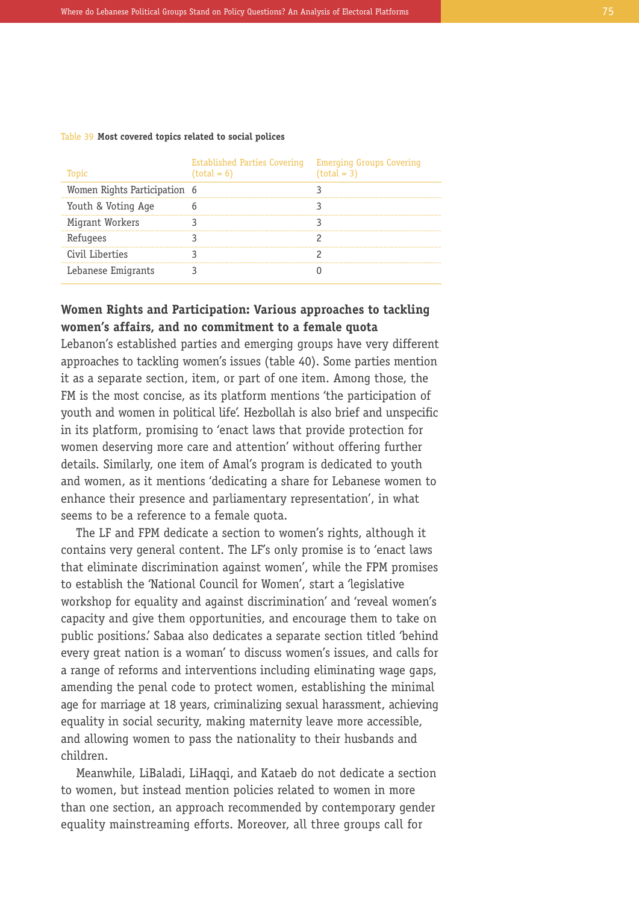Table 39 **Most covered topics related to social polices**

| Topic | Established Parties Covering (total = 6) | Emerging Groups Covering (total = 3) |
|---|---|---|
| Women Rights Participation | 6 | 3 |
| Youth & Voting Age | 6 | 3 |
| Migrant Workers | 3 | 3 |
| Refugees | 3 | 2 |
| Civil Liberties | 3 | 2 |
| Lebanese Emigrants | 3 | 0 |

**Women Rights and Participation: Various approaches to tackling women's affairs, and no commitment to a female quota**

Lebanon's established parties and emerging groups have very different approaches to tackling women's issues (table 40). Some parties mention it as a separate section, item, or part of one item. Among those, the FM is the most concise, as its platform mentions 'the participation of youth and women in political life'. Hezbollah is also brief and unspecific in its platform, promising to 'enact laws that provide protection for women deserving more care and attention' without offering further details. Similarly, one item of Amal's program is dedicated to youth and women, as it mentions 'dedicating a share for Lebanese women to enhance their presence and parliamentary representation', in what seems to be a reference to a female quota.

The LF and FPM dedicate a section to women's rights, although it contains very general content. The LF's only promise is to 'enact laws that eliminate discrimination against women', while the FPM promises to establish the 'National Council for Women', start a 'legislative workshop for equality and against discrimination' and 'reveal women's capacity and give them opportunities, and encourage them to take on public positions.' Sabaa also dedicates a separate section titled 'behind every great nation is a woman' to discuss women's issues, and calls for a range of reforms and interventions including eliminating wage gaps, amending the penal code to protect women, establishing the minimal age for marriage at 18 years, criminalizing sexual harassment, achieving equality in social security, making maternity leave more accessible, and allowing women to pass the nationality to their husbands and children.

Meanwhile, LiBaladi, LiHaqqi, and Kataeb do not dedicate a section to women, but instead mention policies related to women in more than one section, an approach recommended by contemporary gender equality mainstreaming efforts. Moreover, all three groups call for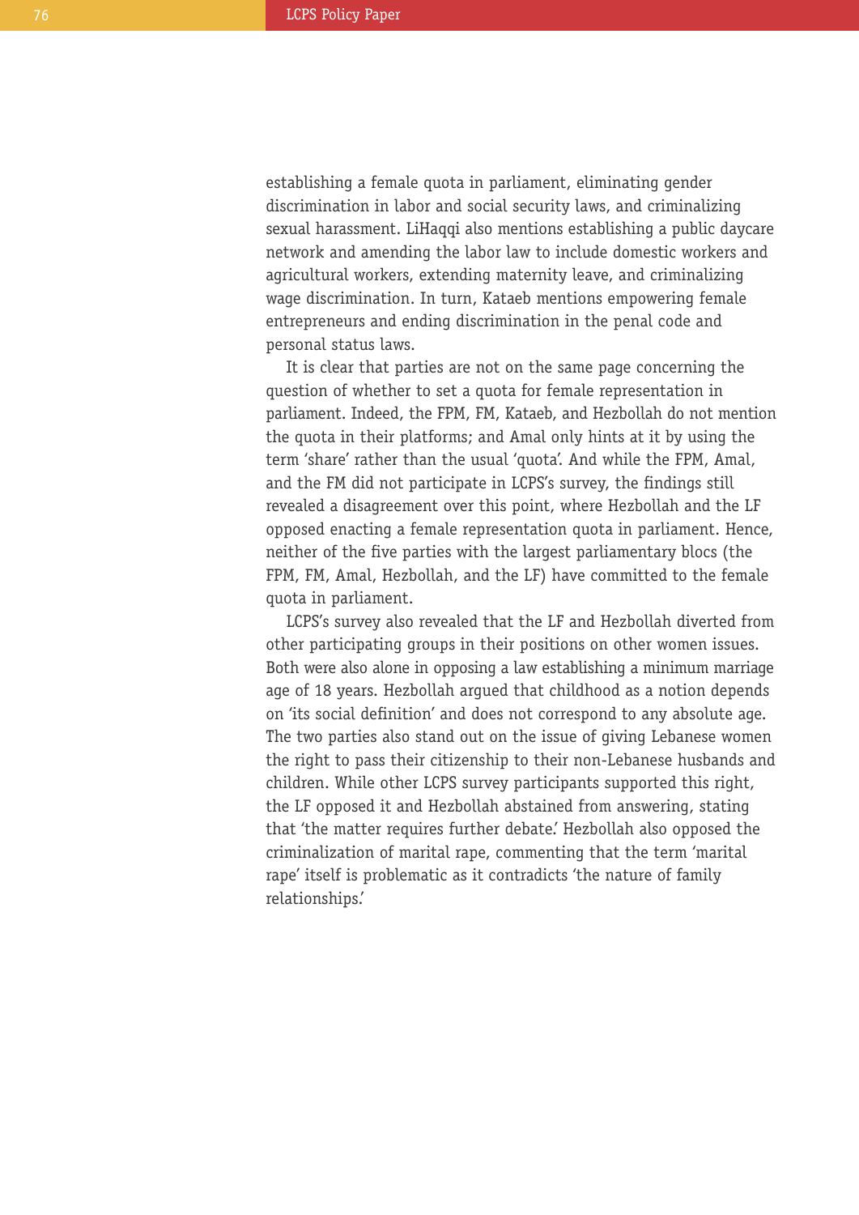establishing a female quota in parliament, eliminating gender discrimination in labor and social security laws, and criminalizing sexual harassment. LiHaqqi also mentions establishing a public daycare network and amending the labor law to include domestic workers and agricultural workers, extending maternity leave, and criminalizing wage discrimination. In turn, Kataeb mentions empowering female entrepreneurs and ending discrimination in the penal code and personal status laws.

It is clear that parties are not on the same page concerning the question of whether to set a quota for female representation in parliament. Indeed, the FPM, FM, Kataeb, and Hezbollah do not mention the quota in their platforms; and Amal only hints at it by using the term 'share' rather than the usual 'quota'. And while the FPM, Amal, and the FM did not participate in LCPS's survey, the findings still revealed a disagreement over this point, where Hezbollah and the LF opposed enacting a female representation quota in parliament. Hence, neither of the five parties with the largest parliamentary blocs (the FPM, FM, Amal, Hezbollah, and the LF) have committed to the female quota in parliament.

LCPS's survey also revealed that the LF and Hezbollah diverted from other participating groups in their positions on other women issues. Both were also alone in opposing a law establishing a minimum marriage age of 18 years. Hezbollah argued that childhood as a notion depends on 'its social definition' and does not correspond to any absolute age. The two parties also stand out on the issue of giving Lebanese women the right to pass their citizenship to their non-Lebanese husbands and children. While other LCPS survey participants supported this right, the LF opposed it and Hezbollah abstained from answering, stating that 'the matter requires further debate.' Hezbollah also opposed the criminalization of marital rape, commenting that the term 'marital rape' itself is problematic as it contradicts 'the nature of family relationships.'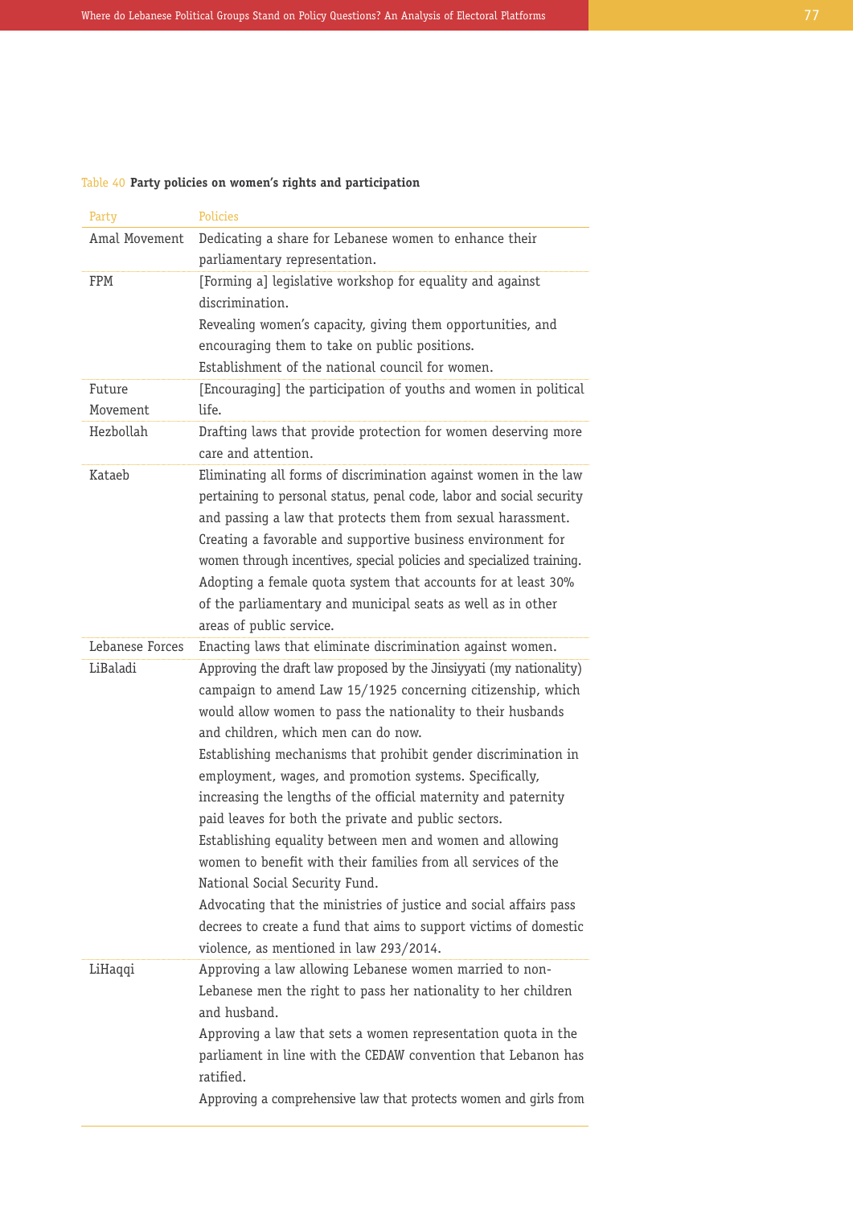Table 40 **Party policies on women's rights and participation**

| Party | Policies |
|---|---|
| Amal Movement | Dedicating a share for Lebanese women to enhance their parliamentary representation. |
| FPM | [Forming a] legislative workshop for equality and against discrimination.<br>Revealing women's capacity, giving them opportunities, and encouraging them to take on public positions.<br>Establishment of the national council for women. |
| Future Movement | [Encouraging] the participation of youths and women in political life. |
| Hezbollah | Drafting laws that provide protection for women deserving more care and attention. |
| Kataeb | Eliminating all forms of discrimination against women in the law pertaining to personal status, penal code, labor and social security and passing a law that protects them from sexual harassment.<br>Creating a favorable and supportive business environment for women through incentives, special policies and specialized training.<br>Adopting a female quota system that accounts for at least 30% of the parliamentary and municipal seats as well as in other areas of public service. |
| Lebanese Forces | Enacting laws that eliminate discrimination against women. |
| LiBaladi | Approving the draft law proposed by the Jinsiyyati (my nationality) campaign to amend Law 15/1925 concerning citizenship, which would allow women to pass the nationality to their husbands and children, which men can do now.<br>Establishing mechanisms that prohibit gender discrimination in employment, wages, and promotion systems. Specifically, increasing the lengths of the official maternity and paternity paid leaves for both the private and public sectors.<br>Establishing equality between men and women and allowing women to benefit with their families from all services of the National Social Security Fund.<br>Advocating that the ministries of justice and social affairs pass decrees to create a fund that aims to support victims of domestic violence, as mentioned in law 293/2014. |
| LiHaqqi | Approving a law allowing Lebanese women married to non-Lebanese men the right to pass her nationality to her children and husband.<br>Approving a law that sets a women representation quota in the parliament in line with the CEDAW convention that Lebanon has ratified.<br>Approving a comprehensive law that protects women and girls from |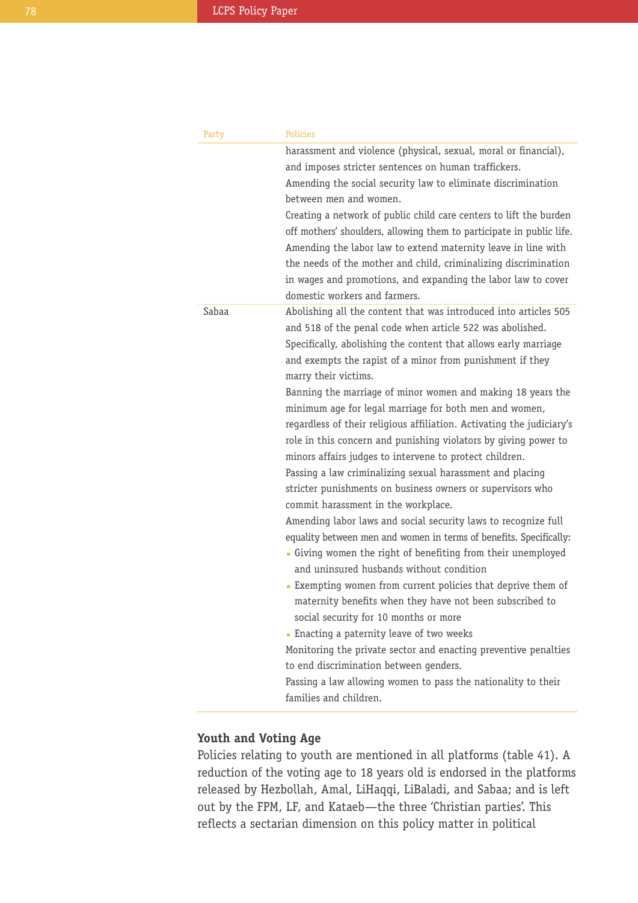| Party | Policies |
|---|---|
| | harassment and violence (physical, sexual, moral or financial), and imposes stricter sentences on human traffickers.<br>Amending the social security law to eliminate discrimination between men and women.<br>Creating a network of public child care centers to lift the burden off mothers' shoulders, allowing them to participate in public life.<br>Amending the labor law to extend maternity leave in line with the needs of the mother and child, criminalizing discrimination in wages and promotions, and expanding the labor law to cover domestic workers and farmers. |
| Sabaa | Abolishing all the content that was introduced into articles 505 and 518 of the penal code when article 522 was abolished. Specifically, abolishing the content that allows early marriage and exempts the rapist of a minor from punishment if they marry their victims.<br>Banning the marriage of minor women and making 18 years the minimum age for legal marriage for both men and women, regardless of their religious affiliation. Activating the judiciary's role in this concern and punishing violators by giving power to minors affairs judges to intervene to protect children.<br>Passing a law criminalizing sexual harassment and placing stricter punishments on business owners or supervisors who commit harassment in the workplace.<br>Amending labor laws and social security laws to recognize full equality between men and women in terms of benefits. Specifically:<br>▪ Giving women the right of benefiting from their unemployed and uninsured husbands without condition<br>▪ Exempting women from current policies that deprive them of maternity benefits when they have not been subscribed to social security for 10 months or more<br>▪ Enacting a paternity leave of two weeks<br>Monitoring the private sector and enacting preventive penalties to end discrimination between genders.<br>Passing a law allowing women to pass the nationality to their families and children. |

## Youth and Voting Age

Policies relating to youth are mentioned in all platforms (table 41). A reduction of the voting age to 18 years old is endorsed in the platforms released by Hezbollah, Amal, LiHaqqi, LiBaladi, and Sabaa; and is left out by the FPM, LF, and Kataeb—the three 'Christian parties'. This reflects a sectarian dimension on this policy matter in political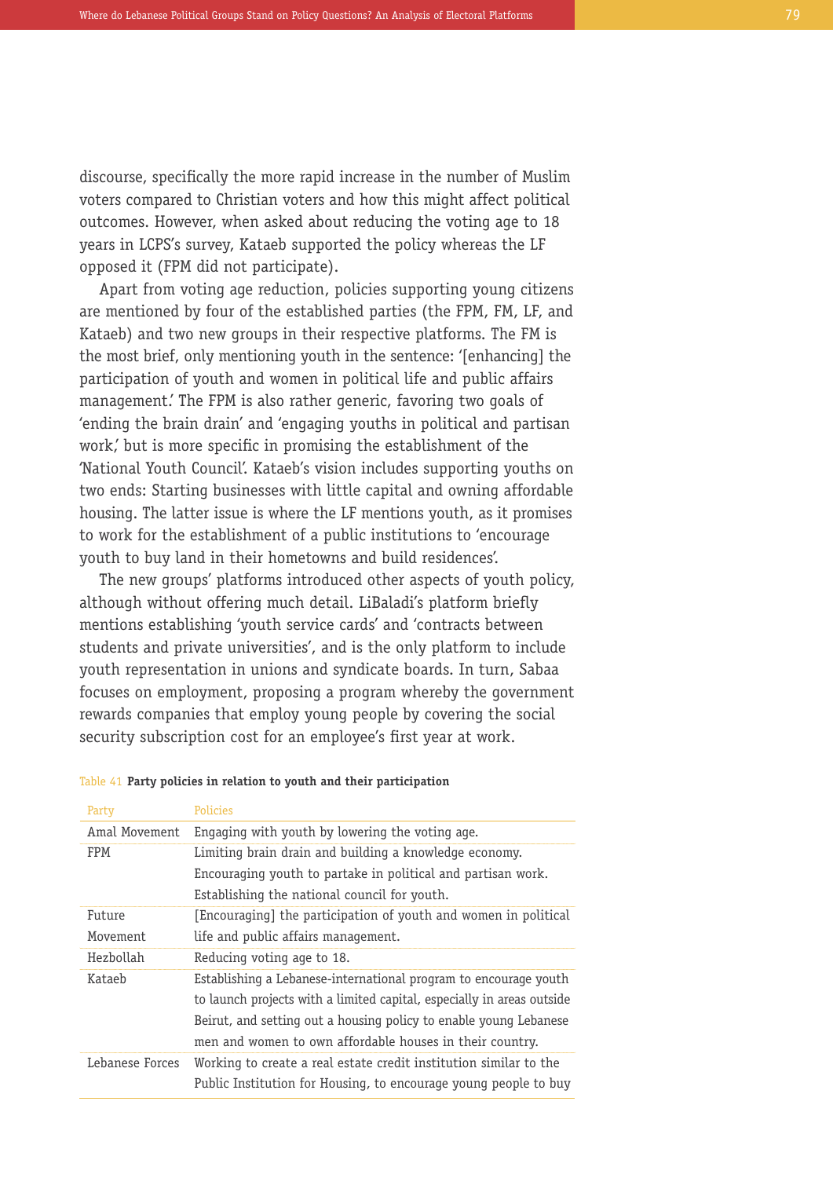discourse, specifically the more rapid increase in the number of Muslim voters compared to Christian voters and how this might affect political outcomes. However, when asked about reducing the voting age to 18 years in LCPS's survey, Kataeb supported the policy whereas the LF opposed it (FPM did not participate).

Apart from voting age reduction, policies supporting young citizens are mentioned by four of the established parties (the FPM, FM, LF, and Kataeb) and two new groups in their respective platforms. The FM is the most brief, only mentioning youth in the sentence: '[enhancing] the participation of youth and women in political life and public affairs management.' The FPM is also rather generic, favoring two goals of 'ending the brain drain' and 'engaging youths in political and partisan work,' but is more specific in promising the establishment of the 'National Youth Council'. Kataeb's vision includes supporting youths on two ends: Starting businesses with little capital and owning affordable housing. The latter issue is where the LF mentions youth, as it promises to work for the establishment of a public institutions to 'encourage youth to buy land in their hometowns and build residences'.

The new groups' platforms introduced other aspects of youth policy, although without offering much detail. LiBaladi's platform briefly mentions establishing 'youth service cards' and 'contracts between students and private universities', and is the only platform to include youth representation in unions and syndicate boards. In turn, Sabaa focuses on employment, proposing a program whereby the government rewards companies that employ young people by covering the social security subscription cost for an employee's first year at work.

Table 41 **Party policies in relation to youth and their participation**

| Party | Policies |
|---|---|
| Amal Movement | Engaging with youth by lowering the voting age. |
| FPM | Limiting brain drain and building a knowledge economy. Encouraging youth to partake in political and partisan work. Establishing the national council for youth. |
| Future Movement | [Encouraging] the participation of youth and women in political life and public affairs management. |
| Hezbollah | Reducing voting age to 18. |
| Kataeb | Establishing a Lebanese-international program to encourage youth to launch projects with a limited capital, especially in areas outside Beirut, and setting out a housing policy to enable young Lebanese men and women to own affordable houses in their country. |
| Lebanese Forces | Working to create a real estate credit institution similar to the Public Institution for Housing, to encourage young people to buy |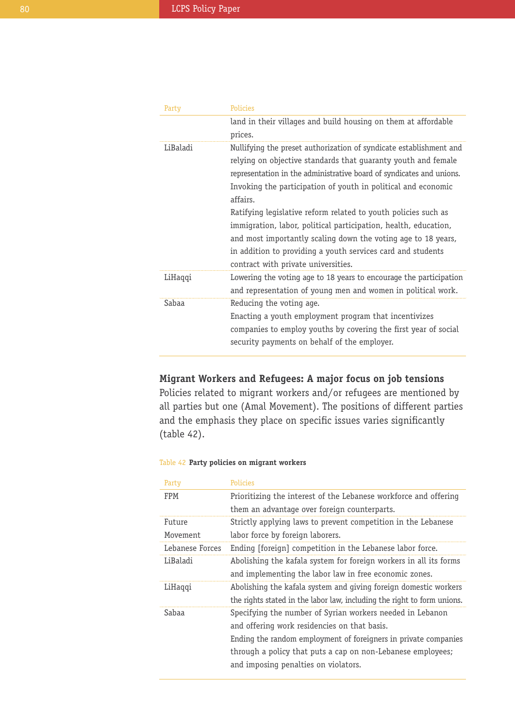| Party | Policies |
|---|---|
| | land in their villages and build housing on them at affordable prices. |
| LiBaladi | Nullifying the preset authorization of syndicate establishment and relying on objective standards that guaranty youth and female representation in the administrative board of syndicates and unions. Invoking the participation of youth in political and economic affairs. Ratifying legislative reform related to youth policies such as immigration, labor, political participation, health, education, and most importantly scaling down the voting age to 18 years, in addition to providing a youth services card and students contract with private universities. |
| LiHaqqi | Lowering the voting age to 18 years to encourage the participation and representation of young men and women in political work. |
| Sabaa | Reducing the voting age. Enacting a youth employment program that incentivizes companies to employ youths by covering the first year of social security payments on behalf of the employer. |

**Migrant Workers and Refugees: A major focus on job tensions**

Policies related to migrant workers and/or refugees are mentioned by all parties but one (Amal Movement). The positions of different parties and the emphasis they place on specific issues varies significantly (table 42).

Table 42 **Party policies on migrant workers**

| Party | Policies |
|---|---|
| FPM | Prioritizing the interest of the Lebanese workforce and offering them an advantage over foreign counterparts. |
| Future Movement | Strictly applying laws to prevent competition in the Lebanese labor force by foreign laborers. |
| Lebanese Forces | Ending [foreign] competition in the Lebanese labor force. |
| LiBaladi | Abolishing the kafala system for foreign workers in all its forms and implementing the labor law in free economic zones. |
| LiHaqqi | Abolishing the kafala system and giving foreign domestic workers the rights stated in the labor law, including the right to form unions. |
| Sabaa | Specifying the number of Syrian workers needed in Lebanon and offering work residencies on that basis. Ending the random employment of foreigners in private companies through a policy that puts a cap on non-Lebanese employees; and imposing penalties on violators. |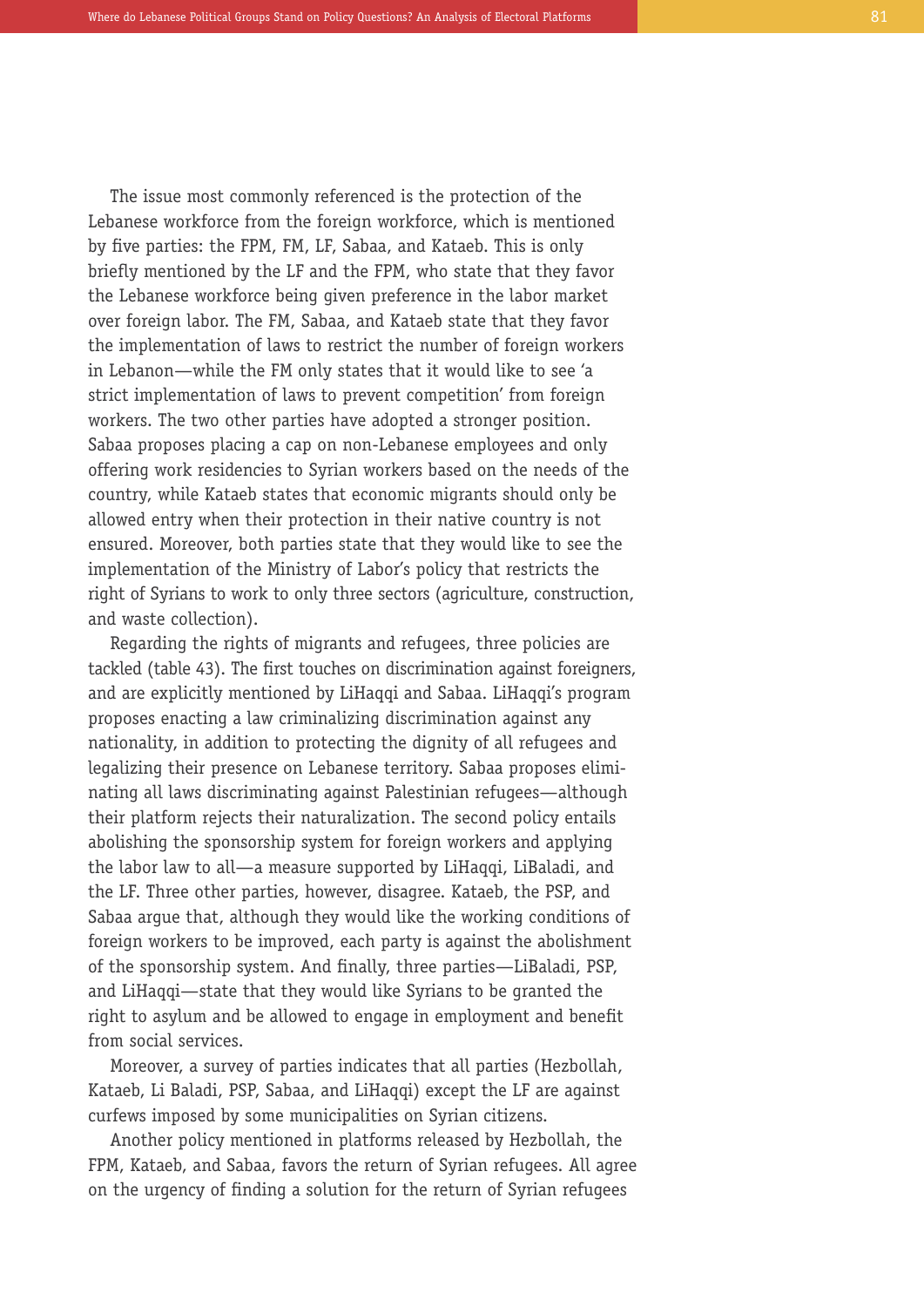The issue most commonly referenced is the protection of the Lebanese workforce from the foreign workforce, which is mentioned by five parties: the FPM, FM, LF, Sabaa, and Kataeb. This is only briefly mentioned by the LF and the FPM, who state that they favor the Lebanese workforce being given preference in the labor market over foreign labor. The FM, Sabaa, and Kataeb state that they favor the implementation of laws to restrict the number of foreign workers in Lebanon—while the FM only states that it would like to see 'a strict implementation of laws to prevent competition' from foreign workers. The two other parties have adopted a stronger position. Sabaa proposes placing a cap on non-Lebanese employees and only offering work residencies to Syrian workers based on the needs of the country, while Kataeb states that economic migrants should only be allowed entry when their protection in their native country is not ensured. Moreover, both parties state that they would like to see the implementation of the Ministry of Labor's policy that restricts the right of Syrians to work to only three sectors (agriculture, construction, and waste collection).

Regarding the rights of migrants and refugees, three policies are tackled (table 43). The first touches on discrimination against foreigners, and are explicitly mentioned by LiHaqqi and Sabaa. LiHaqqi's program proposes enacting a law criminalizing discrimination against any nationality, in addition to protecting the dignity of all refugees and legalizing their presence on Lebanese territory. Sabaa proposes eliminating all laws discriminating against Palestinian refugees—although their platform rejects their naturalization. The second policy entails abolishing the sponsorship system for foreign workers and applying the labor law to all—a measure supported by LiHaqqi, LiBaladi, and the LF. Three other parties, however, disagree. Kataeb, the PSP, and Sabaa argue that, although they would like the working conditions of foreign workers to be improved, each party is against the abolishment of the sponsorship system. And finally, three parties—LiBaladi, PSP, and LiHaqqi—state that they would like Syrians to be granted the right to asylum and be allowed to engage in employment and benefit from social services.

Moreover, a survey of parties indicates that all parties (Hezbollah, Kataeb, Li Baladi, PSP, Sabaa, and LiHaqqi) except the LF are against curfews imposed by some municipalities on Syrian citizens.

Another policy mentioned in platforms released by Hezbollah, the FPM, Kataeb, and Sabaa, favors the return of Syrian refugees. All agree on the urgency of finding a solution for the return of Syrian refugees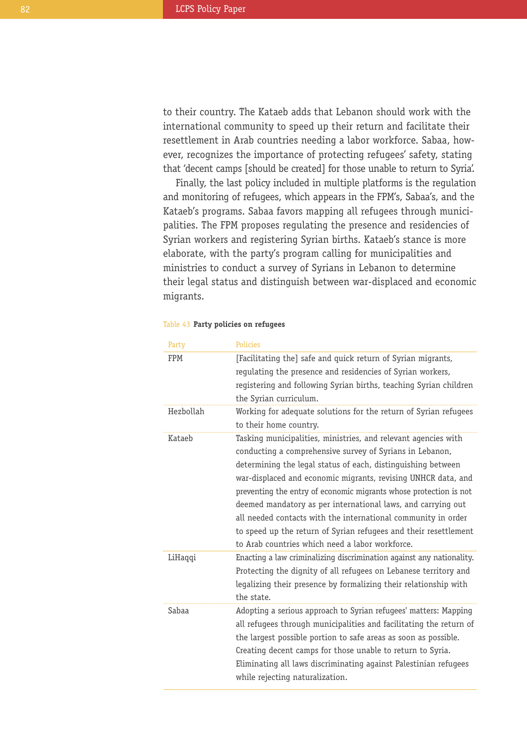to their country. The Kataeb adds that Lebanon should work with the international community to speed up their return and facilitate their resettlement in Arab countries needing a labor workforce. Sabaa, however, recognizes the importance of protecting refugees' safety, stating that 'decent camps [should be created] for those unable to return to Syria'.

Finally, the last policy included in multiple platforms is the regulation and monitoring of refugees, which appears in the FPM's, Sabaa's, and the Kataeb's programs. Sabaa favors mapping all refugees through municipalities. The FPM proposes regulating the presence and residencies of Syrian workers and registering Syrian births. Kataeb's stance is more elaborate, with the party's program calling for municipalities and ministries to conduct a survey of Syrians in Lebanon to determine their legal status and distinguish between war-displaced and economic migrants.

Table 43 **Party policies on refugees**

| Party | Policies |
| --- | --- |
| FPM | [Facilitating the] safe and quick return of Syrian migrants, regulating the presence and residencies of Syrian workers, registering and following Syrian births, teaching Syrian children the Syrian curriculum. |
| Hezbollah | Working for adequate solutions for the return of Syrian refugees to their home country. |
| Kataeb | Tasking municipalities, ministries, and relevant agencies with conducting a comprehensive survey of Syrians in Lebanon, determining the legal status of each, distinguishing between war-displaced and economic migrants, revising UNHCR data, and preventing the entry of economic migrants whose protection is not deemed mandatory as per international laws, and carrying out all needed contacts with the international community in order to speed up the return of Syrian refugees and their resettlement to Arab countries which need a labor workforce. |
| LiHaqqi | Enacting a law criminalizing discrimination against any nationality. Protecting the dignity of all refugees on Lebanese territory and legalizing their presence by formalizing their relationship with the state. |
| Sabaa | Adopting a serious approach to Syrian refugees' matters: Mapping all refugees through municipalities and facilitating the return of the largest possible portion to safe areas as soon as possible. Creating decent camps for those unable to return to Syria. Eliminating all laws discriminating against Palestinian refugees while rejecting naturalization. |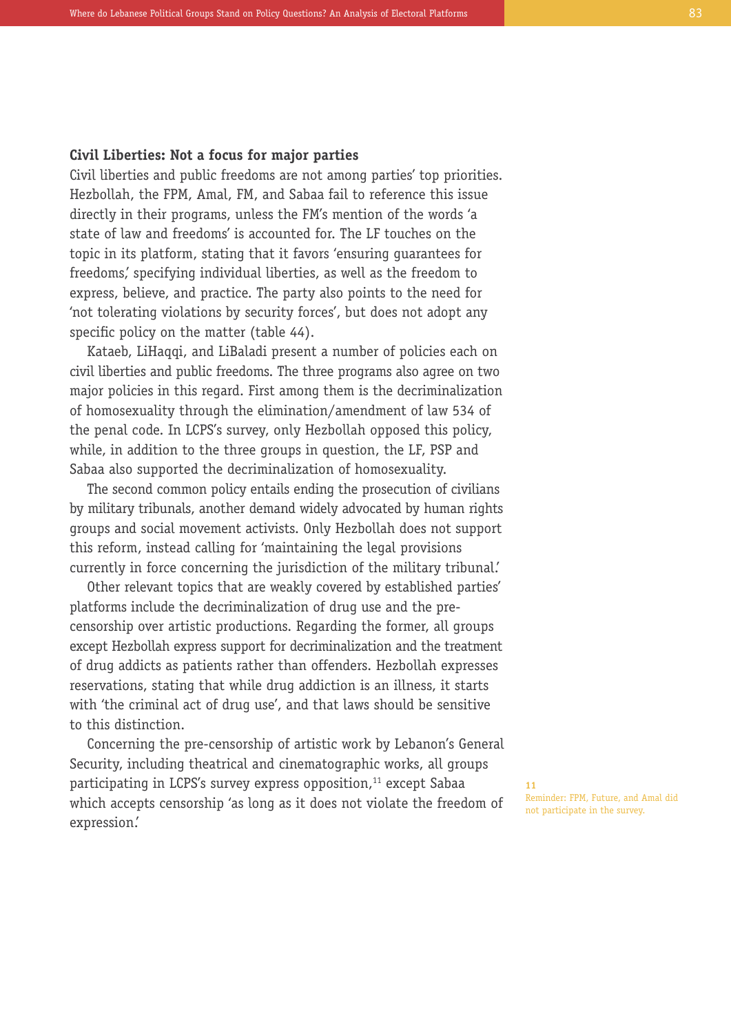**Civil Liberties: Not a focus for major parties**

Civil liberties and public freedoms are not among parties' top priorities. Hezbollah, the FPM, Amal, FM, and Sabaa fail to reference this issue directly in their programs, unless the FM's mention of the words 'a state of law and freedoms' is accounted for. The LF touches on the topic in its platform, stating that it favors 'ensuring guarantees for freedoms,' specifying individual liberties, as well as the freedom to express, believe, and practice. The party also points to the need for 'not tolerating violations by security forces', but does not adopt any specific policy on the matter (table 44).

Kataeb, LiHaqqi, and LiBaladi present a number of policies each on civil liberties and public freedoms. The three programs also agree on two major policies in this regard. First among them is the decriminalization of homosexuality through the elimination/amendment of law 534 of the penal code. In LCPS's survey, only Hezbollah opposed this policy, while, in addition to the three groups in question, the LF, PSP and Sabaa also supported the decriminalization of homosexuality.

The second common policy entails ending the prosecution of civilians by military tribunals, another demand widely advocated by human rights groups and social movement activists. Only Hezbollah does not support this reform, instead calling for 'maintaining the legal provisions currently in force concerning the jurisdiction of the military tribunal.'

Other relevant topics that are weakly covered by established parties' platforms include the decriminalization of drug use and the pre-censorship over artistic productions. Regarding the former, all groups except Hezbollah express support for decriminalization and the treatment of drug addicts as patients rather than offenders. Hezbollah expresses reservations, stating that while drug addiction is an illness, it starts with 'the criminal act of drug use', and that laws should be sensitive to this distinction.

Concerning the pre-censorship of artistic work by Lebanon's General Security, including theatrical and cinematographic works, all groups participating in LCPS's survey express opposition,[11] except Sabaa which accepts censorship 'as long as it does not violate the freedom of expression.'

[11] Reminder: FPM, Future, and Amal did not participate in the survey.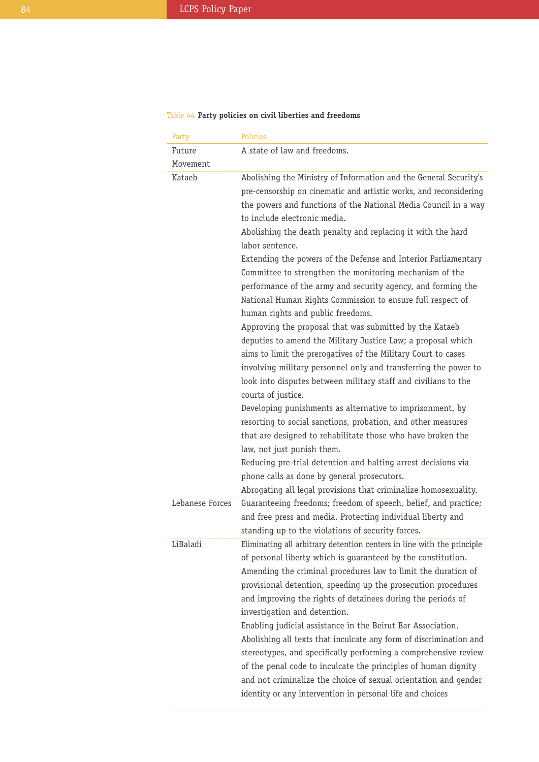Table 44 **Party policies on civil liberties and freedoms**

| Party | Policies |
|---|---|
| Future Movement | A state of law and freedoms. |
| Kataeb | Abolishing the Ministry of Information and the General Security's pre-censorship on cinematic and artistic works, and reconsidering the powers and functions of the National Media Council in a way to include electronic media.<br>Abolishing the death penalty and replacing it with the hard labor sentence.<br>Extending the powers of the Defense and Interior Parliamentary Committee to strengthen the monitoring mechanism of the performance of the army and security agency, and forming the National Human Rights Commission to ensure full respect of human rights and public freedoms.<br>Approving the proposal that was submitted by the Kataeb deputies to amend the Military Justice Law; a proposal which aims to limit the prerogatives of the Military Court to cases involving military personnel only and transferring the power to look into disputes between military staff and civilians to the courts of justice.<br>Developing punishments as alternative to imprisonment, by resorting to social sanctions, probation, and other measures that are designed to rehabilitate those who have broken the law, not just punish them.<br>Reducing pre-trial detention and halting arrest decisions via phone calls as done by general prosecutors.<br>Abrogating all legal provisions that criminalize homosexuality. |
| Lebanese Forces | Guaranteeing freedoms; freedom of speech, belief, and practice; and free press and media. Protecting individual liberty and standing up to the violations of security forces. |
| LiBaladi | Eliminating all arbitrary detention centers in line with the principle of personal liberty which is guaranteed by the constitution.<br>Amending the criminal procedures law to limit the duration of provisional detention, speeding up the prosecution procedures and improving the rights of detainees during the periods of investigation and detention.<br>Enabling judicial assistance in the Beirut Bar Association.<br>Abolishing all texts that inculcate any form of discrimination and stereotypes, and specifically performing a comprehensive review of the penal code to inculcate the principles of human dignity and not criminalize the choice of sexual orientation and gender identity or any intervention in personal life and choices |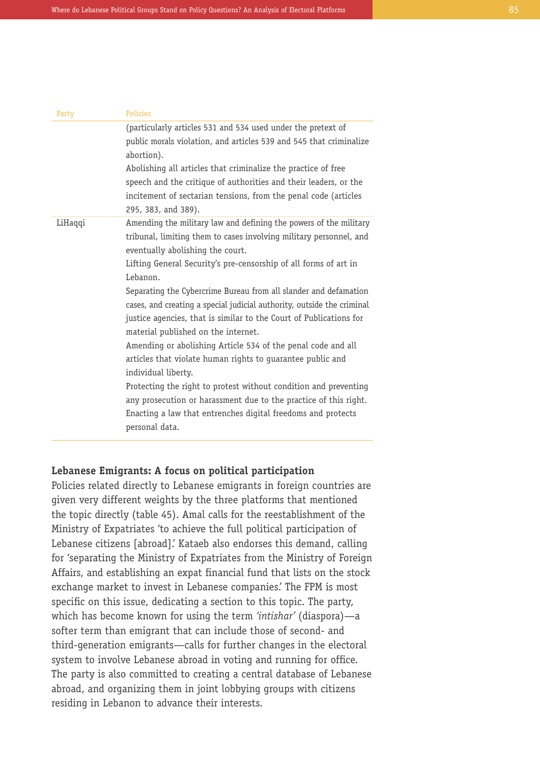| Party | Policies |
|---|---|
| | (particularly articles 531 and 534 used under the pretext of public morals violation, and articles 539 and 545 that criminalize abortion).<br>Abolishing all articles that criminalize the practice of free speech and the critique of authorities and their leaders, or the incitement of sectarian tensions, from the penal code (articles 295, 383, and 389). |
| LiHaqqi | Amending the military law and defining the powers of the military tribunal, limiting them to cases involving military personnel, and eventually abolishing the court.<br>Lifting General Security's pre-censorship of all forms of art in Lebanon.<br>Separating the Cybercrime Bureau from all slander and defamation cases, and creating a special judicial authority, outside the criminal justice agencies, that is similar to the Court of Publications for material published on the internet.<br>Amending or abolishing Article 534 of the penal code and all articles that violate human rights to guarantee public and individual liberty.<br>Protecting the right to protest without condition and preventing any prosecution or harassment due to the practice of this right.<br>Enacting a law that entrenches digital freedoms and protects personal data. |

**Lebanese Emigrants: A focus on political participation**

Policies related directly to Lebanese emigrants in foreign countries are given very different weights by the three platforms that mentioned the topic directly (table 45). Amal calls for the reestablishment of the Ministry of Expatriates 'to achieve the full political participation of Lebanese citizens [abroad].' Kataeb also endorses this demand, calling for 'separating the Ministry of Expatriates from the Ministry of Foreign Affairs, and establishing an expat financial fund that lists on the stock exchange market to invest in Lebanese companies.' The FPM is most specific on this issue, dedicating a section to this topic. The party, which has become known for using the term *'intishar'* (diaspora)—a softer term than emigrant that can include those of second- and third-generation emigrants—calls for further changes in the electoral system to involve Lebanese abroad in voting and running for office. The party is also committed to creating a central database of Lebanese abroad, and organizing them in joint lobbying groups with citizens residing in Lebanon to advance their interests.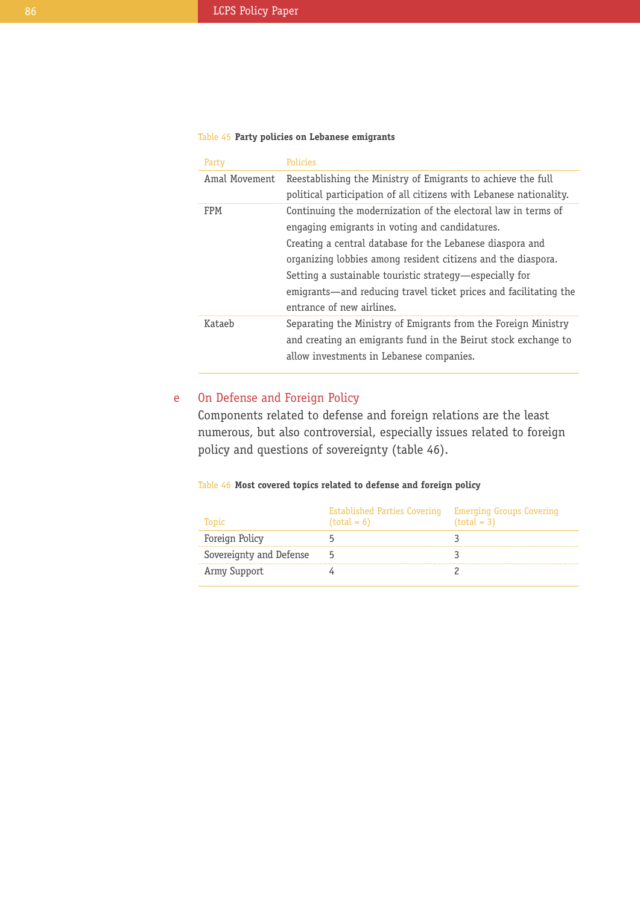Table 45 **Party policies on Lebanese emigrants**

| Party | Policies |
|---|---|
| Amal Movement | Reestablishing the Ministry of Emigrants to achieve the full political participation of all citizens with Lebanese nationality. |
| FPM | Continuing the modernization of the electoral law in terms of engaging emigrants in voting and candidatures.<br>Creating a central database for the Lebanese diaspora and organizing lobbies among resident citizens and the diaspora.<br>Setting a sustainable touristic strategy—especially for emigrants—and reducing travel ticket prices and facilitating the entrance of new airlines. |
| Kataeb | Separating the Ministry of Emigrants from the Foreign Ministry and creating an emigrants fund in the Beirut stock exchange to allow investments in Lebanese companies. |

### e On Defense and Foreign Policy

Components related to defense and foreign relations are the least numerous, but also controversial, especially issues related to foreign policy and questions of sovereignty (table 46).

Table 46 **Most covered topics related to defense and foreign policy**

| Topic | Established Parties Covering (total = 6) | Emerging Groups Covering (total = 3) |
|---|---|---|
| Foreign Policy | 5 | 3 |
| Sovereignty and Defense | 5 | 3 |
| Army Support | 4 | 2 |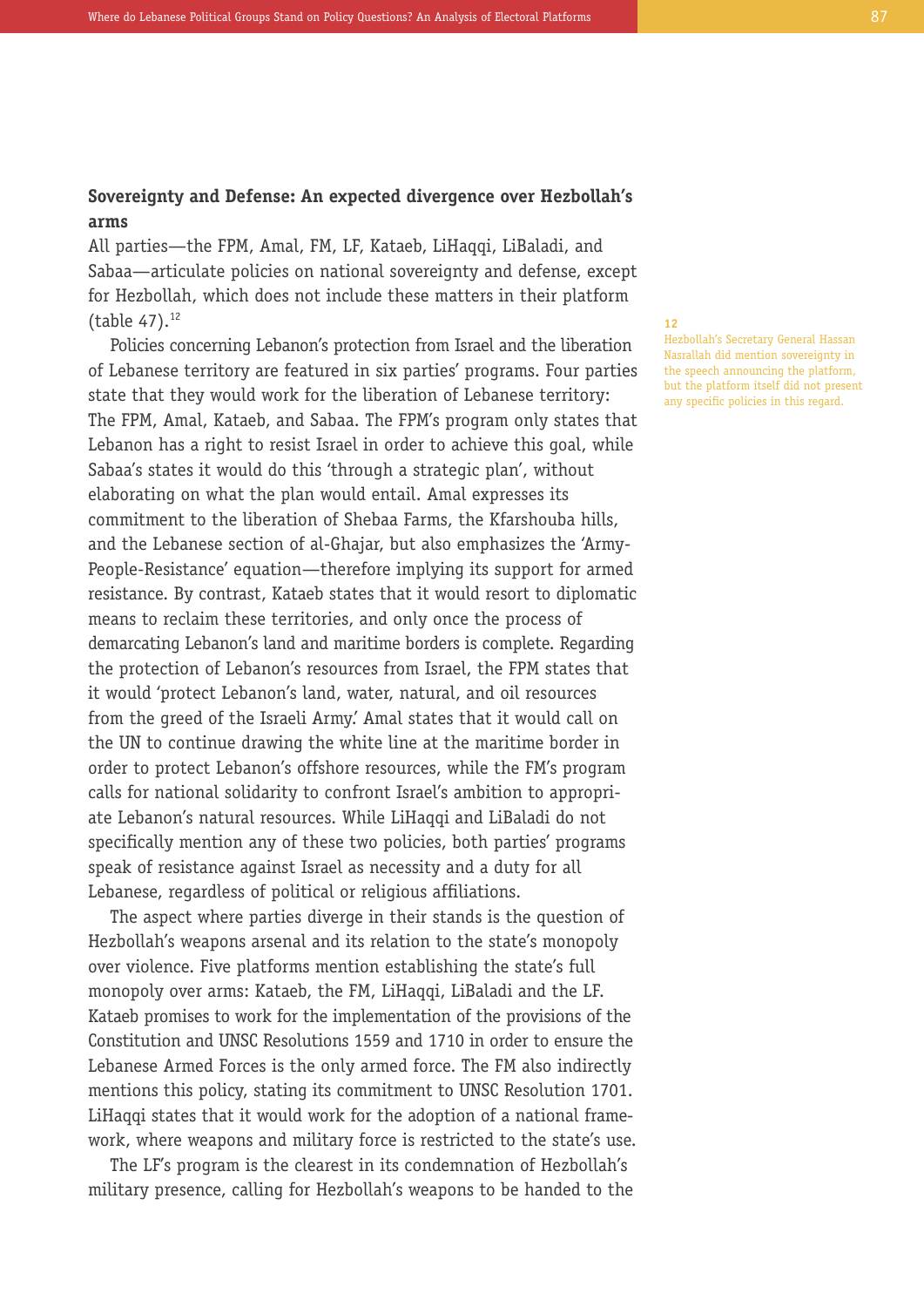## Sovereignty and Defense: An expected divergence over Hezbollah's arms

All parties—the FPM, Amal, FM, LF, Kataeb, LiHaqqi, LiBaladi, and Sabaa—articulate policies on national sovereignty and defense, except for Hezbollah, which does not include these matters in their platform (table 47).[12]

Policies concerning Lebanon's protection from Israel and the liberation of Lebanese territory are featured in six parties' programs. Four parties state that they would work for the liberation of Lebanese territory: The FPM, Amal, Kataeb, and Sabaa. The FPM's program only states that Lebanon has a right to resist Israel in order to achieve this goal, while Sabaa's states it would do this 'through a strategic plan', without elaborating on what the plan would entail. Amal expresses its commitment to the liberation of Shebaa Farms, the Kfarshouba hills, and the Lebanese section of al-Ghajar, but also emphasizes the 'Army-People-Resistance' equation—therefore implying its support for armed resistance. By contrast, Kataeb states that it would resort to diplomatic means to reclaim these territories, and only once the process of demarcating Lebanon's land and maritime borders is complete. Regarding the protection of Lebanon's resources from Israel, the FPM states that it would 'protect Lebanon's land, water, natural, and oil resources from the greed of the Israeli Army.' Amal states that it would call on the UN to continue drawing the white line at the maritime border in order to protect Lebanon's offshore resources, while the FM's program calls for national solidarity to confront Israel's ambition to appropriate Lebanon's natural resources. While LiHaqqi and LiBaladi do not specifically mention any of these two policies, both parties' programs speak of resistance against Israel as necessity and a duty for all Lebanese, regardless of political or religious affiliations.

The aspect where parties diverge in their stands is the question of Hezbollah's weapons arsenal and its relation to the state's monopoly over violence. Five platforms mention establishing the state's full monopoly over arms: Kataeb, the FM, LiHaqqi, LiBaladi and the LF. Kataeb promises to work for the implementation of the provisions of the Constitution and UNSC Resolutions 1559 and 1710 in order to ensure the Lebanese Armed Forces is the only armed force. The FM also indirectly mentions this policy, stating its commitment to UNSC Resolution 1701. LiHaqqi states that it would work for the adoption of a national framework, where weapons and military force is restricted to the state's use.

The LF's program is the clearest in its condemnation of Hezbollah's military presence, calling for Hezbollah's weapons to be handed to the

12 Hezbollah's Secretary General Hassan Nasrallah did mention sovereignty in the speech announcing the platform, but the platform itself did not present any specific policies in this regard.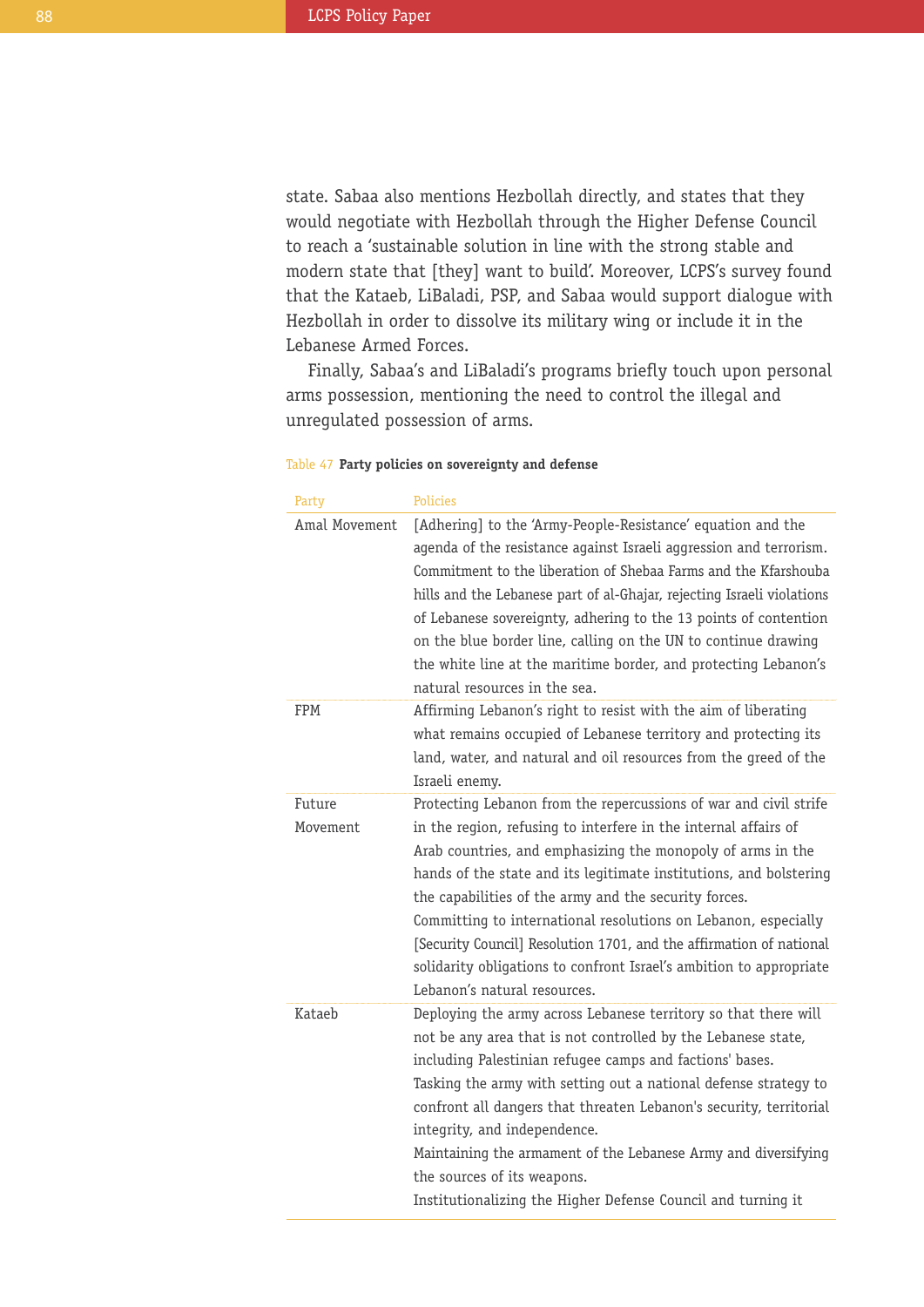state. Sabaa also mentions Hezbollah directly, and states that they would negotiate with Hezbollah through the Higher Defense Council to reach a 'sustainable solution in line with the strong stable and modern state that [they] want to build'. Moreover, LCPS's survey found that the Kataeb, LiBaladi, PSP, and Sabaa would support dialogue with Hezbollah in order to dissolve its military wing or include it in the Lebanese Armed Forces.

Finally, Sabaa's and LiBaladi's programs briefly touch upon personal arms possession, mentioning the need to control the illegal and unregulated possession of arms.

Table 47 **Party policies on sovereignty and defense**

| Party | Policies |
|---|---|
| Amal Movement | [Adhering] to the 'Army-People-Resistance' equation and the agenda of the resistance against Israeli aggression and terrorism. Commitment to the liberation of Shebaa Farms and the Kfarshouba hills and the Lebanese part of al-Ghajar, rejecting Israeli violations of Lebanese sovereignty, adhering to the 13 points of contention on the blue border line, calling on the UN to continue drawing the white line at the maritime border, and protecting Lebanon's natural resources in the sea. |
| FPM | Affirming Lebanon's right to resist with the aim of liberating what remains occupied of Lebanese territory and protecting its land, water, and natural and oil resources from the greed of the Israeli enemy. |
| Future Movement | Protecting Lebanon from the repercussions of war and civil strife in the region, refusing to interfere in the internal affairs of Arab countries, and emphasizing the monopoly of arms in the hands of the state and its legitimate institutions, and bolstering the capabilities of the army and the security forces. Committing to international resolutions on Lebanon, especially [Security Council] Resolution 1701, and the affirmation of national solidarity obligations to confront Israel's ambition to appropriate Lebanon's natural resources. |
| Kataeb | Deploying the army across Lebanese territory so that there will not be any area that is not controlled by the Lebanese state, including Palestinian refugee camps and factions' bases. Tasking the army with setting out a national defense strategy to confront all dangers that threaten Lebanon's security, territorial integrity, and independence. Maintaining the armament of the Lebanese Army and diversifying the sources of its weapons. Institutionalizing the Higher Defense Council and turning it |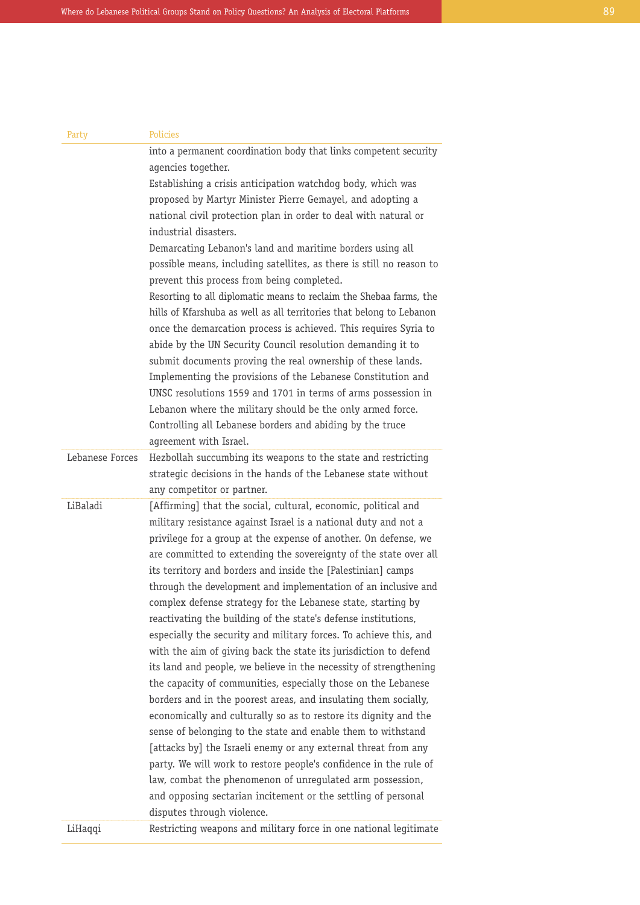| Party | Policies |
|---|---|
| | into a permanent coordination body that links competent security agencies together.<br>Establishing a crisis anticipation watchdog body, which was proposed by Martyr Minister Pierre Gemayel, and adopting a national civil protection plan in order to deal with natural or industrial disasters.<br>Demarcating Lebanon's land and maritime borders using all possible means, including satellites, as there is still no reason to prevent this process from being completed.<br>Resorting to all diplomatic means to reclaim the Shebaa farms, the hills of Kfarshuba as well as all territories that belong to Lebanon once the demarcation process is achieved. This requires Syria to abide by the UN Security Council resolution demanding it to submit documents proving the real ownership of these lands.<br>Implementing the provisions of the Lebanese Constitution and UNSC resolutions 1559 and 1701 in terms of arms possession in Lebanon where the military should be the only armed force.<br>Controlling all Lebanese borders and abiding by the truce agreement with Israel. |
| Lebanese Forces | Hezbollah succumbing its weapons to the state and restricting strategic decisions in the hands of the Lebanese state without any competitor or partner. |
| LiBaladi | [Affirming] that the social, cultural, economic, political and military resistance against Israel is a national duty and not a privilege for a group at the expense of another. On defense, we are committed to extending the sovereignty of the state over all its territory and borders and inside the [Palestinian] camps through the development and implementation of an inclusive and complex defense strategy for the Lebanese state, starting by reactivating the building of the state's defense institutions, especially the security and military forces. To achieve this, and with the aim of giving back the state its jurisdiction to defend its land and people, we believe in the necessity of strengthening the capacity of communities, especially those on the Lebanese borders and in the poorest areas, and insulating them socially, economically and culturally so as to restore its dignity and the sense of belonging to the state and enable them to withstand [attacks by] the Israeli enemy or any external threat from any party. We will work to restore people's confidence in the rule of law, combat the phenomenon of unregulated arm possession, and opposing sectarian incitement or the settling of personal disputes through violence. |
| LiHaqqi | Restricting weapons and military force in one national legitimate |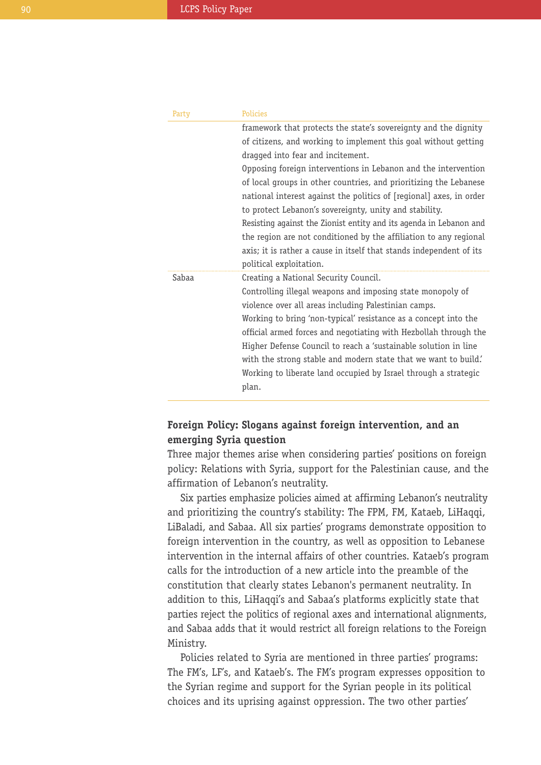| Party | Policies |
|---|---|
| | framework that protects the state's sovereignty and the dignity of citizens, and working to implement this goal without getting dragged into fear and incitement.<br>Opposing foreign interventions in Lebanon and the intervention of local groups in other countries, and prioritizing the Lebanese national interest against the politics of [regional] axes, in order to protect Lebanon's sovereignty, unity and stability.<br>Resisting against the Zionist entity and its agenda in Lebanon and the region are not conditioned by the affiliation to any regional axis; it is rather a cause in itself that stands independent of its political exploitation. |
| Sabaa | Creating a National Security Council.<br>Controlling illegal weapons and imposing state monopoly of violence over all areas including Palestinian camps.<br>Working to bring 'non-typical' resistance as a concept into the official armed forces and negotiating with Hezbollah through the Higher Defense Council to reach a 'sustainable solution in line with the strong stable and modern state that we want to build.'<br>Working to liberate land occupied by Israel through a strategic plan. |

### Foreign Policy: Slogans against foreign intervention, and an emerging Syria question

Three major themes arise when considering parties' positions on foreign policy: Relations with Syria, support for the Palestinian cause, and the affirmation of Lebanon's neutrality.

Six parties emphasize policies aimed at affirming Lebanon's neutrality and prioritizing the country's stability: The FPM, FM, Kataeb, LiHaqqi, LiBaladi, and Sabaa. All six parties' programs demonstrate opposition to foreign intervention in the country, as well as opposition to Lebanese intervention in the internal affairs of other countries. Kataeb's program calls for the introduction of a new article into the preamble of the constitution that clearly states Lebanon's permanent neutrality. In addition to this, LiHaqqi's and Sabaa's platforms explicitly state that parties reject the politics of regional axes and international alignments, and Sabaa adds that it would restrict all foreign relations to the Foreign Ministry.

Policies related to Syria are mentioned in three parties' programs: The FM's, LF's, and Kataeb's. The FM's program expresses opposition to the Syrian regime and support for the Syrian people in its political choices and its uprising against oppression. The two other parties'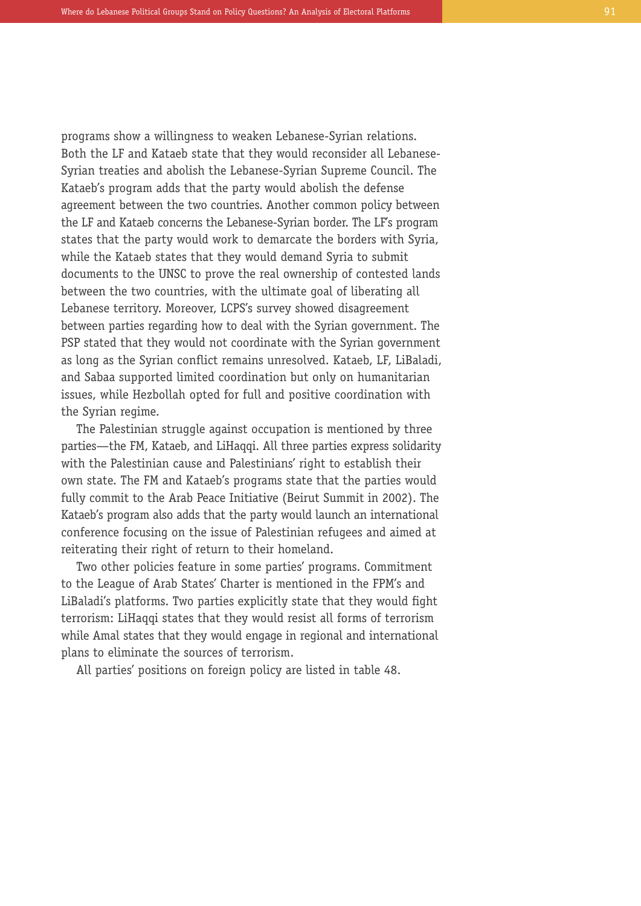programs show a willingness to weaken Lebanese-Syrian relations. Both the LF and Kataeb state that they would reconsider all Lebanese-Syrian treaties and abolish the Lebanese-Syrian Supreme Council. The Kataeb's program adds that the party would abolish the defense agreement between the two countries. Another common policy between the LF and Kataeb concerns the Lebanese-Syrian border. The LF's program states that the party would work to demarcate the borders with Syria, while the Kataeb states that they would demand Syria to submit documents to the UNSC to prove the real ownership of contested lands between the two countries, with the ultimate goal of liberating all Lebanese territory. Moreover, LCPS's survey showed disagreement between parties regarding how to deal with the Syrian government. The PSP stated that they would not coordinate with the Syrian government as long as the Syrian conflict remains unresolved. Kataeb, LF, LiBaladi, and Sabaa supported limited coordination but only on humanitarian issues, while Hezbollah opted for full and positive coordination with the Syrian regime.

The Palestinian struggle against occupation is mentioned by three parties—the FM, Kataeb, and LiHaqqi. All three parties express solidarity with the Palestinian cause and Palestinians' right to establish their own state. The FM and Kataeb's programs state that the parties would fully commit to the Arab Peace Initiative (Beirut Summit in 2002). The Kataeb's program also adds that the party would launch an international conference focusing on the issue of Palestinian refugees and aimed at reiterating their right of return to their homeland.

Two other policies feature in some parties' programs. Commitment to the League of Arab States' Charter is mentioned in the FPM's and LiBaladi's platforms. Two parties explicitly state that they would fight terrorism: LiHaqqi states that they would resist all forms of terrorism while Amal states that they would engage in regional and international plans to eliminate the sources of terrorism.

All parties' positions on foreign policy are listed in table 48.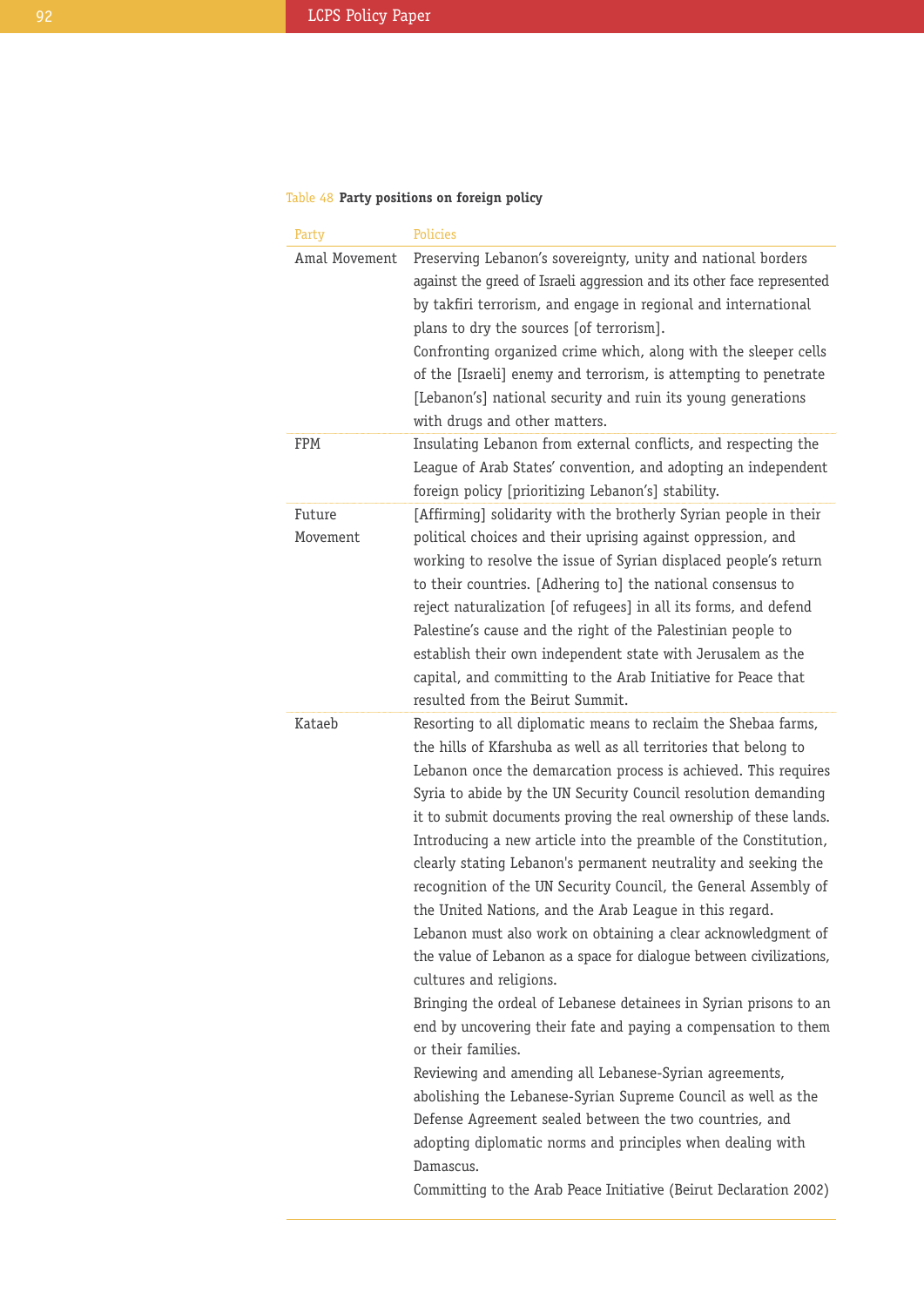Table 48 **Party positions on foreign policy**

| Party | Policies |
|---|---|
| Amal Movement | Preserving Lebanon's sovereignty, unity and national borders against the greed of Israeli aggression and its other face represented by takfiri terrorism, and engage in regional and international plans to dry the sources [of terrorism].<br>Confronting organized crime which, along with the sleeper cells of the [Israeli] enemy and terrorism, is attempting to penetrate [Lebanon's] national security and ruin its young generations with drugs and other matters. |
| FPM | Insulating Lebanon from external conflicts, and respecting the League of Arab States' convention, and adopting an independent foreign policy [prioritizing Lebanon's] stability. |
| Future Movement | [Affirming] solidarity with the brotherly Syrian people in their political choices and their uprising against oppression, and working to resolve the issue of Syrian displaced people's return to their countries. [Adhering to] the national consensus to reject naturalization [of refugees] in all its forms, and defend Palestine's cause and the right of the Palestinian people to establish their own independent state with Jerusalem as the capital, and committing to the Arab Initiative for Peace that resulted from the Beirut Summit. |
| Kataeb | Resorting to all diplomatic means to reclaim the Shebaa farms, the hills of Kfarshuba as well as all territories that belong to Lebanon once the demarcation process is achieved. This requires Syria to abide by the UN Security Council resolution demanding it to submit documents proving the real ownership of these lands.<br>Introducing a new article into the preamble of the Constitution, clearly stating Lebanon's permanent neutrality and seeking the recognition of the UN Security Council, the General Assembly of the United Nations, and the Arab League in this regard.<br>Lebanon must also work on obtaining a clear acknowledgment of the value of Lebanon as a space for dialogue between civilizations, cultures and religions.<br>Bringing the ordeal of Lebanese detainees in Syrian prisons to an end by uncovering their fate and paying a compensation to them or their families.<br>Reviewing and amending all Lebanese-Syrian agreements, abolishing the Lebanese-Syrian Supreme Council as well as the Defense Agreement sealed between the two countries, and adopting diplomatic norms and principles when dealing with Damascus.<br>Committing to the Arab Peace Initiative (Beirut Declaration 2002) |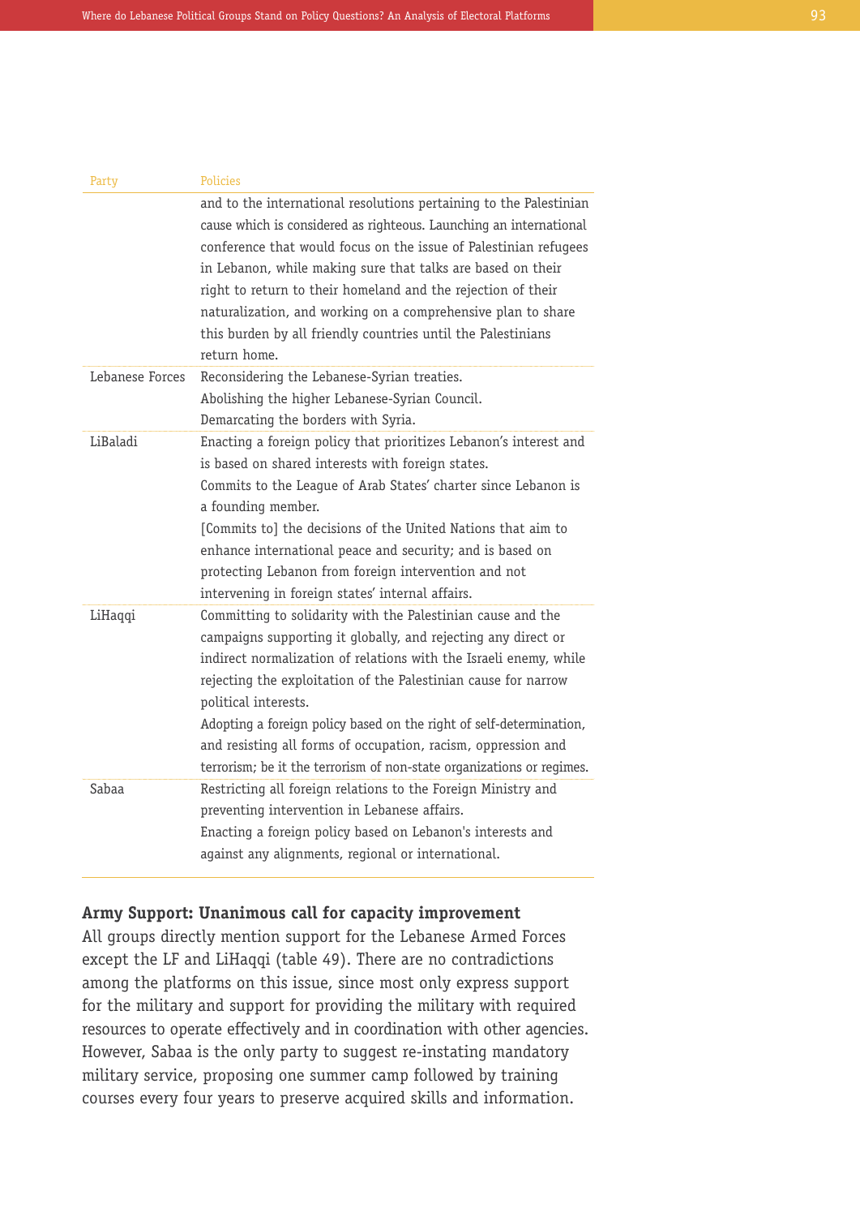| Party | Policies |
| --- | --- |
| | and to the international resolutions pertaining to the Palestinian cause which is considered as righteous. Launching an international conference that would focus on the issue of Palestinian refugees in Lebanon, while making sure that talks are based on their right to return to their homeland and the rejection of their naturalization, and working on a comprehensive plan to share this burden by all friendly countries until the Palestinians return home. |
| Lebanese Forces | Reconsidering the Lebanese-Syrian treaties.<br>Abolishing the higher Lebanese-Syrian Council.<br>Demarcating the borders with Syria. |
| LiBaladi | Enacting a foreign policy that prioritizes Lebanon's interest and is based on shared interests with foreign states.<br>Commits to the League of Arab States' charter since Lebanon is a founding member.<br>[Commits to] the decisions of the United Nations that aim to enhance international peace and security; and is based on protecting Lebanon from foreign intervention and not intervening in foreign states' internal affairs. |
| LiHaqqi | Committing to solidarity with the Palestinian cause and the campaigns supporting it globally, and rejecting any direct or indirect normalization of relations with the Israeli enemy, while rejecting the exploitation of the Palestinian cause for narrow political interests.<br>Adopting a foreign policy based on the right of self-determination, and resisting all forms of occupation, racism, oppression and terrorism; be it the terrorism of non-state organizations or regimes. |
| Sabaa | Restricting all foreign relations to the Foreign Ministry and preventing intervention in Lebanese affairs.<br>Enacting a foreign policy based on Lebanon's interests and against any alignments, regional or international. |

## Army Support: Unanimous call for capacity improvement

All groups directly mention support for the Lebanese Armed Forces except the LF and LiHaqqi (table 49). There are no contradictions among the platforms on this issue, since most only express support for the military and support for providing the military with required resources to operate effectively and in coordination with other agencies. However, Sabaa is the only party to suggest re-instating mandatory military service, proposing one summer camp followed by training courses every four years to preserve acquired skills and information.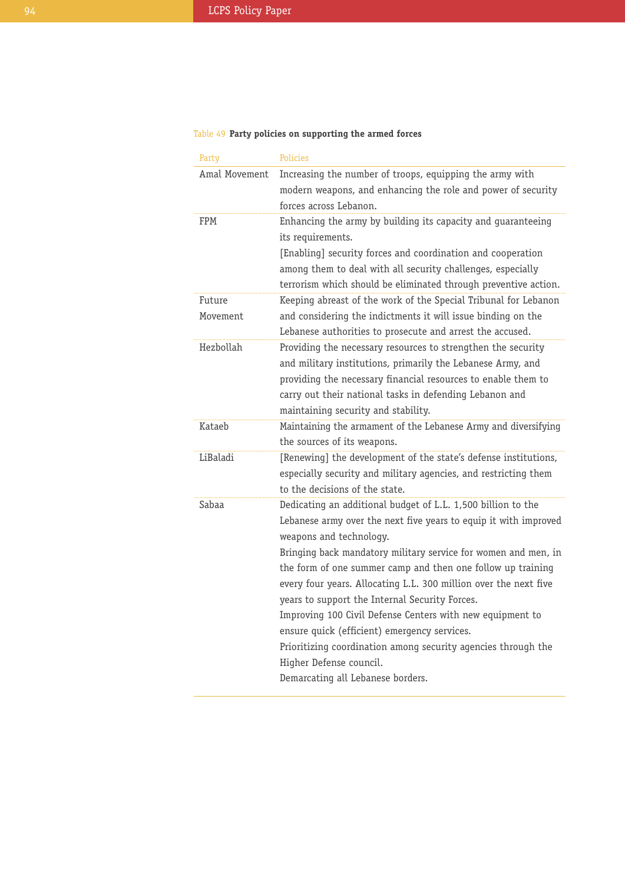Table 49 **Party policies on supporting the armed forces**

| Party | Policies |
| --- | --- |
| Amal Movement | Increasing the number of troops, equipping the army with modern weapons, and enhancing the role and power of security forces across Lebanon. |
| FPM | Enhancing the army by building its capacity and guaranteeing its requirements.<br>[Enabling] security forces and coordination and cooperation among them to deal with all security challenges, especially terrorism which should be eliminated through preventive action. |
| Future Movement | Keeping abreast of the work of the Special Tribunal for Lebanon and considering the indictments it will issue binding on the Lebanese authorities to prosecute and arrest the accused. |
| Hezbollah | Providing the necessary resources to strengthen the security and military institutions, primarily the Lebanese Army, and providing the necessary financial resources to enable them to carry out their national tasks in defending Lebanon and maintaining security and stability. |
| Kataeb | Maintaining the armament of the Lebanese Army and diversifying the sources of its weapons. |
| LiBaladi | [Renewing] the development of the state's defense institutions, especially security and military agencies, and restricting them to the decisions of the state. |
| Sabaa | Dedicating an additional budget of L.L. 1,500 billion to the Lebanese army over the next five years to equip it with improved weapons and technology.<br>Bringing back mandatory military service for women and men, in the form of one summer camp and then one follow up training every four years. Allocating L.L. 300 million over the next five years to support the Internal Security Forces.<br>Improving 100 Civil Defense Centers with new equipment to ensure quick (efficient) emergency services.<br>Prioritizing coordination among security agencies through the Higher Defense council.<br>Demarcating all Lebanese borders. |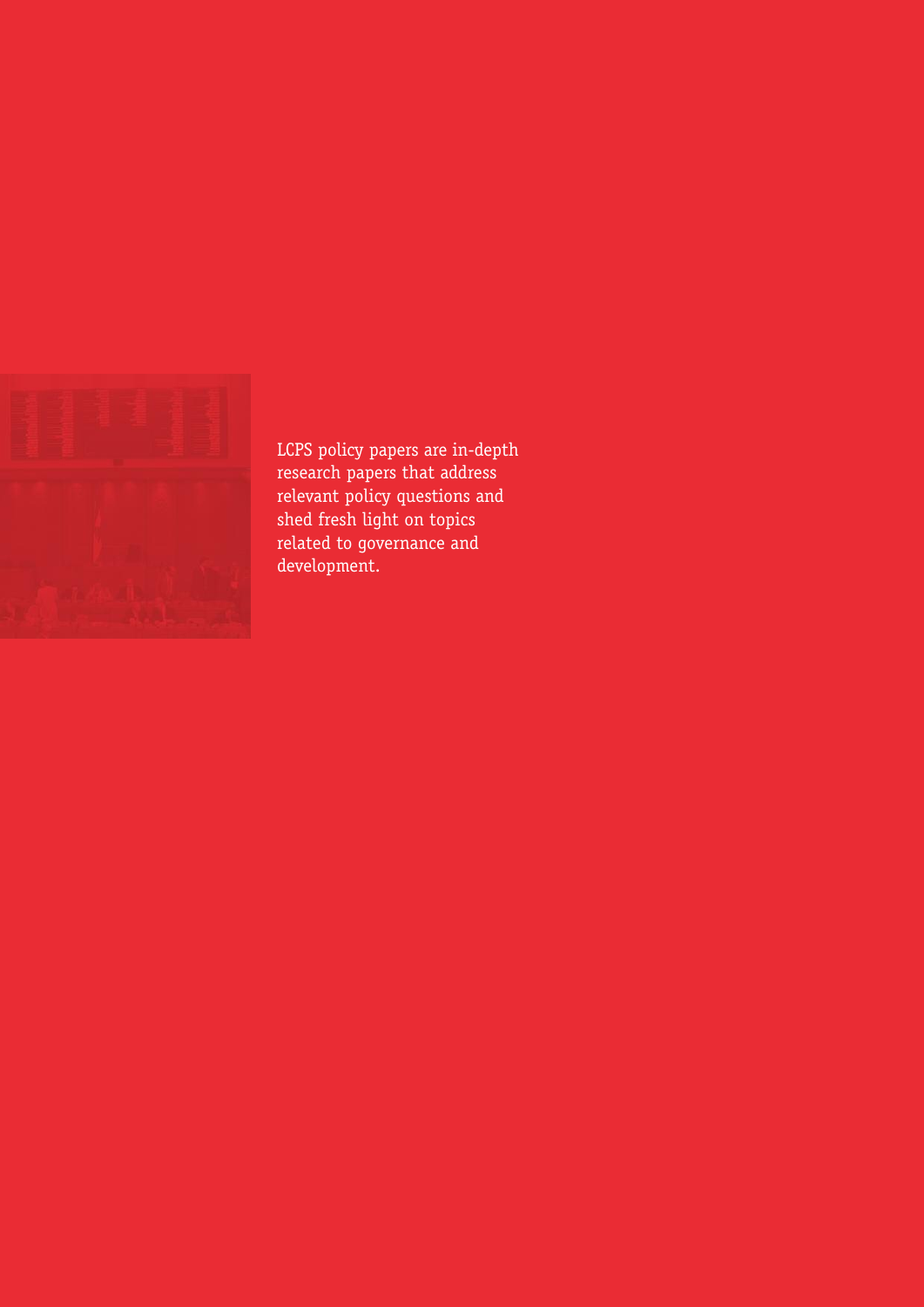LCPS policy papers are in-depth research papers that address relevant policy questions and shed fresh light on topics related to governance and development.